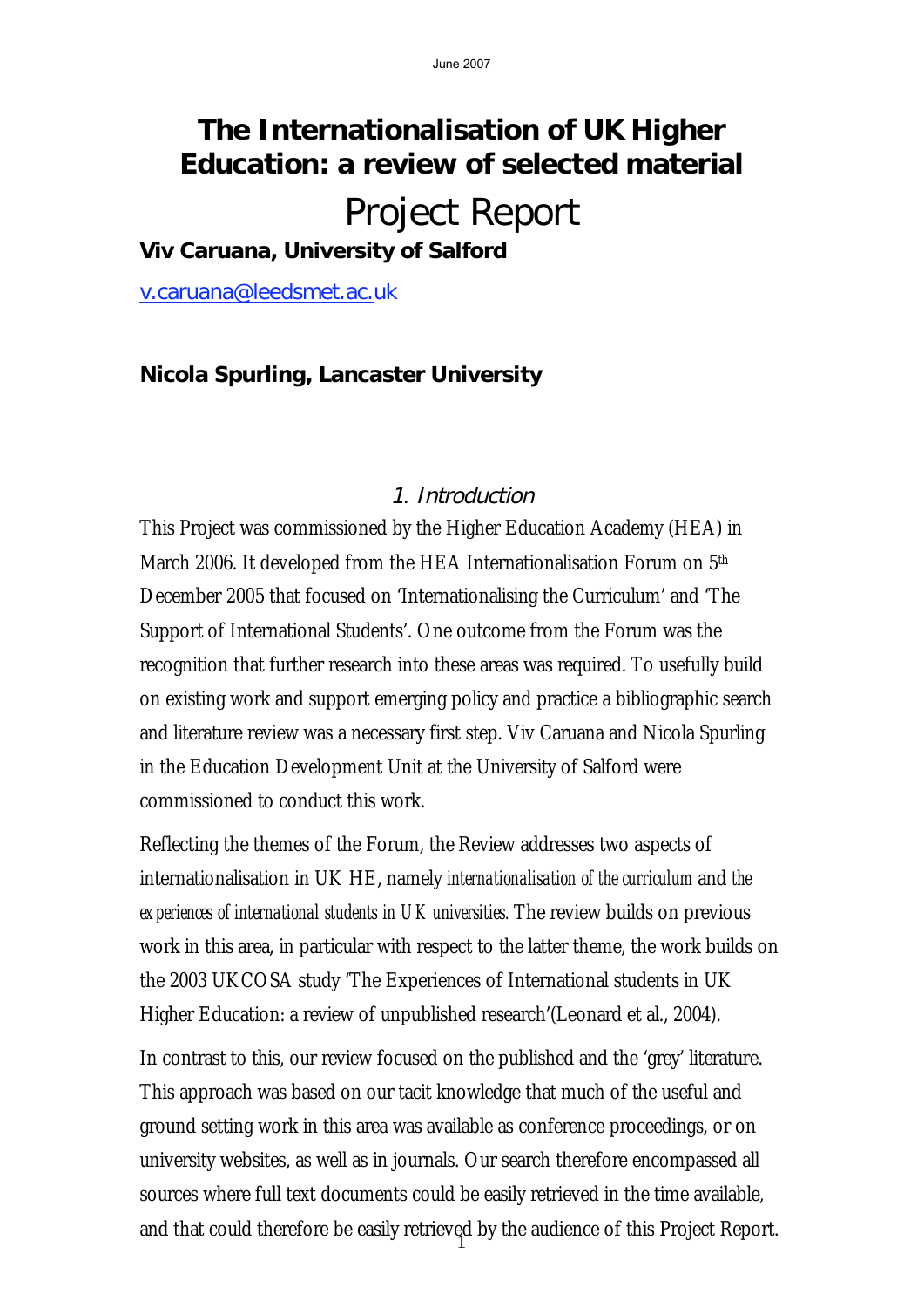# The Internationalisation of UK Higher Education: a review of selected material

# Project Report

**Viv Caruana, University of Salford**

v.caruana@leedsmet.ac.uk

**Nicola Spurling, Lancaster University**

## 1. Introduction

This Project was commissioned by the Higher Education Academy (HEA) in March 2006. It developed from the HEA Internationalisation Forum on 5th December 2005 that focused on 'Internationalising the Curriculum' and 'The Support of International Students'. One outcome from the Forum was the recognition that further research into these areas was required. To usefully build on existing work and support emerging policy and practice a bibliographic search and literature review was a necessary first step. Viv Caruana and Nicola Spurling in the Education Development Unit at the University of Salford were commissioned to conduct this work.

Reflecting the themes of the Forum, the Review addresses two aspects of internationalisation in UK HE, namely *internationalisation of the curriculum* and *the experiences of international students in UK universities.* The review builds on previous work in this area, in particular with respect to the latter theme, the work builds on the 2003 UKCOSA study 'The Experiences of International students in UK Higher Education: a review of unpublished research'(Leonard et al., 2004).

In contrast to this, our review focused on the published and the 'grey' literature. This approach was based on our tacit knowledge that much of the useful and ground setting work in this area was available as conference proceedings, or on university websites, as well as in journals. Our search therefore encompassed all sources where full text documents could be easily retrieved in the time available, and that could therefore be easily retrieved by the audience of this Project Report.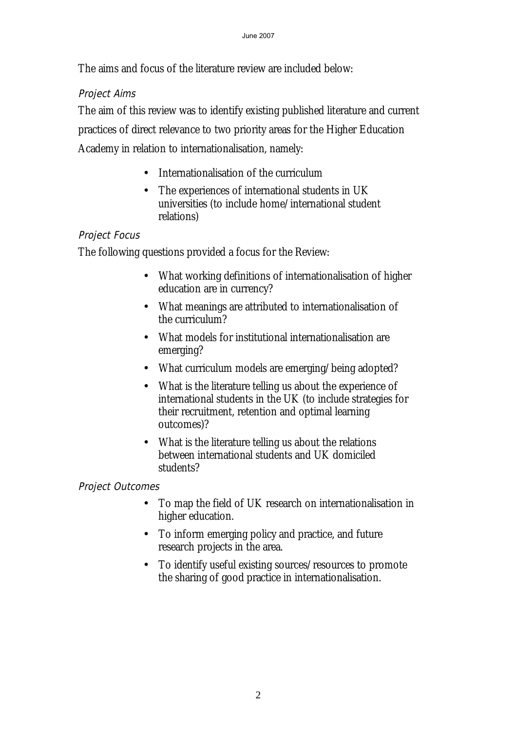The aims and focus of the literature review are included below:

*Project Aims*

The aim of this review was to identify existing published literature and current practices of direct relevance to two priority areas for the Higher Education Academy in relation to internationalisation, namely:

- Internationalisation of the curriculum
- The experiences of international students in UK universities (to include home/international student relations)

*Project Focus*

The following questions provided a focus for the Review:

- What working definitions of internationalisation of higher education are in currency?
- What meanings are attributed to internationalisation of the curriculum?
- What models for institutional internationalisation are emerging?
- What curriculum models are emerging/being adopted?
- What is the literature telling us about the experience of international students in the UK (to include strategies for their recruitment, retention and optimal learning outcomes)?
- What is the literature telling us about the relations between international students and UK domiciled students?

*Project Outcomes*

- To map the field of UK research on internationalisation in higher education.
- To inform emerging policy and practice, and future research projects in the area.
- To identify useful existing sources/resources to promote the sharing of good practice in internationalisation.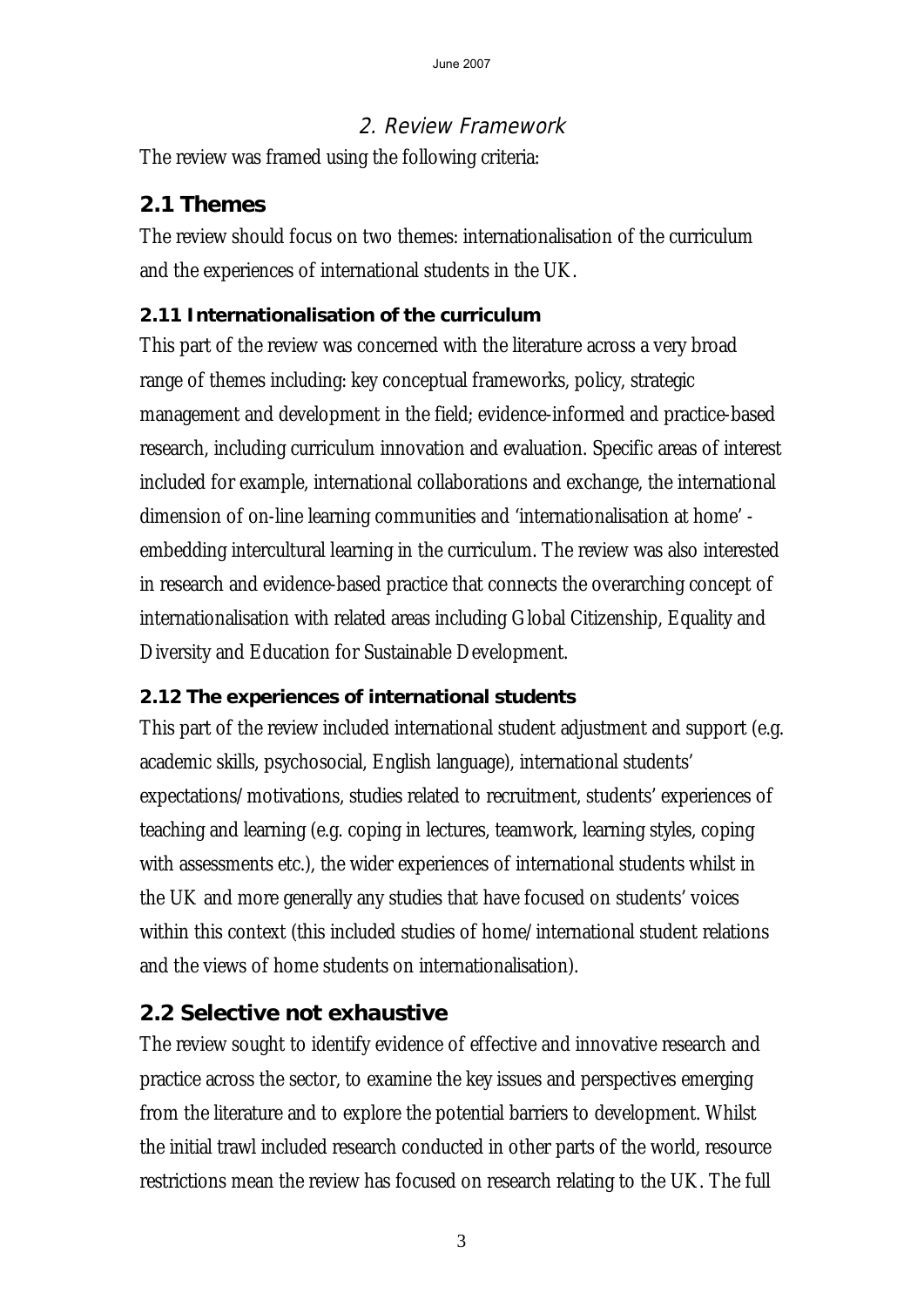## 2. Review Framework

The review was framed using the following criteria:

### 2.1 Themes

The review should focus on two themes: internationalisation of the curriculum and the experiences of international students in the UK.

#### 2.11 Internationalisation of the curriculum

This part of the review was concerned with the literature across a very broad range of themes including: key conceptual frameworks, policy, strategic management and development in the field; evidence-informed and practice-based research, including curriculum innovation and evaluation. Specific areas of interest included for example, international collaborations and exchange, the international dimension of on-line learning communities and 'internationalisation at home' - embedding intercultural learning in the curriculum. The review was also interested in research and evidence-based practice that connects the overarching concept of internationalisation with related areas including Global Citizenship, Equality and Diversity and Education for Sustainable Development.

#### 2.12 The experiences of international students

This part of the review included international student adjustment and support (e.g. academic skills, psychosocial, English language), international students' expectations/motivations, studies related to recruitment, students' experiences of teaching and learning (e.g. coping in lectures, teamwork, learning styles, coping with assessments etc.), the wider experiences of international students whilst in the UK and more generally any studies that have focused on students' voices within this context (this included studies of home/international student relations and the views of home students on internationalisation).

### 2.2 Selective not exhaustive

The review sought to identify evidence of effective and innovative research and practice across the sector, to examine the key issues and perspectives emerging from the literature and to explore the potential barriers to development. Whilst the initial trawl included research conducted in other parts of the world, resource restrictions mean the review has focused on research relating to the UK. The full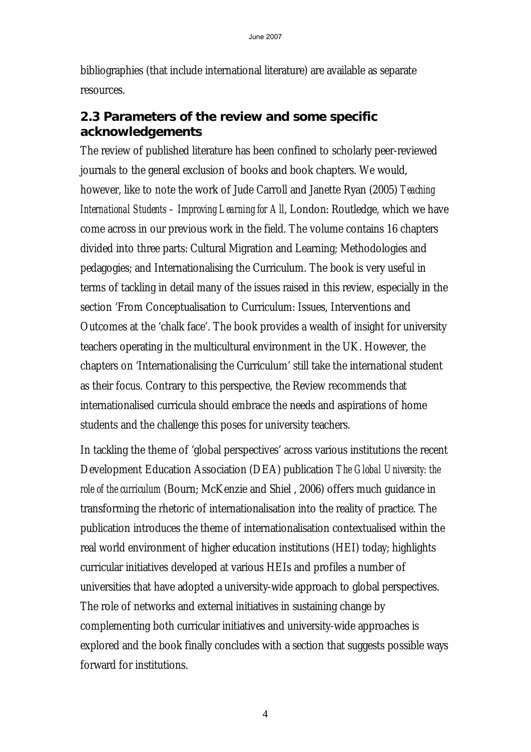bibliographies (that include international literature) are available as separate resources.

## 2.3 Parameters of the review and some specific acknowledgements

The review of published literature has been confined to scholarly peer-reviewed journals to the general exclusion of books and book chapters. We would, however, like to note the work of Jude Carroll and Janette Ryan (2005) *Teaching International Students – Improving Learning for All*, London: Routledge, which we have come across in our previous work in the field. The volume contains 16 chapters divided into three parts: Cultural Migration and Learning; Methodologies and pedagogies; and Internationalising the Curriculum. The book is very useful in terms of tackling in detail many of the issues raised in this review, especially in the section 'From Conceptualisation to Curriculum: Issues, Interventions and Outcomes at the 'chalk face'. The book provides a wealth of insight for university teachers operating in the multicultural environment in the UK. However, the chapters on 'Internationalising the Curriculum' still take the international student as their focus. Contrary to this perspective, the Review recommends that internationalised curricula should embrace the needs and aspirations of home students and the challenge this poses for university teachers.

In tackling the theme of 'global perspectives' across various institutions the recent Development Education Association (DEA) publication *The Global University: the role of the curriculum* (Bourn; McKenzie and Shiel , 2006) offers much guidance in transforming the rhetoric of internationalisation into the reality of practice. The publication introduces the theme of internationalisation contextualised within the real world environment of higher education institutions (HEI) today; highlights curricular initiatives developed at various HEIs and profiles a number of universities that have adopted a university-wide approach to global perspectives. The role of networks and external initiatives in sustaining change by complementing both curricular initiatives and university-wide approaches is explored and the book finally concludes with a section that suggests possible ways forward for institutions.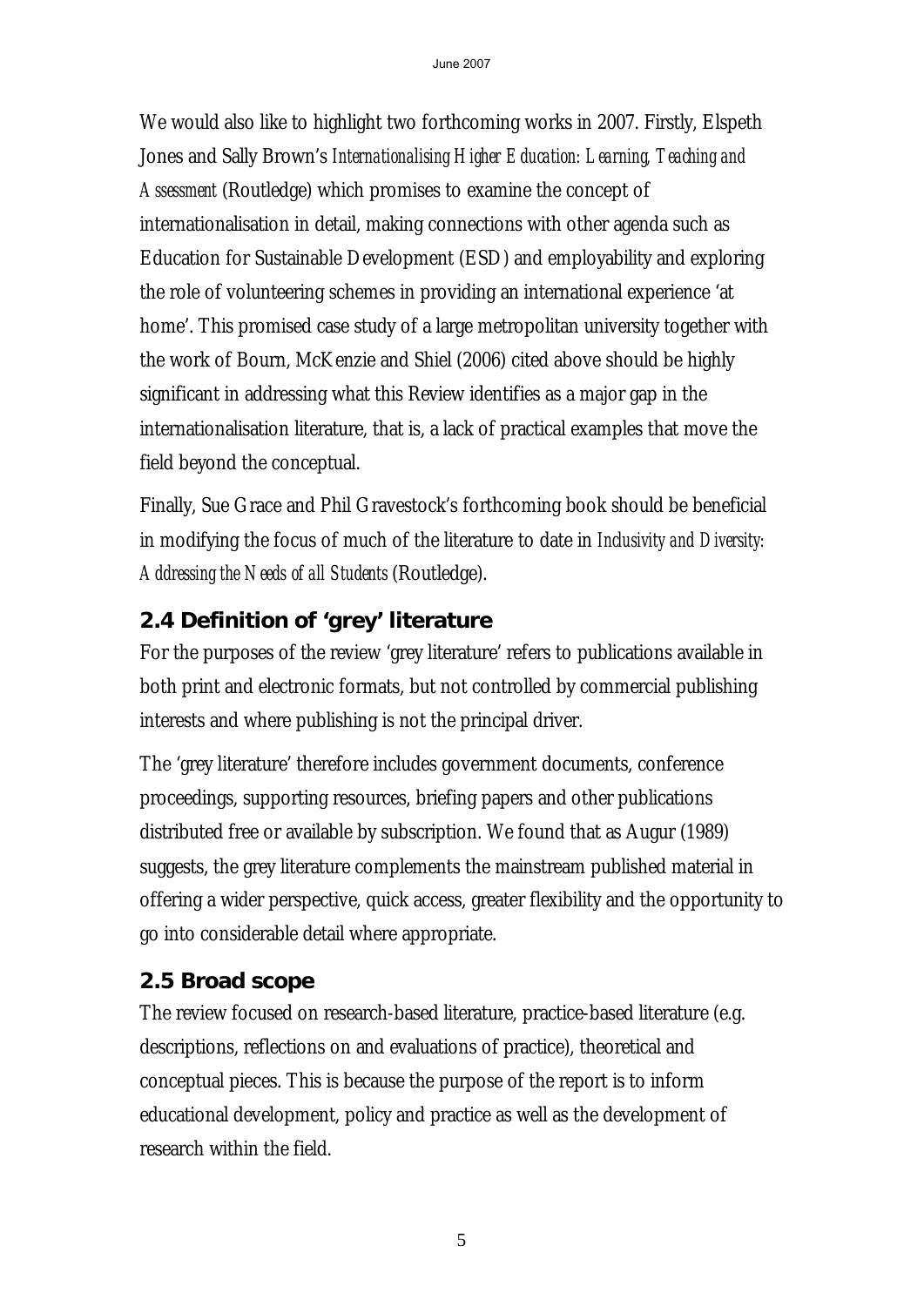We would also like to highlight two forthcoming works in 2007. Firstly, Elspeth Jones and Sally Brown's *Internationalising Higher Education: Learning, Teaching and Assessment* (Routledge) which promises to examine the concept of internationalisation in detail, making connections with other agenda such as Education for Sustainable Development (ESD) and employability and exploring the role of volunteering schemes in providing an international experience 'at home'. This promised case study of a large metropolitan university together with the work of Bourn, McKenzie and Shiel (2006) cited above should be highly significant in addressing what this Review identifies as a major gap in the internationalisation literature, that is, a lack of practical examples that move the field beyond the conceptual.

Finally, Sue Grace and Phil Gravestock's forthcoming book should be beneficial in modifying the focus of much of the literature to date in *Inclusivity and Diversity: Addressing the Needs of all Students* (Routledge).

## 2.4 Definition of 'grey' literature

For the purposes of the review 'grey literature' refers to publications available in both print and electronic formats, but not controlled by commercial publishing interests and where publishing is not the principal driver.

The 'grey literature' therefore includes government documents, conference proceedings, supporting resources, briefing papers and other publications distributed free or available by subscription. We found that as Augur (1989) suggests, the grey literature complements the mainstream published material in offering a wider perspective, quick access, greater flexibility and the opportunity to go into considerable detail where appropriate.

## 2.5 Broad scope

The review focused on research-based literature, practice-based literature (e.g. descriptions, reflections on and evaluations of practice), theoretical and conceptual pieces. This is because the purpose of the report is to inform educational development, policy and practice as well as the development of research within the field.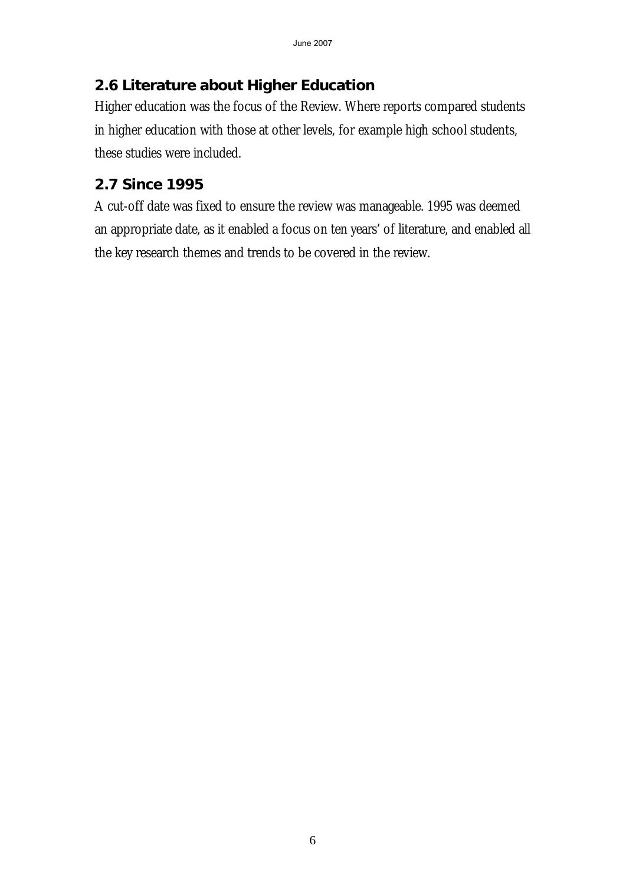## 2.6 Literature about Higher Education

Higher education was the focus of the Review. Where reports compared students in higher education with those at other levels, for example high school students, these studies were included.

## 2.7 Since 1995

A cut-off date was fixed to ensure the review was manageable. 1995 was deemed an appropriate date, as it enabled a focus on ten years' of literature, and enabled all the key research themes and trends to be covered in the review.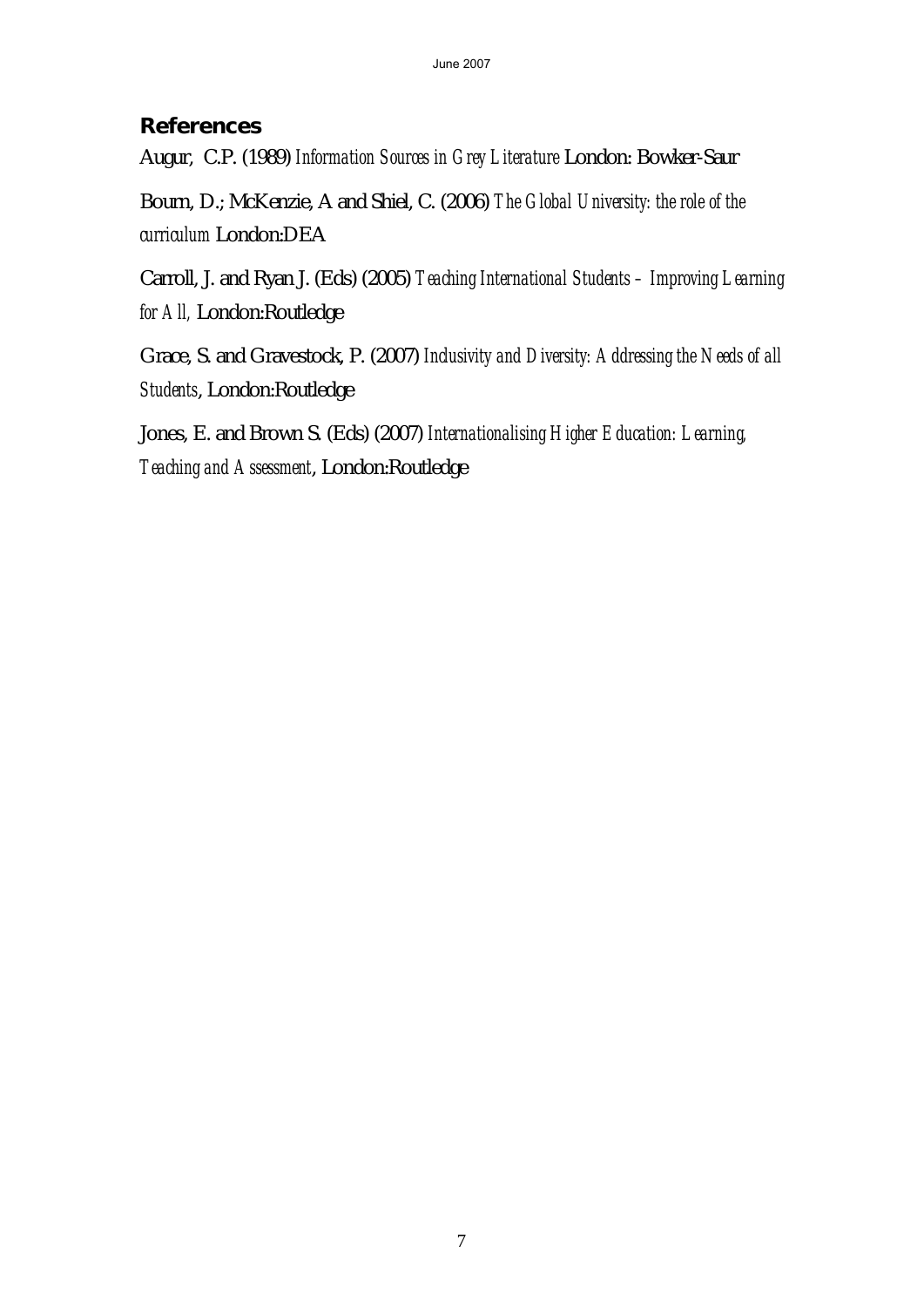## References

Augur, C.P. (1989) *Information Sources in Grey Literature* London: Bowker-Saur

Bourn, D.; McKenzie, A and Shiel, C. (2006) *The Global University: the role of the curriculum* London:DEA

Carroll, J. and Ryan J. (Eds) (2005) *Teaching International Students – Improving Learning for All,* London:Routledge

Grace, S. and Gravestock, P. (2007) *Inclusivity and Diversity: Addressing the Needs of all Students*, London:Routledge

Jones, E. and Brown S. (Eds) (2007) *Internationalising Higher Education: Learning, Teaching and Assessment*, London:Routledge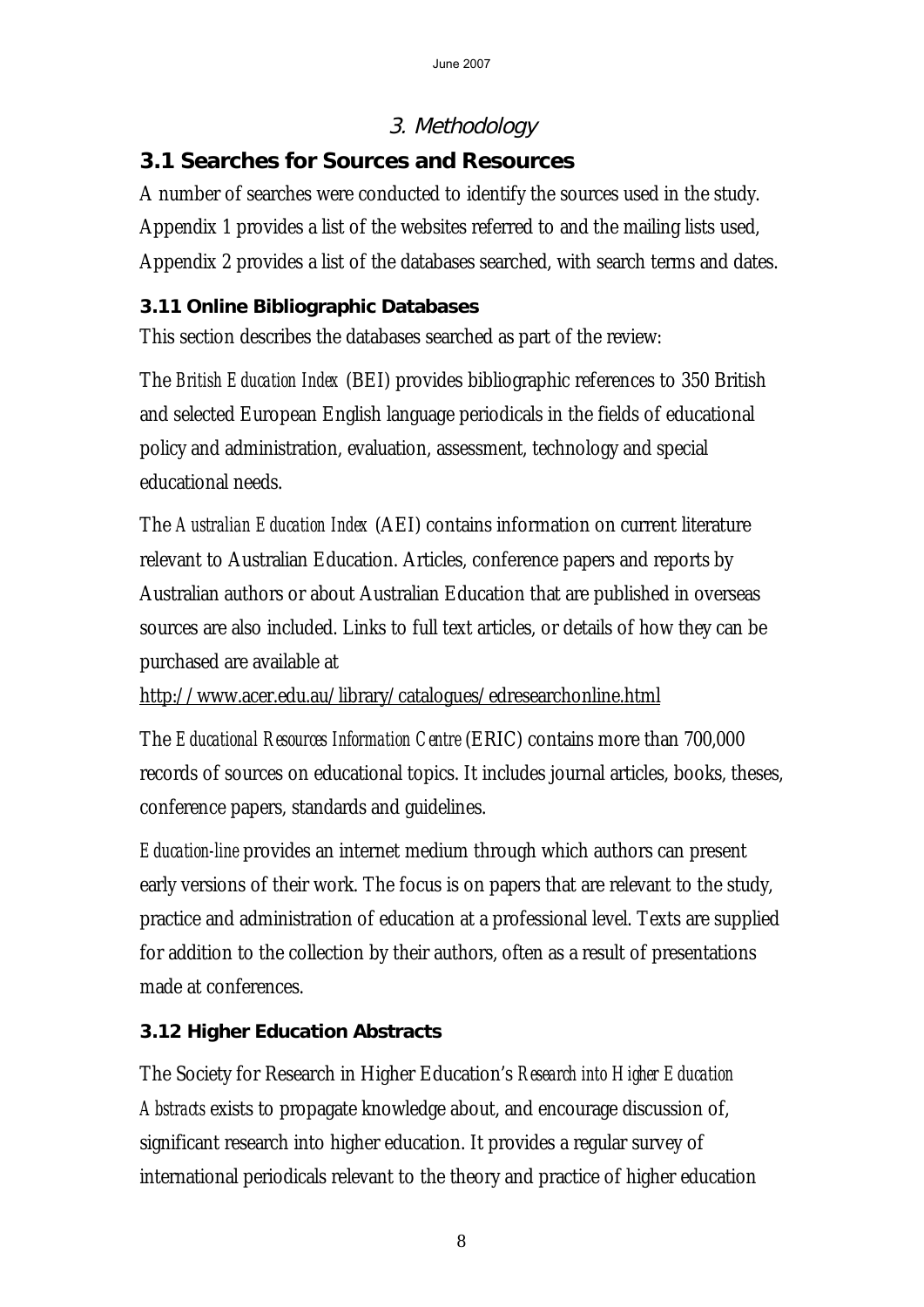# 3. Methodology

## 3.1 Searches for Sources and Resources

A number of searches were conducted to identify the sources used in the study. Appendix 1 provides a list of the websites referred to and the mailing lists used, Appendix 2 provides a list of the databases searched, with search terms and dates.

### 3.11 Online Bibliographic Databases

This section describes the databases searched as part of the review:

The *British Education Index* (BEI) provides bibliographic references to 350 British and selected European English language periodicals in the fields of educational policy and administration, evaluation, assessment, technology and special educational needs.

The *Australian Education Index* (AEI) contains information on current literature relevant to Australian Education. Articles, conference papers and reports by Australian authors or about Australian Education that are published in overseas sources are also included. Links to full text articles, or details of how they can be purchased are available at http://www.acer.edu.au/library/catalogues/edresearchonline.html

The *Educational Resources Information Centre* (ERIC) contains more than 700,000 records of sources on educational topics. It includes journal articles, books, theses, conference papers, standards and guidelines.

*Education-line* provides an internet medium through which authors can present early versions of their work. The focus is on papers that are relevant to the study, practice and administration of education at a professional level. Texts are supplied for addition to the collection by their authors, often as a result of presentations made at conferences.

### 3.12 Higher Education Abstracts

The Society for Research in Higher Education's *Research into Higher Education Abstracts* exists to propagate knowledge about, and encourage discussion of, significant research into higher education. It provides a regular survey of international periodicals relevant to the theory and practice of higher education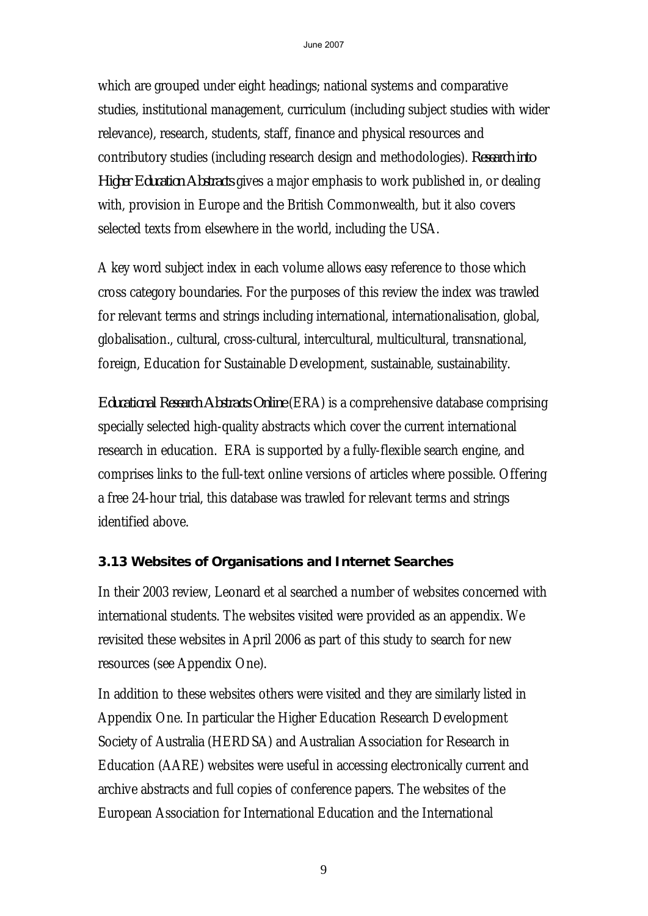which are grouped under eight headings; national systems and comparative studies, institutional management, curriculum (including subject studies with wider relevance), research, students, staff, finance and physical resources and contributory studies (including research design and methodologies). *Research into Higher Education Abstracts* gives a major emphasis to work published in, or dealing with, provision in Europe and the British Commonwealth, but it also covers selected texts from elsewhere in the world, including the USA.

A key word subject index in each volume allows easy reference to those which cross category boundaries. For the purposes of this review the index was trawled for relevant terms and strings including international, internationalisation, global, globalisation., cultural, cross-cultural, intercultural, multicultural, transnational, foreign, Education for Sustainable Development, sustainable, sustainability.

*Educational Research Abstracts Online* (ERA) is a comprehensive database comprising specially selected high-quality abstracts which cover the current international research in education. ERA is supported by a fully-flexible search engine, and comprises links to the full-text online versions of articles where possible. Offering a free 24-hour trial, this database was trawled for relevant terms and strings identified above.

### 3.13 Websites of Organisations and Internet Searches

In their 2003 review, Leonard et al searched a number of websites concerned with international students. The websites visited were provided as an appendix. We revisited these websites in April 2006 as part of this study to search for new resources (see Appendix One).

In addition to these websites others were visited and they are similarly listed in Appendix One. In particular the Higher Education Research Development Society of Australia (HERDSA) and Australian Association for Research in Education (AARE) websites were useful in accessing electronically current and archive abstracts and full copies of conference papers. The websites of the European Association for International Education and the International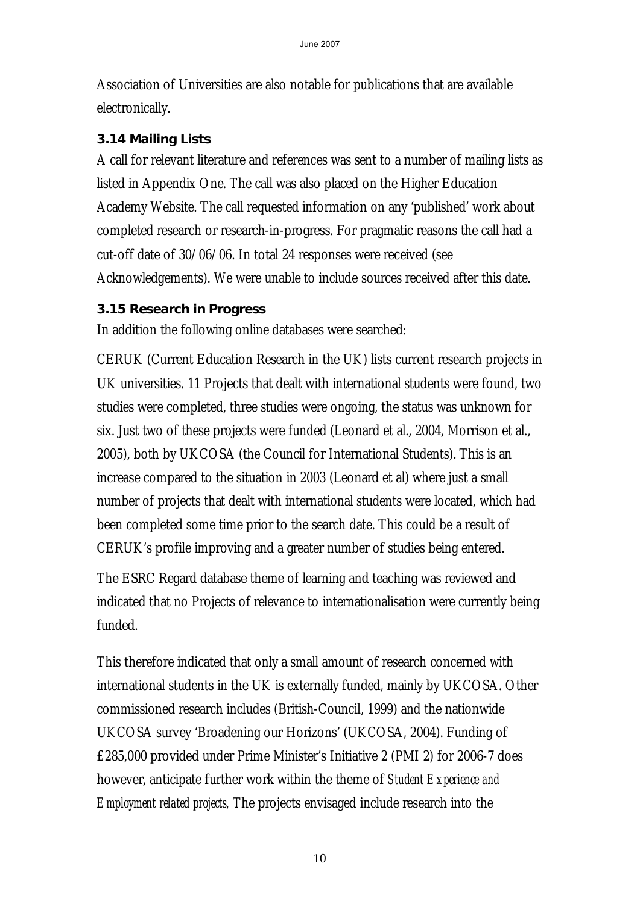Association of Universities are also notable for publications that are available electronically.

### 3.14 Mailing Lists

A call for relevant literature and references was sent to a number of mailing lists as listed in Appendix One. The call was also placed on the Higher Education Academy Website. The call requested information on any 'published' work about completed research or research-in-progress. For pragmatic reasons the call had a cut-off date of 30/06/06. In total 24 responses were received (see Acknowledgements). We were unable to include sources received after this date.

### 3.15 Research in Progress

In addition the following online databases were searched:

CERUK (Current Education Research in the UK) lists current research projects in UK universities. 11 Projects that dealt with international students were found, two studies were completed, three studies were ongoing, the status was unknown for six. Just two of these projects were funded (Leonard et al., 2004, Morrison et al., 2005), both by UKCOSA (the Council for International Students). This is an increase compared to the situation in 2003 (Leonard et al) where just a small number of projects that dealt with international students were located, which had been completed some time prior to the search date. This could be a result of CERUK's profile improving and a greater number of studies being entered.

The ESRC Regard database theme of learning and teaching was reviewed and indicated that no Projects of relevance to internationalisation were currently being funded.

This therefore indicated that only a small amount of research concerned with international students in the UK is externally funded, mainly by UKCOSA. Other commissioned research includes (British-Council, 1999) and the nationwide UKCOSA survey 'Broadening our Horizons' (UKCOSA, 2004). Funding of £285,000 provided under Prime Minister's Initiative 2 (PMI 2) for 2006-7 does however, anticipate further work within the theme of *Student Experience and Employment related projects,* The projects envisaged include research into the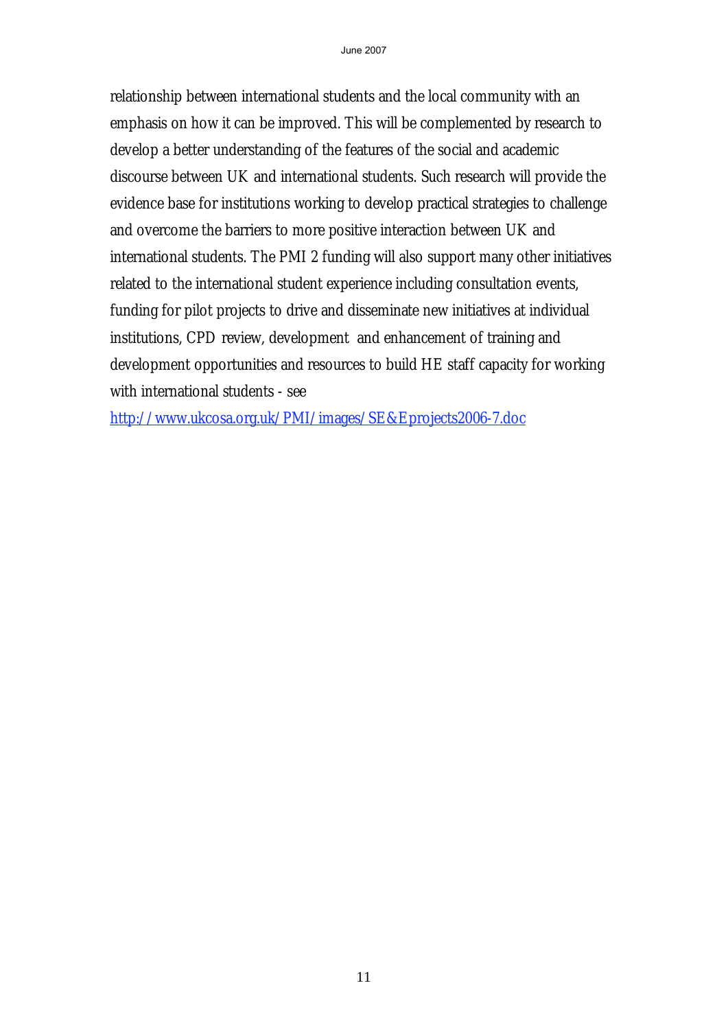relationship between international students and the local community with an emphasis on how it can be improved. This will be complemented by research to develop a better understanding of the features of the social and academic discourse between UK and international students. Such research will provide the evidence base for institutions working to develop practical strategies to challenge and overcome the barriers to more positive interaction between UK and international students. The PMI 2 funding will also support many other initiatives related to the international student experience including consultation events, funding for pilot projects to drive and disseminate new initiatives at individual institutions, CPD review, development and enhancement of training and development opportunities and resources to build HE staff capacity for working with international students - see http://www.ukcosa.org.uk/PMI/images/SE&Eprojects2006-7.doc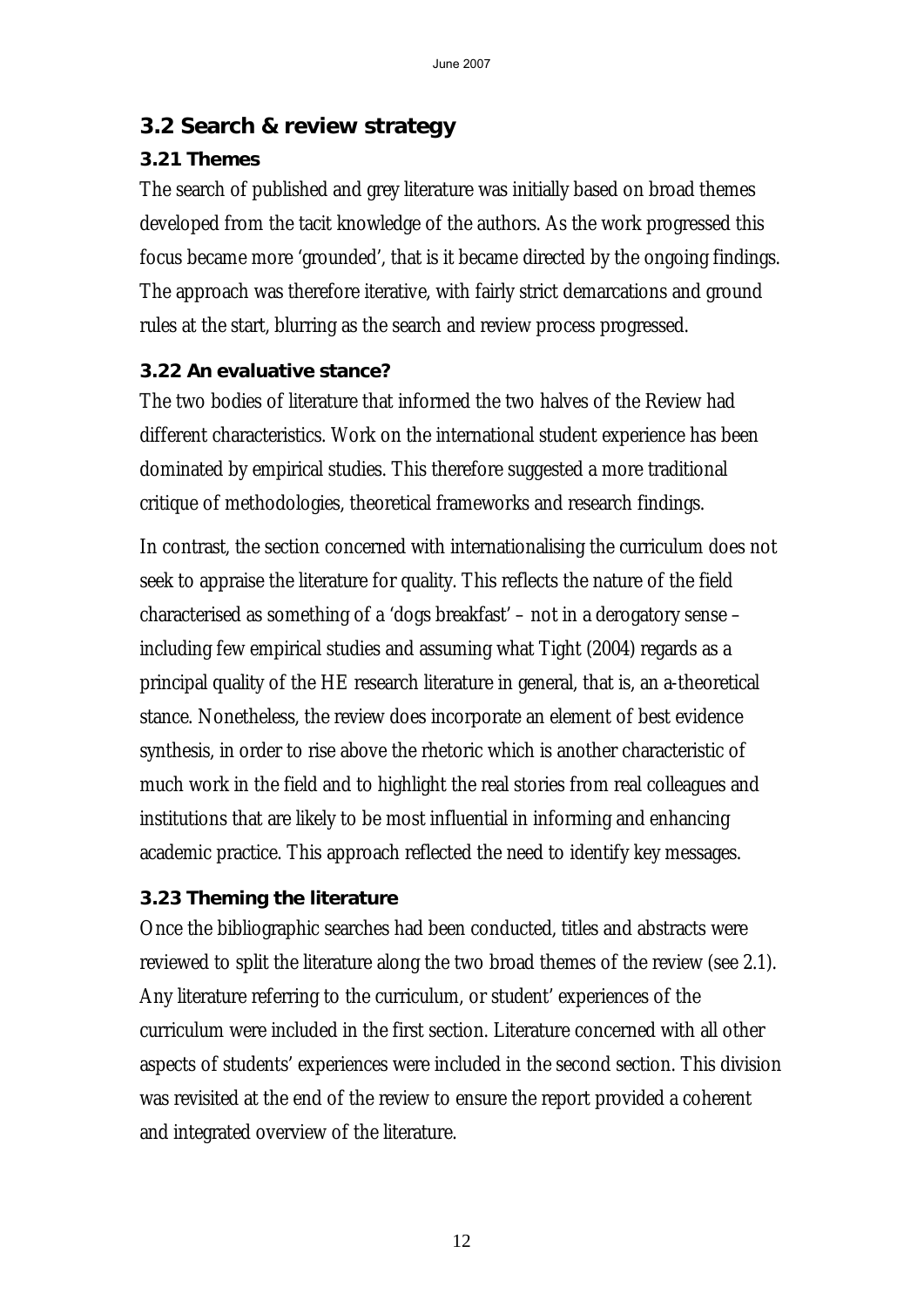## 3.2 Search & review strategy

### 3.21 Themes

The search of published and grey literature was initially based on broad themes developed from the tacit knowledge of the authors. As the work progressed this focus became more 'grounded', that is it became directed by the ongoing findings. The approach was therefore iterative, with fairly strict demarcations and ground rules at the start, blurring as the search and review process progressed.

### 3.22 An evaluative stance?

The two bodies of literature that informed the two halves of the Review had different characteristics. Work on the international student experience has been dominated by empirical studies. This therefore suggested a more traditional critique of methodologies, theoretical frameworks and research findings.

In contrast, the section concerned with internationalising the curriculum does not seek to appraise the literature for quality. This reflects the nature of the field characterised as something of a 'dogs breakfast' – not in a derogatory sense – including few empirical studies and assuming what Tight (2004) regards as a principal quality of the HE research literature in general, that is, an a-theoretical stance. Nonetheless, the review does incorporate an element of best evidence synthesis, in order to rise above the rhetoric which is another characteristic of much work in the field and to highlight the real stories from real colleagues and institutions that are likely to be most influential in informing and enhancing academic practice. This approach reflected the need to identify key messages.

### 3.23 Theming the literature

Once the bibliographic searches had been conducted, titles and abstracts were reviewed to split the literature along the two broad themes of the review (see 2.1). Any literature referring to the curriculum, or student' experiences of the curriculum were included in the first section. Literature concerned with all other aspects of students' experiences were included in the second section. This division was revisited at the end of the review to ensure the report provided a coherent and integrated overview of the literature.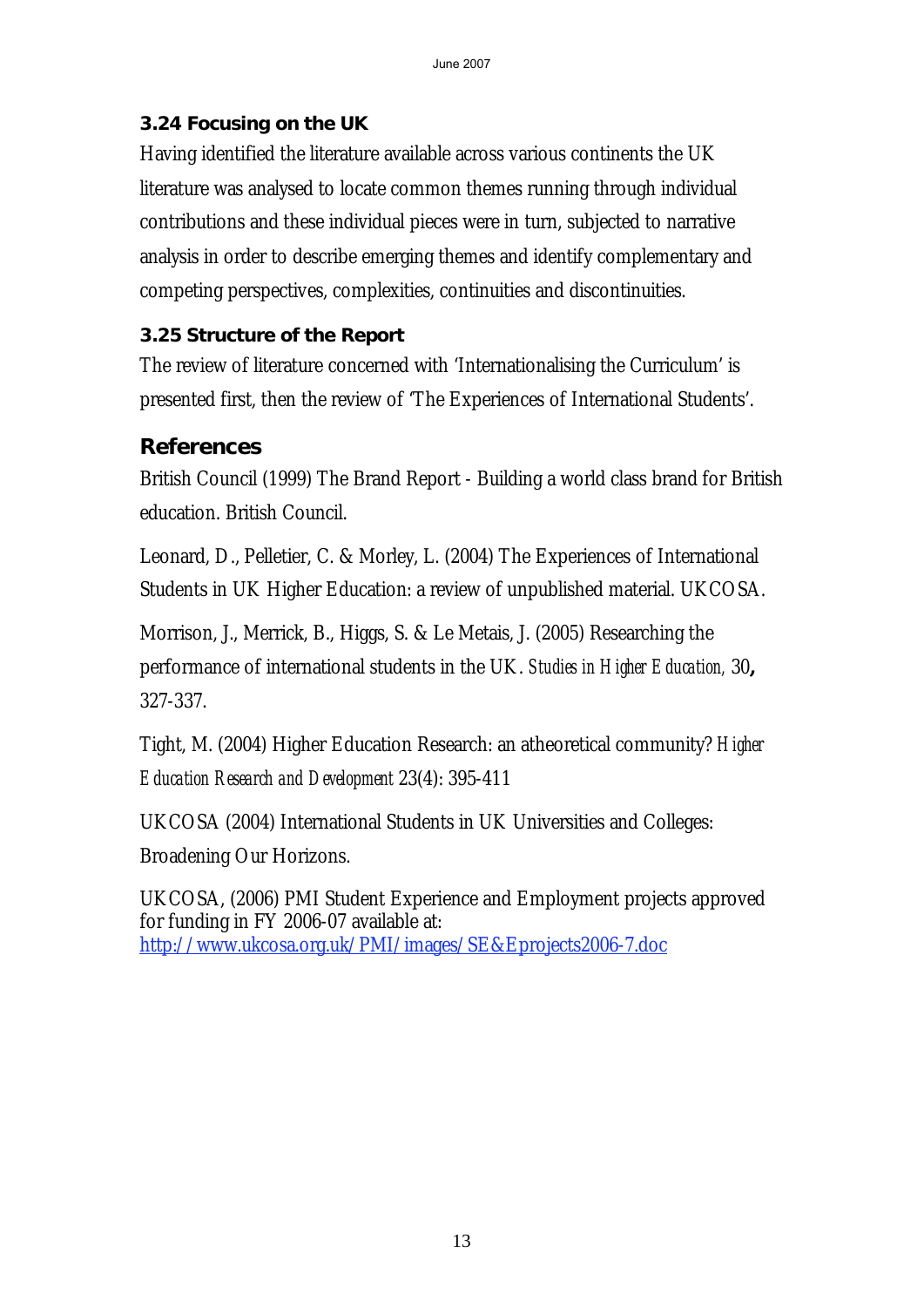### 3.24 Focusing on the UK

Having identified the literature available across various continents the UK literature was analysed to locate common themes running through individual contributions and these individual pieces were in turn, subjected to narrative analysis in order to describe emerging themes and identify complementary and competing perspectives, complexities, continuities and discontinuities.

### 3.25 Structure of the Report

The review of literature concerned with 'Internationalising the Curriculum' is presented first, then the review of 'The Experiences of International Students'.

## References

British Council (1999) The Brand Report - Building a world class brand for British education. British Council.

Leonard, D., Pelletier, C. & Morley, L. (2004) The Experiences of International Students in UK Higher Education: a review of unpublished material. UKCOSA.

Morrison, J., Merrick, B., Higgs, S. & Le Metais, J. (2005) Researching the performance of international students in the UK. *Studies in Higher Education,* 30**,** 327-337.

Tight, M. (2004) Higher Education Research: an atheoretical community? *Higher Education Research and Development* 23(4): 395-411

UKCOSA (2004) International Students in UK Universities and Colleges: Broadening Our Horizons.

UKCOSA, (2006) PMI Student Experience and Employment projects approved for funding in FY 2006-07 available at: http://www.ukcosa.org.uk/PMI/images/SE&Eprojects2006-7.doc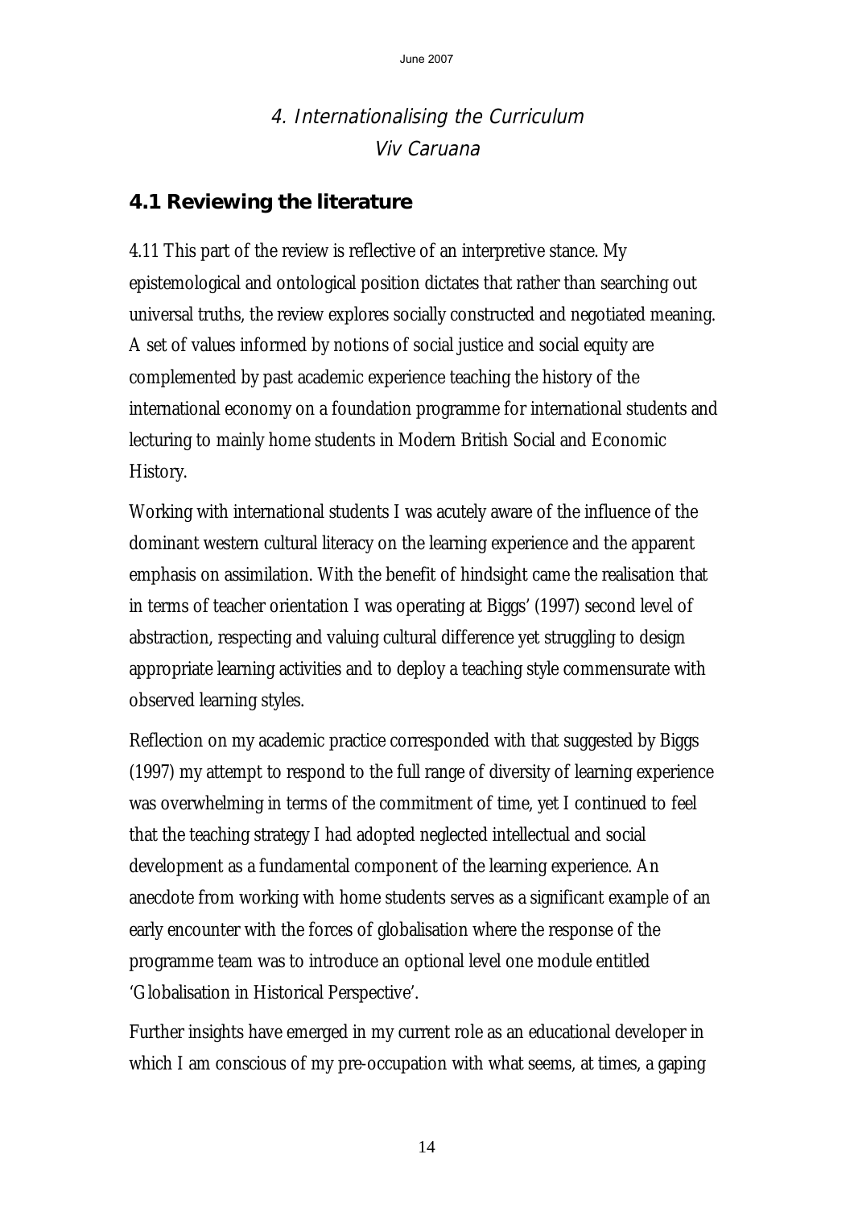# 4. Internationalising the Curriculum

Viv Caruana

## 4.1 Reviewing the literature

4.11 This part of the review is reflective of an interpretive stance. My epistemological and ontological position dictates that rather than searching out universal truths, the review explores socially constructed and negotiated meaning. A set of values informed by notions of social justice and social equity are complemented by past academic experience teaching the history of the international economy on a foundation programme for international students and lecturing to mainly home students in Modern British Social and Economic History.

Working with international students I was acutely aware of the influence of the dominant western cultural literacy on the learning experience and the apparent emphasis on assimilation. With the benefit of hindsight came the realisation that in terms of teacher orientation I was operating at Biggs' (1997) second level of abstraction, respecting and valuing cultural difference yet struggling to design appropriate learning activities and to deploy a teaching style commensurate with observed learning styles.

Reflection on my academic practice corresponded with that suggested by Biggs (1997) my attempt to respond to the full range of diversity of learning experience was overwhelming in terms of the commitment of time, yet I continued to feel that the teaching strategy I had adopted neglected intellectual and social development as a fundamental component of the learning experience. An anecdote from working with home students serves as a significant example of an early encounter with the forces of globalisation where the response of the programme team was to introduce an optional level one module entitled 'Globalisation in Historical Perspective'.

Further insights have emerged in my current role as an educational developer in which I am conscious of my pre-occupation with what seems, at times, a gaping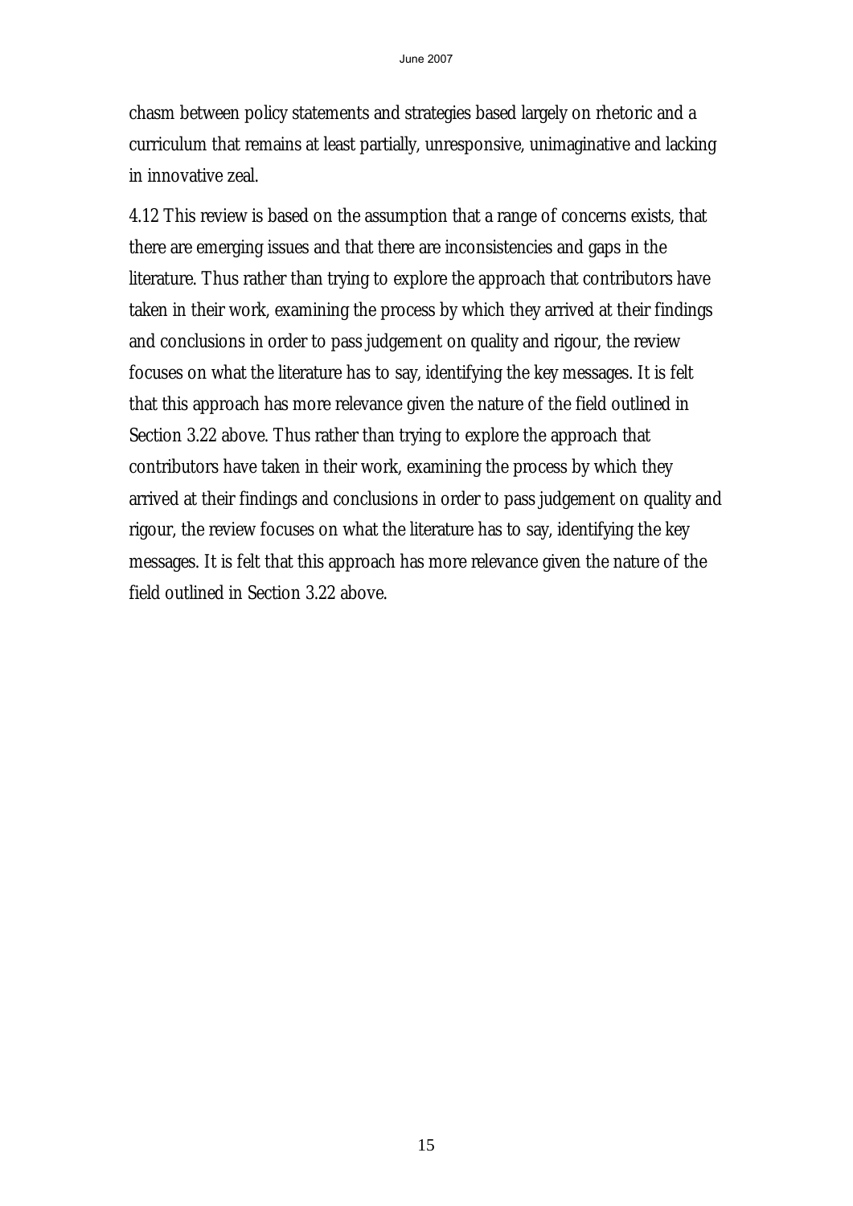chasm between policy statements and strategies based largely on rhetoric and a curriculum that remains at least partially, unresponsive, unimaginative and lacking in innovative zeal.

4.12 This review is based on the assumption that a range of concerns exists, that there are emerging issues and that there are inconsistencies and gaps in the literature. Thus rather than trying to explore the approach that contributors have taken in their work, examining the process by which they arrived at their findings and conclusions in order to pass judgement on quality and rigour, the review focuses on what the literature has to say, identifying the key messages. It is felt that this approach has more relevance given the nature of the field outlined in Section 3.22 above. Thus rather than trying to explore the approach that contributors have taken in their work, examining the process by which they arrived at their findings and conclusions in order to pass judgement on quality and rigour, the review focuses on what the literature has to say, identifying the key messages. It is felt that this approach has more relevance given the nature of the field outlined in Section 3.22 above.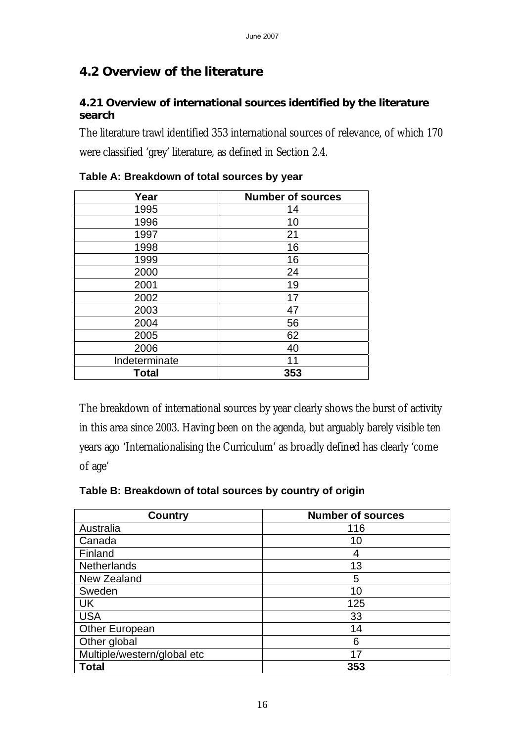## 4.2 Overview of the literature

### 4.21 Overview of international sources identified by the literature search

The literature trawl identified 353 international sources of relevance, of which 170 were classified 'grey' literature, as defined in Section 2.4.

**Table A: Breakdown of total sources by year**

| Year | Number of sources |
|---|---|
| 1995 | 14 |
| 1996 | 10 |
| 1997 | 21 |
| 1998 | 16 |
| 1999 | 16 |
| 2000 | 24 |
| 2001 | 19 |
| 2002 | 17 |
| 2003 | 47 |
| 2004 | 56 |
| 2005 | 62 |
| 2006 | 40 |
| Indeterminate | 11 |
| **Total** | **353** |

The breakdown of international sources by year clearly shows the burst of activity in this area since 2003. Having been on the agenda, but arguably barely visible ten years ago 'Internationalising the Curriculum' as broadly defined has clearly 'come of age'

**Table B: Breakdown of total sources by country of origin**

| Country | Number of sources |
|---|---|
| Australia | 116 |
| Canada | 10 |
| Finland | 4 |
| Netherlands | 13 |
| New Zealand | 5 |
| Sweden | 10 |
| UK | 125 |
| USA | 33 |
| Other European | 14 |
| Other global | 6 |
| Multiple/western/global etc | 17 |
| **Total** | **353** |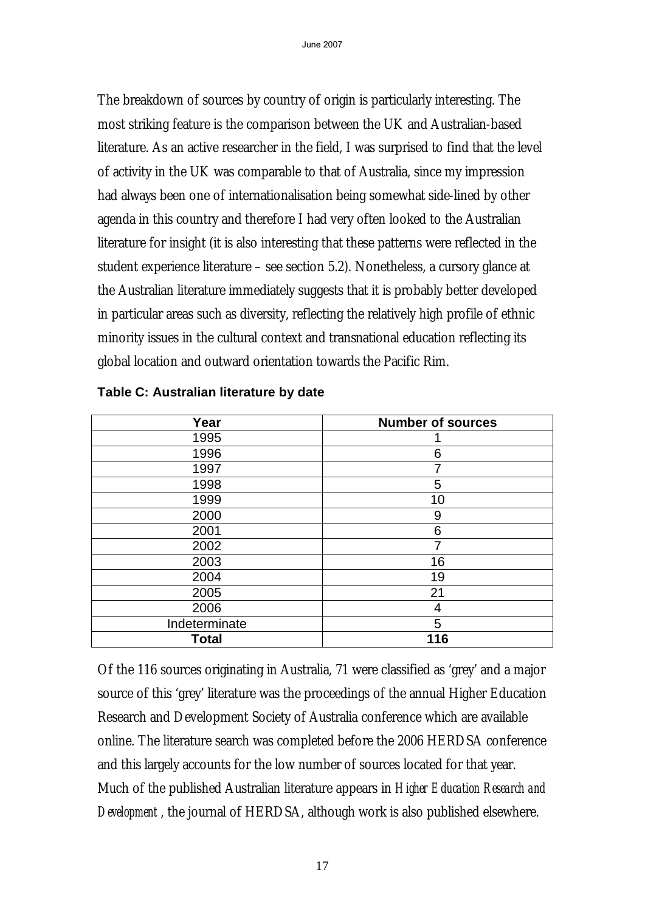The breakdown of sources by country of origin is particularly interesting. The most striking feature is the comparison between the UK and Australian-based literature. As an active researcher in the field, I was surprised to find that the level of activity in the UK was comparable to that of Australia, since my impression had always been one of internationalisation being somewhat side-lined by other agenda in this country and therefore I had very often looked to the Australian literature for insight (it is also interesting that these patterns were reflected in the student experience literature – see section 5.2). Nonetheless, a cursory glance at the Australian literature immediately suggests that it is probably better developed in particular areas such as diversity, reflecting the relatively high profile of ethnic minority issues in the cultural context and transnational education reflecting its global location and outward orientation towards the Pacific Rim.

**Table C: Australian literature by date**

| Year | Number of sources |
|---|---|
| 1995 | 1 |
| 1996 | 6 |
| 1997 | 7 |
| 1998 | 5 |
| 1999 | 10 |
| 2000 | 9 |
| 2001 | 6 |
| 2002 | 7 |
| 2003 | 16 |
| 2004 | 19 |
| 2005 | 21 |
| 2006 | 4 |
| Indeterminate | 5 |
| **Total** | **116** |

Of the 116 sources originating in Australia, 71 were classified as 'grey' and a major source of this 'grey' literature was the proceedings of the annual Higher Education Research and Development Society of Australia conference which are available online. The literature search was completed before the 2006 HERDSA conference and this largely accounts for the low number of sources located for that year. Much of the published Australian literature appears in *Higher Education Research and Development*, the journal of HERDSA, although work is also published elsewhere.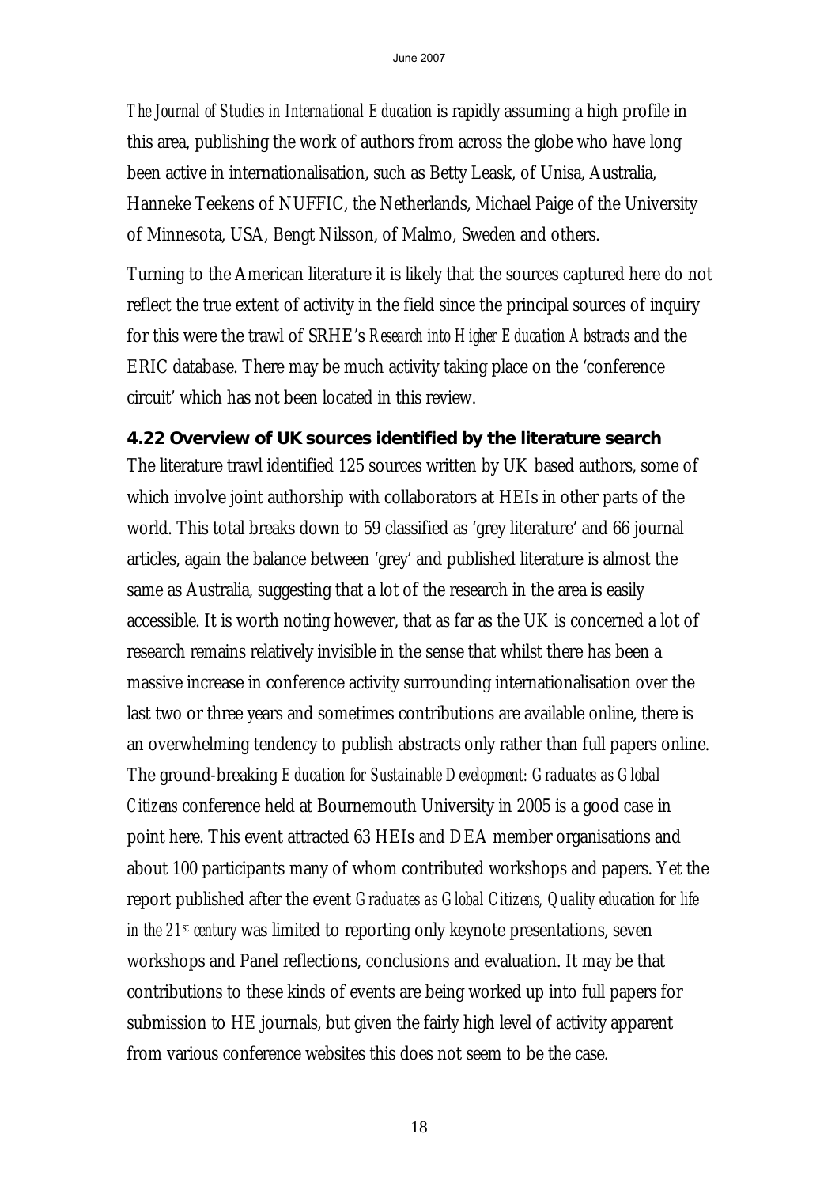*The Journal of Studies in International Education* is rapidly assuming a high profile in this area, publishing the work of authors from across the globe who have long been active in internationalisation, such as Betty Leask, of Unisa, Australia, Hanneke Teekens of NUFFIC, the Netherlands, Michael Paige of the University of Minnesota, USA, Bengt Nilsson, of Malmo, Sweden and others.

Turning to the American literature it is likely that the sources captured here do not reflect the true extent of activity in the field since the principal sources of inquiry for this were the trawl of SRHE's *Research into Higher Education Abstracts* and the ERIC database. There may be much activity taking place on the 'conference circuit' which has not been located in this review.

### 4.22 Overview of UK sources identified by the literature search

The literature trawl identified 125 sources written by UK based authors, some of which involve joint authorship with collaborators at HEIs in other parts of the world. This total breaks down to 59 classified as 'grey literature' and 66 journal articles, again the balance between 'grey' and published literature is almost the same as Australia, suggesting that a lot of the research in the area is easily accessible. It is worth noting however, that as far as the UK is concerned a lot of research remains relatively invisible in the sense that whilst there has been a massive increase in conference activity surrounding internationalisation over the last two or three years and sometimes contributions are available online, there is an overwhelming tendency to publish abstracts only rather than full papers online. The ground-breaking *Education for Sustainable Development: Graduates as Global Citizens* conference held at Bournemouth University in 2005 is a good case in point here. This event attracted 63 HEIs and DEA member organisations and about 100 participants many of whom contributed workshops and papers. Yet the report published after the event *Graduates as Global Citizens, Quality education for life in the 21st century* was limited to reporting only keynote presentations, seven workshops and Panel reflections, conclusions and evaluation. It may be that contributions to these kinds of events are being worked up into full papers for submission to HE journals, but given the fairly high level of activity apparent from various conference websites this does not seem to be the case.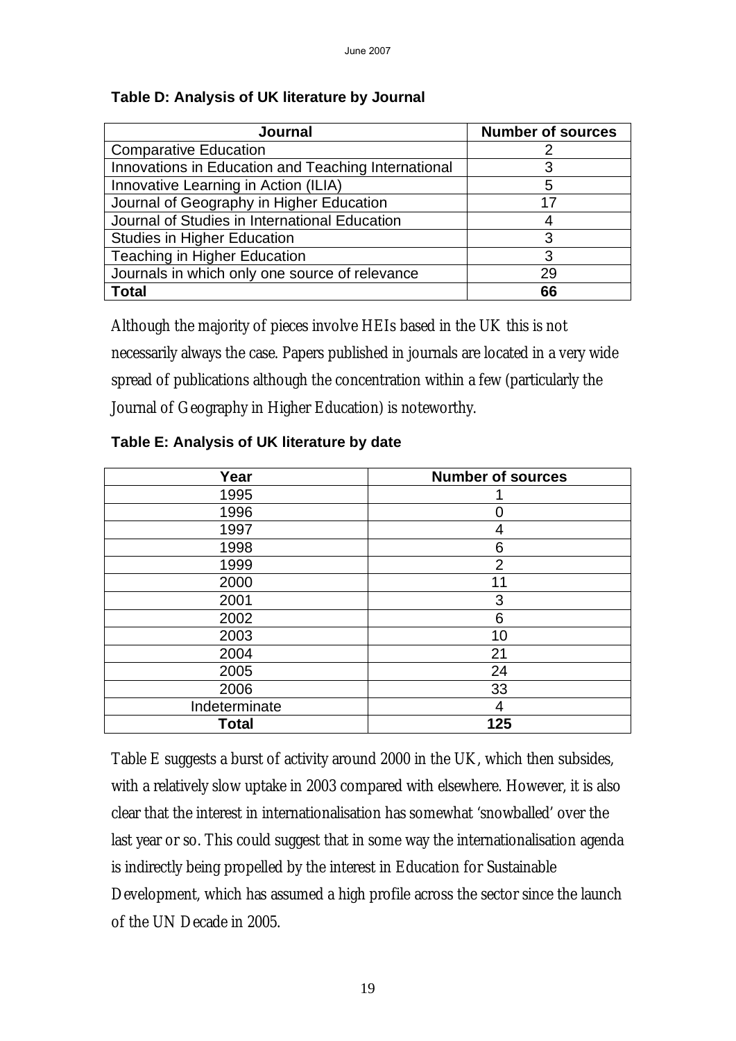**Table D: Analysis of UK literature by Journal**

| Journal | Number of sources |
|---|---|
| Comparative Education | 2 |
| Innovations in Education and Teaching International | 3 |
| Innovative Learning in Action (ILIA) | 5 |
| Journal of Geography in Higher Education | 17 |
| Journal of Studies in International Education | 4 |
| Studies in Higher Education | 3 |
| Teaching in Higher Education | 3 |
| Journals in which only one source of relevance | 29 |
| **Total** | **66** |

Although the majority of pieces involve HEIs based in the UK this is not necessarily always the case. Papers published in journals are located in a very wide spread of publications although the concentration within a few (particularly the Journal of Geography in Higher Education) is noteworthy.

**Table E: Analysis of UK literature by date**

| Year | Number of sources |
|---|---|
| 1995 | 1 |
| 1996 | 0 |
| 1997 | 4 |
| 1998 | 6 |
| 1999 | 2 |
| 2000 | 11 |
| 2001 | 3 |
| 2002 | 6 |
| 2003 | 10 |
| 2004 | 21 |
| 2005 | 24 |
| 2006 | 33 |
| Indeterminate | 4 |
| **Total** | **125** |

Table E suggests a burst of activity around 2000 in the UK, which then subsides, with a relatively slow uptake in 2003 compared with elsewhere. However, it is also clear that the interest in internationalisation has somewhat 'snowballed' over the last year or so. This could suggest that in some way the internationalisation agenda is indirectly being propelled by the interest in Education for Sustainable Development, which has assumed a high profile across the sector since the launch of the UN Decade in 2005.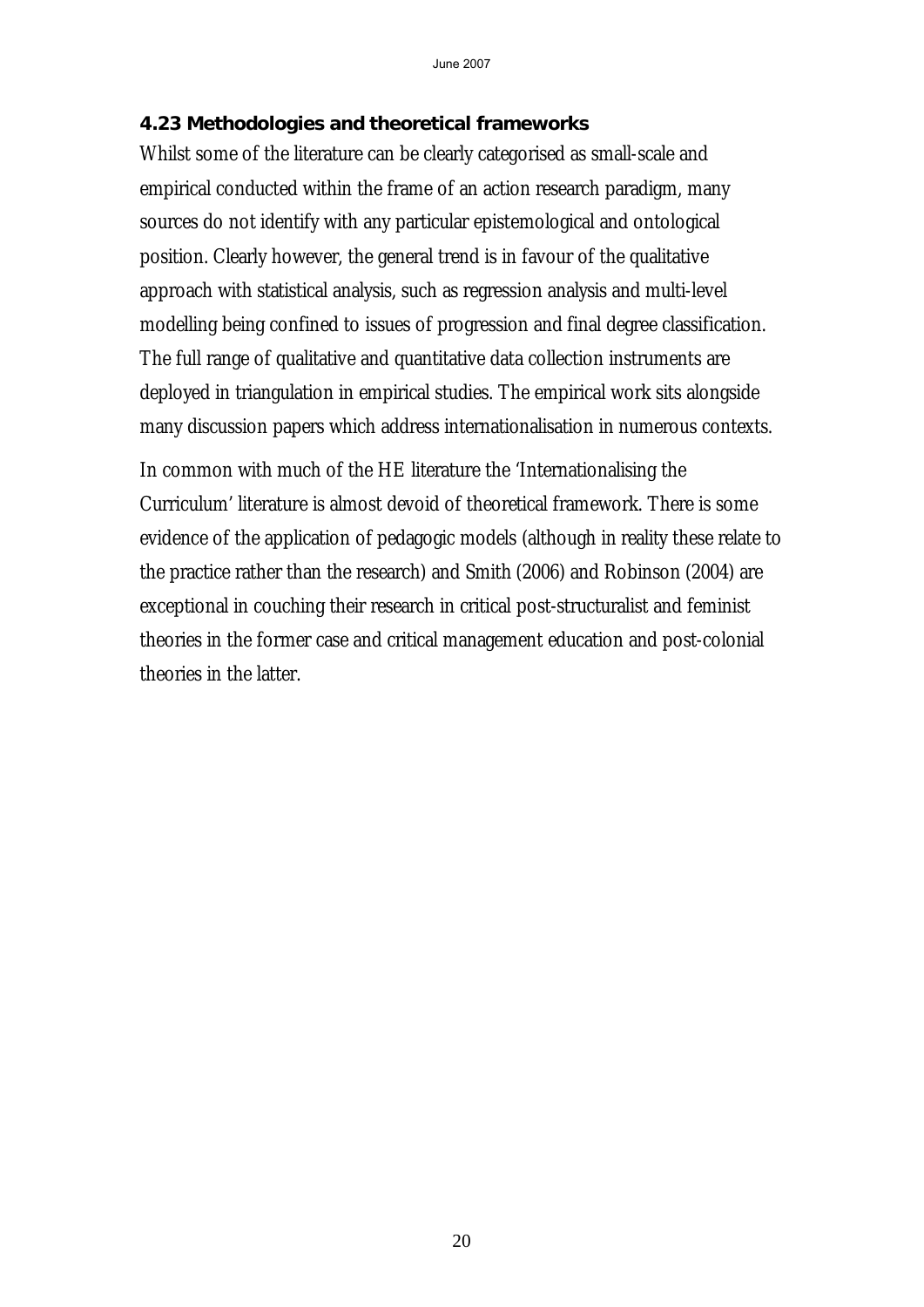### 4.23 Methodologies and theoretical frameworks

Whilst some of the literature can be clearly categorised as small-scale and empirical conducted within the frame of an action research paradigm, many sources do not identify with any particular epistemological and ontological position. Clearly however, the general trend is in favour of the qualitative approach with statistical analysis, such as regression analysis and multi-level modelling being confined to issues of progression and final degree classification. The full range of qualitative and quantitative data collection instruments are deployed in triangulation in empirical studies. The empirical work sits alongside many discussion papers which address internationalisation in numerous contexts.

In common with much of the HE literature the 'Internationalising the Curriculum' literature is almost devoid of theoretical framework. There is some evidence of the application of pedagogic models (although in reality these relate to the practice rather than the research) and Smith (2006) and Robinson (2004) are exceptional in couching their research in critical post-structuralist and feminist theories in the former case and critical management education and post-colonial theories in the latter.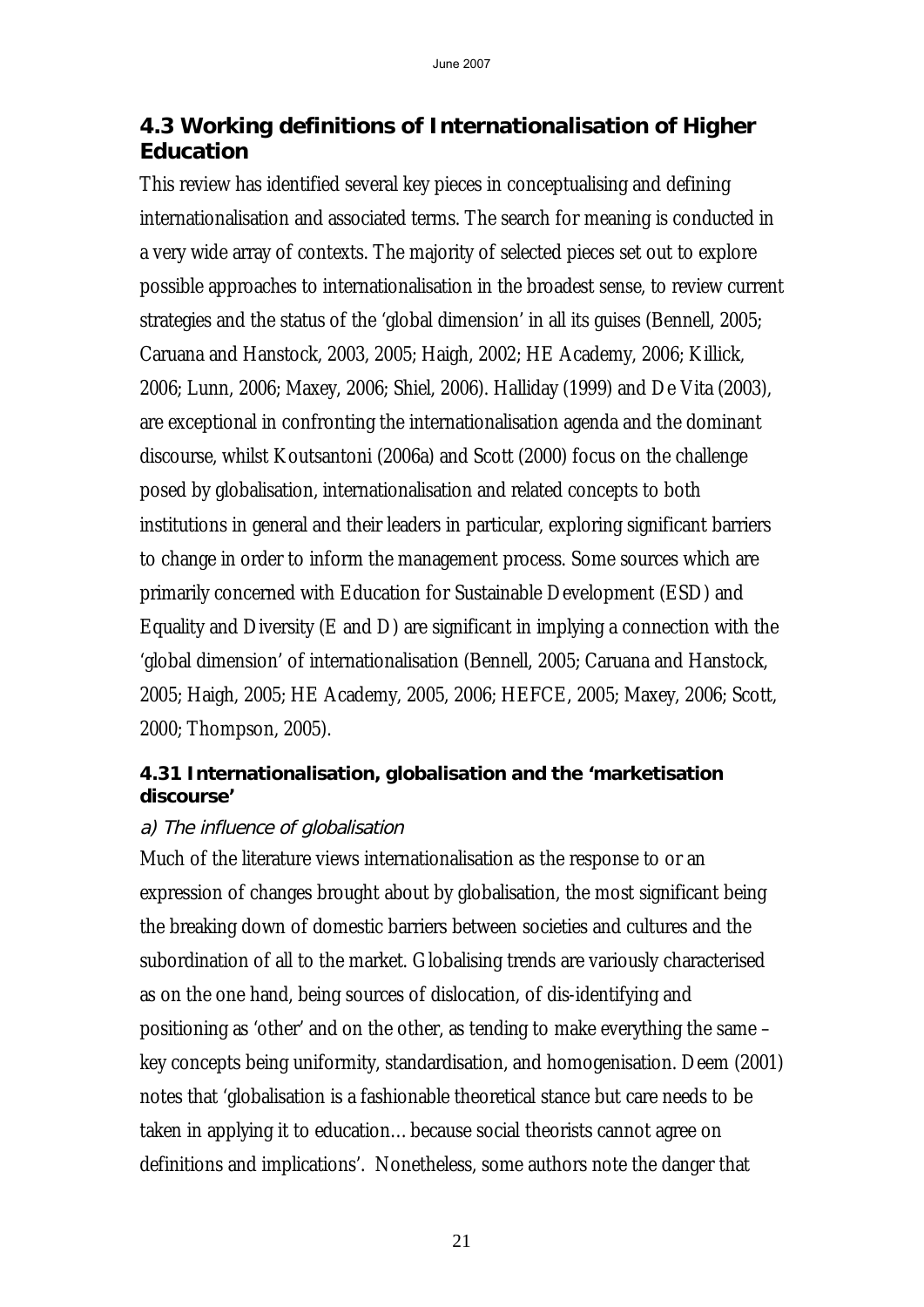## 4.3 Working definitions of Internationalisation of Higher Education

This review has identified several key pieces in conceptualising and defining internationalisation and associated terms. The search for meaning is conducted in a very wide array of contexts. The majority of selected pieces set out to explore possible approaches to internationalisation in the broadest sense, to review current strategies and the status of the 'global dimension' in all its guises (Bennell, 2005; Caruana and Hanstock, 2003, 2005; Haigh, 2002; HE Academy, 2006; Killick, 2006; Lunn, 2006; Maxey, 2006; Shiel, 2006). Halliday (1999) and De Vita (2003), are exceptional in confronting the internationalisation agenda and the dominant discourse, whilst Koutsantoni (2006a) and Scott (2000) focus on the challenge posed by globalisation, internationalisation and related concepts to both institutions in general and their leaders in particular, exploring significant barriers to change in order to inform the management process. Some sources which are primarily concerned with Education for Sustainable Development (ESD) and Equality and Diversity (E and D) are significant in implying a connection with the 'global dimension' of internationalisation (Bennell, 2005; Caruana and Hanstock, 2005; Haigh, 2005; HE Academy, 2005, 2006; HEFCE, 2005; Maxey, 2006; Scott, 2000; Thompson, 2005).

### 4.31 Internationalisation, globalisation and the 'marketisation discourse'

*a) The influence of globalisation*

Much of the literature views internationalisation as the response to or an expression of changes brought about by globalisation, the most significant being the breaking down of domestic barriers between societies and cultures and the subordination of all to the market. Globalising trends are variously characterised as on the one hand, being sources of dislocation, of dis-identifying and positioning as 'other' and on the other, as tending to make everything the same – key concepts being uniformity, standardisation, and homogenisation. Deem (2001) notes that 'globalisation is a fashionable theoretical stance but care needs to be taken in applying it to education… because social theorists cannot agree on definitions and implications'. Nonetheless, some authors note the danger that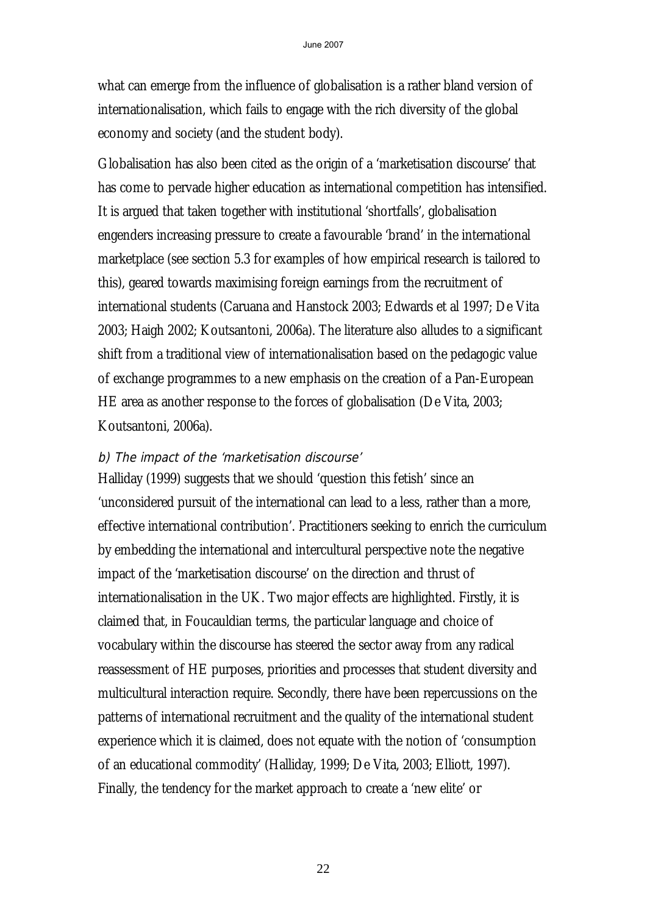what can emerge from the influence of globalisation is a rather bland version of internationalisation, which fails to engage with the rich diversity of the global economy and society (and the student body).

Globalisation has also been cited as the origin of a 'marketisation discourse' that has come to pervade higher education as international competition has intensified. It is argued that taken together with institutional 'shortfalls', globalisation engenders increasing pressure to create a favourable 'brand' in the international marketplace (see section 5.3 for examples of how empirical research is tailored to this), geared towards maximising foreign earnings from the recruitment of international students (Caruana and Hanstock 2003; Edwards et al 1997; De Vita 2003; Haigh 2002; Koutsantoni, 2006a). The literature also alludes to a significant shift from a traditional view of internationalisation based on the pedagogic value of exchange programmes to a new emphasis on the creation of a Pan-European HE area as another response to the forces of globalisation (De Vita, 2003; Koutsantoni, 2006a).

*b) The impact of the 'marketisation discourse'*

Halliday (1999) suggests that we should 'question this fetish' since an 'unconsidered pursuit of the international can lead to a less, rather than a more, effective international contribution'. Practitioners seeking to enrich the curriculum by embedding the international and intercultural perspective note the negative impact of the 'marketisation discourse' on the direction and thrust of internationalisation in the UK. Two major effects are highlighted. Firstly, it is claimed that, in Foucauldian terms, the particular language and choice of vocabulary within the discourse has steered the sector away from any radical reassessment of HE purposes, priorities and processes that student diversity and multicultural interaction require. Secondly, there have been repercussions on the patterns of international recruitment and the quality of the international student experience which it is claimed, does not equate with the notion of 'consumption of an educational commodity' (Halliday, 1999; De Vita, 2003; Elliott, 1997). Finally, the tendency for the market approach to create a 'new elite' or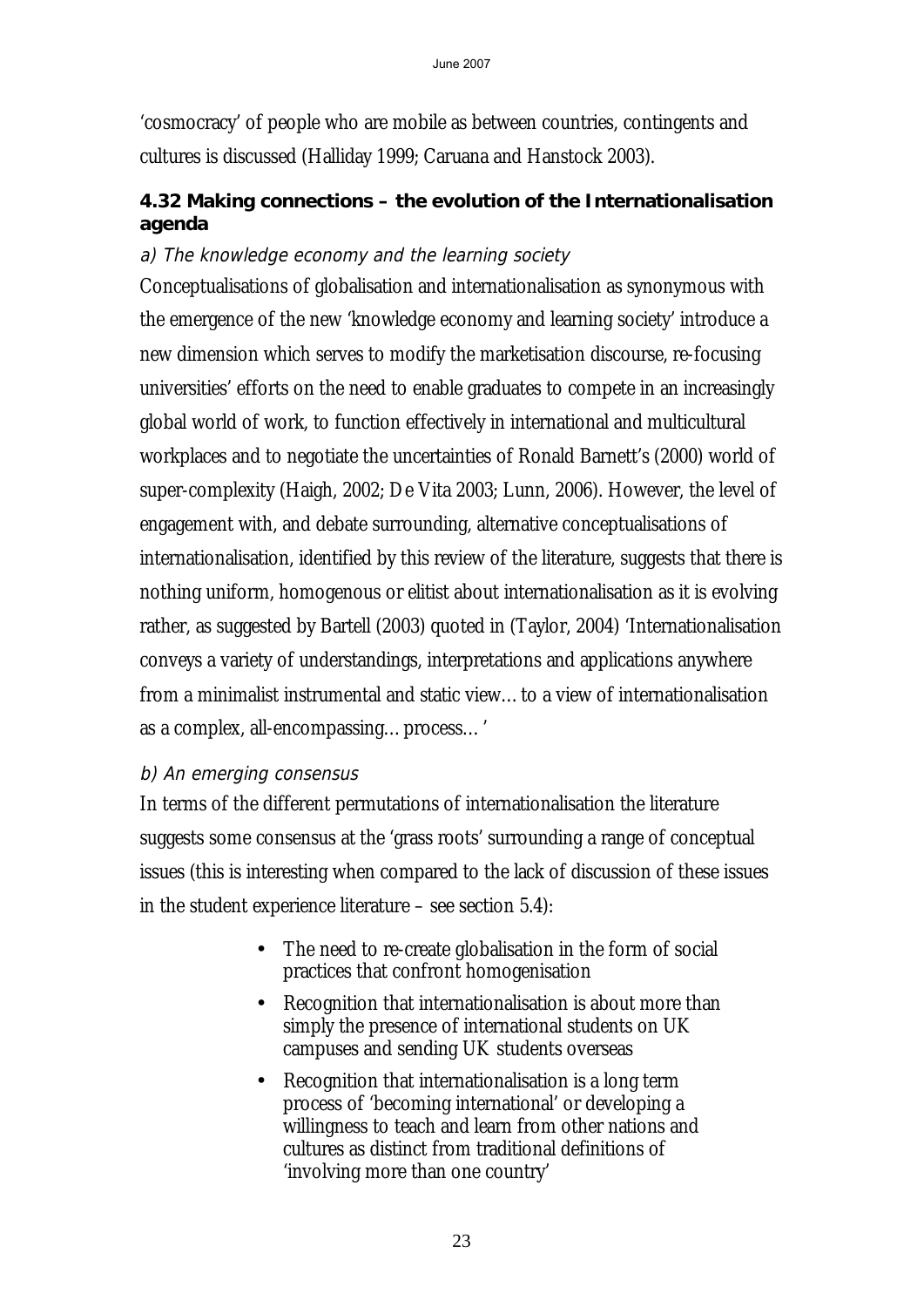'cosmocracy' of people who are mobile as between countries, contingents and cultures is discussed (Halliday 1999; Caruana and Hanstock 2003).

### 4.32 Making connections – the evolution of the Internationalisation agenda

*a) The knowledge economy and the learning society*

Conceptualisations of globalisation and internationalisation as synonymous with the emergence of the new 'knowledge economy and learning society' introduce a new dimension which serves to modify the marketisation discourse, re-focusing universities' efforts on the need to enable graduates to compete in an increasingly global world of work, to function effectively in international and multicultural workplaces and to negotiate the uncertainties of Ronald Barnett's (2000) world of super-complexity (Haigh, 2002; De Vita 2003; Lunn, 2006). However, the level of engagement with, and debate surrounding, alternative conceptualisations of internationalisation, identified by this review of the literature, suggests that there is nothing uniform, homogenous or elitist about internationalisation as it is evolving rather, as suggested by Bartell (2003) quoted in (Taylor, 2004) 'Internationalisation conveys a variety of understandings, interpretations and applications anywhere from a minimalist instrumental and static view… to a view of internationalisation as a complex, all-encompassing… process… '

*b) An emerging consensus*

In terms of the different permutations of internationalisation the literature suggests some consensus at the 'grass roots' surrounding a range of conceptual issues (this is interesting when compared to the lack of discussion of these issues in the student experience literature – see section 5.4):

- The need to re-create globalisation in the form of social practices that confront homogenisation
- Recognition that internationalisation is about more than simply the presence of international students on UK campuses and sending UK students overseas
- Recognition that internationalisation is a long term process of 'becoming international' or developing a willingness to teach and learn from other nations and cultures as distinct from traditional definitions of 'involving more than one country'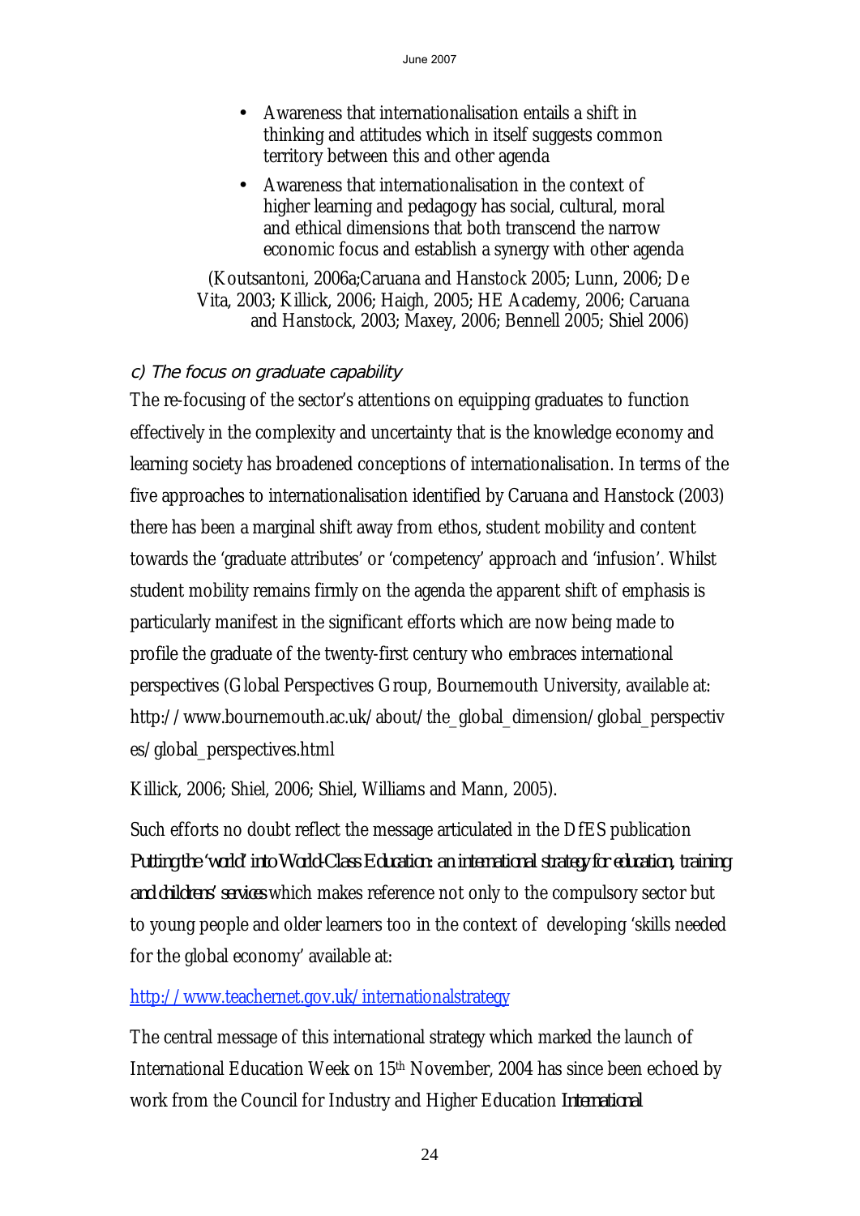- Awareness that internationalisation entails a shift in thinking and attitudes which in itself suggests common territory between this and other agenda
- Awareness that internationalisation in the context of higher learning and pedagogy has social, cultural, moral and ethical dimensions that both transcend the narrow economic focus and establish a synergy with other agenda

(Koutsantoni, 2006a;Caruana and Hanstock 2005; Lunn, 2006; De Vita, 2003; Killick, 2006; Haigh, 2005; HE Academy, 2006; Caruana and Hanstock, 2003; Maxey, 2006; Bennell 2005; Shiel 2006)

*c) The focus on graduate capability*

The re-focusing of the sector's attentions on equipping graduates to function effectively in the complexity and uncertainty that is the knowledge economy and learning society has broadened conceptions of internationalisation. In terms of the five approaches to internationalisation identified by Caruana and Hanstock (2003) there has been a marginal shift away from ethos, student mobility and content towards the 'graduate attributes' or 'competency' approach and 'infusion'. Whilst student mobility remains firmly on the agenda the apparent shift of emphasis is particularly manifest in the significant efforts which are now being made to profile the graduate of the twenty-first century who embraces international perspectives (Global Perspectives Group, Bournemouth University, available at: http://www.bournemouth.ac.uk/about/the_global_dimension/global_perspectives/global_perspectives.html

Killick, 2006; Shiel, 2006; Shiel, Williams and Mann, 2005).

Such efforts no doubt reflect the message articulated in the DfES publication *Putting the 'world' into World-Class Education: an international strategy for education, training and childrens' services* which makes reference not only to the compulsory sector but to young people and older learners too in the context of developing 'skills needed for the global economy' available at:

http://www.teachernet.gov.uk/internationalstrategy

The central message of this international strategy which marked the launch of International Education Week on 15th November, 2004 has since been echoed by work from the Council for Industry and Higher Education *International*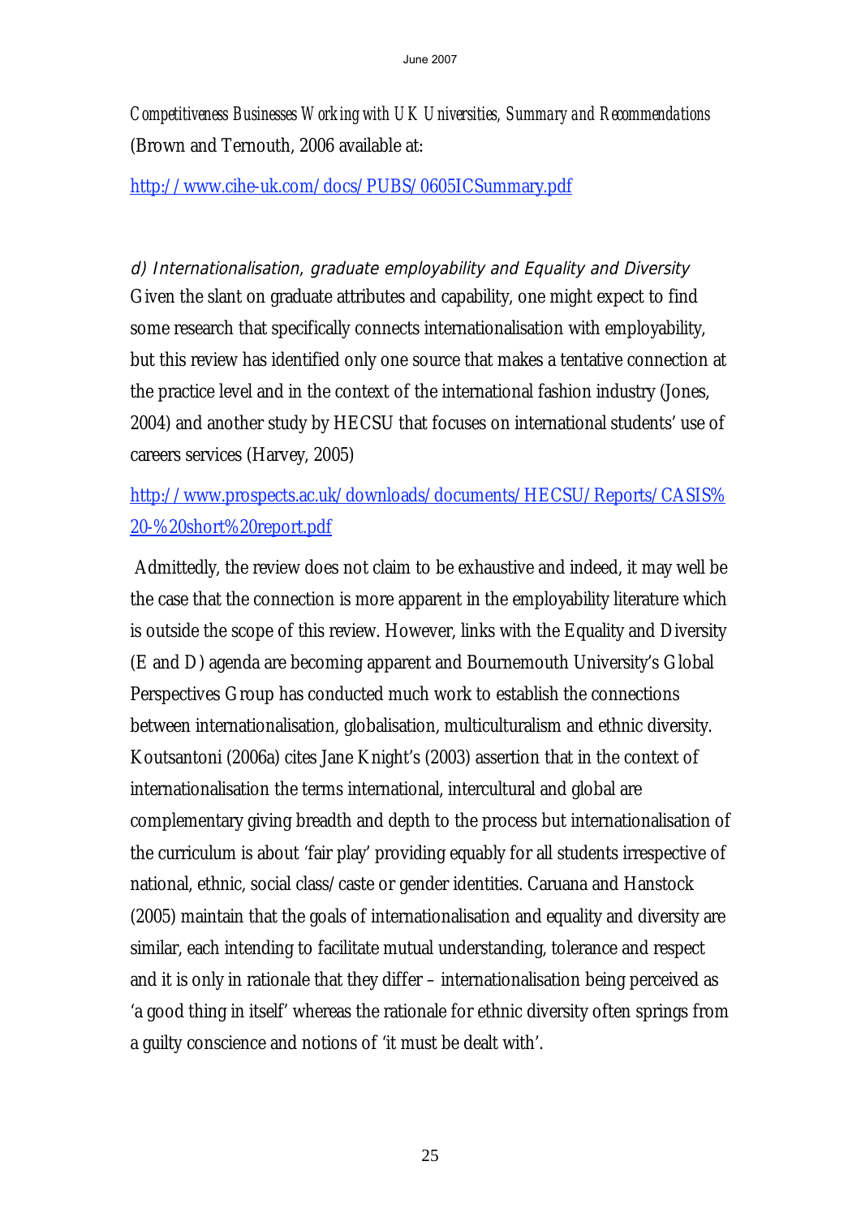*Competitiveness Businesses Working with UK Universities, Summary and Recommendations* (Brown and Ternouth, 2006 available at:

http://www.cihe-uk.com/docs/PUBS/0605ICSummary.pdf

### d) Internationalisation, graduate employability and Equality and Diversity

Given the slant on graduate attributes and capability, one might expect to find some research that specifically connects internationalisation with employability, but this review has identified only one source that makes a tentative connection at the practice level and in the context of the international fashion industry (Jones, 2004) and another study by HECSU that focuses on international students' use of careers services (Harvey, 2005)

http://www.prospects.ac.uk/downloads/documents/HECSU/Reports/CASIS%20-%20short%20report.pdf

Admittedly, the review does not claim to be exhaustive and indeed, it may well be the case that the connection is more apparent in the employability literature which is outside the scope of this review. However, links with the Equality and Diversity (E and D) agenda are becoming apparent and Bournemouth University's Global Perspectives Group has conducted much work to establish the connections between internationalisation, globalisation, multiculturalism and ethnic diversity. Koutsantoni (2006a) cites Jane Knight's (2003) assertion that in the context of internationalisation the terms international, intercultural and global are complementary giving breadth and depth to the process but internationalisation of the curriculum is about 'fair play' providing equably for all students irrespective of national, ethnic, social class/caste or gender identities. Caruana and Hanstock (2005) maintain that the goals of internationalisation and equality and diversity are similar, each intending to facilitate mutual understanding, tolerance and respect and it is only in rationale that they differ – internationalisation being perceived as 'a good thing in itself' whereas the rationale for ethnic diversity often springs from a guilty conscience and notions of 'it must be dealt with'.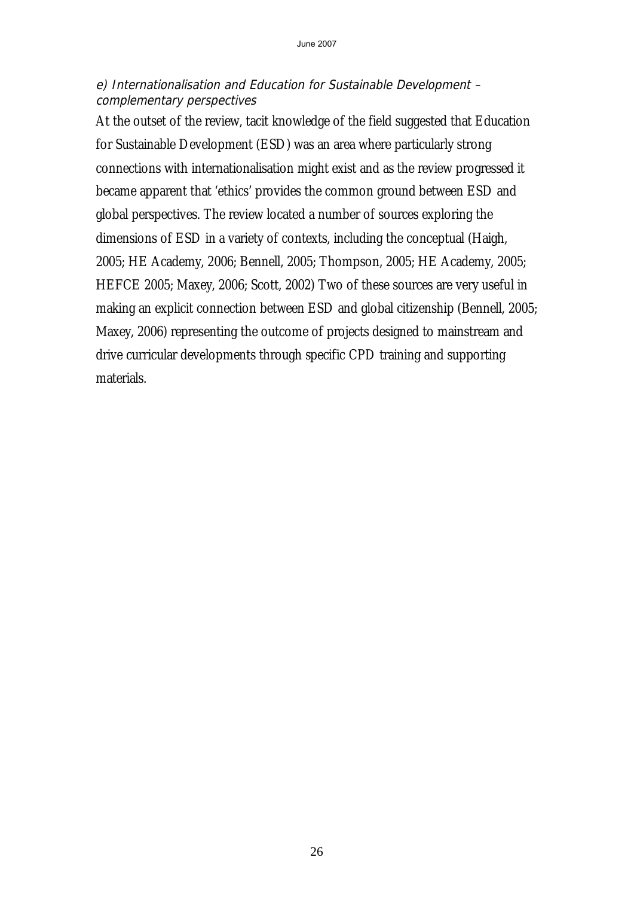### *e) Internationalisation and Education for Sustainable Development – complementary perspectives*

At the outset of the review, tacit knowledge of the field suggested that Education for Sustainable Development (ESD) was an area where particularly strong connections with internationalisation might exist and as the review progressed it became apparent that 'ethics' provides the common ground between ESD and global perspectives. The review located a number of sources exploring the dimensions of ESD in a variety of contexts, including the conceptual (Haigh, 2005; HE Academy, 2006; Bennell, 2005; Thompson, 2005; HE Academy, 2005; HEFCE 2005; Maxey, 2006; Scott, 2002) Two of these sources are very useful in making an explicit connection between ESD and global citizenship (Bennell, 2005; Maxey, 2006) representing the outcome of projects designed to mainstream and drive curricular developments through specific CPD training and supporting materials.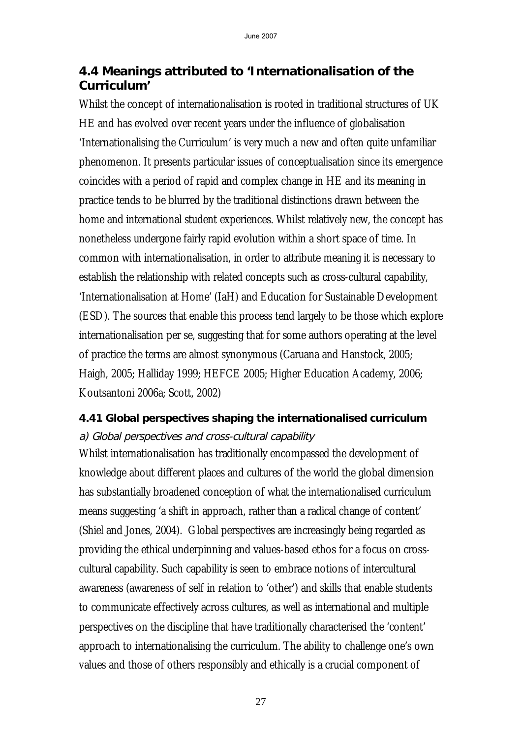## 4.4 Meanings attributed to 'Internationalisation of the Curriculum'

Whilst the concept of internationalisation is rooted in traditional structures of UK HE and has evolved over recent years under the influence of globalisation 'Internationalising the Curriculum' is very much a new and often quite unfamiliar phenomenon. It presents particular issues of conceptualisation since its emergence coincides with a period of rapid and complex change in HE and its meaning in practice tends to be blurred by the traditional distinctions drawn between the home and international student experiences. Whilst relatively new, the concept has nonetheless undergone fairly rapid evolution within a short space of time. In common with internationalisation, in order to attribute meaning it is necessary to establish the relationship with related concepts such as cross-cultural capability, 'Internationalisation at Home' (IaH) and Education for Sustainable Development (ESD). The sources that enable this process tend largely to be those which explore internationalisation per se, suggesting that for some authors operating at the level of practice the terms are almost synonymous (Caruana and Hanstock, 2005; Haigh, 2005; Halliday 1999; HEFCE 2005; Higher Education Academy, 2006; Koutsantoni 2006a; Scott, 2002)

### 4.41 Global perspectives shaping the internationalised curriculum

*a) Global perspectives and cross-cultural capability*

Whilst internationalisation has traditionally encompassed the development of knowledge about different places and cultures of the world the global dimension has substantially broadened conception of what the internationalised curriculum means suggesting 'a shift in approach, rather than a radical change of content' (Shiel and Jones, 2004). Global perspectives are increasingly being regarded as providing the ethical underpinning and values-based ethos for a focus on cross-cultural capability. Such capability is seen to embrace notions of intercultural awareness (awareness of self in relation to 'other') and skills that enable students to communicate effectively across cultures, as well as international and multiple perspectives on the discipline that have traditionally characterised the 'content' approach to internationalising the curriculum. The ability to challenge one's own values and those of others responsibly and ethically is a crucial component of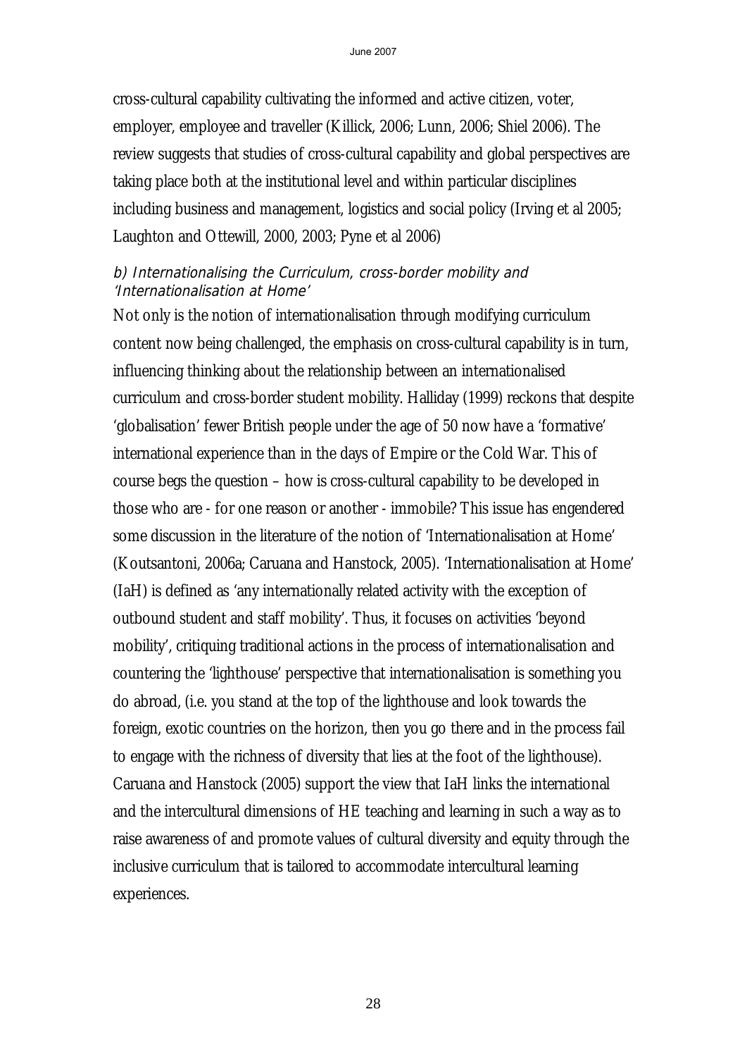cross-cultural capability cultivating the informed and active citizen, voter, employer, employee and traveller (Killick, 2006; Lunn, 2006; Shiel 2006). The review suggests that studies of cross-cultural capability and global perspectives are taking place both at the institutional level and within particular disciplines including business and management, logistics and social policy (Irving et al 2005; Laughton and Ottewill, 2000, 2003; Pyne et al 2006)

#### *b) Internationalising the Curriculum, cross-border mobility and 'Internationalisation at Home'*

Not only is the notion of internationalisation through modifying curriculum content now being challenged, the emphasis on cross-cultural capability is in turn, influencing thinking about the relationship between an internationalised curriculum and cross-border student mobility. Halliday (1999) reckons that despite 'globalisation' fewer British people under the age of 50 now have a 'formative' international experience than in the days of Empire or the Cold War. This of course begs the question – how is cross-cultural capability to be developed in those who are - for one reason or another - immobile? This issue has engendered some discussion in the literature of the notion of 'Internationalisation at Home' (Koutsantoni, 2006a; Caruana and Hanstock, 2005). 'Internationalisation at Home' (IaH) is defined as 'any internationally related activity with the exception of outbound student and staff mobility'. Thus, it focuses on activities 'beyond mobility', critiquing traditional actions in the process of internationalisation and countering the 'lighthouse' perspective that internationalisation is something you do abroad, (i.e. you stand at the top of the lighthouse and look towards the foreign, exotic countries on the horizon, then you go there and in the process fail to engage with the richness of diversity that lies at the foot of the lighthouse). Caruana and Hanstock (2005) support the view that IaH links the international and the intercultural dimensions of HE teaching and learning in such a way as to raise awareness of and promote values of cultural diversity and equity through the inclusive curriculum that is tailored to accommodate intercultural learning experiences.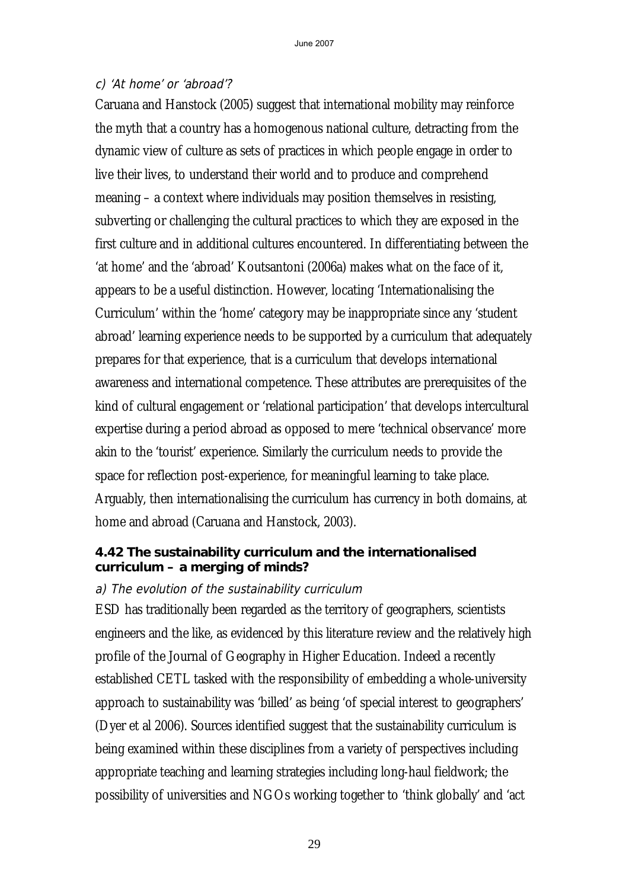*c) 'At home' or 'abroad'?*

Caruana and Hanstock (2005) suggest that international mobility may reinforce the myth that a country has a homogenous national culture, detracting from the dynamic view of culture as sets of practices in which people engage in order to live their lives, to understand their world and to produce and comprehend meaning – a context where individuals may position themselves in resisting, subverting or challenging the cultural practices to which they are exposed in the first culture and in additional cultures encountered. In differentiating between the 'at home' and the 'abroad' Koutsantoni (2006a) makes what on the face of it, appears to be a useful distinction. However, locating 'Internationalising the Curriculum' within the 'home' category may be inappropriate since any 'student abroad' learning experience needs to be supported by a curriculum that adequately prepares for that experience, that is a curriculum that develops international awareness and international competence. These attributes are prerequisites of the kind of cultural engagement or 'relational participation' that develops intercultural expertise during a period abroad as opposed to mere 'technical observance' more akin to the 'tourist' experience. Similarly the curriculum needs to provide the space for reflection post-experience, for meaningful learning to take place. Arguably, then internationalising the curriculum has currency in both domains, at home and abroad (Caruana and Hanstock, 2003).

### 4.42 The sustainability curriculum and the internationalised curriculum – a merging of minds?

*a) The evolution of the sustainability curriculum*

ESD has traditionally been regarded as the territory of geographers, scientists engineers and the like, as evidenced by this literature review and the relatively high profile of the Journal of Geography in Higher Education. Indeed a recently established CETL tasked with the responsibility of embedding a whole-university approach to sustainability was 'billed' as being 'of special interest to geographers' (Dyer et al 2006). Sources identified suggest that the sustainability curriculum is being examined within these disciplines from a variety of perspectives including appropriate teaching and learning strategies including long-haul fieldwork; the possibility of universities and NGOs working together to 'think globally' and 'act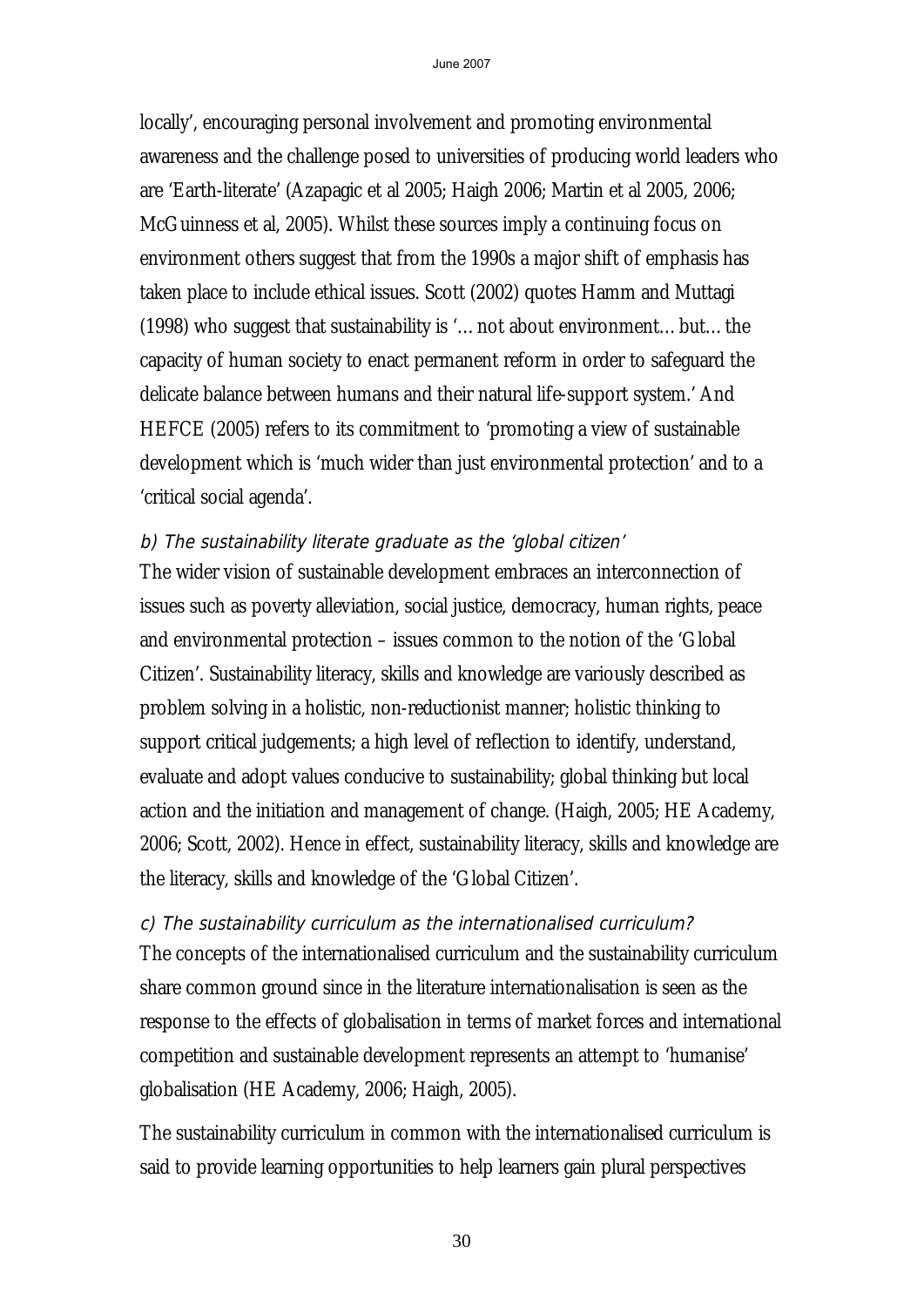locally', encouraging personal involvement and promoting environmental awareness and the challenge posed to universities of producing world leaders who are 'Earth-literate' (Azapagic et al 2005; Haigh 2006; Martin et al 2005, 2006; McGuinness et al, 2005). Whilst these sources imply a continuing focus on environment others suggest that from the 1990s a major shift of emphasis has taken place to include ethical issues. Scott (2002) quotes Hamm and Muttagi (1998) who suggest that sustainability is '…not about environment… but… the capacity of human society to enact permanent reform in order to safeguard the delicate balance between humans and their natural life-support system.' And HEFCE (2005) refers to its commitment to 'promoting a view of sustainable development which is 'much wider than just environmental protection' and to a 'critical social agenda'.

*b) The sustainability literate graduate as the 'global citizen'*

The wider vision of sustainable development embraces an interconnection of issues such as poverty alleviation, social justice, democracy, human rights, peace and environmental protection – issues common to the notion of the 'Global Citizen'. Sustainability literacy, skills and knowledge are variously described as problem solving in a holistic, non-reductionist manner; holistic thinking to support critical judgements; a high level of reflection to identify, understand, evaluate and adopt values conducive to sustainability; global thinking but local action and the initiation and management of change. (Haigh, 2005; HE Academy, 2006; Scott, 2002). Hence in effect, sustainability literacy, skills and knowledge are the literacy, skills and knowledge of the 'Global Citizen'.

*c) The sustainability curriculum as the internationalised curriculum?*

The concepts of the internationalised curriculum and the sustainability curriculum share common ground since in the literature internationalisation is seen as the response to the effects of globalisation in terms of market forces and international competition and sustainable development represents an attempt to 'humanise' globalisation (HE Academy, 2006; Haigh, 2005).

The sustainability curriculum in common with the internationalised curriculum is said to provide learning opportunities to help learners gain plural perspectives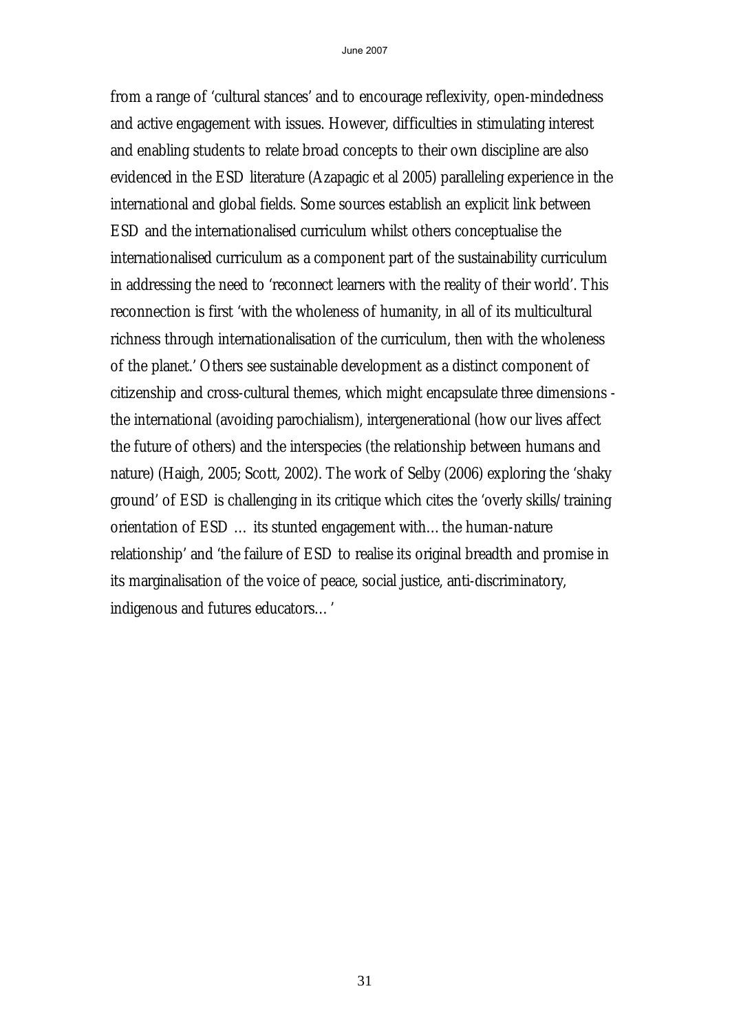from a range of 'cultural stances' and to encourage reflexivity, open-mindedness and active engagement with issues. However, difficulties in stimulating interest and enabling students to relate broad concepts to their own discipline are also evidenced in the ESD literature (Azapagic et al 2005) paralleling experience in the international and global fields. Some sources establish an explicit link between ESD and the internationalised curriculum whilst others conceptualise the internationalised curriculum as a component part of the sustainability curriculum in addressing the need to 'reconnect learners with the reality of their world'. This reconnection is first 'with the wholeness of humanity, in all of its multicultural richness through internationalisation of the curriculum, then with the wholeness of the planet.' Others see sustainable development as a distinct component of citizenship and cross-cultural themes, which might encapsulate three dimensions - the international (avoiding parochialism), intergenerational (how our lives affect the future of others) and the interspecies (the relationship between humans and nature) (Haigh, 2005; Scott, 2002). The work of Selby (2006) exploring the 'shaky ground' of ESD is challenging in its critique which cites the 'overly skills/training orientation of ESD … its stunted engagement with… the human-nature relationship' and 'the failure of ESD to realise its original breadth and promise in its marginalisation of the voice of peace, social justice, anti-discriminatory, indigenous and futures educators…'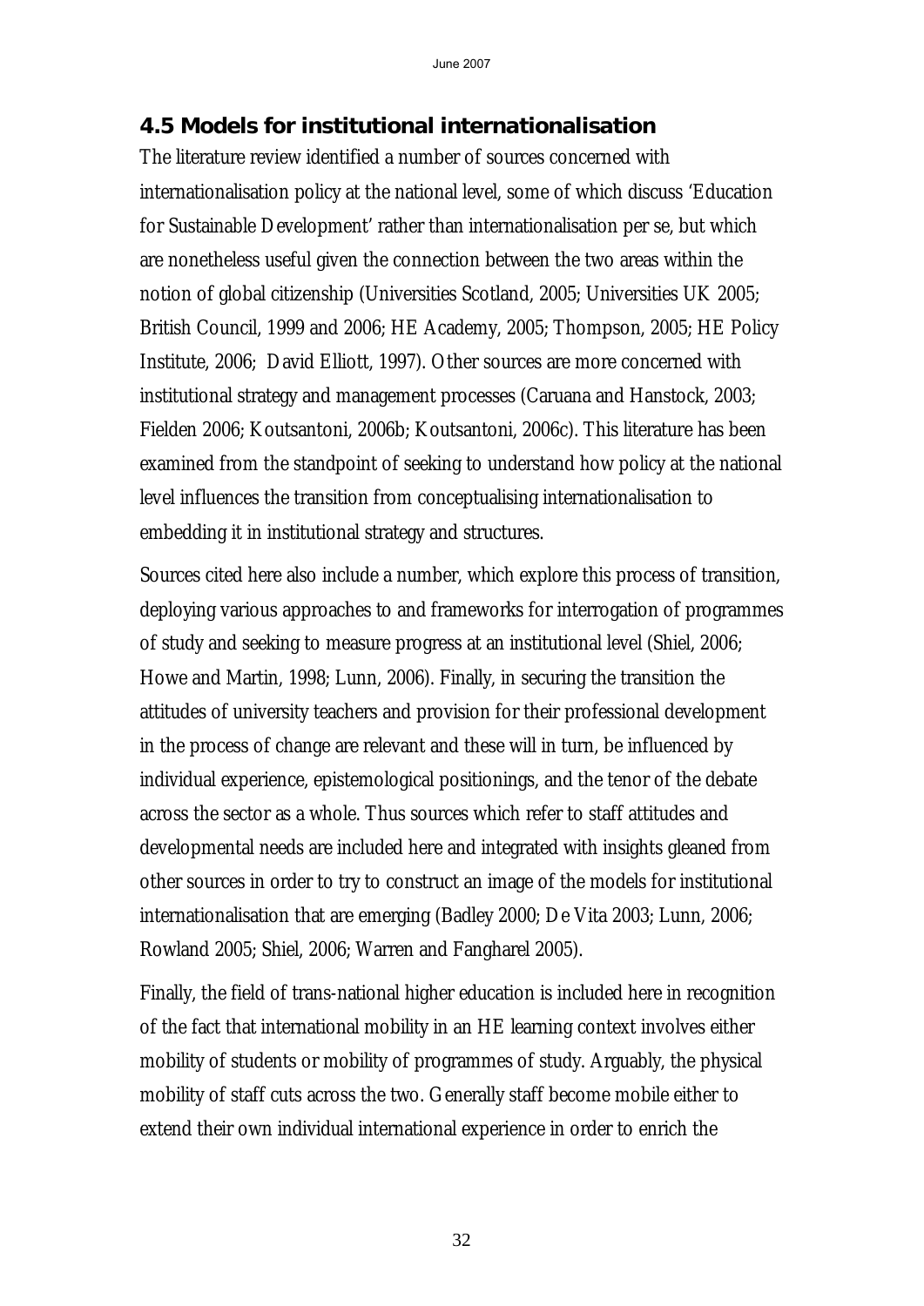## 4.5 Models for institutional internationalisation

The literature review identified a number of sources concerned with internationalisation policy at the national level, some of which discuss 'Education for Sustainable Development' rather than internationalisation per se, but which are nonetheless useful given the connection between the two areas within the notion of global citizenship (Universities Scotland, 2005; Universities UK 2005; British Council, 1999 and 2006; HE Academy, 2005; Thompson, 2005; HE Policy Institute, 2006; David Elliott, 1997). Other sources are more concerned with institutional strategy and management processes (Caruana and Hanstock, 2003; Fielden 2006; Koutsantoni, 2006b; Koutsantoni, 2006c). This literature has been examined from the standpoint of seeking to understand how policy at the national level influences the transition from conceptualising internationalisation to embedding it in institutional strategy and structures.

Sources cited here also include a number, which explore this process of transition, deploying various approaches to and frameworks for interrogation of programmes of study and seeking to measure progress at an institutional level (Shiel, 2006; Howe and Martin, 1998; Lunn, 2006). Finally, in securing the transition the attitudes of university teachers and provision for their professional development in the process of change are relevant and these will in turn, be influenced by individual experience, epistemological positionings, and the tenor of the debate across the sector as a whole. Thus sources which refer to staff attitudes and developmental needs are included here and integrated with insights gleaned from other sources in order to try to construct an image of the models for institutional internationalisation that are emerging (Badley 2000; De Vita 2003; Lunn, 2006; Rowland 2005; Shiel, 2006; Warren and Fangharel 2005).

Finally, the field of trans-national higher education is included here in recognition of the fact that international mobility in an HE learning context involves either mobility of students or mobility of programmes of study. Arguably, the physical mobility of staff cuts across the two. Generally staff become mobile either to extend their own individual international experience in order to enrich the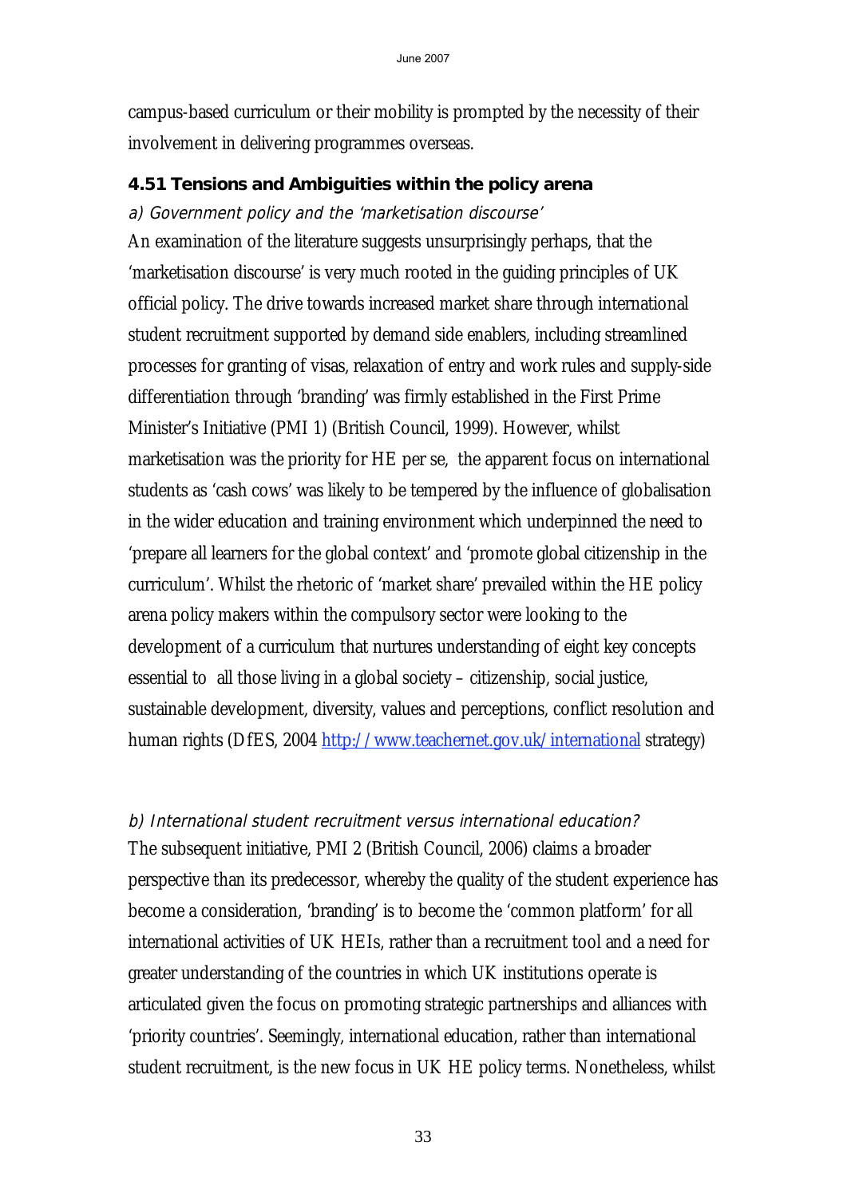campus-based curriculum or their mobility is prompted by the necessity of their involvement in delivering programmes overseas.

### 4.51 Tensions and Ambiguities within the policy arena

*a) Government policy and the 'marketisation discourse'*

An examination of the literature suggests unsurprisingly perhaps, that the 'marketisation discourse' is very much rooted in the guiding principles of UK official policy. The drive towards increased market share through international student recruitment supported by demand side enablers, including streamlined processes for granting of visas, relaxation of entry and work rules and supply-side differentiation through 'branding' was firmly established in the First Prime Minister's Initiative (PMI 1) (British Council, 1999). However, whilst marketisation was the priority for HE per se, the apparent focus on international students as 'cash cows' was likely to be tempered by the influence of globalisation in the wider education and training environment which underpinned the need to 'prepare all learners for the global context' and 'promote global citizenship in the curriculum'. Whilst the rhetoric of 'market share' prevailed within the HE policy arena policy makers within the compulsory sector were looking to the development of a curriculum that nurtures understanding of eight key concepts essential to all those living in a global society – citizenship, social justice, sustainable development, diversity, values and perceptions, conflict resolution and human rights (DfES, 2004 http://www.teachernet.gov.uk/international strategy)

*b) International student recruitment versus international education?*

The subsequent initiative, PMI 2 (British Council, 2006) claims a broader perspective than its predecessor, whereby the quality of the student experience has become a consideration, 'branding' is to become the 'common platform' for all international activities of UK HEIs, rather than a recruitment tool and a need for greater understanding of the countries in which UK institutions operate is articulated given the focus on promoting strategic partnerships and alliances with 'priority countries'. Seemingly, international education, rather than international student recruitment, is the new focus in UK HE policy terms. Nonetheless, whilst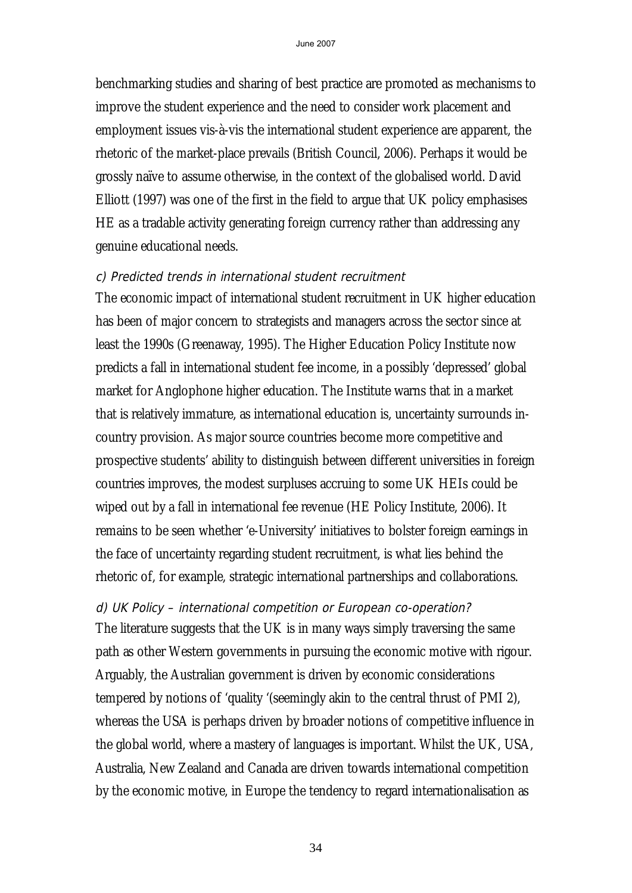benchmarking studies and sharing of best practice are promoted as mechanisms to improve the student experience and the need to consider work placement and employment issues vis-à-vis the international student experience are apparent, the rhetoric of the market-place prevails (British Council, 2006). Perhaps it would be grossly naïve to assume otherwise, in the context of the globalised world. David Elliott (1997) was one of the first in the field to argue that UK policy emphasises HE as a tradable activity generating foreign currency rather than addressing any genuine educational needs.

### *c) Predicted trends in international student recruitment*

The economic impact of international student recruitment in UK higher education has been of major concern to strategists and managers across the sector since at least the 1990s (Greenaway, 1995). The Higher Education Policy Institute now predicts a fall in international student fee income, in a possibly 'depressed' global market for Anglophone higher education. The Institute warns that in a market that is relatively immature, as international education is, uncertainty surrounds in-country provision. As major source countries become more competitive and prospective students' ability to distinguish between different universities in foreign countries improves, the modest surpluses accruing to some UK HEIs could be wiped out by a fall in international fee revenue (HE Policy Institute, 2006). It remains to be seen whether 'e-University' initiatives to bolster foreign earnings in the face of uncertainty regarding student recruitment, is what lies behind the rhetoric of, for example, strategic international partnerships and collaborations.

### *d) UK Policy – international competition or European co-operation?*

The literature suggests that the UK is in many ways simply traversing the same path as other Western governments in pursuing the economic motive with rigour. Arguably, the Australian government is driven by economic considerations tempered by notions of 'quality '(seemingly akin to the central thrust of PMI 2), whereas the USA is perhaps driven by broader notions of competitive influence in the global world, where a mastery of languages is important. Whilst the UK, USA, Australia, New Zealand and Canada are driven towards international competition by the economic motive, in Europe the tendency to regard internationalisation as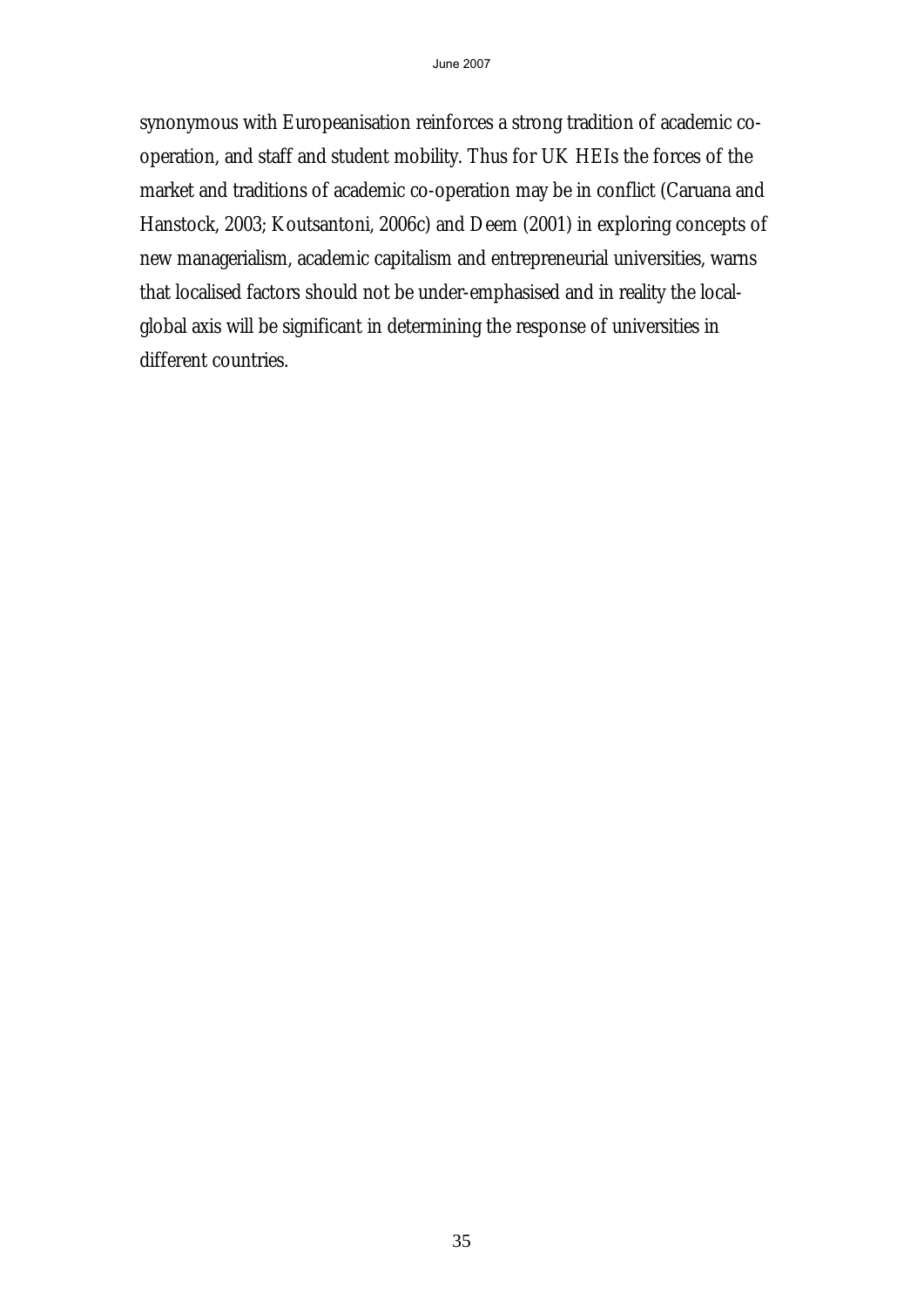synonymous with Europeanisation reinforces a strong tradition of academic co-operation, and staff and student mobility. Thus for UK HEIs the forces of the market and traditions of academic co-operation may be in conflict (Caruana and Hanstock, 2003; Koutsantoni, 2006c) and Deem (2001) in exploring concepts of new managerialism, academic capitalism and entrepreneurial universities, warns that localised factors should not be under-emphasised and in reality the local-global axis will be significant in determining the response of universities in different countries.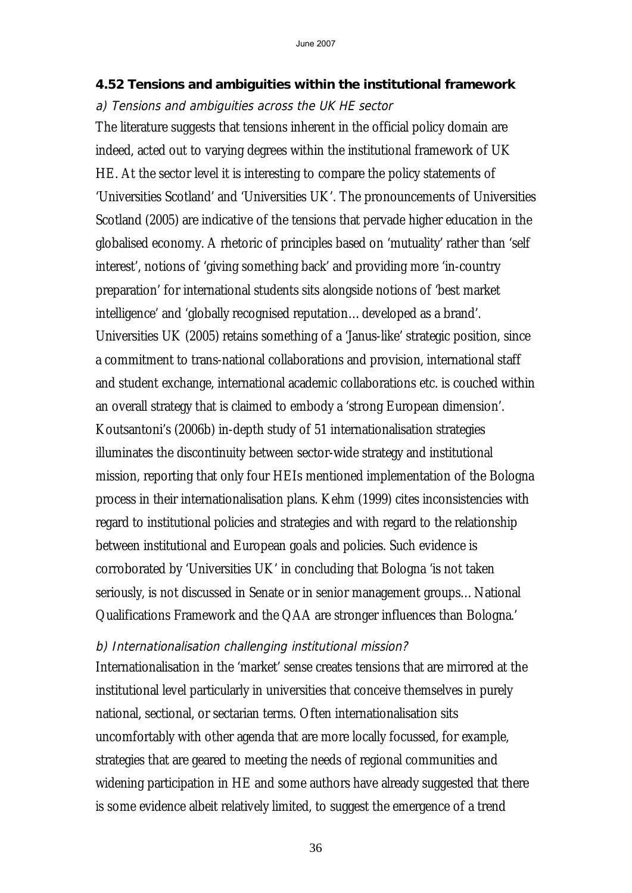### 4.52 Tensions and ambiguities within the institutional framework

*a) Tensions and ambiguities across the UK HE sector*

The literature suggests that tensions inherent in the official policy domain are indeed, acted out to varying degrees within the institutional framework of UK HE. At the sector level it is interesting to compare the policy statements of 'Universities Scotland' and 'Universities UK'. The pronouncements of Universities Scotland (2005) are indicative of the tensions that pervade higher education in the globalised economy. A rhetoric of principles based on 'mutuality' rather than 'self interest', notions of 'giving something back' and providing more 'in-country preparation' for international students sits alongside notions of 'best market intelligence' and 'globally recognised reputation… developed as a brand'. Universities UK (2005) retains something of a 'Janus-like' strategic position, since a commitment to trans-national collaborations and provision, international staff and student exchange, international academic collaborations etc. is couched within an overall strategy that is claimed to embody a 'strong European dimension'. Koutsantoni's (2006b) in-depth study of 51 internationalisation strategies illuminates the discontinuity between sector-wide strategy and institutional mission, reporting that only four HEIs mentioned implementation of the Bologna process in their internationalisation plans. Kehm (1999) cites inconsistencies with regard to institutional policies and strategies and with regard to the relationship between institutional and European goals and policies. Such evidence is corroborated by 'Universities UK' in concluding that Bologna 'is not taken seriously, is not discussed in Senate or in senior management groups… National Qualifications Framework and the QAA are stronger influences than Bologna.'

*b) Internationalisation challenging institutional mission?*

Internationalisation in the 'market' sense creates tensions that are mirrored at the institutional level particularly in universities that conceive themselves in purely national, sectional, or sectarian terms. Often internationalisation sits uncomfortably with other agenda that are more locally focussed, for example, strategies that are geared to meeting the needs of regional communities and widening participation in HE and some authors have already suggested that there is some evidence albeit relatively limited, to suggest the emergence of a trend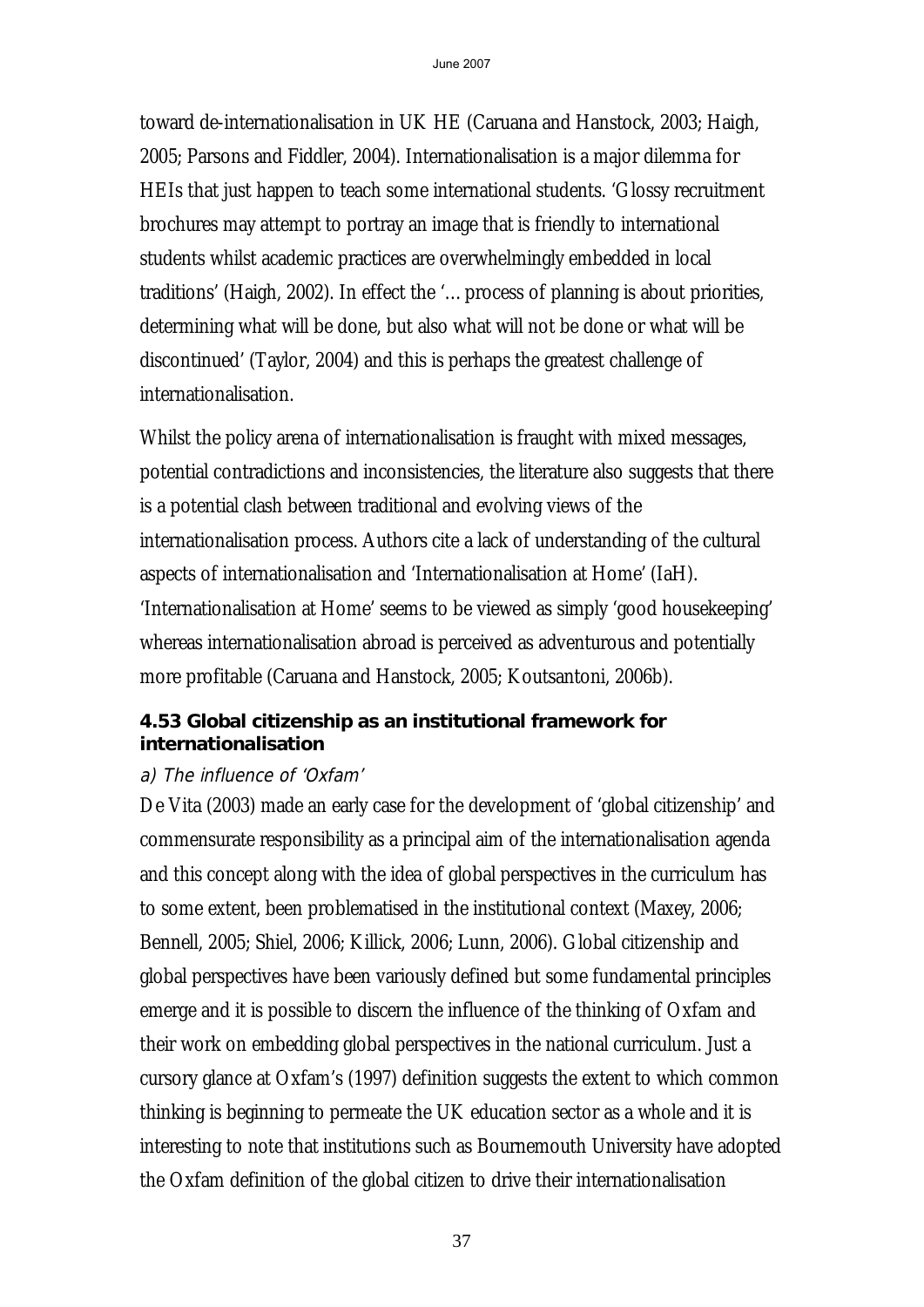toward de-internationalisation in UK HE (Caruana and Hanstock, 2003; Haigh, 2005; Parsons and Fiddler, 2004). Internationalisation is a major dilemma for HEIs that just happen to teach some international students. 'Glossy recruitment brochures may attempt to portray an image that is friendly to international students whilst academic practices are overwhelmingly embedded in local traditions' (Haigh, 2002). In effect the '… process of planning is about priorities, determining what will be done, but also what will not be done or what will be discontinued' (Taylor, 2004) and this is perhaps the greatest challenge of internationalisation.

Whilst the policy arena of internationalisation is fraught with mixed messages, potential contradictions and inconsistencies, the literature also suggests that there is a potential clash between traditional and evolving views of the internationalisation process. Authors cite a lack of understanding of the cultural aspects of internationalisation and 'Internationalisation at Home' (IaH). 'Internationalisation at Home' seems to be viewed as simply 'good housekeeping' whereas internationalisation abroad is perceived as adventurous and potentially more profitable (Caruana and Hanstock, 2005; Koutsantoni, 2006b).

### 4.53 Global citizenship as an institutional framework for internationalisation

*a) The influence of 'Oxfam'*

De Vita (2003) made an early case for the development of 'global citizenship' and commensurate responsibility as a principal aim of the internationalisation agenda and this concept along with the idea of global perspectives in the curriculum has to some extent, been problematised in the institutional context (Maxey, 2006; Bennell, 2005; Shiel, 2006; Killick, 2006; Lunn, 2006). Global citizenship and global perspectives have been variously defined but some fundamental principles emerge and it is possible to discern the influence of the thinking of Oxfam and their work on embedding global perspectives in the national curriculum. Just a cursory glance at Oxfam's (1997) definition suggests the extent to which common thinking is beginning to permeate the UK education sector as a whole and it is interesting to note that institutions such as Bournemouth University have adopted the Oxfam definition of the global citizen to drive their internationalisation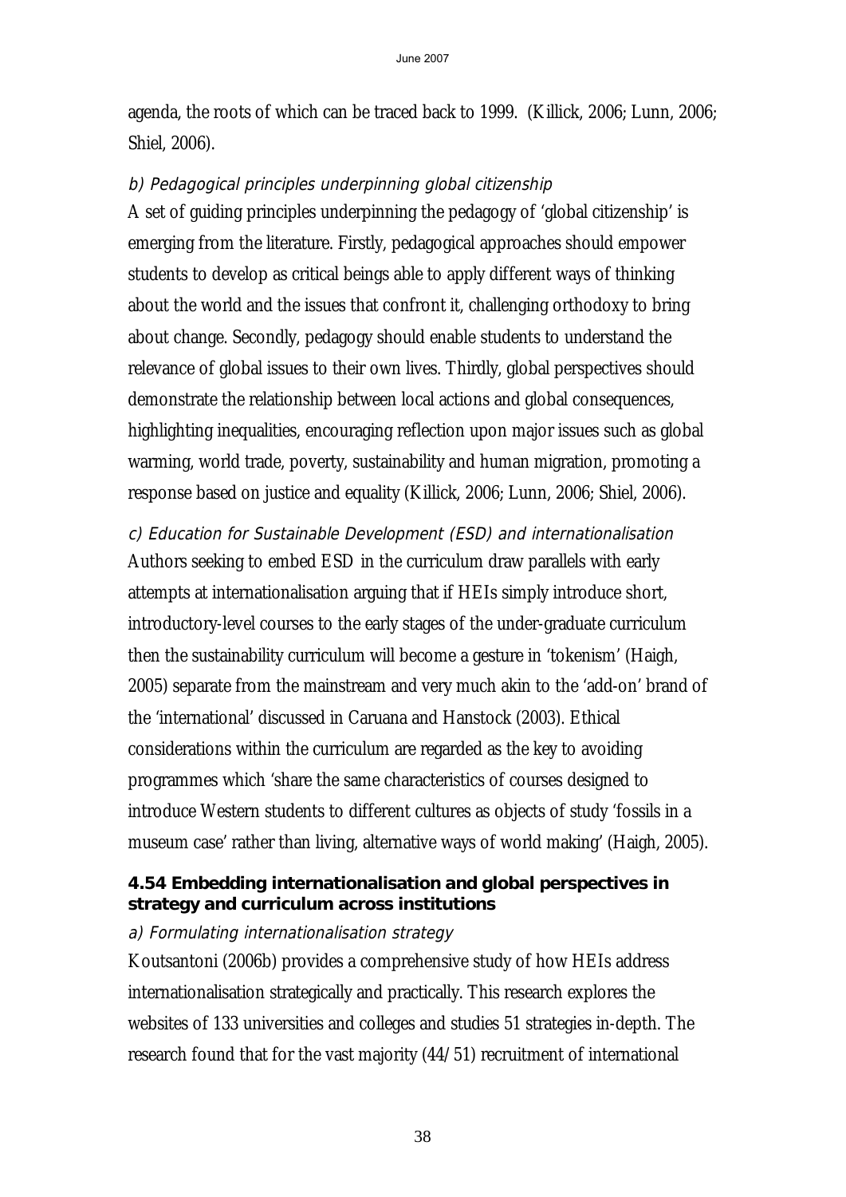agenda, the roots of which can be traced back to 1999. (Killick, 2006; Lunn, 2006; Shiel, 2006).

*b) Pedagogical principles underpinning global citizenship*

A set of guiding principles underpinning the pedagogy of 'global citizenship' is emerging from the literature. Firstly, pedagogical approaches should empower students to develop as critical beings able to apply different ways of thinking about the world and the issues that confront it, challenging orthodoxy to bring about change. Secondly, pedagogy should enable students to understand the relevance of global issues to their own lives. Thirdly, global perspectives should demonstrate the relationship between local actions and global consequences, highlighting inequalities, encouraging reflection upon major issues such as global warming, world trade, poverty, sustainability and human migration, promoting a response based on justice and equality (Killick, 2006; Lunn, 2006; Shiel, 2006).

*c) Education for Sustainable Development (ESD) and internationalisation*

Authors seeking to embed ESD in the curriculum draw parallels with early attempts at internationalisation arguing that if HEIs simply introduce short, introductory-level courses to the early stages of the under-graduate curriculum then the sustainability curriculum will become a gesture in 'tokenism' (Haigh, 2005) separate from the mainstream and very much akin to the 'add-on' brand of the 'international' discussed in Caruana and Hanstock (2003). Ethical considerations within the curriculum are regarded as the key to avoiding programmes which 'share the same characteristics of courses designed to introduce Western students to different cultures as objects of study 'fossils in a museum case' rather than living, alternative ways of world making' (Haigh, 2005).

### 4.54 Embedding internationalisation and global perspectives in strategy and curriculum across institutions

*a) Formulating internationalisation strategy*

Koutsantoni (2006b) provides a comprehensive study of how HEIs address internationalisation strategically and practically. This research explores the websites of 133 universities and colleges and studies 51 strategies in-depth. The research found that for the vast majority (44/51) recruitment of international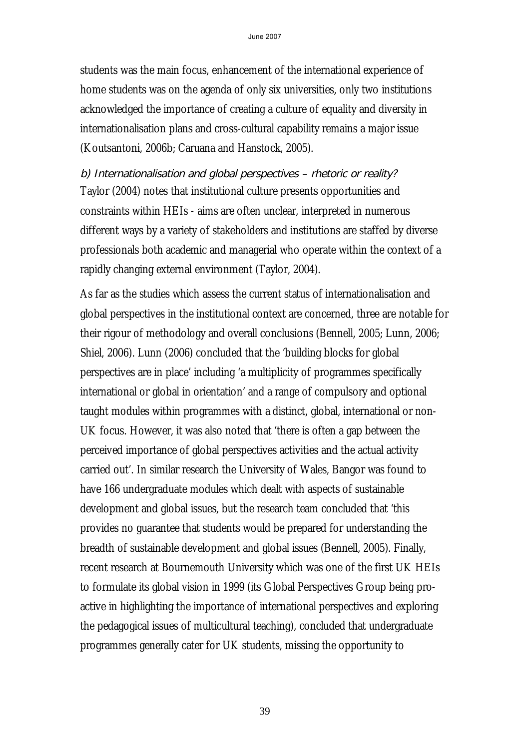students was the main focus, enhancement of the international experience of home students was on the agenda of only six universities, only two institutions acknowledged the importance of creating a culture of equality and diversity in internationalisation plans and cross-cultural capability remains a major issue (Koutsantoni, 2006b; Caruana and Hanstock, 2005).

*b) Internationalisation and global perspectives – rhetoric or reality?*

Taylor (2004) notes that institutional culture presents opportunities and constraints within HEIs - aims are often unclear, interpreted in numerous different ways by a variety of stakeholders and institutions are staffed by diverse professionals both academic and managerial who operate within the context of a rapidly changing external environment (Taylor, 2004).

As far as the studies which assess the current status of internationalisation and global perspectives in the institutional context are concerned, three are notable for their rigour of methodology and overall conclusions (Bennell, 2005; Lunn, 2006; Shiel, 2006). Lunn (2006) concluded that the 'building blocks for global perspectives are in place' including 'a multiplicity of programmes specifically international or global in orientation' and a range of compulsory and optional taught modules within programmes with a distinct, global, international or non-UK focus. However, it was also noted that 'there is often a gap between the perceived importance of global perspectives activities and the actual activity carried out'. In similar research the University of Wales, Bangor was found to have 166 undergraduate modules which dealt with aspects of sustainable development and global issues, but the research team concluded that 'this provides no guarantee that students would be prepared for understanding the breadth of sustainable development and global issues (Bennell, 2005). Finally, recent research at Bournemouth University which was one of the first UK HEIs to formulate its global vision in 1999 (its Global Perspectives Group being pro-active in highlighting the importance of international perspectives and exploring the pedagogical issues of multicultural teaching), concluded that undergraduate programmes generally cater for UK students, missing the opportunity to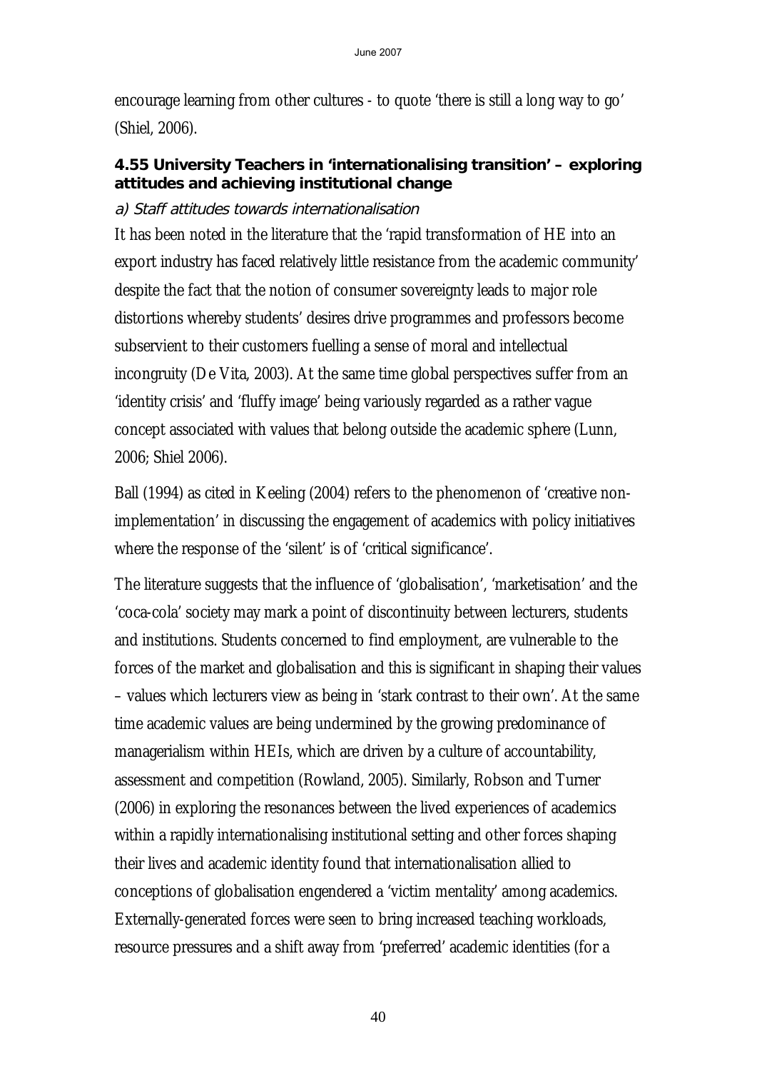encourage learning from other cultures - to quote 'there is still a long way to go' (Shiel, 2006).

### 4.55 University Teachers in 'internationalising transition' – exploring attitudes and achieving institutional change

*a) Staff attitudes towards internationalisation*

It has been noted in the literature that the 'rapid transformation of HE into an export industry has faced relatively little resistance from the academic community' despite the fact that the notion of consumer sovereignty leads to major role distortions whereby students' desires drive programmes and professors become subservient to their customers fuelling a sense of moral and intellectual incongruity (De Vita, 2003). At the same time global perspectives suffer from an 'identity crisis' and 'fluffy image' being variously regarded as a rather vague concept associated with values that belong outside the academic sphere (Lunn, 2006; Shiel 2006).

Ball (1994) as cited in Keeling (2004) refers to the phenomenon of 'creative non-implementation' in discussing the engagement of academics with policy initiatives where the response of the 'silent' is of 'critical significance'.

The literature suggests that the influence of 'globalisation', 'marketisation' and the 'coca-cola' society may mark a point of discontinuity between lecturers, students and institutions. Students concerned to find employment, are vulnerable to the forces of the market and globalisation and this is significant in shaping their values – values which lecturers view as being in 'stark contrast to their own'. At the same time academic values are being undermined by the growing predominance of managerialism within HEIs, which are driven by a culture of accountability, assessment and competition (Rowland, 2005). Similarly, Robson and Turner (2006) in exploring the resonances between the lived experiences of academics within a rapidly internationalising institutional setting and other forces shaping their lives and academic identity found that internationalisation allied to conceptions of globalisation engendered a 'victim mentality' among academics. Externally-generated forces were seen to bring increased teaching workloads, resource pressures and a shift away from 'preferred' academic identities (for a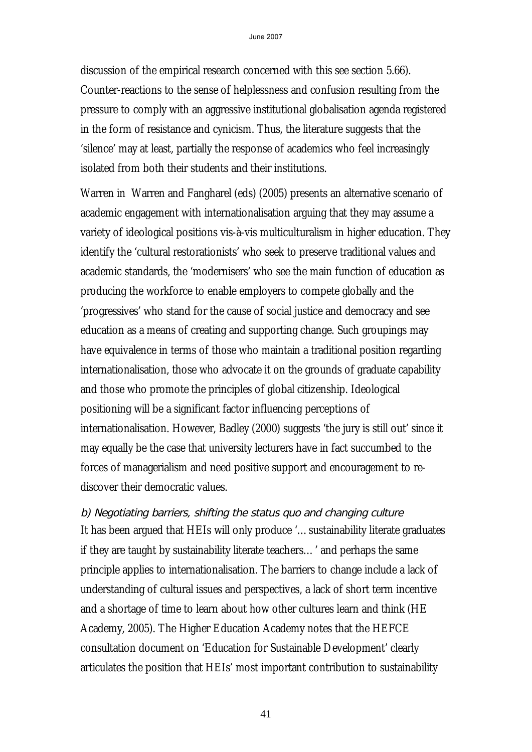discussion of the empirical research concerned with this see section 5.66). Counter-reactions to the sense of helplessness and confusion resulting from the pressure to comply with an aggressive institutional globalisation agenda registered in the form of resistance and cynicism. Thus, the literature suggests that the 'silence' may at least, partially the response of academics who feel increasingly isolated from both their students and their institutions.

Warren in Warren and Fangharel (eds) (2005) presents an alternative scenario of academic engagement with internationalisation arguing that they may assume a variety of ideological positions vis-à-vis multiculturalism in higher education. They identify the 'cultural restorationists' who seek to preserve traditional values and academic standards, the 'modernisers' who see the main function of education as producing the workforce to enable employers to compete globally and the 'progressives' who stand for the cause of social justice and democracy and see education as a means of creating and supporting change. Such groupings may have equivalence in terms of those who maintain a traditional position regarding internationalisation, those who advocate it on the grounds of graduate capability and those who promote the principles of global citizenship. Ideological positioning will be a significant factor influencing perceptions of internationalisation. However, Badley (2000) suggests 'the jury is still out' since it may equally be the case that university lecturers have in fact succumbed to the forces of managerialism and need positive support and encouragement to re-discover their democratic values.

*b) Negotiating barriers, shifting the status quo and changing culture*

It has been argued that HEIs will only produce '… sustainability literate graduates if they are taught by sustainability literate teachers… ' and perhaps the same principle applies to internationalisation. The barriers to change include a lack of understanding of cultural issues and perspectives, a lack of short term incentive and a shortage of time to learn about how other cultures learn and think (HE Academy, 2005). The Higher Education Academy notes that the HEFCE consultation document on 'Education for Sustainable Development' clearly articulates the position that HEIs' most important contribution to sustainability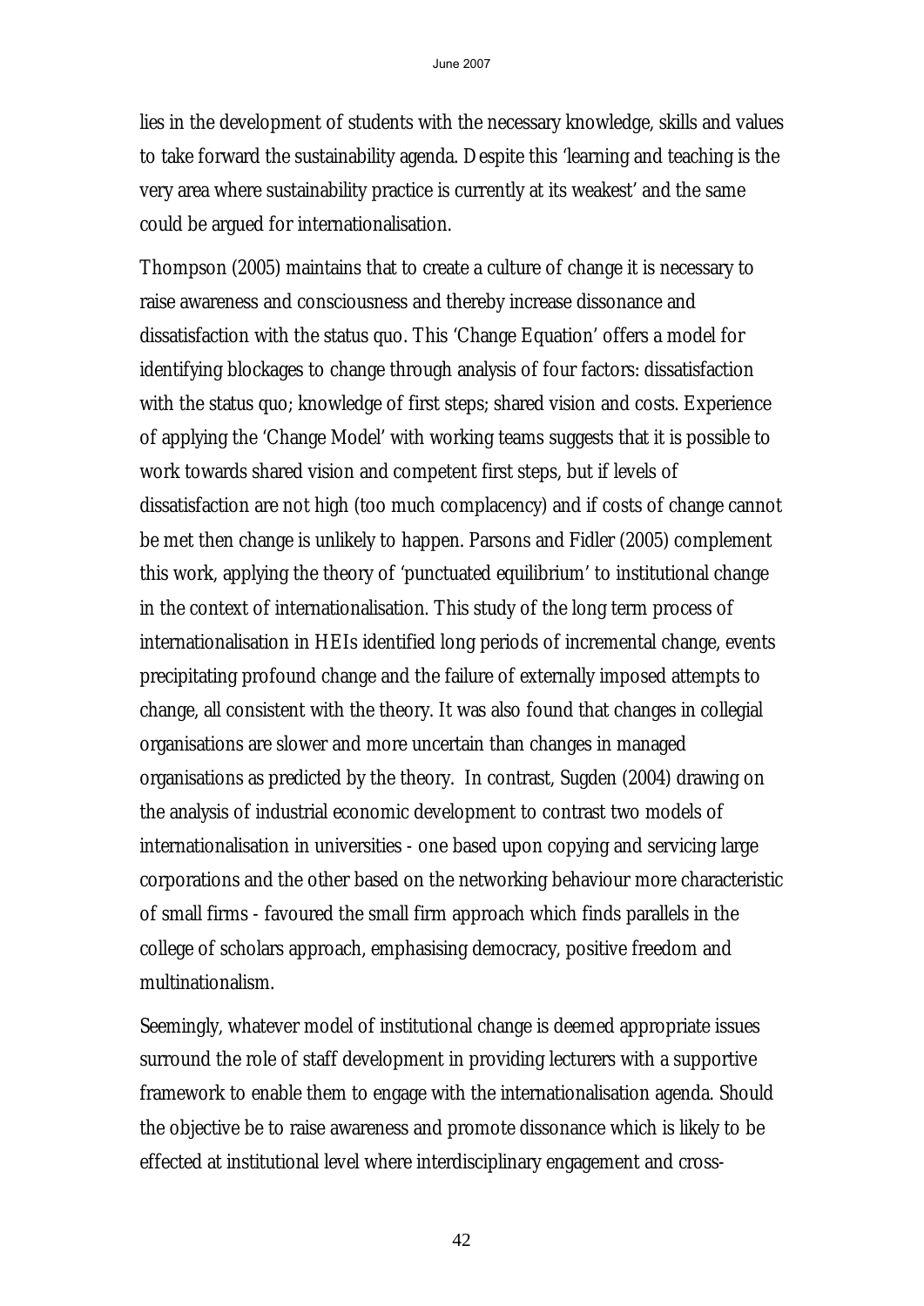lies in the development of students with the necessary knowledge, skills and values to take forward the sustainability agenda. Despite this 'learning and teaching is the very area where sustainability practice is currently at its weakest' and the same could be argued for internationalisation.

Thompson (2005) maintains that to create a culture of change it is necessary to raise awareness and consciousness and thereby increase dissonance and dissatisfaction with the status quo. This 'Change Equation' offers a model for identifying blockages to change through analysis of four factors: dissatisfaction with the status quo; knowledge of first steps; shared vision and costs. Experience of applying the 'Change Model' with working teams suggests that it is possible to work towards shared vision and competent first steps, but if levels of dissatisfaction are not high (too much complacency) and if costs of change cannot be met then change is unlikely to happen. Parsons and Fidler (2005) complement this work, applying the theory of 'punctuated equilibrium' to institutional change in the context of internationalisation. This study of the long term process of internationalisation in HEIs identified long periods of incremental change, events precipitating profound change and the failure of externally imposed attempts to change, all consistent with the theory. It was also found that changes in collegial organisations are slower and more uncertain than changes in managed organisations as predicted by the theory. In contrast, Sugden (2004) drawing on the analysis of industrial economic development to contrast two models of internationalisation in universities - one based upon copying and servicing large corporations and the other based on the networking behaviour more characteristic of small firms - favoured the small firm approach which finds parallels in the college of scholars approach, emphasising democracy, positive freedom and multinationalism.

Seemingly, whatever model of institutional change is deemed appropriate issues surround the role of staff development in providing lecturers with a supportive framework to enable them to engage with the internationalisation agenda. Should the objective be to raise awareness and promote dissonance which is likely to be effected at institutional level where interdisciplinary engagement and cross-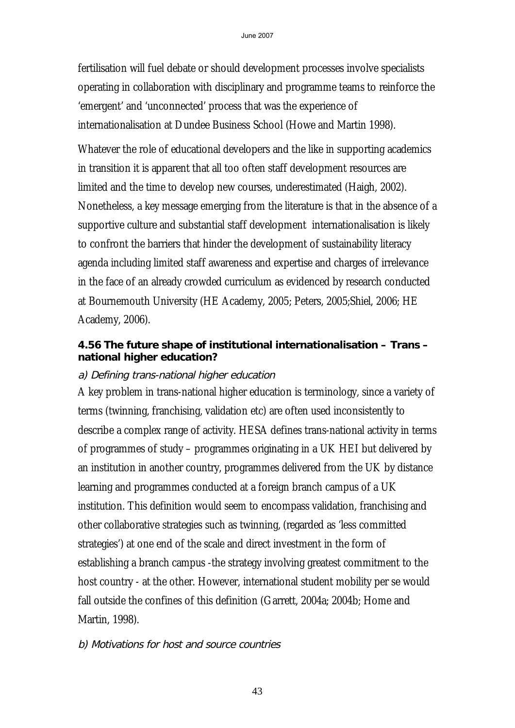fertilisation will fuel debate or should development processes involve specialists operating in collaboration with disciplinary and programme teams to reinforce the 'emergent' and 'unconnected' process that was the experience of internationalisation at Dundee Business School (Howe and Martin 1998).

Whatever the role of educational developers and the like in supporting academics in transition it is apparent that all too often staff development resources are limited and the time to develop new courses, underestimated (Haigh, 2002). Nonetheless, a key message emerging from the literature is that in the absence of a supportive culture and substantial staff development internationalisation is likely to confront the barriers that hinder the development of sustainability literacy agenda including limited staff awareness and expertise and charges of irrelevance in the face of an already crowded curriculum as evidenced by research conducted at Bournemouth University (HE Academy, 2005; Peters, 2005;Shiel, 2006; HE Academy, 2006).

### 4.56 The future shape of institutional internationalisation – Trans –national higher education?

*a) Defining trans-national higher education*

A key problem in trans-national higher education is terminology, since a variety of terms (twinning, franchising, validation etc) are often used inconsistently to describe a complex range of activity. HESA defines trans-national activity in terms of programmes of study – programmes originating in a UK HEI but delivered by an institution in another country, programmes delivered from the UK by distance learning and programmes conducted at a foreign branch campus of a UK institution. This definition would seem to encompass validation, franchising and other collaborative strategies such as twinning, (regarded as 'less committed strategies') at one end of the scale and direct investment in the form of establishing a branch campus -the strategy involving greatest commitment to the host country - at the other. However, international student mobility per se would fall outside the confines of this definition (Garrett, 2004a; 2004b; Home and Martin, 1998).

*b) Motivations for host and source countries*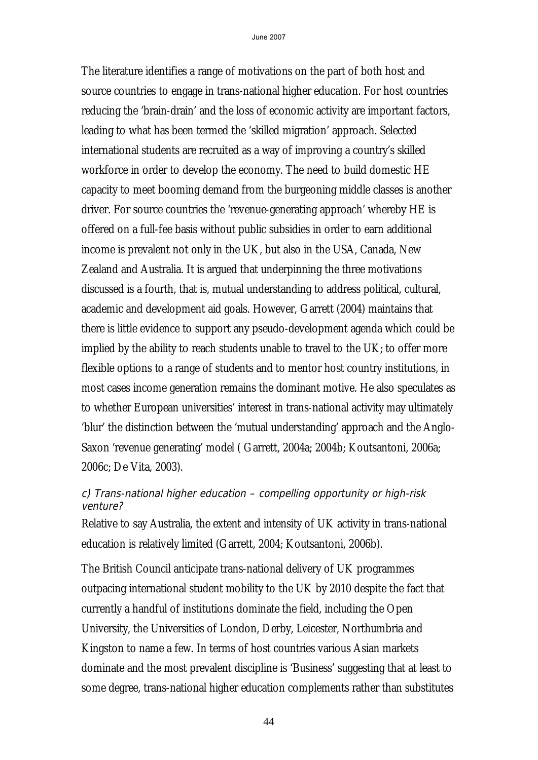The literature identifies a range of motivations on the part of both host and source countries to engage in trans-national higher education. For host countries reducing the 'brain-drain' and the loss of economic activity are important factors, leading to what has been termed the 'skilled migration' approach. Selected international students are recruited as a way of improving a country's skilled workforce in order to develop the economy. The need to build domestic HE capacity to meet booming demand from the burgeoning middle classes is another driver. For source countries the 'revenue-generating approach' whereby HE is offered on a full-fee basis without public subsidies in order to earn additional income is prevalent not only in the UK, but also in the USA, Canada, New Zealand and Australia. It is argued that underpinning the three motivations discussed is a fourth, that is, mutual understanding to address political, cultural, academic and development aid goals. However, Garrett (2004) maintains that there is little evidence to support any pseudo-development agenda which could be implied by the ability to reach students unable to travel to the UK; to offer more flexible options to a range of students and to mentor host country institutions, in most cases income generation remains the dominant motive. He also speculates as to whether European universities' interest in trans-national activity may ultimately 'blur' the distinction between the 'mutual understanding' approach and the Anglo-Saxon 'revenue generating' model ( Garrett, 2004a; 2004b; Koutsantoni, 2006a; 2006c; De Vita, 2003).

### *c) Trans-national higher education – compelling opportunity or high-risk venture?*

Relative to say Australia, the extent and intensity of UK activity in trans-national education is relatively limited (Garrett, 2004; Koutsantoni, 2006b).

The British Council anticipate trans-national delivery of UK programmes outpacing international student mobility to the UK by 2010 despite the fact that currently a handful of institutions dominate the field, including the Open University, the Universities of London, Derby, Leicester, Northumbria and Kingston to name a few. In terms of host countries various Asian markets dominate and the most prevalent discipline is 'Business' suggesting that at least to some degree, trans-national higher education complements rather than substitutes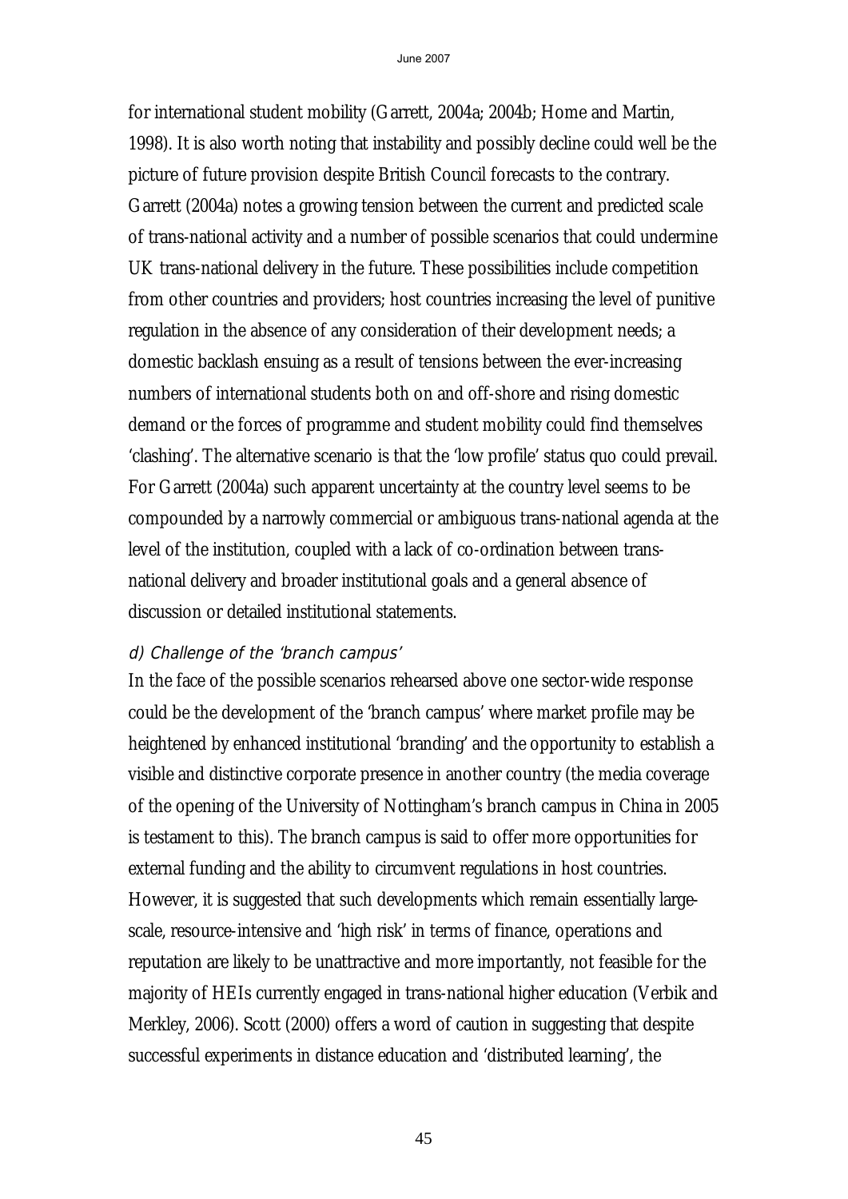for international student mobility (Garrett, 2004a; 2004b; Home and Martin, 1998). It is also worth noting that instability and possibly decline could well be the picture of future provision despite British Council forecasts to the contrary. Garrett (2004a) notes a growing tension between the current and predicted scale of trans-national activity and a number of possible scenarios that could undermine UK trans-national delivery in the future. These possibilities include competition from other countries and providers; host countries increasing the level of punitive regulation in the absence of any consideration of their development needs; a domestic backlash ensuing as a result of tensions between the ever-increasing numbers of international students both on and off-shore and rising domestic demand or the forces of programme and student mobility could find themselves 'clashing'. The alternative scenario is that the 'low profile' status quo could prevail. For Garrett (2004a) such apparent uncertainty at the country level seems to be compounded by a narrowly commercial or ambiguous trans-national agenda at the level of the institution, coupled with a lack of co-ordination between trans-national delivery and broader institutional goals and a general absence of discussion or detailed institutional statements.

### *d) Challenge of the 'branch campus'*

In the face of the possible scenarios rehearsed above one sector-wide response could be the development of the 'branch campus' where market profile may be heightened by enhanced institutional 'branding' and the opportunity to establish a visible and distinctive corporate presence in another country (the media coverage of the opening of the University of Nottingham's branch campus in China in 2005 is testament to this). The branch campus is said to offer more opportunities for external funding and the ability to circumvent regulations in host countries. However, it is suggested that such developments which remain essentially large-scale, resource-intensive and 'high risk' in terms of finance, operations and reputation are likely to be unattractive and more importantly, not feasible for the majority of HEIs currently engaged in trans-national higher education (Verbik and Merkley, 2006). Scott (2000) offers a word of caution in suggesting that despite successful experiments in distance education and 'distributed learning', the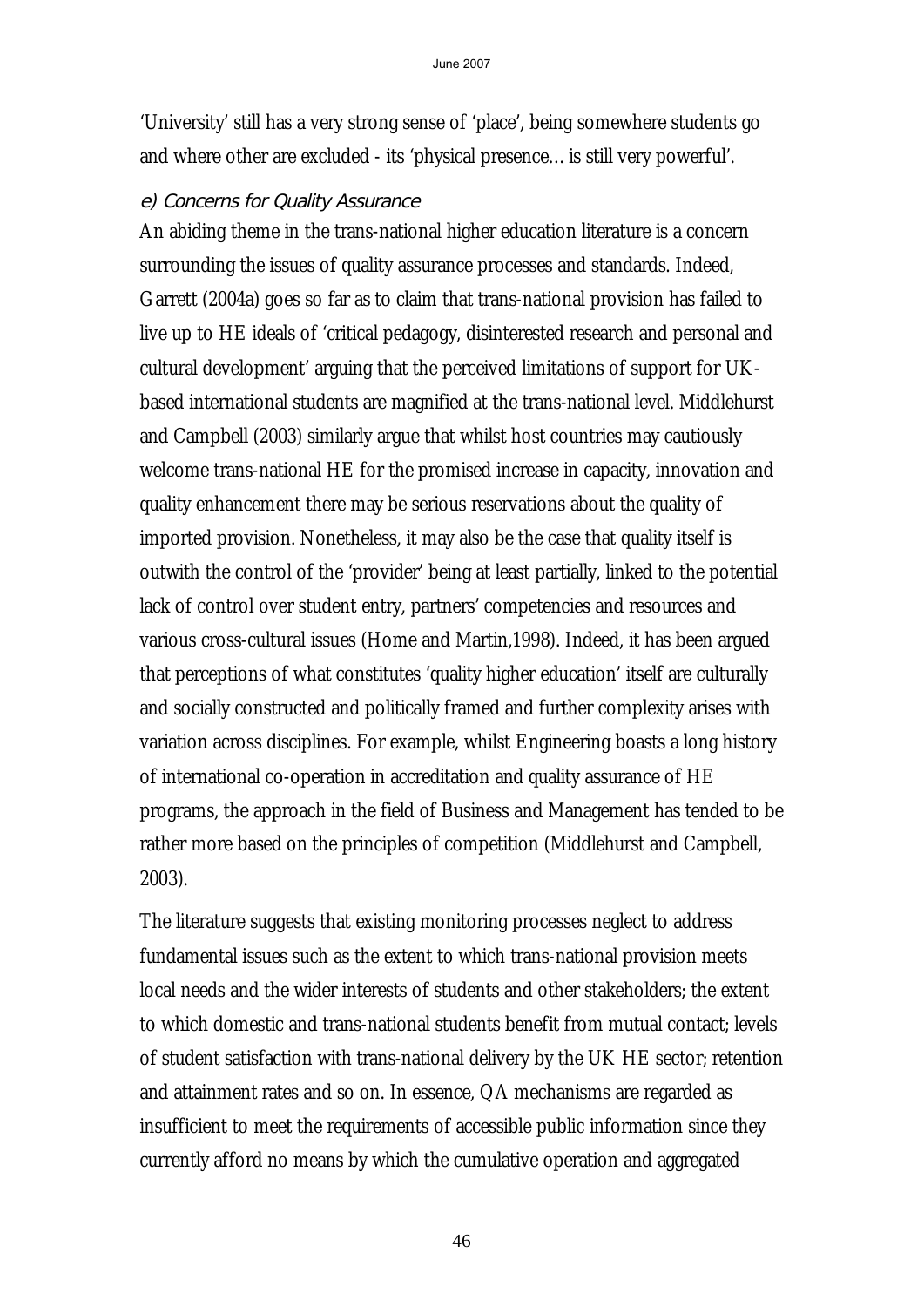'University' still has a very strong sense of 'place', being somewhere students go and where other are excluded - its 'physical presence… is still very powerful'.

#### *e) Concerns for Quality Assurance*

An abiding theme in the trans-national higher education literature is a concern surrounding the issues of quality assurance processes and standards. Indeed, Garrett (2004a) goes so far as to claim that trans-national provision has failed to live up to HE ideals of 'critical pedagogy, disinterested research and personal and cultural development' arguing that the perceived limitations of support for UK-based international students are magnified at the trans-national level. Middlehurst and Campbell (2003) similarly argue that whilst host countries may cautiously welcome trans-national HE for the promised increase in capacity, innovation and quality enhancement there may be serious reservations about the quality of imported provision. Nonetheless, it may also be the case that quality itself is outwith the control of the 'provider' being at least partially, linked to the potential lack of control over student entry, partners' competencies and resources and various cross-cultural issues (Home and Martin,1998). Indeed, it has been argued that perceptions of what constitutes 'quality higher education' itself are culturally and socially constructed and politically framed and further complexity arises with variation across disciplines. For example, whilst Engineering boasts a long history of international co-operation in accreditation and quality assurance of HE programs, the approach in the field of Business and Management has tended to be rather more based on the principles of competition (Middlehurst and Campbell, 2003).

The literature suggests that existing monitoring processes neglect to address fundamental issues such as the extent to which trans-national provision meets local needs and the wider interests of students and other stakeholders; the extent to which domestic and trans-national students benefit from mutual contact; levels of student satisfaction with trans-national delivery by the UK HE sector; retention and attainment rates and so on. In essence, QA mechanisms are regarded as insufficient to meet the requirements of accessible public information since they currently afford no means by which the cumulative operation and aggregated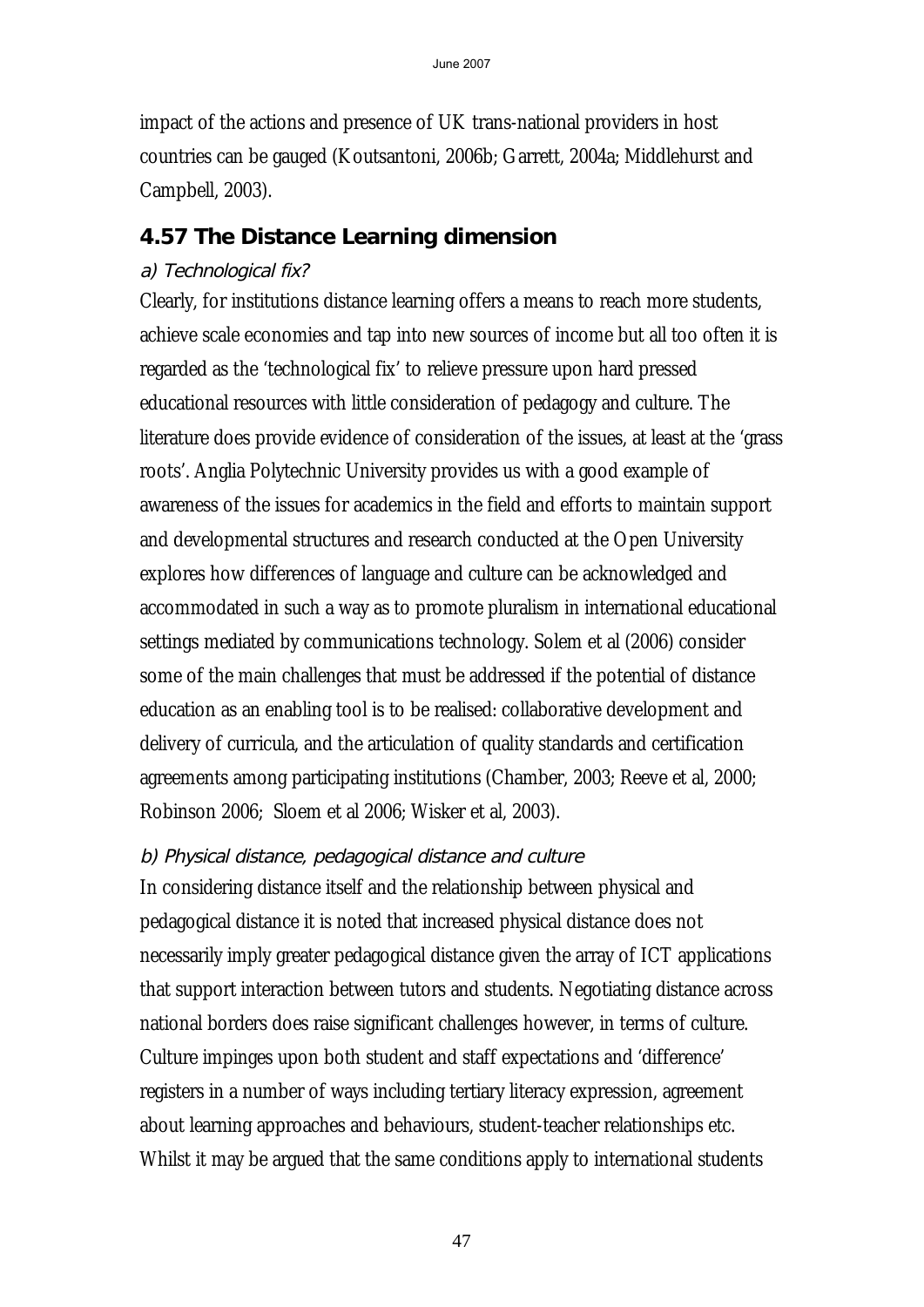impact of the actions and presence of UK trans-national providers in host countries can be gauged (Koutsantoni, 2006b; Garrett, 2004a; Middlehurst and Campbell, 2003).

## 4.57 The Distance Learning dimension

### *a) Technological fix?*

Clearly, for institutions distance learning offers a means to reach more students, achieve scale economies and tap into new sources of income but all too often it is regarded as the 'technological fix' to relieve pressure upon hard pressed educational resources with little consideration of pedagogy and culture. The literature does provide evidence of consideration of the issues, at least at the 'grass roots'. Anglia Polytechnic University provides us with a good example of awareness of the issues for academics in the field and efforts to maintain support and developmental structures and research conducted at the Open University explores how differences of language and culture can be acknowledged and accommodated in such a way as to promote pluralism in international educational settings mediated by communications technology. Solem et al (2006) consider some of the main challenges that must be addressed if the potential of distance education as an enabling tool is to be realised: collaborative development and delivery of curricula, and the articulation of quality standards and certification agreements among participating institutions (Chamber, 2003; Reeve et al, 2000; Robinson 2006; Sloem et al 2006; Wisker et al, 2003).

### *b) Physical distance, pedagogical distance and culture*

In considering distance itself and the relationship between physical and pedagogical distance it is noted that increased physical distance does not necessarily imply greater pedagogical distance given the array of ICT applications that support interaction between tutors and students. Negotiating distance across national borders does raise significant challenges however, in terms of culture. Culture impinges upon both student and staff expectations and 'difference' registers in a number of ways including tertiary literacy expression, agreement about learning approaches and behaviours, student-teacher relationships etc. Whilst it may be argued that the same conditions apply to international students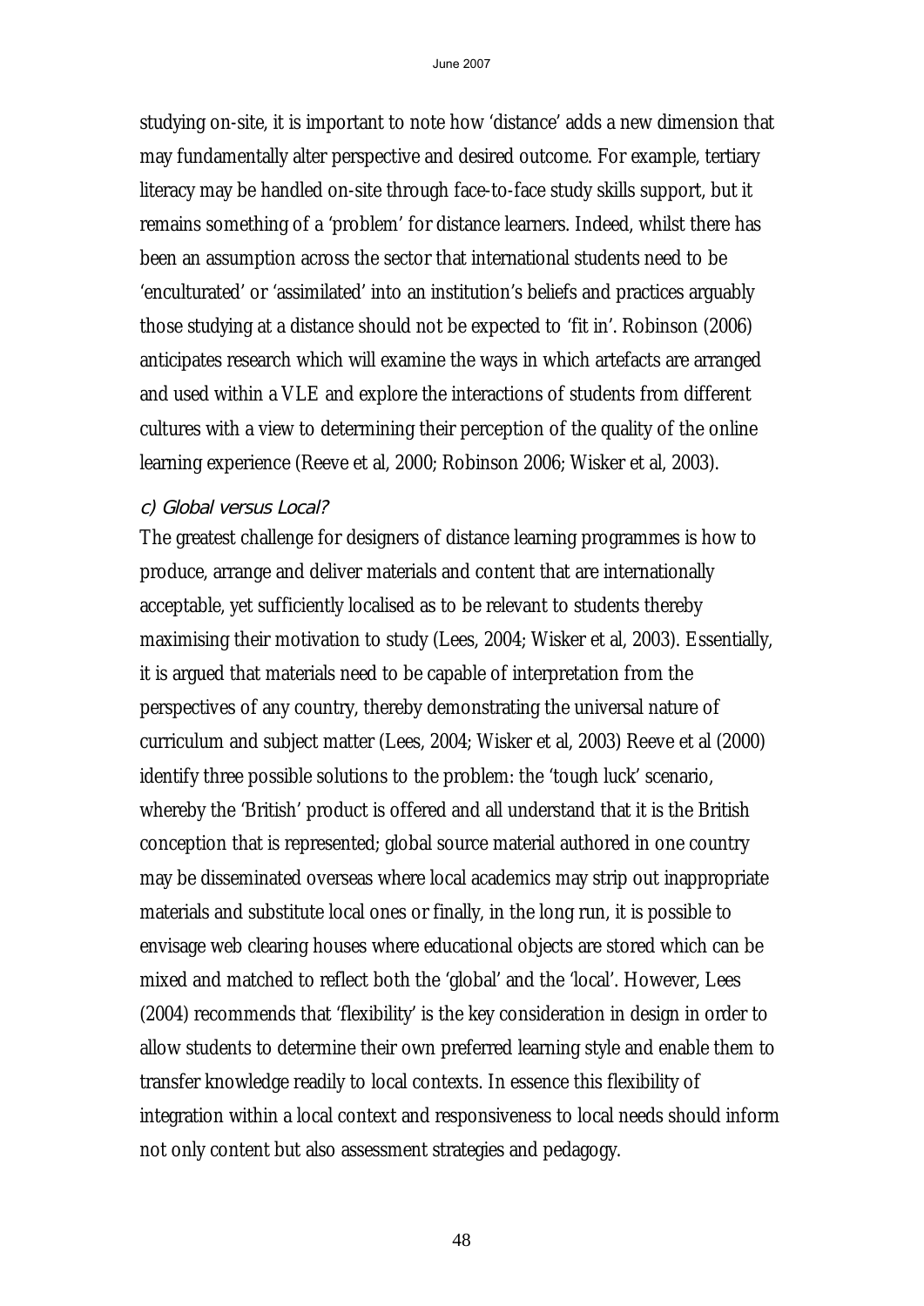studying on-site, it is important to note how 'distance' adds a new dimension that may fundamentally alter perspective and desired outcome. For example, tertiary literacy may be handled on-site through face-to-face study skills support, but it remains something of a 'problem' for distance learners. Indeed, whilst there has been an assumption across the sector that international students need to be 'enculturated' or 'assimilated' into an institution's beliefs and practices arguably those studying at a distance should not be expected to 'fit in'. Robinson (2006) anticipates research which will examine the ways in which artefacts are arranged and used within a VLE and explore the interactions of students from different cultures with a view to determining their perception of the quality of the online learning experience (Reeve et al, 2000; Robinson 2006; Wisker et al, 2003).

*c) Global versus Local?*

The greatest challenge for designers of distance learning programmes is how to produce, arrange and deliver materials and content that are internationally acceptable, yet sufficiently localised as to be relevant to students thereby maximising their motivation to study (Lees, 2004; Wisker et al, 2003). Essentially, it is argued that materials need to be capable of interpretation from the perspectives of any country, thereby demonstrating the universal nature of curriculum and subject matter (Lees, 2004; Wisker et al, 2003) Reeve et al (2000) identify three possible solutions to the problem: the 'tough luck' scenario, whereby the 'British' product is offered and all understand that it is the British conception that is represented; global source material authored in one country may be disseminated overseas where local academics may strip out inappropriate materials and substitute local ones or finally, in the long run, it is possible to envisage web clearing houses where educational objects are stored which can be mixed and matched to reflect both the 'global' and the 'local'. However, Lees (2004) recommends that 'flexibility' is the key consideration in design in order to allow students to determine their own preferred learning style and enable them to transfer knowledge readily to local contexts. In essence this flexibility of integration within a local context and responsiveness to local needs should inform not only content but also assessment strategies and pedagogy.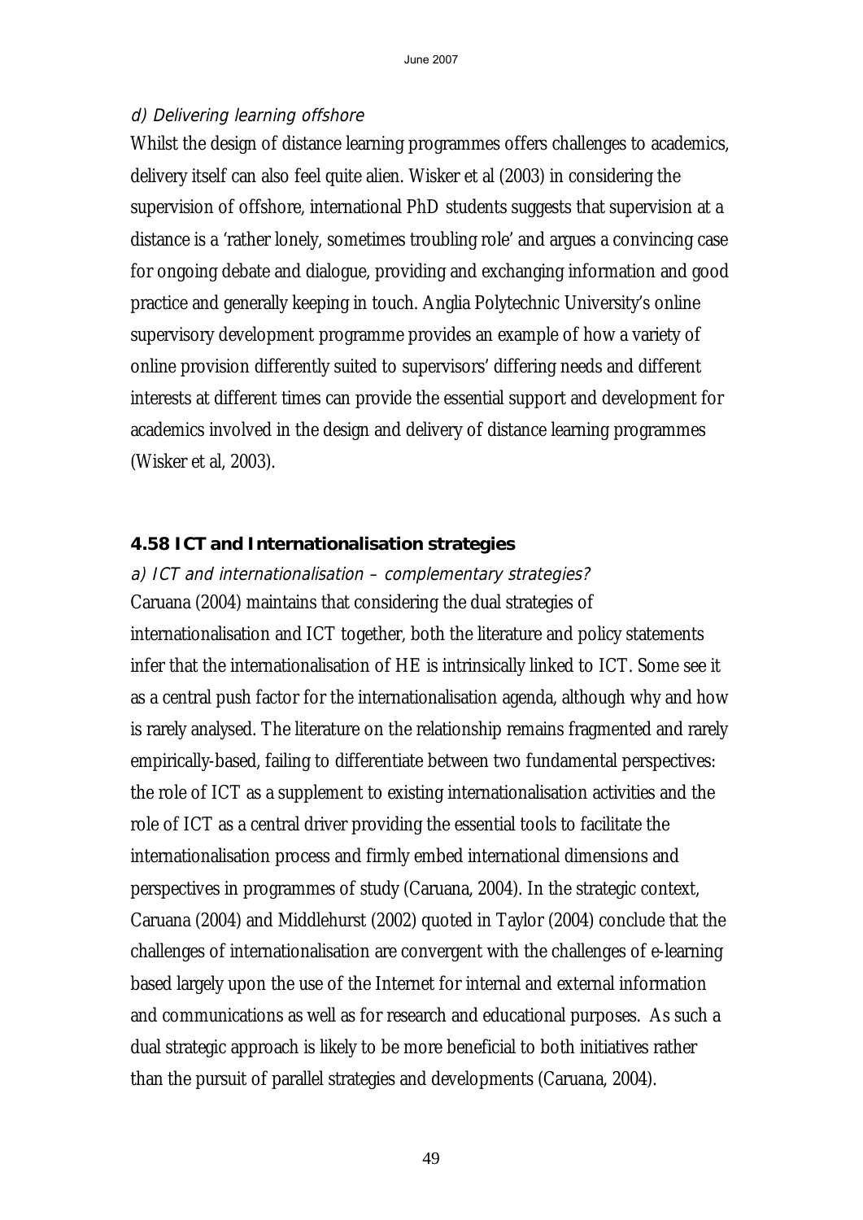*d) Delivering learning offshore*

Whilst the design of distance learning programmes offers challenges to academics, delivery itself can also feel quite alien. Wisker et al (2003) in considering the supervision of offshore, international PhD students suggests that supervision at a distance is a 'rather lonely, sometimes troubling role' and argues a convincing case for ongoing debate and dialogue, providing and exchanging information and good practice and generally keeping in touch. Anglia Polytechnic University's online supervisory development programme provides an example of how a variety of online provision differently suited to supervisors' differing needs and different interests at different times can provide the essential support and development for academics involved in the design and delivery of distance learning programmes (Wisker et al, 2003).

**4.58 ICT and Internationalisation strategies**

*a) ICT and internationalisation – complementary strategies?*

Caruana (2004) maintains that considering the dual strategies of internationalisation and ICT together, both the literature and policy statements infer that the internationalisation of HE is intrinsically linked to ICT. Some see it as a central push factor for the internationalisation agenda, although why and how is rarely analysed. The literature on the relationship remains fragmented and rarely empirically-based, failing to differentiate between two fundamental perspectives: the role of ICT as a supplement to existing internationalisation activities and the role of ICT as a central driver providing the essential tools to facilitate the internationalisation process and firmly embed international dimensions and perspectives in programmes of study (Caruana, 2004). In the strategic context, Caruana (2004) and Middlehurst (2002) quoted in Taylor (2004) conclude that the challenges of internationalisation are convergent with the challenges of e-learning based largely upon the use of the Internet for internal and external information and communications as well as for research and educational purposes. As such a dual strategic approach is likely to be more beneficial to both initiatives rather than the pursuit of parallel strategies and developments (Caruana, 2004).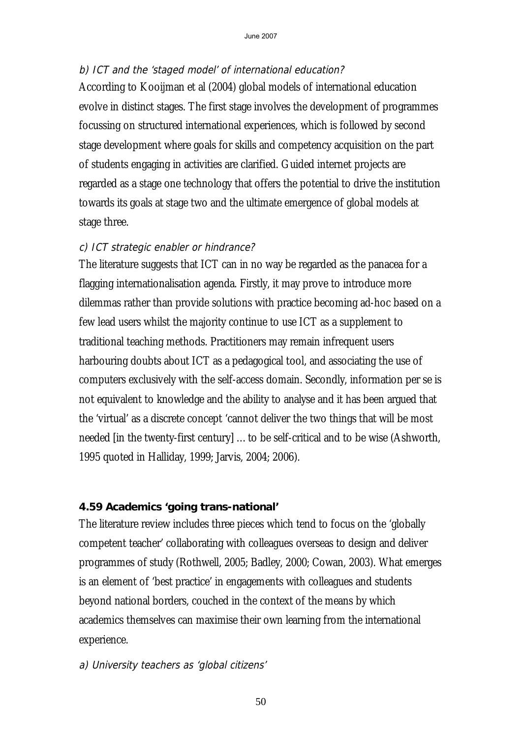*b) ICT and the 'staged model' of international education?*

According to Kooijman et al (2004) global models of international education evolve in distinct stages. The first stage involves the development of programmes focussing on structured international experiences, which is followed by second stage development where goals for skills and competency acquisition on the part of students engaging in activities are clarified. Guided internet projects are regarded as a stage one technology that offers the potential to drive the institution towards its goals at stage two and the ultimate emergence of global models at stage three.

*c) ICT strategic enabler or hindrance?*

The literature suggests that ICT can in no way be regarded as the panacea for a flagging internationalisation agenda. Firstly, it may prove to introduce more dilemmas rather than provide solutions with practice becoming ad-hoc based on a few lead users whilst the majority continue to use ICT as a supplement to traditional teaching methods. Practitioners may remain infrequent users harbouring doubts about ICT as a pedagogical tool, and associating the use of computers exclusively with the self-access domain. Secondly, information per se is not equivalent to knowledge and the ability to analyse and it has been argued that the 'virtual' as a discrete concept 'cannot deliver the two things that will be most needed [in the twenty-first century] … to be self-critical and to be wise (Ashworth, 1995 quoted in Halliday, 1999; Jarvis, 2004; 2006).

### 4.59 Academics 'going trans-national'

The literature review includes three pieces which tend to focus on the 'globally competent teacher' collaborating with colleagues overseas to design and deliver programmes of study (Rothwell, 2005; Badley, 2000; Cowan, 2003). What emerges is an element of 'best practice' in engagements with colleagues and students beyond national borders, couched in the context of the means by which academics themselves can maximise their own learning from the international experience.

*a) University teachers as 'global citizens'*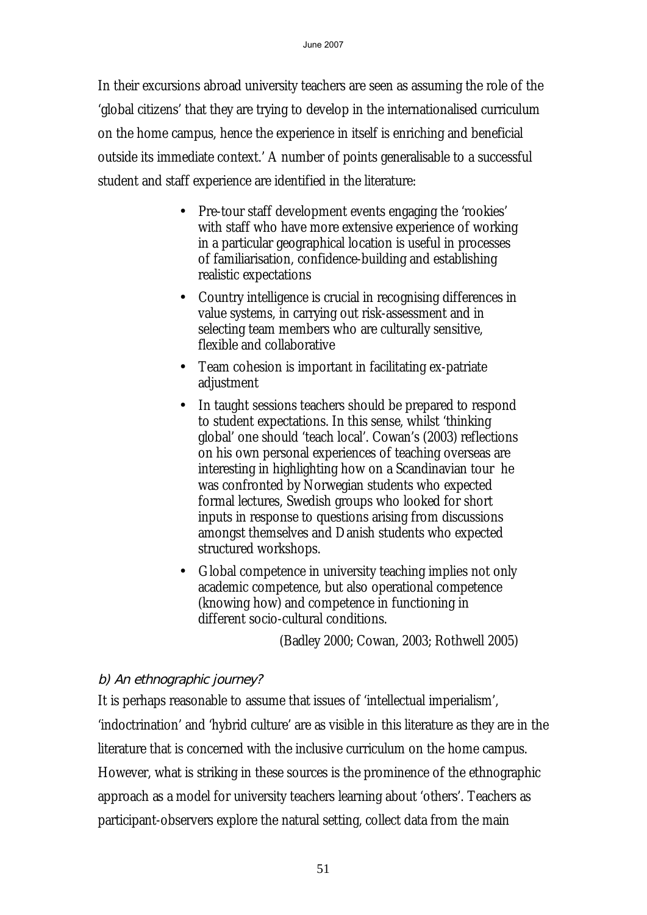In their excursions abroad university teachers are seen as assuming the role of the 'global citizens' that they are trying to develop in the internationalised curriculum on the home campus, hence the experience in itself is enriching and beneficial outside its immediate context.' A number of points generalisable to a successful student and staff experience are identified in the literature:

- Pre-tour staff development events engaging the 'rookies' with staff who have more extensive experience of working in a particular geographical location is useful in processes of familiarisation, confidence-building and establishing realistic expectations
- Country intelligence is crucial in recognising differences in value systems, in carrying out risk-assessment and in selecting team members who are culturally sensitive, flexible and collaborative
- Team cohesion is important in facilitating ex-patriate adjustment
- In taught sessions teachers should be prepared to respond to student expectations. In this sense, whilst 'thinking global' one should 'teach local'. Cowan's (2003) reflections on his own personal experiences of teaching overseas are interesting in highlighting how on a Scandinavian tour he was confronted by Norwegian students who expected formal lectures, Swedish groups who looked for short inputs in response to questions arising from discussions amongst themselves and Danish students who expected structured workshops.
- Global competence in university teaching implies not only academic competence, but also operational competence (knowing how) and competence in functioning in different socio-cultural conditions.

(Badley 2000; Cowan, 2003; Rothwell 2005)

*b) An ethnographic journey?*

It is perhaps reasonable to assume that issues of 'intellectual imperialism', 'indoctrination' and 'hybrid culture' are as visible in this literature as they are in the literature that is concerned with the inclusive curriculum on the home campus. However, what is striking in these sources is the prominence of the ethnographic approach as a model for university teachers learning about 'others'. Teachers as participant-observers explore the natural setting, collect data from the main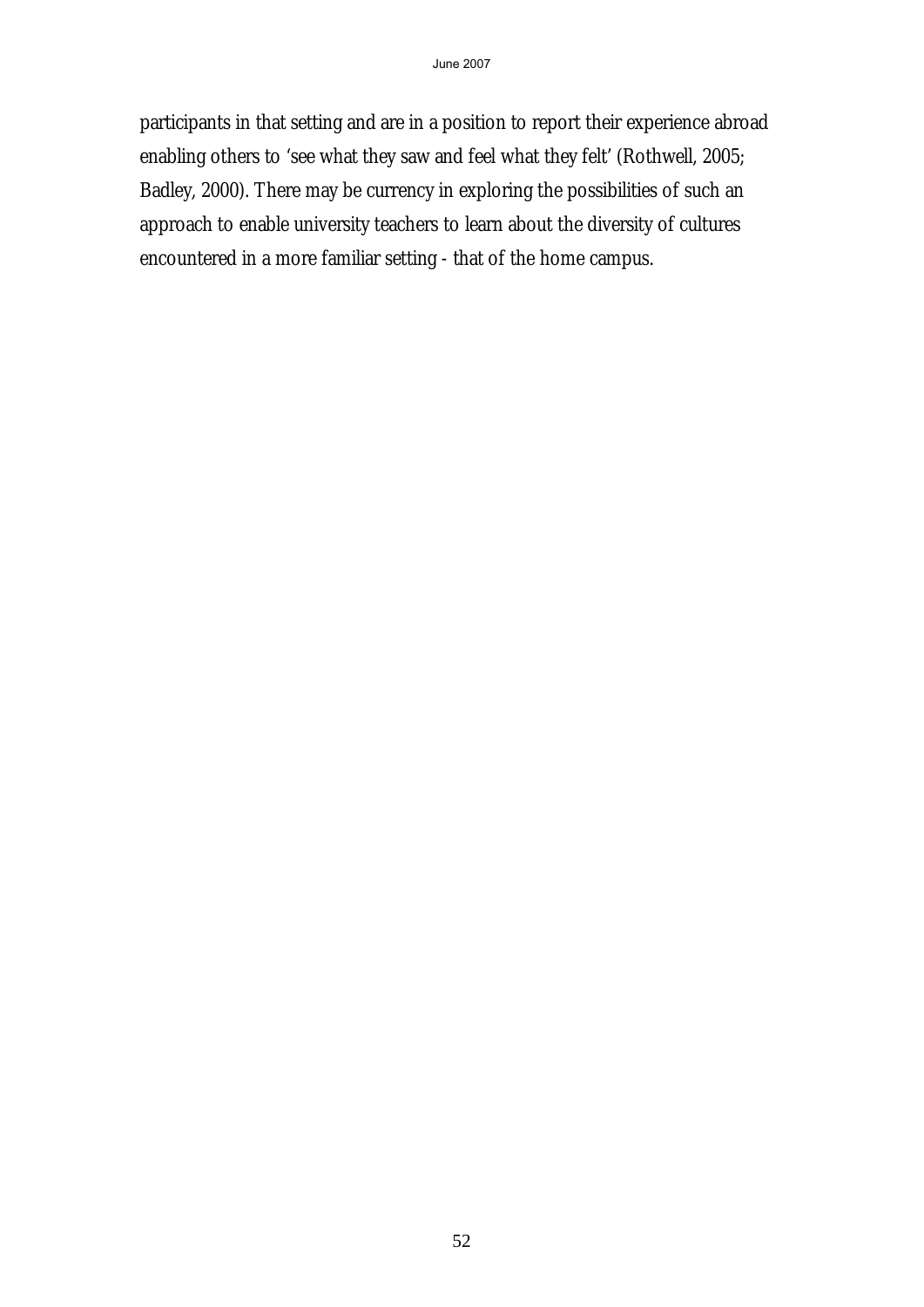participants in that setting and are in a position to report their experience abroad enabling others to 'see what they saw and feel what they felt' (Rothwell, 2005; Badley, 2000). There may be currency in exploring the possibilities of such an approach to enable university teachers to learn about the diversity of cultures encountered in a more familiar setting - that of the home campus.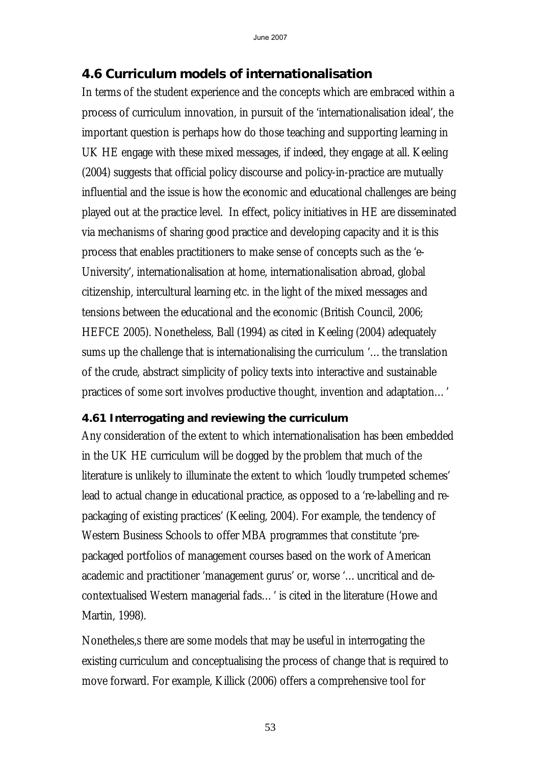## 4.6 Curriculum models of internationalisation

In terms of the student experience and the concepts which are embraced within a process of curriculum innovation, in pursuit of the 'internationalisation ideal', the important question is perhaps how do those teaching and supporting learning in UK HE engage with these mixed messages, if indeed, they engage at all. Keeling (2004) suggests that official policy discourse and policy-in-practice are mutually influential and the issue is how the economic and educational challenges are being played out at the practice level. In effect, policy initiatives in HE are disseminated via mechanisms of sharing good practice and developing capacity and it is this process that enables practitioners to make sense of concepts such as the 'e-University', internationalisation at home, internationalisation abroad, global citizenship, intercultural learning etc. in the light of the mixed messages and tensions between the educational and the economic (British Council, 2006; HEFCE 2005). Nonetheless, Ball (1994) as cited in Keeling (2004) adequately sums up the challenge that is internationalising the curriculum '…the translation of the crude, abstract simplicity of policy texts into interactive and sustainable practices of some sort involves productive thought, invention and adaptation…'

### 4.61 Interrogating and reviewing the curriculum

Any consideration of the extent to which internationalisation has been embedded in the UK HE curriculum will be dogged by the problem that much of the literature is unlikely to illuminate the extent to which 'loudly trumpeted schemes' lead to actual change in educational practice, as opposed to a 're-labelling and re-packaging of existing practices' (Keeling, 2004). For example, the tendency of Western Business Schools to offer MBA programmes that constitute 'pre-packaged portfolios of management courses based on the work of American academic and practitioner 'management gurus' or, worse '…uncritical and de-contextualised Western managerial fads…' is cited in the literature (Howe and Martin, 1998).

Nonetheles,s there are some models that may be useful in interrogating the existing curriculum and conceptualising the process of change that is required to move forward. For example, Killick (2006) offers a comprehensive tool for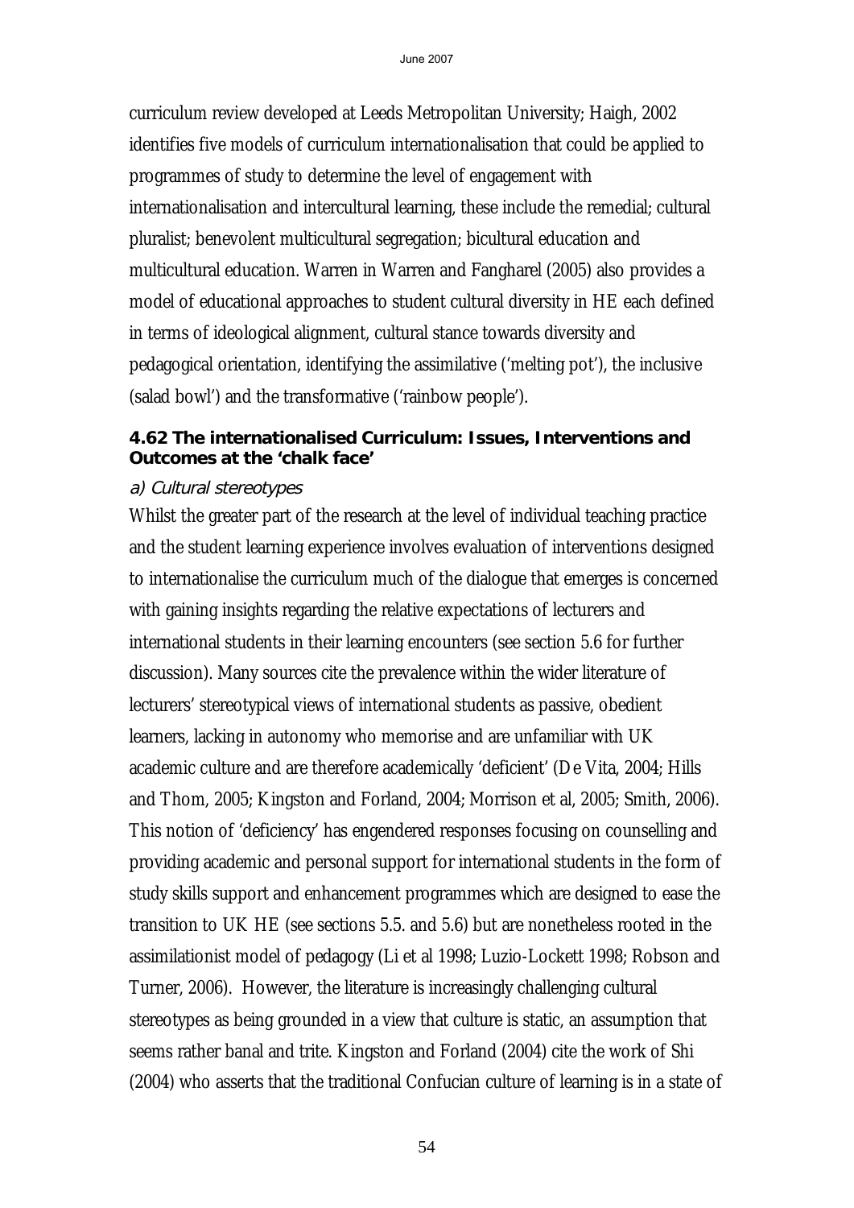curriculum review developed at Leeds Metropolitan University; Haigh, 2002 identifies five models of curriculum internationalisation that could be applied to programmes of study to determine the level of engagement with internationalisation and intercultural learning, these include the remedial; cultural pluralist; benevolent multicultural segregation; bicultural education and multicultural education. Warren in Warren and Fangharel (2005) also provides a model of educational approaches to student cultural diversity in HE each defined in terms of ideological alignment, cultural stance towards diversity and pedagogical orientation, identifying the assimilative ('melting pot'), the inclusive (salad bowl') and the transformative ('rainbow people').

### 4.62 The internationalised Curriculum: Issues, Interventions and Outcomes at the 'chalk face'

*a) Cultural stereotypes*

Whilst the greater part of the research at the level of individual teaching practice and the student learning experience involves evaluation of interventions designed to internationalise the curriculum much of the dialogue that emerges is concerned with gaining insights regarding the relative expectations of lecturers and international students in their learning encounters (see section 5.6 for further discussion). Many sources cite the prevalence within the wider literature of lecturers' stereotypical views of international students as passive, obedient learners, lacking in autonomy who memorise and are unfamiliar with UK academic culture and are therefore academically 'deficient' (De Vita, 2004; Hills and Thom, 2005; Kingston and Forland, 2004; Morrison et al, 2005; Smith, 2006). This notion of 'deficiency' has engendered responses focusing on counselling and providing academic and personal support for international students in the form of study skills support and enhancement programmes which are designed to ease the transition to UK HE (see sections 5.5. and 5.6) but are nonetheless rooted in the assimilationist model of pedagogy (Li et al 1998; Luzio-Lockett 1998; Robson and Turner, 2006). However, the literature is increasingly challenging cultural stereotypes as being grounded in a view that culture is static, an assumption that seems rather banal and trite. Kingston and Forland (2004) cite the work of Shi (2004) who asserts that the traditional Confucian culture of learning is in a state of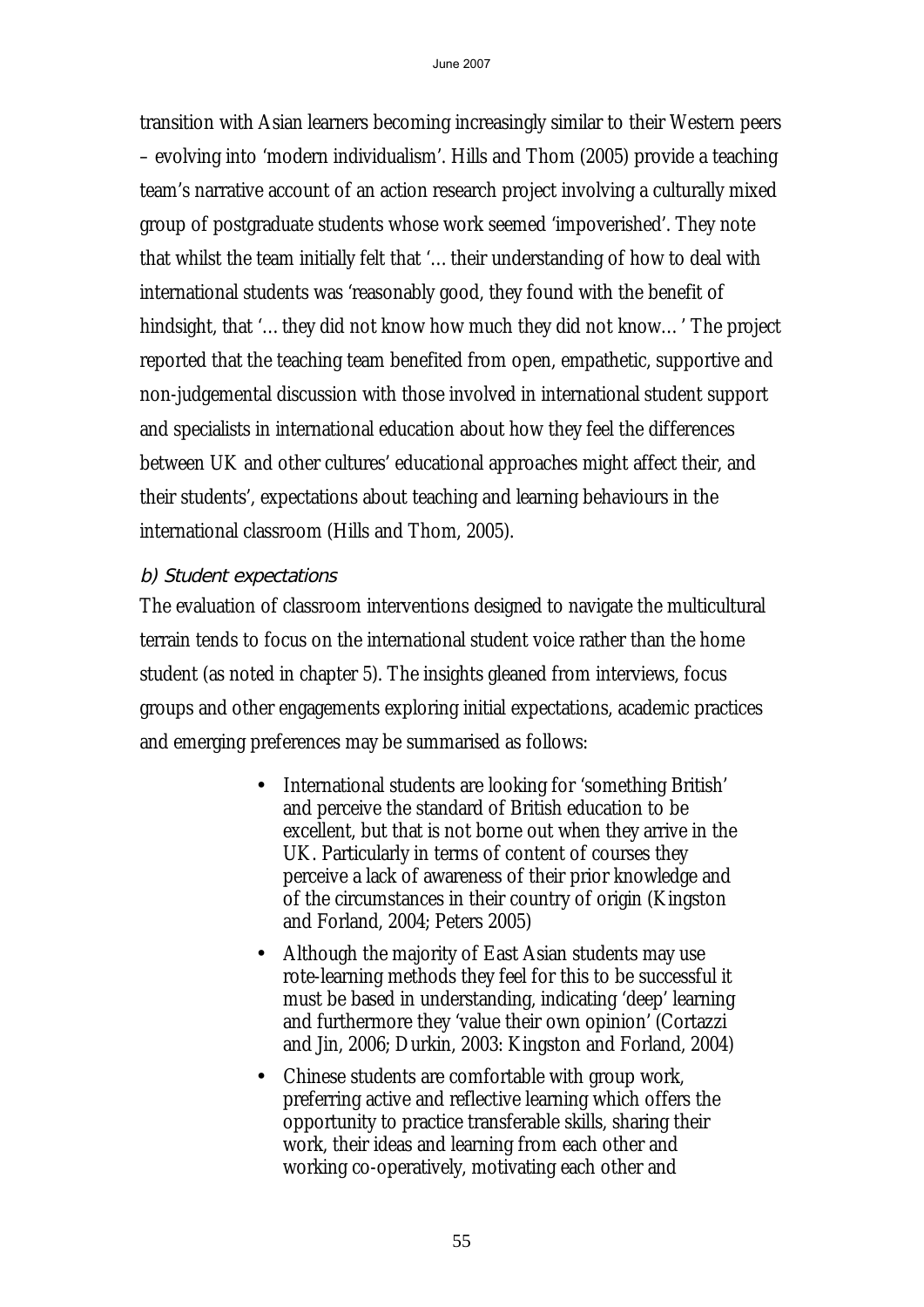transition with Asian learners becoming increasingly similar to their Western peers – evolving into 'modern individualism'. Hills and Thom (2005) provide a teaching team's narrative account of an action research project involving a culturally mixed group of postgraduate students whose work seemed 'impoverished'. They note that whilst the team initially felt that '…their understanding of how to deal with international students was 'reasonably good, they found with the benefit of hindsight, that '…they did not know how much they did not know…' The project reported that the teaching team benefited from open, empathetic, supportive and non-judgemental discussion with those involved in international student support and specialists in international education about how they feel the differences between UK and other cultures' educational approaches might affect their, and their students', expectations about teaching and learning behaviours in the international classroom (Hills and Thom, 2005).

*b) Student expectations*

The evaluation of classroom interventions designed to navigate the multicultural terrain tends to focus on the international student voice rather than the home student (as noted in chapter 5). The insights gleaned from interviews, focus groups and other engagements exploring initial expectations, academic practices and emerging preferences may be summarised as follows:

- International students are looking for 'something British' and perceive the standard of British education to be excellent, but that is not borne out when they arrive in the UK. Particularly in terms of content of courses they perceive a lack of awareness of their prior knowledge and of the circumstances in their country of origin (Kingston and Forland, 2004; Peters 2005)
- Although the majority of East Asian students may use rote-learning methods they feel for this to be successful it must be based in understanding, indicating 'deep' learning and furthermore they 'value their own opinion' (Cortazzi and Jin, 2006; Durkin, 2003: Kingston and Forland, 2004)
- Chinese students are comfortable with group work, preferring active and reflective learning which offers the opportunity to practice transferable skills, sharing their work, their ideas and learning from each other and working co-operatively, motivating each other and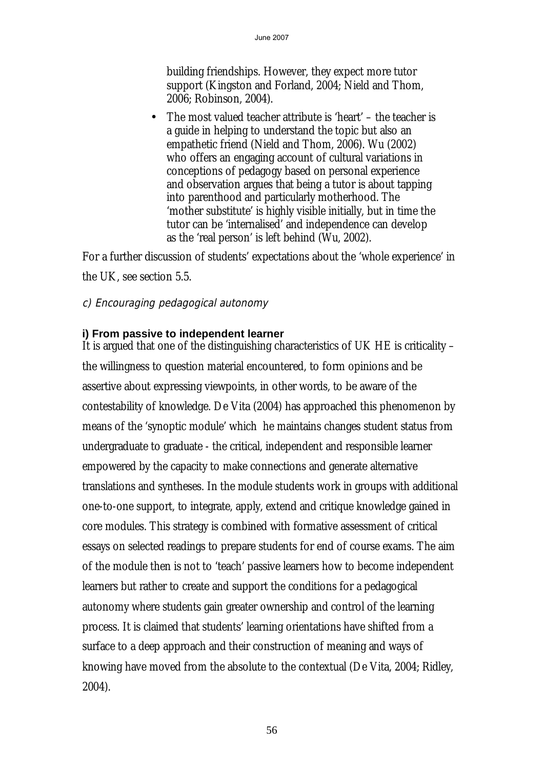building friendships. However, they expect more tutor support (Kingston and Forland, 2004; Nield and Thom, 2006; Robinson, 2004).

- The most valued teacher attribute is 'heart' – the teacher is a guide in helping to understand the topic but also an empathetic friend (Nield and Thom, 2006). Wu (2002) who offers an engaging account of cultural variations in conceptions of pedagogy based on personal experience and observation argues that being a tutor is about tapping into parenthood and particularly motherhood. The 'mother substitute' is highly visible initially, but in time the tutor can be 'internalised' and independence can develop as the 'real person' is left behind (Wu, 2002).

For a further discussion of students' expectations about the 'whole experience' in the UK, see section 5.5.

*c) Encouraging pedagogical autonomy*

**i) From passive to independent learner**

It is argued that one of the distinguishing characteristics of UK HE is criticality – the willingness to question material encountered, to form opinions and be assertive about expressing viewpoints, in other words, to be aware of the contestability of knowledge. De Vita (2004) has approached this phenomenon by means of the 'synoptic module' which he maintains changes student status from undergraduate to graduate - the critical, independent and responsible learner empowered by the capacity to make connections and generate alternative translations and syntheses. In the module students work in groups with additional one-to-one support, to integrate, apply, extend and critique knowledge gained in core modules. This strategy is combined with formative assessment of critical essays on selected readings to prepare students for end of course exams. The aim of the module then is not to 'teach' passive learners how to become independent learners but rather to create and support the conditions for a pedagogical autonomy where students gain greater ownership and control of the learning process. It is claimed that students' learning orientations have shifted from a surface to a deep approach and their construction of meaning and ways of knowing have moved from the absolute to the contextual (De Vita, 2004; Ridley, 2004).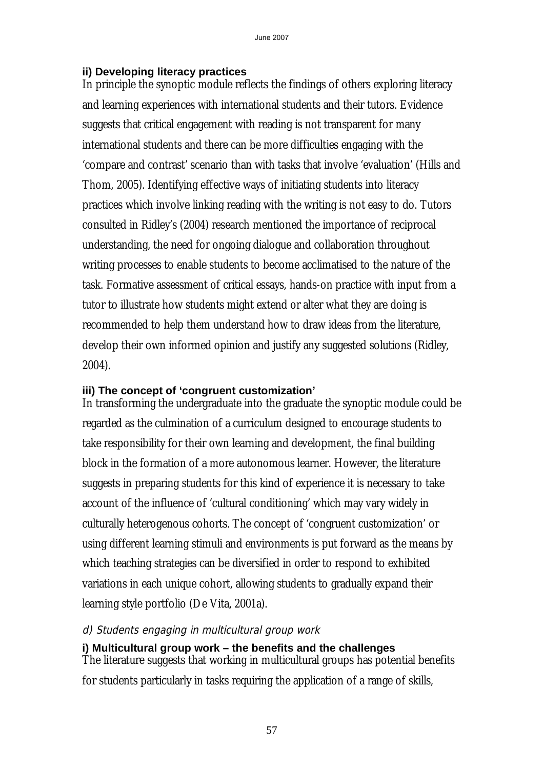### ii) Developing literacy practices

In principle the synoptic module reflects the findings of others exploring literacy and learning experiences with international students and their tutors. Evidence suggests that critical engagement with reading is not transparent for many international students and there can be more difficulties engaging with the 'compare and contrast' scenario than with tasks that involve 'evaluation' (Hills and Thom, 2005). Identifying effective ways of initiating students into literacy practices which involve linking reading with the writing is not easy to do. Tutors consulted in Ridley's (2004) research mentioned the importance of reciprocal understanding, the need for ongoing dialogue and collaboration throughout writing processes to enable students to become acclimatised to the nature of the task. Formative assessment of critical essays, hands-on practice with input from a tutor to illustrate how students might extend or alter what they are doing is recommended to help them understand how to draw ideas from the literature, develop their own informed opinion and justify any suggested solutions (Ridley, 2004).

### iii) The concept of 'congruent customization'

In transforming the undergraduate into the graduate the synoptic module could be regarded as the culmination of a curriculum designed to encourage students to take responsibility for their own learning and development, the final building block in the formation of a more autonomous learner. However, the literature suggests in preparing students for this kind of experience it is necessary to take account of the influence of 'cultural conditioning' which may vary widely in culturally heterogenous cohorts. The concept of 'congruent customization' or using different learning stimuli and environments is put forward as the means by which teaching strategies can be diversified in order to respond to exhibited variations in each unique cohort, allowing students to gradually expand their learning style portfolio (De Vita, 2001a).

## *d) Students engaging in multicultural group work*

### i) Multicultural group work – the benefits and the challenges

The literature suggests that working in multicultural groups has potential benefits for students particularly in tasks requiring the application of a range of skills,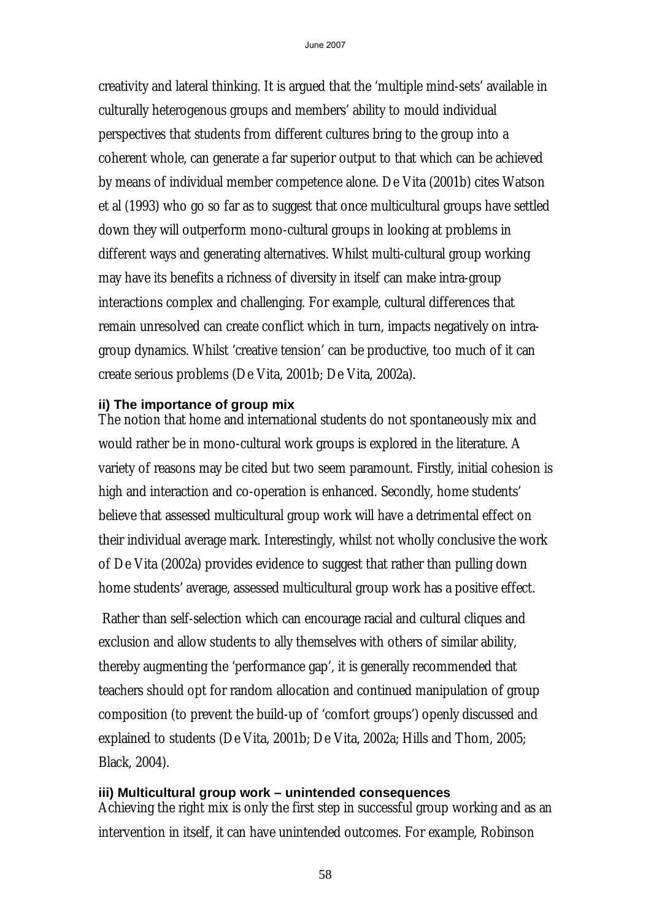creativity and lateral thinking. It is argued that the 'multiple mind-sets' available in culturally heterogenous groups and members' ability to mould individual perspectives that students from different cultures bring to the group into a coherent whole, can generate a far superior output to that which can be achieved by means of individual member competence alone. De Vita (2001b) cites Watson et al (1993) who go so far as to suggest that once multicultural groups have settled down they will outperform mono-cultural groups in looking at problems in different ways and generating alternatives. Whilst multi-cultural group working may have its benefits a richness of diversity in itself can make intra-group interactions complex and challenging. For example, cultural differences that remain unresolved can create conflict which in turn, impacts negatively on intra-group dynamics. Whilst 'creative tension' can be productive, too much of it can create serious problems (De Vita, 2001b; De Vita, 2002a).

### ii) The importance of group mix

The notion that home and international students do not spontaneously mix and would rather be in mono-cultural work groups is explored in the literature. A variety of reasons may be cited but two seem paramount. Firstly, initial cohesion is high and interaction and co-operation is enhanced. Secondly, home students' believe that assessed multicultural group work will have a detrimental effect on their individual average mark. Interestingly, whilst not wholly conclusive the work of De Vita (2002a) provides evidence to suggest that rather than pulling down home students' average, assessed multicultural group work has a positive effect.

Rather than self-selection which can encourage racial and cultural cliques and exclusion and allow students to ally themselves with others of similar ability, thereby augmenting the 'performance gap', it is generally recommended that teachers should opt for random allocation and continued manipulation of group composition (to prevent the build-up of 'comfort groups') openly discussed and explained to students (De Vita, 2001b; De Vita, 2002a; Hills and Thom, 2005; Black, 2004).

### iii) Multicultural group work – unintended consequences

Achieving the right mix is only the first step in successful group working and as an intervention in itself, it can have unintended outcomes. For example, Robinson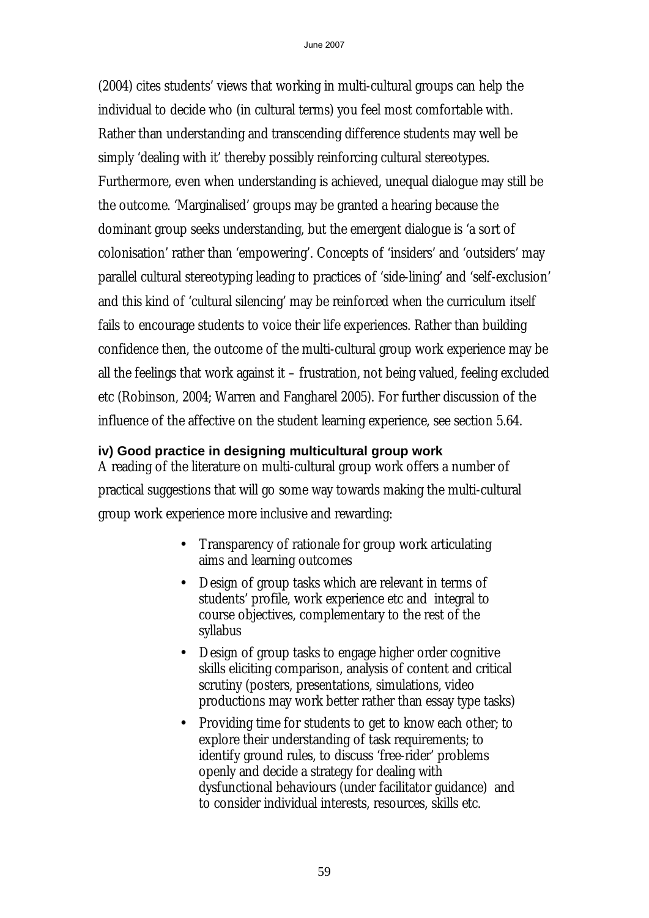(2004) cites students' views that working in multi-cultural groups can help the individual to decide who (in cultural terms) you feel most comfortable with. Rather than understanding and transcending difference students may well be simply 'dealing with it' thereby possibly reinforcing cultural stereotypes. Furthermore, even when understanding is achieved, unequal dialogue may still be the outcome. 'Marginalised' groups may be granted a hearing because the dominant group seeks understanding, but the emergent dialogue is 'a sort of colonisation' rather than 'empowering'. Concepts of 'insiders' and 'outsiders' may parallel cultural stereotyping leading to practices of 'side-lining' and 'self-exclusion' and this kind of 'cultural silencing' may be reinforced when the curriculum itself fails to encourage students to voice their life experiences. Rather than building confidence then, the outcome of the multi-cultural group work experience may be all the feelings that work against it – frustration, not being valued, feeling excluded etc (Robinson, 2004; Warren and Fangharel 2005). For further discussion of the influence of the affective on the student learning experience, see section 5.64.

#### iv) Good practice in designing multicultural group work

A reading of the literature on multi-cultural group work offers a number of practical suggestions that will go some way towards making the multi-cultural group work experience more inclusive and rewarding:

- Transparency of rationale for group work articulating aims and learning outcomes
- Design of group tasks which are relevant in terms of students' profile, work experience etc and integral to course objectives, complementary to the rest of the syllabus
- Design of group tasks to engage higher order cognitive skills eliciting comparison, analysis of content and critical scrutiny (posters, presentations, simulations, video productions may work better rather than essay type tasks)
- Providing time for students to get to know each other; to explore their understanding of task requirements; to identify ground rules, to discuss 'free-rider' problems openly and decide a strategy for dealing with dysfunctional behaviours (under facilitator guidance) and to consider individual interests, resources, skills etc.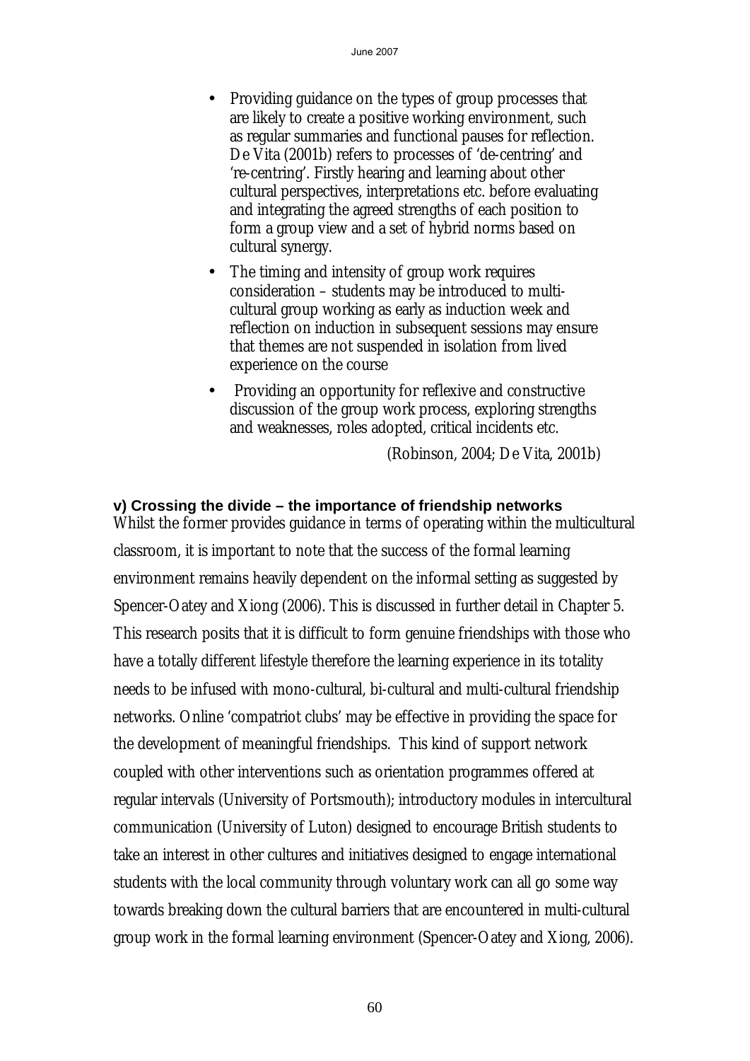- Providing guidance on the types of group processes that are likely to create a positive working environment, such as regular summaries and functional pauses for reflection. De Vita (2001b) refers to processes of 'de-centring' and 're-centring'. Firstly hearing and learning about other cultural perspectives, interpretations etc. before evaluating and integrating the agreed strengths of each position to form a group view and a set of hybrid norms based on cultural synergy.
- The timing and intensity of group work requires consideration – students may be introduced to multi-cultural group working as early as induction week and reflection on induction in subsequent sessions may ensure that themes are not suspended in isolation from lived experience on the course
- Providing an opportunity for reflexive and constructive discussion of the group work process, exploring strengths and weaknesses, roles adopted, critical incidents etc.

(Robinson, 2004; De Vita, 2001b)

### v) Crossing the divide – the importance of friendship networks

Whilst the former provides guidance in terms of operating within the multicultural classroom, it is important to note that the success of the formal learning environment remains heavily dependent on the informal setting as suggested by Spencer-Oatey and Xiong (2006). This is discussed in further detail in Chapter 5. This research posits that it is difficult to form genuine friendships with those who have a totally different lifestyle therefore the learning experience in its totality needs to be infused with mono-cultural, bi-cultural and multi-cultural friendship networks. Online 'compatriot clubs' may be effective in providing the space for the development of meaningful friendships. This kind of support network coupled with other interventions such as orientation programmes offered at regular intervals (University of Portsmouth); introductory modules in intercultural communication (University of Luton) designed to encourage British students to take an interest in other cultures and initiatives designed to engage international students with the local community through voluntary work can all go some way towards breaking down the cultural barriers that are encountered in multi-cultural group work in the formal learning environment (Spencer-Oatey and Xiong, 2006).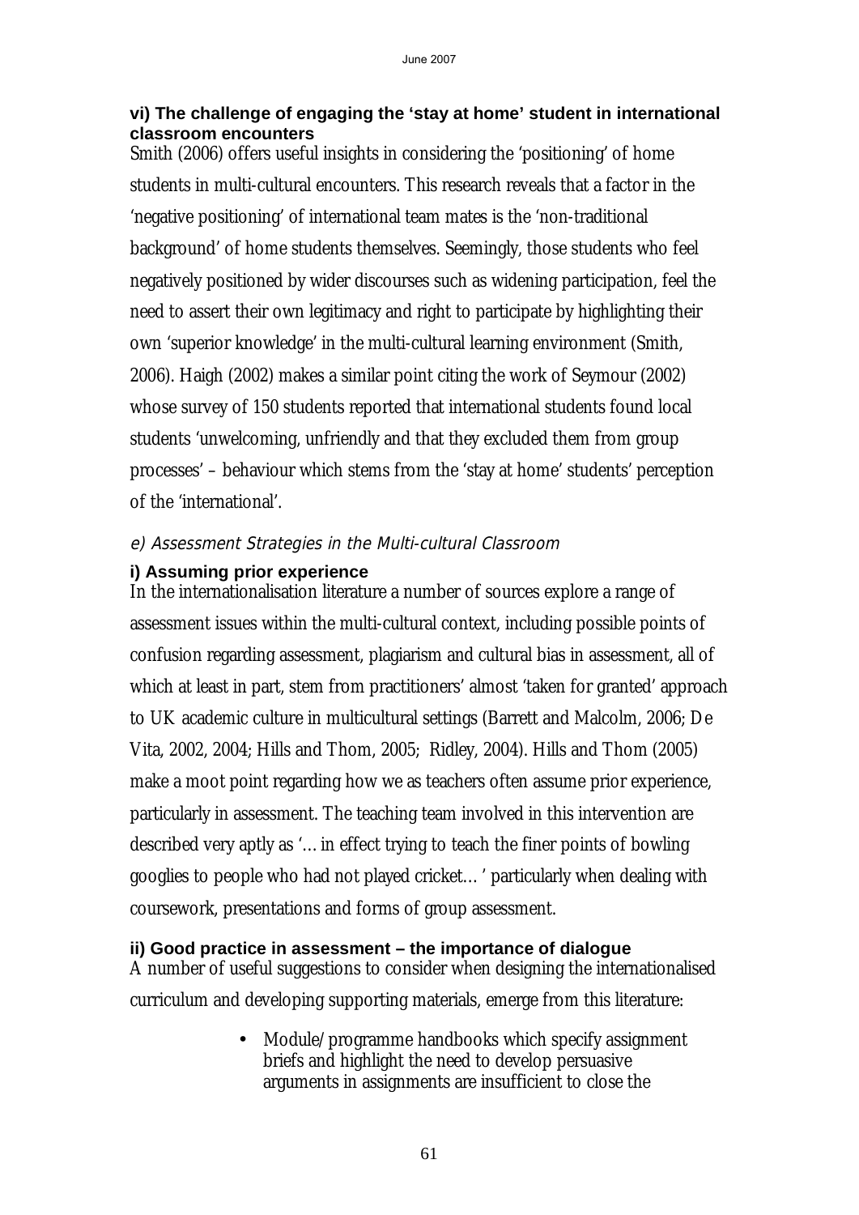### vi) The challenge of engaging the 'stay at home' student in international classroom encounters

Smith (2006) offers useful insights in considering the 'positioning' of home students in multi-cultural encounters. This research reveals that a factor in the 'negative positioning' of international team mates is the 'non-traditional background' of home students themselves. Seemingly, those students who feel negatively positioned by wider discourses such as widening participation, feel the need to assert their own legitimacy and right to participate by highlighting their own 'superior knowledge' in the multi-cultural learning environment (Smith, 2006). Haigh (2002) makes a similar point citing the work of Seymour (2002) whose survey of 150 students reported that international students found local students 'unwelcoming, unfriendly and that they excluded them from group processes' – behaviour which stems from the 'stay at home' students' perception of the 'international'.

## e) Assessment Strategies in the Multi-cultural Classroom

### i) Assuming prior experience

In the internationalisation literature a number of sources explore a range of assessment issues within the multi-cultural context, including possible points of confusion regarding assessment, plagiarism and cultural bias in assessment, all of which at least in part, stem from practitioners' almost 'taken for granted' approach to UK academic culture in multicultural settings (Barrett and Malcolm, 2006; De Vita, 2002, 2004; Hills and Thom, 2005; Ridley, 2004). Hills and Thom (2005) make a moot point regarding how we as teachers often assume prior experience, particularly in assessment. The teaching team involved in this intervention are described very aptly as '… in effect trying to teach the finer points of bowling googlies to people who had not played cricket… ' particularly when dealing with coursework, presentations and forms of group assessment.

### ii) Good practice in assessment – the importance of dialogue

A number of useful suggestions to consider when designing the internationalised curriculum and developing supporting materials, emerge from this literature:

- Module/programme handbooks which specify assignment briefs and highlight the need to develop persuasive arguments in assignments are insufficient to close the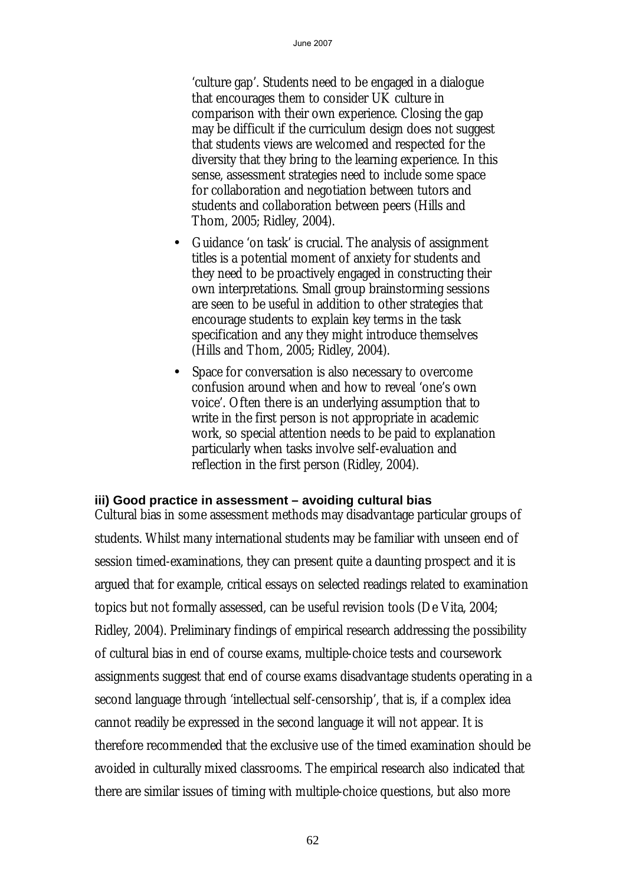'culture gap'. Students need to be engaged in a dialogue that encourages them to consider UK culture in comparison with their own experience. Closing the gap may be difficult if the curriculum design does not suggest that students views are welcomed and respected for the diversity that they bring to the learning experience. In this sense, assessment strategies need to include some space for collaboration and negotiation between tutors and students and collaboration between peers (Hills and Thom, 2005; Ridley, 2004).

- Guidance 'on task' is crucial. The analysis of assignment titles is a potential moment of anxiety for students and they need to be proactively engaged in constructing their own interpretations. Small group brainstorming sessions are seen to be useful in addition to other strategies that encourage students to explain key terms in the task specification and any they might introduce themselves (Hills and Thom, 2005; Ridley, 2004).
- Space for conversation is also necessary to overcome confusion around when and how to reveal 'one's own voice'. Often there is an underlying assumption that to write in the first person is not appropriate in academic work, so special attention needs to be paid to explanation particularly when tasks involve self-evaluation and reflection in the first person (Ridley, 2004).

**iii) Good practice in assessment – avoiding cultural bias**

Cultural bias in some assessment methods may disadvantage particular groups of students. Whilst many international students may be familiar with unseen end of session timed-examinations, they can present quite a daunting prospect and it is argued that for example, critical essays on selected readings related to examination topics but not formally assessed, can be useful revision tools (De Vita, 2004; Ridley, 2004). Preliminary findings of empirical research addressing the possibility of cultural bias in end of course exams, multiple-choice tests and coursework assignments suggest that end of course exams disadvantage students operating in a second language through 'intellectual self-censorship', that is, if a complex idea cannot readily be expressed in the second language it will not appear. It is therefore recommended that the exclusive use of the timed examination should be avoided in culturally mixed classrooms. The empirical research also indicated that there are similar issues of timing with multiple-choice questions, but also more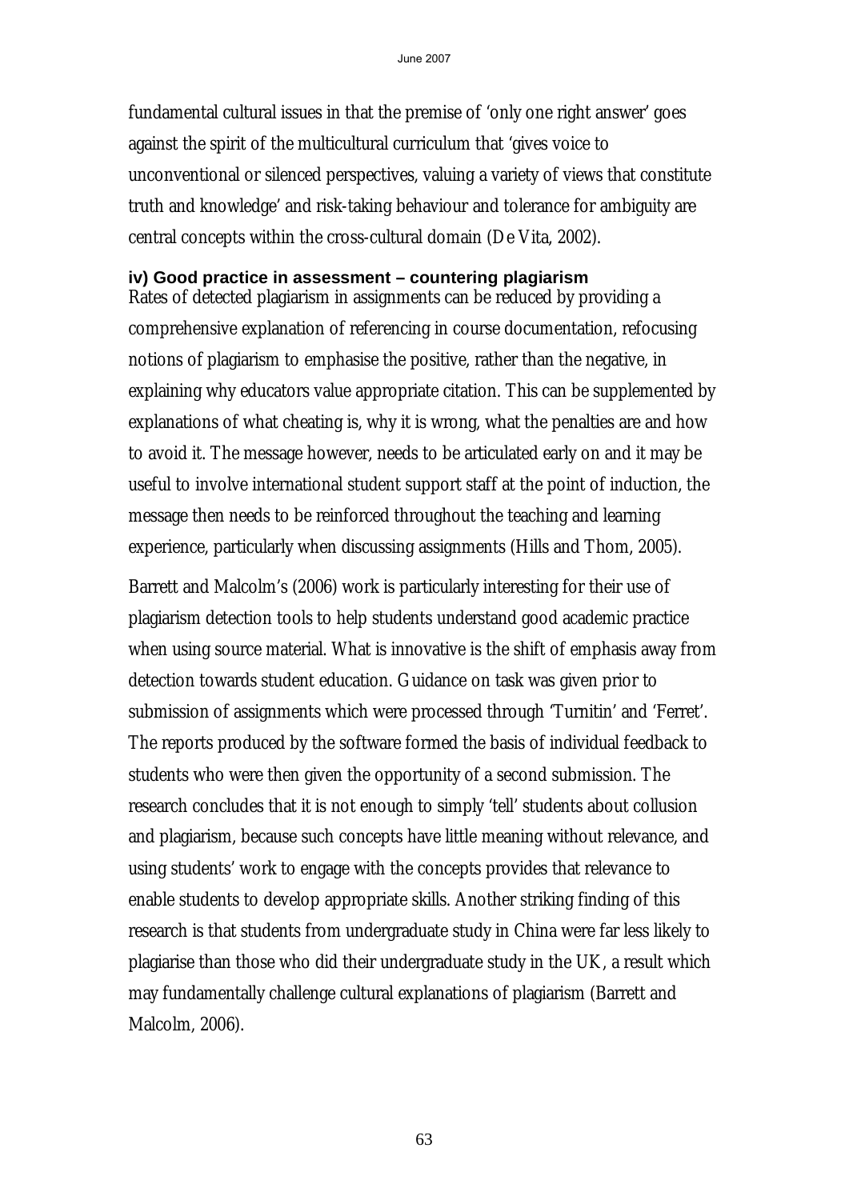fundamental cultural issues in that the premise of 'only one right answer' goes against the spirit of the multicultural curriculum that 'gives voice to unconventional or silenced perspectives, valuing a variety of views that constitute truth and knowledge' and risk-taking behaviour and tolerance for ambiguity are central concepts within the cross-cultural domain (De Vita, 2002).

### iv) Good practice in assessment – countering plagiarism

Rates of detected plagiarism in assignments can be reduced by providing a comprehensive explanation of referencing in course documentation, refocusing notions of plagiarism to emphasise the positive, rather than the negative, in explaining why educators value appropriate citation. This can be supplemented by explanations of what cheating is, why it is wrong, what the penalties are and how to avoid it. The message however, needs to be articulated early on and it may be useful to involve international student support staff at the point of induction, the message then needs to be reinforced throughout the teaching and learning experience, particularly when discussing assignments (Hills and Thom, 2005).

Barrett and Malcolm's (2006) work is particularly interesting for their use of plagiarism detection tools to help students understand good academic practice when using source material. What is innovative is the shift of emphasis away from detection towards student education. Guidance on task was given prior to submission of assignments which were processed through 'Turnitin' and 'Ferret'. The reports produced by the software formed the basis of individual feedback to students who were then given the opportunity of a second submission. The research concludes that it is not enough to simply 'tell' students about collusion and plagiarism, because such concepts have little meaning without relevance, and using students' work to engage with the concepts provides that relevance to enable students to develop appropriate skills. Another striking finding of this research is that students from undergraduate study in China were far less likely to plagiarise than those who did their undergraduate study in the UK, a result which may fundamentally challenge cultural explanations of plagiarism (Barrett and Malcolm, 2006).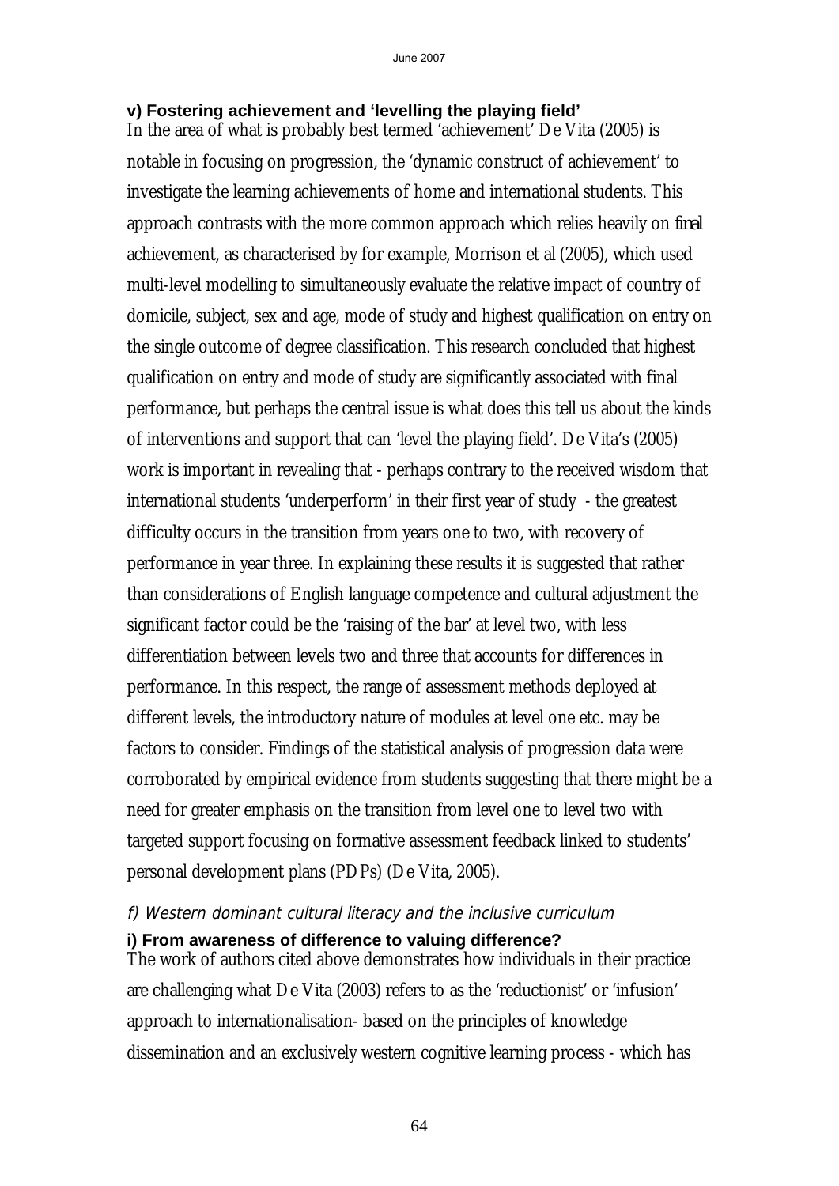#### v) Fostering achievement and 'levelling the playing field'

In the area of what is probably best termed 'achievement' De Vita (2005) is notable in focusing on progression, the 'dynamic construct of achievement' to investigate the learning achievements of home and international students. This approach contrasts with the more common approach which relies heavily on *final* achievement, as characterised by for example, Morrison et al (2005), which used multi-level modelling to simultaneously evaluate the relative impact of country of domicile, subject, sex and age, mode of study and highest qualification on entry on the single outcome of degree classification. This research concluded that highest qualification on entry and mode of study are significantly associated with final performance, but perhaps the central issue is what does this tell us about the kinds of interventions and support that can 'level the playing field'. De Vita's (2005) work is important in revealing that - perhaps contrary to the received wisdom that international students 'underperform' in their first year of study - the greatest difficulty occurs in the transition from years one to two, with recovery of performance in year three. In explaining these results it is suggested that rather than considerations of English language competence and cultural adjustment the significant factor could be the 'raising of the bar' at level two, with less differentiation between levels two and three that accounts for differences in performance. In this respect, the range of assessment methods deployed at different levels, the introductory nature of modules at level one etc. may be factors to consider. Findings of the statistical analysis of progression data were corroborated by empirical evidence from students suggesting that there might be a need for greater emphasis on the transition from level one to level two with targeted support focusing on formative assessment feedback linked to students' personal development plans (PDPs) (De Vita, 2005).

### *f) Western dominant cultural literacy and the inclusive curriculum*

#### i) From awareness of difference to valuing difference?

The work of authors cited above demonstrates how individuals in their practice are challenging what De Vita (2003) refers to as the 'reductionist' or 'infusion' approach to internationalisation- based on the principles of knowledge dissemination and an exclusively western cognitive learning process - which has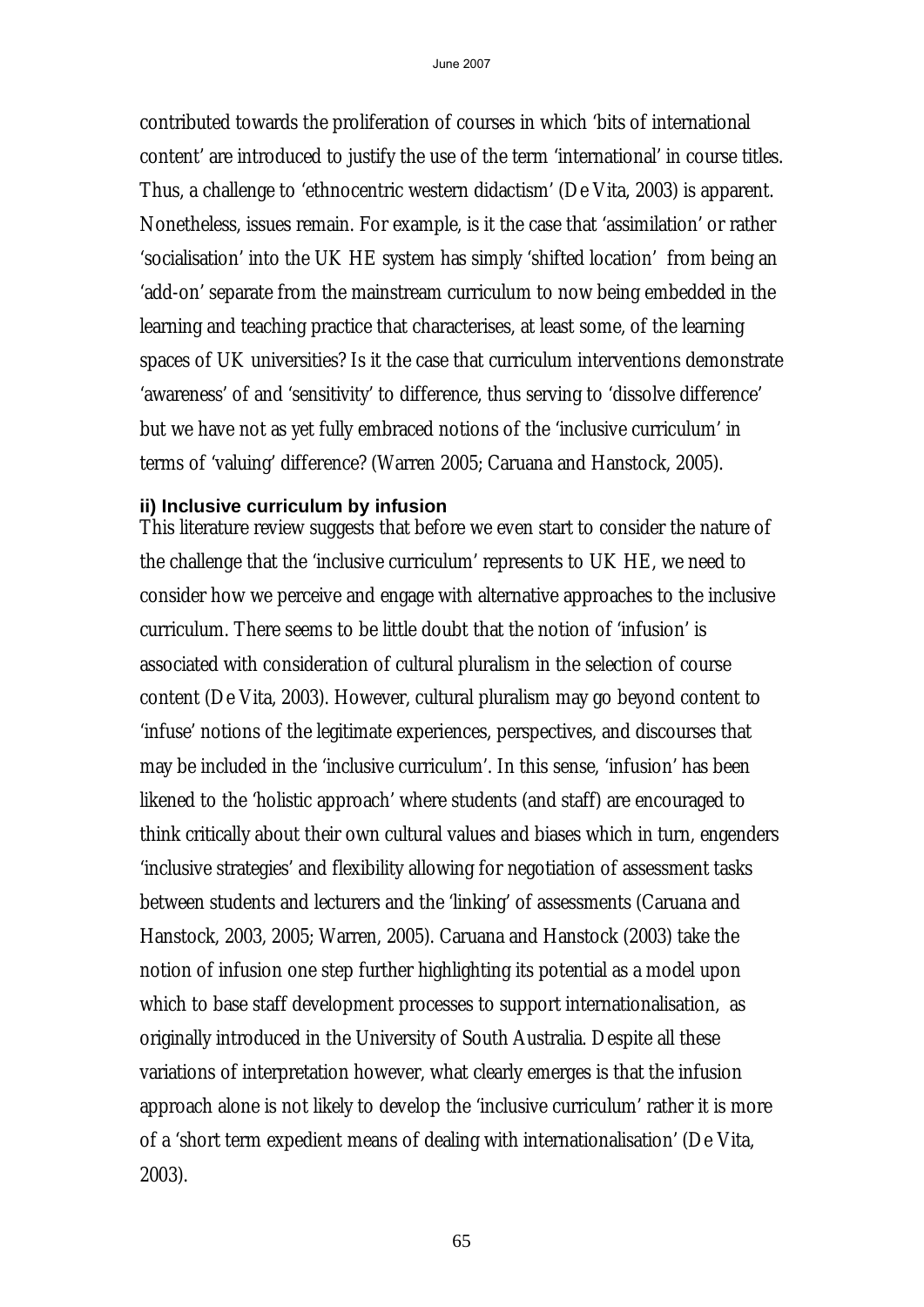contributed towards the proliferation of courses in which 'bits of international content' are introduced to justify the use of the term 'international' in course titles. Thus, a challenge to 'ethnocentric western didactism' (De Vita, 2003) is apparent. Nonetheless, issues remain. For example, is it the case that 'assimilation' or rather 'socialisation' into the UK HE system has simply 'shifted location' from being an 'add-on' separate from the mainstream curriculum to now being embedded in the learning and teaching practice that characterises, at least some, of the learning spaces of UK universities? Is it the case that curriculum interventions demonstrate 'awareness' of and 'sensitivity' to difference, thus serving to 'dissolve difference' but we have not as yet fully embraced notions of the 'inclusive curriculum' in terms of 'valuing' difference? (Warren 2005; Caruana and Hanstock, 2005).

#### ii) Inclusive curriculum by infusion

This literature review suggests that before we even start to consider the nature of the challenge that the 'inclusive curriculum' represents to UK HE, we need to consider how we perceive and engage with alternative approaches to the inclusive curriculum. There seems to be little doubt that the notion of 'infusion' is associated with consideration of cultural pluralism in the selection of course content (De Vita, 2003). However, cultural pluralism may go beyond content to 'infuse' notions of the legitimate experiences, perspectives, and discourses that may be included in the 'inclusive curriculum'. In this sense, 'infusion' has been likened to the 'holistic approach' where students (and staff) are encouraged to think critically about their own cultural values and biases which in turn, engenders 'inclusive strategies' and flexibility allowing for negotiation of assessment tasks between students and lecturers and the 'linking' of assessments (Caruana and Hanstock, 2003, 2005; Warren, 2005). Caruana and Hanstock (2003) take the notion of infusion one step further highlighting its potential as a model upon which to base staff development processes to support internationalisation, as originally introduced in the University of South Australia. Despite all these variations of interpretation however, what clearly emerges is that the infusion approach alone is not likely to develop the 'inclusive curriculum' rather it is more of a 'short term expedient means of dealing with internationalisation' (De Vita, 2003).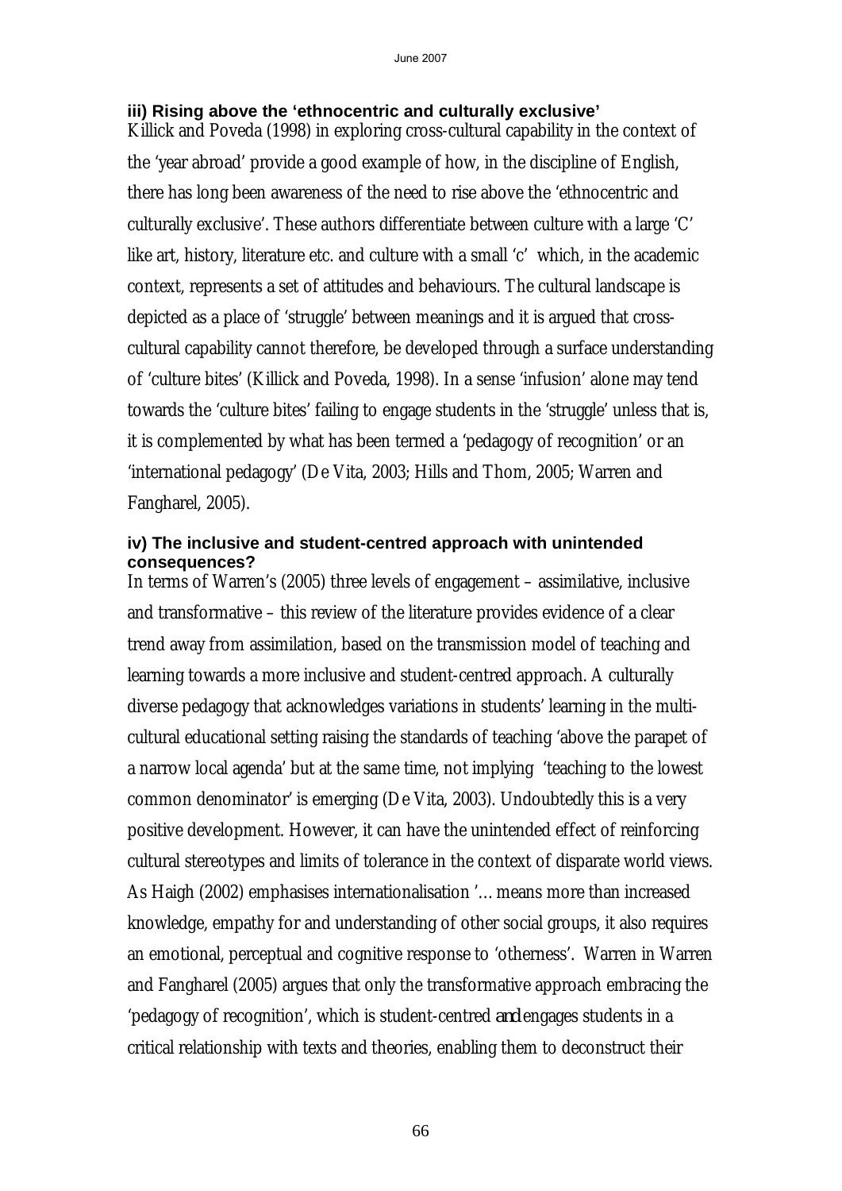### iii) Rising above the 'ethnocentric and culturally exclusive'

Killick and Poveda (1998) in exploring cross-cultural capability in the context of the 'year abroad' provide a good example of how, in the discipline of English, there has long been awareness of the need to rise above the 'ethnocentric and culturally exclusive'. These authors differentiate between culture with a large 'C' like art, history, literature etc. and culture with a small 'c' which, in the academic context, represents a set of attitudes and behaviours. The cultural landscape is depicted as a place of 'struggle' between meanings and it is argued that cross-cultural capability cannot therefore, be developed through a surface understanding of 'culture bites' (Killick and Poveda, 1998). In a sense 'infusion' alone may tend towards the 'culture bites' failing to engage students in the 'struggle' unless that is, it is complemented by what has been termed a 'pedagogy of recognition' or an 'international pedagogy' (De Vita, 2003; Hills and Thom, 2005; Warren and Fangharel, 2005).

### iv) The inclusive and student-centred approach with unintended consequences?

In terms of Warren's (2005) three levels of engagement – assimilative, inclusive and transformative – this review of the literature provides evidence of a clear trend away from assimilation, based on the transmission model of teaching and learning towards a more inclusive and student-centred approach. A culturally diverse pedagogy that acknowledges variations in students' learning in the multi-cultural educational setting raising the standards of teaching 'above the parapet of a narrow local agenda' but at the same time, not implying 'teaching to the lowest common denominator' is emerging (De Vita, 2003). Undoubtedly this is a very positive development. However, it can have the unintended effect of reinforcing cultural stereotypes and limits of tolerance in the context of disparate world views. As Haigh (2002) emphasises internationalisation '… means more than increased knowledge, empathy for and understanding of other social groups, it also requires an emotional, perceptual and cognitive response to 'otherness'. Warren in Warren and Fangharel (2005) argues that only the transformative approach embracing the 'pedagogy of recognition', which is student-centred *and* engages students in a critical relationship with texts and theories, enabling them to deconstruct their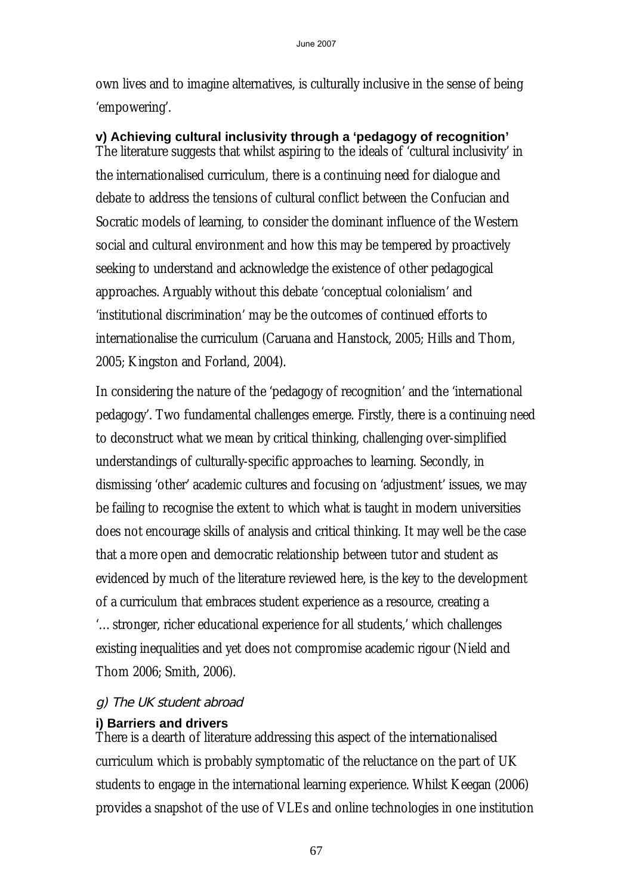own lives and to imagine alternatives, is culturally inclusive in the sense of being 'empowering'.

#### v) Achieving cultural inclusivity through a 'pedagogy of recognition'

The literature suggests that whilst aspiring to the ideals of 'cultural inclusivity' in the internationalised curriculum, there is a continuing need for dialogue and debate to address the tensions of cultural conflict between the Confucian and Socratic models of learning, to consider the dominant influence of the Western social and cultural environment and how this may be tempered by proactively seeking to understand and acknowledge the existence of other pedagogical approaches. Arguably without this debate 'conceptual colonialism' and 'institutional discrimination' may be the outcomes of continued efforts to internationalise the curriculum (Caruana and Hanstock, 2005; Hills and Thom, 2005; Kingston and Forland, 2004).

In considering the nature of the 'pedagogy of recognition' and the 'international pedagogy'. Two fundamental challenges emerge. Firstly, there is a continuing need to deconstruct what we mean by critical thinking, challenging over-simplified understandings of culturally-specific approaches to learning. Secondly, in dismissing 'other' academic cultures and focusing on 'adjustment' issues, we may be failing to recognise the extent to which what is taught in modern universities does not encourage skills of analysis and critical thinking. It may well be the case that a more open and democratic relationship between tutor and student as evidenced by much of the literature reviewed here, is the key to the development of a curriculum that embraces student experience as a resource, creating a '… stronger, richer educational experience for all students,' which challenges existing inequalities and yet does not compromise academic rigour (Nield and Thom 2006; Smith, 2006).

### *g) The UK student abroad*

#### i) Barriers and drivers

There is a dearth of literature addressing this aspect of the internationalised curriculum which is probably symptomatic of the reluctance on the part of UK students to engage in the international learning experience. Whilst Keegan (2006) provides a snapshot of the use of VLEs and online technologies in one institution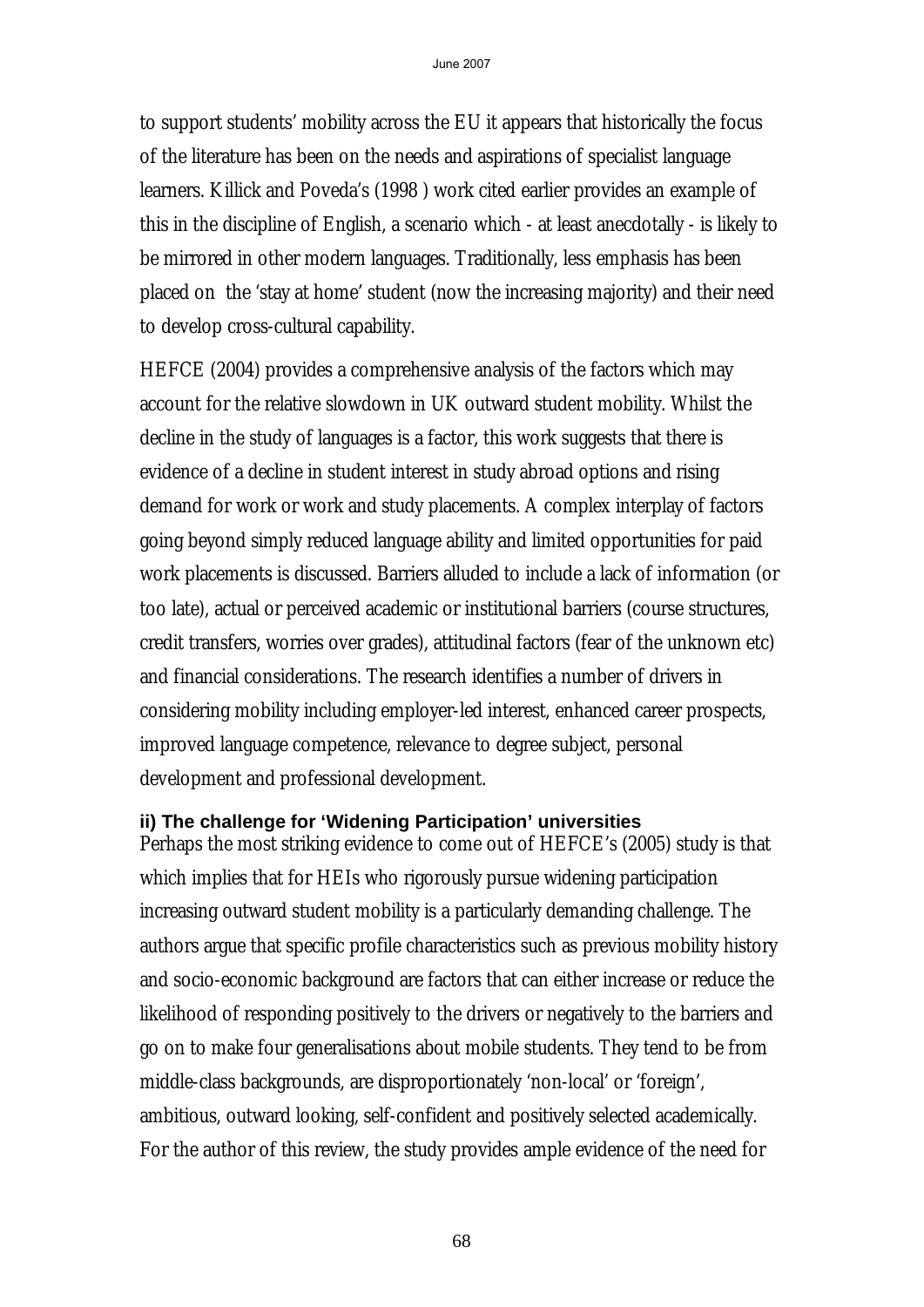to support students' mobility across the EU it appears that historically the focus of the literature has been on the needs and aspirations of specialist language learners. Killick and Poveda's (1998 ) work cited earlier provides an example of this in the discipline of English, a scenario which - at least anecdotally - is likely to be mirrored in other modern languages. Traditionally, less emphasis has been placed on the 'stay at home' student (now the increasing majority) and their need to develop cross-cultural capability.

HEFCE (2004) provides a comprehensive analysis of the factors which may account for the relative slowdown in UK outward student mobility. Whilst the decline in the study of languages is a factor, this work suggests that there is evidence of a decline in student interest in study abroad options and rising demand for work or work and study placements. A complex interplay of factors going beyond simply reduced language ability and limited opportunities for paid work placements is discussed. Barriers alluded to include a lack of information (or too late), actual or perceived academic or institutional barriers (course structures, credit transfers, worries over grades), attitudinal factors (fear of the unknown etc) and financial considerations. The research identifies a number of drivers in considering mobility including employer-led interest, enhanced career prospects, improved language competence, relevance to degree subject, personal development and professional development.

**ii) The challenge for 'Widening Participation' universities**

Perhaps the most striking evidence to come out of HEFCE's (2005) study is that which implies that for HEIs who rigorously pursue widening participation increasing outward student mobility is a particularly demanding challenge. The authors argue that specific profile characteristics such as previous mobility history and socio-economic background are factors that can either increase or reduce the likelihood of responding positively to the drivers or negatively to the barriers and go on to make four generalisations about mobile students. They tend to be from middle-class backgrounds, are disproportionately 'non-local' or 'foreign', ambitious, outward looking, self-confident and positively selected academically. For the author of this review, the study provides ample evidence of the need for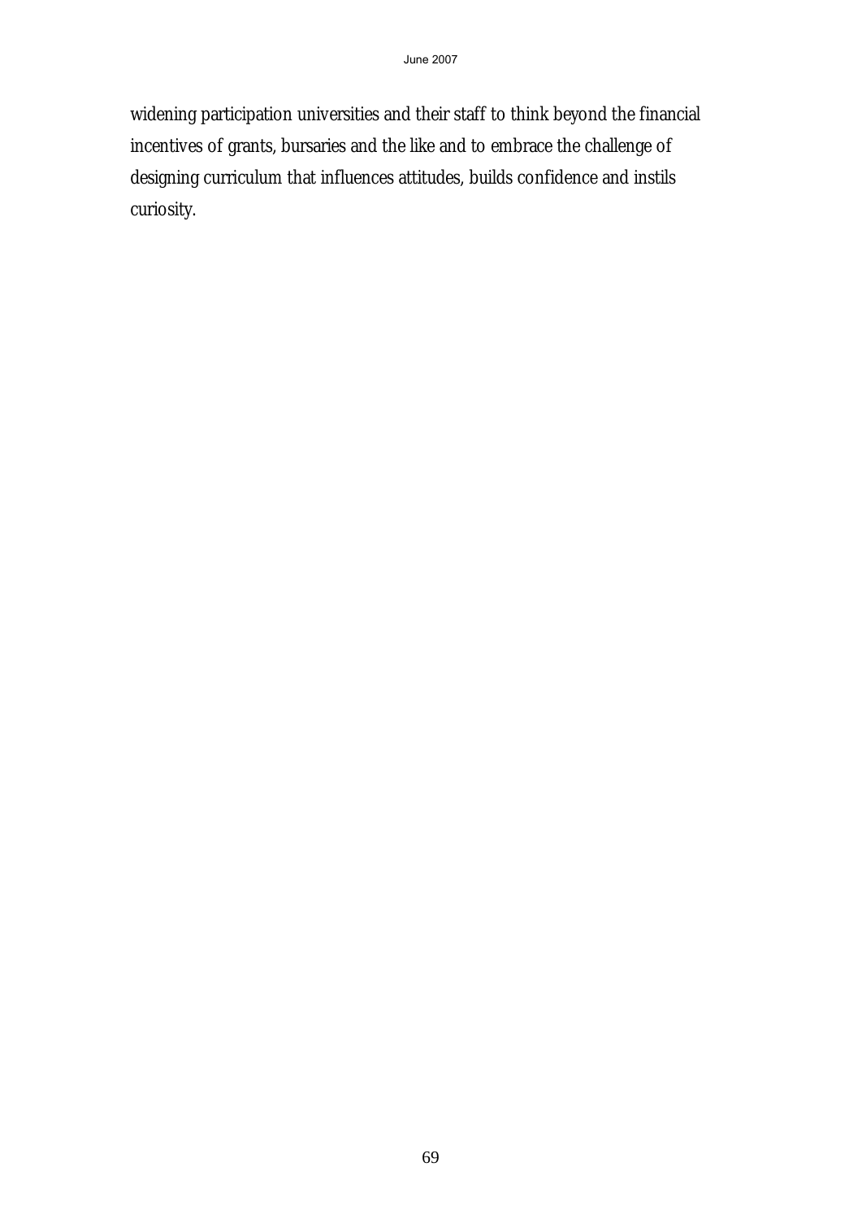widening participation universities and their staff to think beyond the financial incentives of grants, bursaries and the like and to embrace the challenge of designing curriculum that influences attitudes, builds confidence and instils curiosity.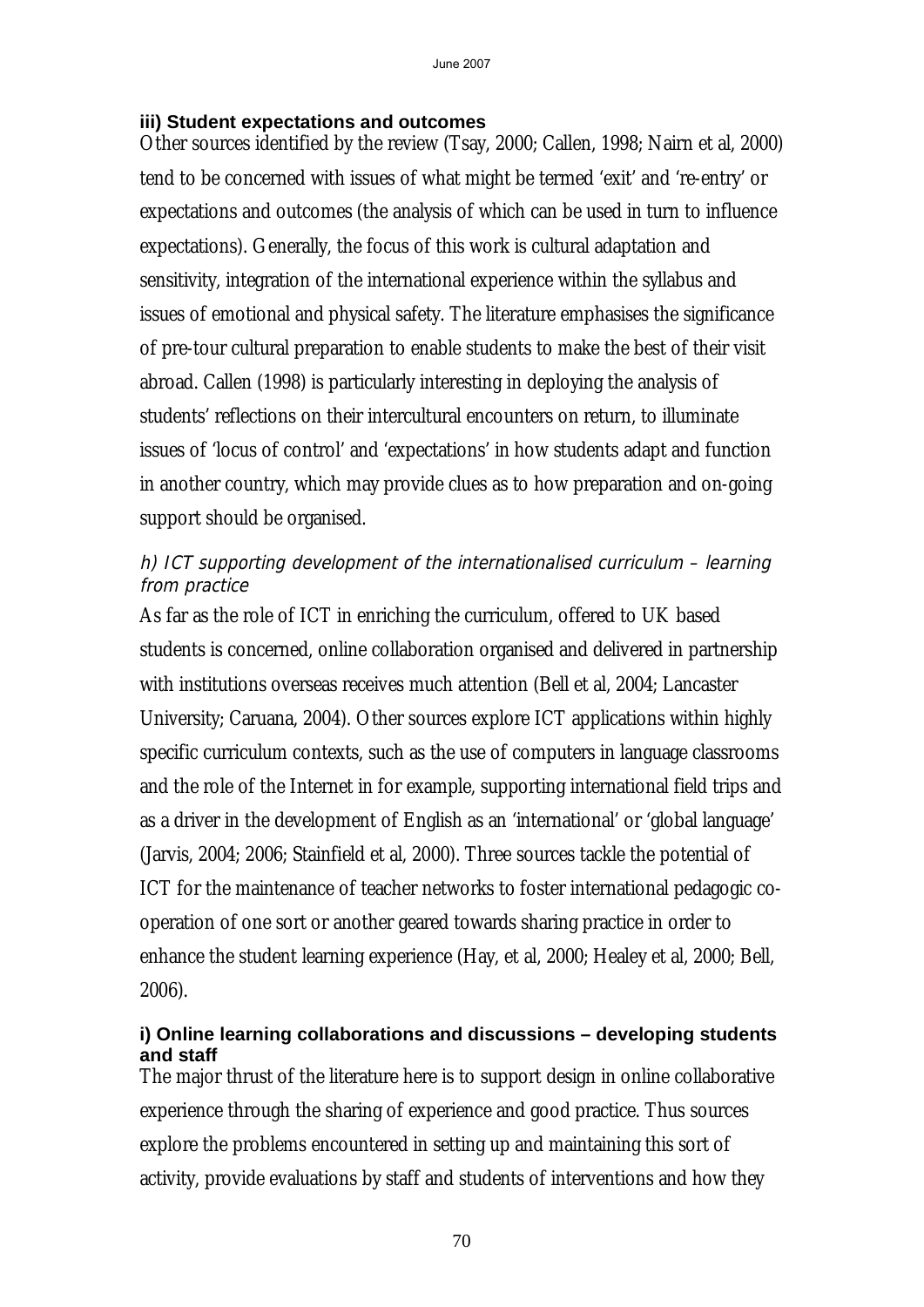### iii) Student expectations and outcomes

Other sources identified by the review (Tsay, 2000; Callen, 1998; Nairn et al, 2000) tend to be concerned with issues of what might be termed 'exit' and 're-entry' or expectations and outcomes (the analysis of which can be used in turn to influence expectations). Generally, the focus of this work is cultural adaptation and sensitivity, integration of the international experience within the syllabus and issues of emotional and physical safety. The literature emphasises the significance of pre-tour cultural preparation to enable students to make the best of their visit abroad. Callen (1998) is particularly interesting in deploying the analysis of students' reflections on their intercultural encounters on return, to illuminate issues of 'locus of control' and 'expectations' in how students adapt and function in another country, which may provide clues as to how preparation and on-going support should be organised.

### *h) ICT supporting development of the internationalised curriculum – learning from practice*

As far as the role of ICT in enriching the curriculum, offered to UK based students is concerned, online collaboration organised and delivered in partnership with institutions overseas receives much attention (Bell et al, 2004; Lancaster University; Caruana, 2004). Other sources explore ICT applications within highly specific curriculum contexts, such as the use of computers in language classrooms and the role of the Internet in for example, supporting international field trips and as a driver in the development of English as an 'international' or 'global language' (Jarvis, 2004; 2006; Stainfield et al, 2000). Three sources tackle the potential of ICT for the maintenance of teacher networks to foster international pedagogic co-operation of one sort or another geared towards sharing practice in order to enhance the student learning experience (Hay, et al, 2000; Healey et al, 2000; Bell, 2006).

### i) Online learning collaborations and discussions – developing students and staff

The major thrust of the literature here is to support design in online collaborative experience through the sharing of experience and good practice. Thus sources explore the problems encountered in setting up and maintaining this sort of activity, provide evaluations by staff and students of interventions and how they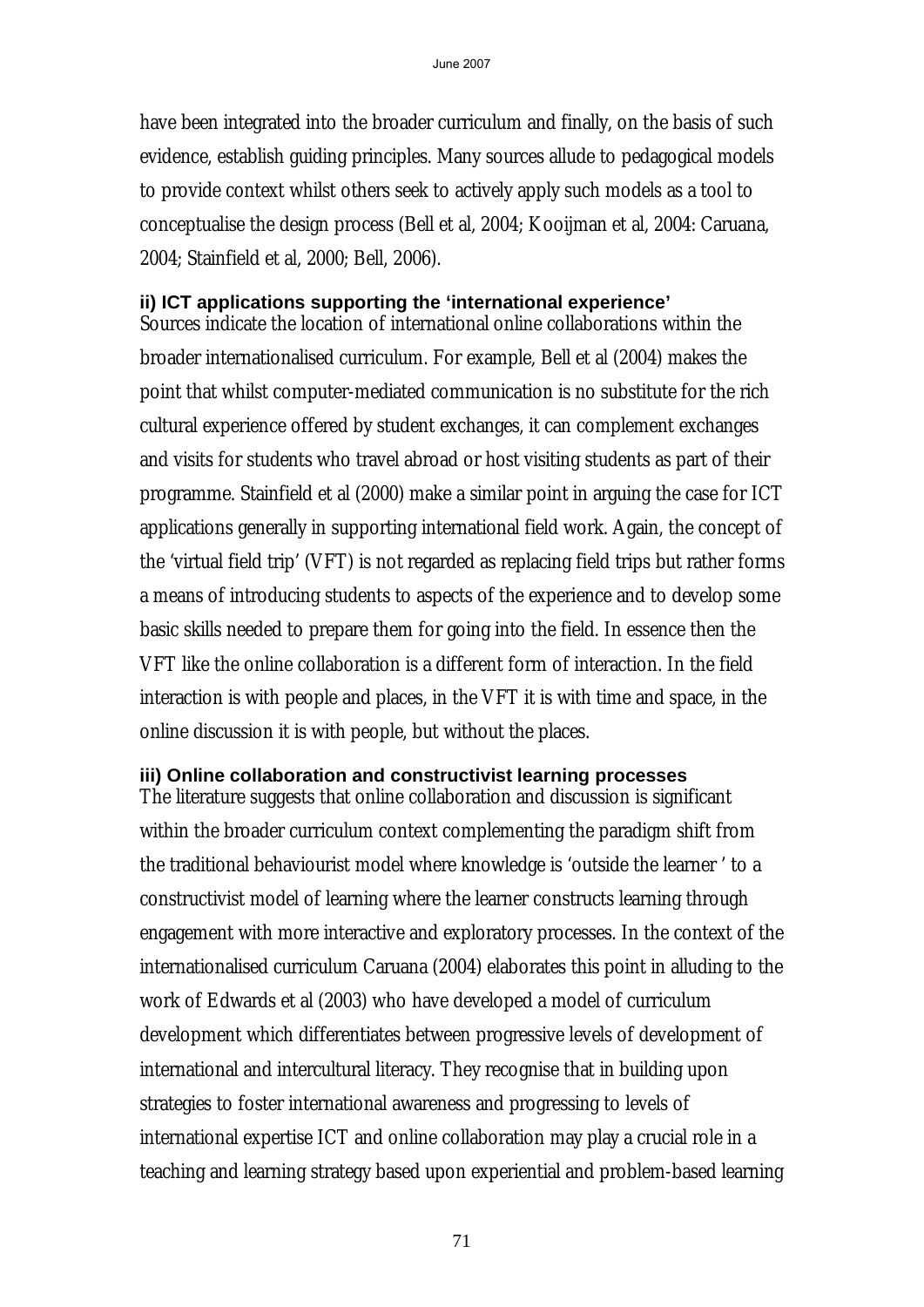have been integrated into the broader curriculum and finally, on the basis of such evidence, establish guiding principles. Many sources allude to pedagogical models to provide context whilst others seek to actively apply such models as a tool to conceptualise the design process (Bell et al, 2004; Kooijman et al, 2004: Caruana, 2004; Stainfield et al, 2000; Bell, 2006).

**ii) ICT applications supporting the 'international experience'**

Sources indicate the location of international online collaborations within the broader internationalised curriculum. For example, Bell et al (2004) makes the point that whilst computer-mediated communication is no substitute for the rich cultural experience offered by student exchanges, it can complement exchanges and visits for students who travel abroad or host visiting students as part of their programme. Stainfield et al (2000) make a similar point in arguing the case for ICT applications generally in supporting international field work. Again, the concept of the 'virtual field trip' (VFT) is not regarded as replacing field trips but rather forms a means of introducing students to aspects of the experience and to develop some basic skills needed to prepare them for going into the field. In essence then the VFT like the online collaboration is a different form of interaction. In the field interaction is with people and places, in the VFT it is with time and space, in the online discussion it is with people, but without the places.

**iii) Online collaboration and constructivist learning processes**

The literature suggests that online collaboration and discussion is significant within the broader curriculum context complementing the paradigm shift from the traditional behaviourist model where knowledge is 'outside the learner ' to a constructivist model of learning where the learner constructs learning through engagement with more interactive and exploratory processes. In the context of the internationalised curriculum Caruana (2004) elaborates this point in alluding to the work of Edwards et al (2003) who have developed a model of curriculum development which differentiates between progressive levels of development of international and intercultural literacy. They recognise that in building upon strategies to foster international awareness and progressing to levels of international expertise ICT and online collaboration may play a crucial role in a teaching and learning strategy based upon experiential and problem-based learning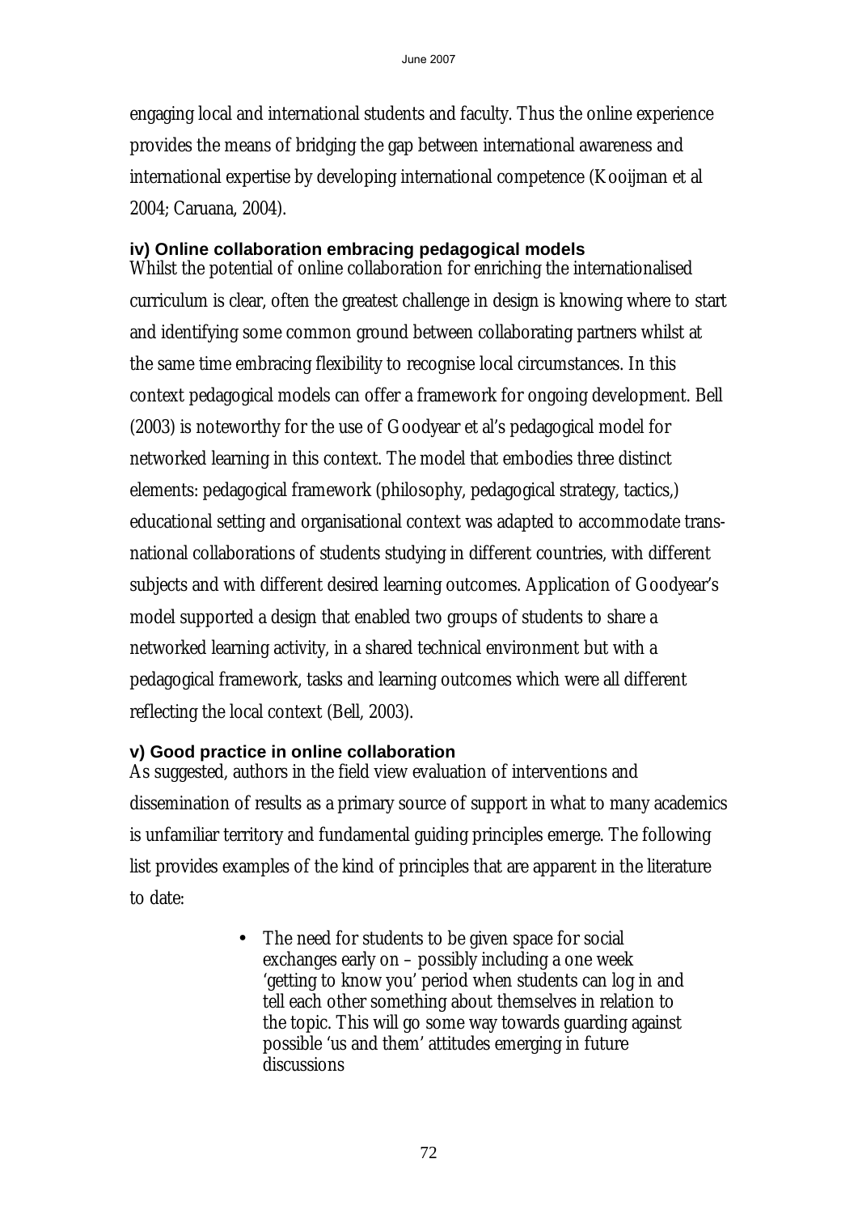engaging local and international students and faculty. Thus the online experience provides the means of bridging the gap between international awareness and international expertise by developing international competence (Kooijman et al 2004; Caruana, 2004).

#### iv) Online collaboration embracing pedagogical models

Whilst the potential of online collaboration for enriching the internationalised curriculum is clear, often the greatest challenge in design is knowing where to start and identifying some common ground between collaborating partners whilst at the same time embracing flexibility to recognise local circumstances. In this context pedagogical models can offer a framework for ongoing development. Bell (2003) is noteworthy for the use of Goodyear et al's pedagogical model for networked learning in this context. The model that embodies three distinct elements: pedagogical framework (philosophy, pedagogical strategy, tactics,) educational setting and organisational context was adapted to accommodate trans-national collaborations of students studying in different countries, with different subjects and with different desired learning outcomes. Application of Goodyear's model supported a design that enabled two groups of students to share a networked learning activity, in a shared technical environment but with a pedagogical framework, tasks and learning outcomes which were all different reflecting the local context (Bell, 2003).

#### v) Good practice in online collaboration

As suggested, authors in the field view evaluation of interventions and dissemination of results as a primary source of support in what to many academics is unfamiliar territory and fundamental guiding principles emerge. The following list provides examples of the kind of principles that are apparent in the literature to date:

- The need for students to be given space for social exchanges early on – possibly including a one week 'getting to know you' period when students can log in and tell each other something about themselves in relation to the topic. This will go some way towards guarding against possible 'us and them' attitudes emerging in future discussions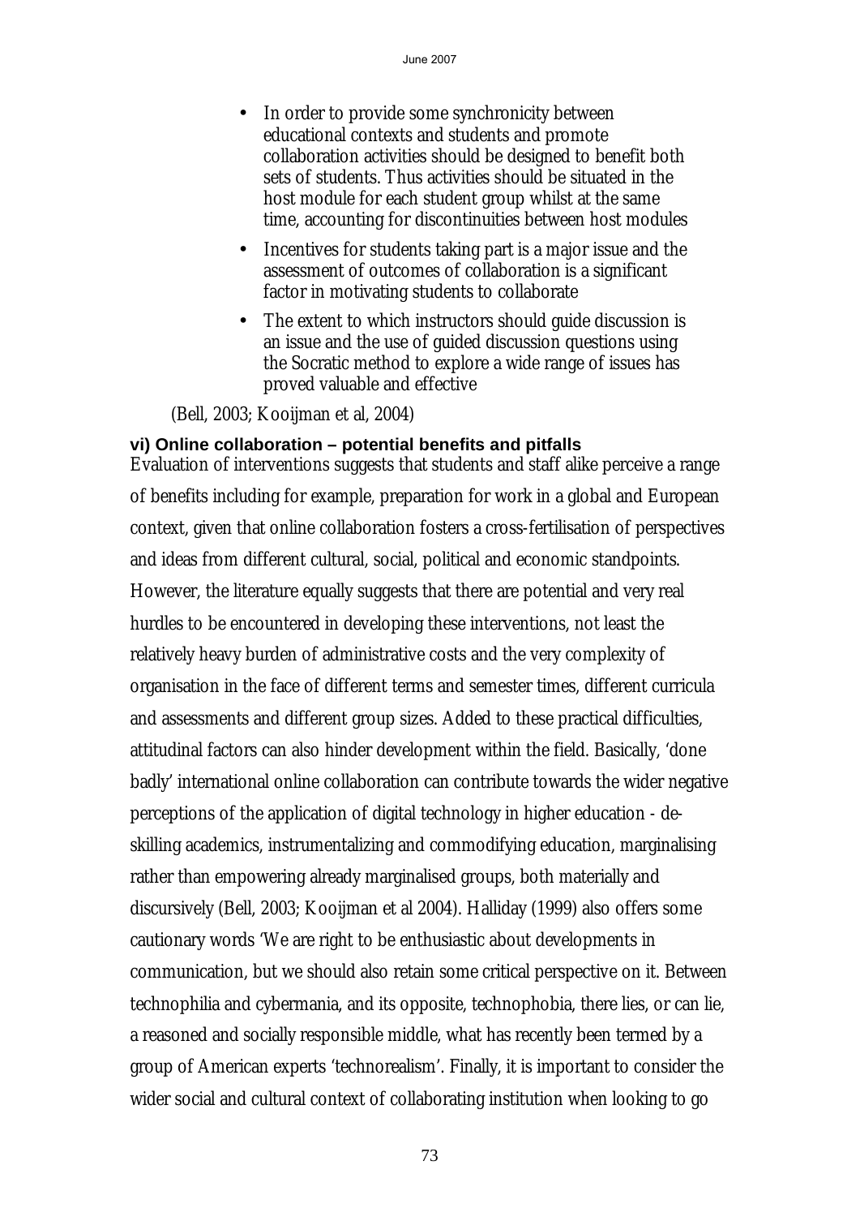- In order to provide some synchronicity between educational contexts and students and promote collaboration activities should be designed to benefit both sets of students. Thus activities should be situated in the host module for each student group whilst at the same time, accounting for discontinuities between host modules
- Incentives for students taking part is a major issue and the assessment of outcomes of collaboration is a significant factor in motivating students to collaborate
- The extent to which instructors should guide discussion is an issue and the use of guided discussion questions using the Socratic method to explore a wide range of issues has proved valuable and effective

(Bell, 2003; Kooijman et al, 2004)

**vi) Online collaboration – potential benefits and pitfalls**

Evaluation of interventions suggests that students and staff alike perceive a range of benefits including for example, preparation for work in a global and European context, given that online collaboration fosters a cross-fertilisation of perspectives and ideas from different cultural, social, political and economic standpoints. However, the literature equally suggests that there are potential and very real hurdles to be encountered in developing these interventions, not least the relatively heavy burden of administrative costs and the very complexity of organisation in the face of different terms and semester times, different curricula and assessments and different group sizes. Added to these practical difficulties, attitudinal factors can also hinder development within the field. Basically, 'done badly' international online collaboration can contribute towards the wider negative perceptions of the application of digital technology in higher education - de-skilling academics, instrumentalizing and commodifying education, marginalising rather than empowering already marginalised groups, both materially and discursively (Bell, 2003; Kooijman et al 2004). Halliday (1999) also offers some cautionary words 'We are right to be enthusiastic about developments in communication, but we should also retain some critical perspective on it. Between technophilia and cybermania, and its opposite, technophobia, there lies, or can lie, a reasoned and socially responsible middle, what has recently been termed by a group of American experts 'technorealism'. Finally, it is important to consider the wider social and cultural context of collaborating institution when looking to go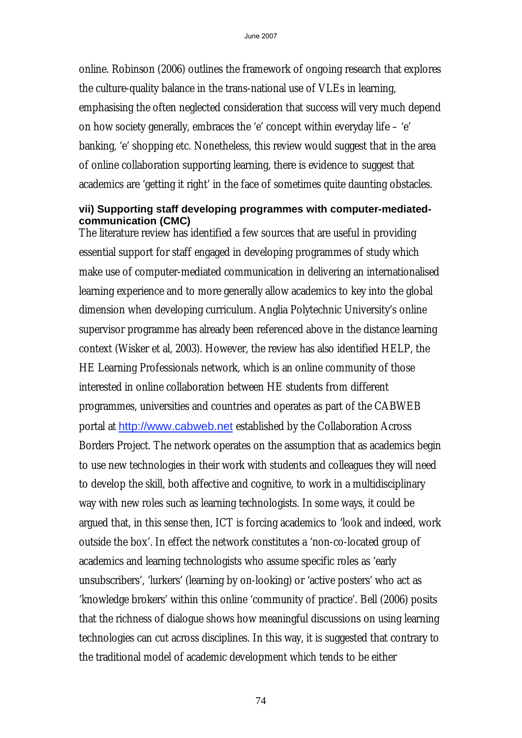online. Robinson (2006) outlines the framework of ongoing research that explores the culture-quality balance in the trans-national use of VLEs in learning, emphasising the often neglected consideration that success will very much depend on how society generally, embraces the 'e' concept within everyday life – 'e' banking, 'e' shopping etc. Nonetheless, this review would suggest that in the area of online collaboration supporting learning, there is evidence to suggest that academics are 'getting it right' in the face of sometimes quite daunting obstacles.

#### vii) Supporting staff developing programmes with computer-mediated-communication (CMC)

The literature review has identified a few sources that are useful in providing essential support for staff engaged in developing programmes of study which make use of computer-mediated communication in delivering an internationalised learning experience and to more generally allow academics to key into the global dimension when developing curriculum. Anglia Polytechnic University's online supervisor programme has already been referenced above in the distance learning context (Wisker et al, 2003). However, the review has also identified HELP, the HE Learning Professionals network, which is an online community of those interested in online collaboration between HE students from different programmes, universities and countries and operates as part of the CABWEB portal at http://www.cabweb.net established by the Collaboration Across Borders Project. The network operates on the assumption that as academics begin to use new technologies in their work with students and colleagues they will need to develop the skill, both affective and cognitive, to work in a multidisciplinary way with new roles such as learning technologists. In some ways, it could be argued that, in this sense then, ICT is forcing academics to 'look and indeed, work outside the box'. In effect the network constitutes a 'non-co-located group of academics and learning technologists who assume specific roles as 'early unsubscribers', 'lurkers' (learning by on-looking) or 'active posters' who act as 'knowledge brokers' within this online 'community of practice'. Bell (2006) posits that the richness of dialogue shows how meaningful discussions on using learning technologies can cut across disciplines. In this way, it is suggested that contrary to the traditional model of academic development which tends to be either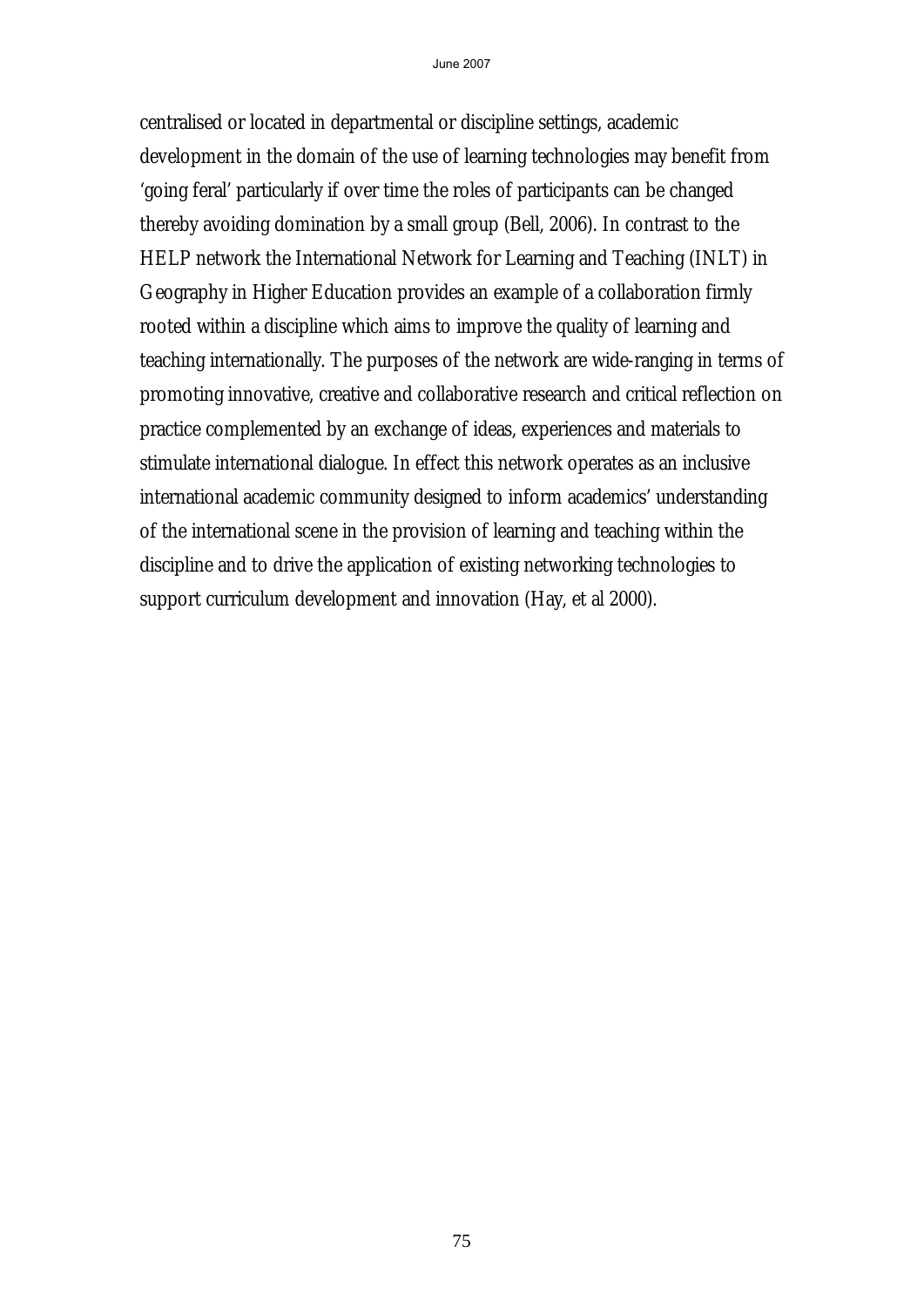centralised or located in departmental or discipline settings, academic development in the domain of the use of learning technologies may benefit from 'going feral' particularly if over time the roles of participants can be changed thereby avoiding domination by a small group (Bell, 2006). In contrast to the HELP network the International Network for Learning and Teaching (INLT) in Geography in Higher Education provides an example of a collaboration firmly rooted within a discipline which aims to improve the quality of learning and teaching internationally. The purposes of the network are wide-ranging in terms of promoting innovative, creative and collaborative research and critical reflection on practice complemented by an exchange of ideas, experiences and materials to stimulate international dialogue. In effect this network operates as an inclusive international academic community designed to inform academics' understanding of the international scene in the provision of learning and teaching within the discipline and to drive the application of existing networking technologies to support curriculum development and innovation (Hay, et al 2000).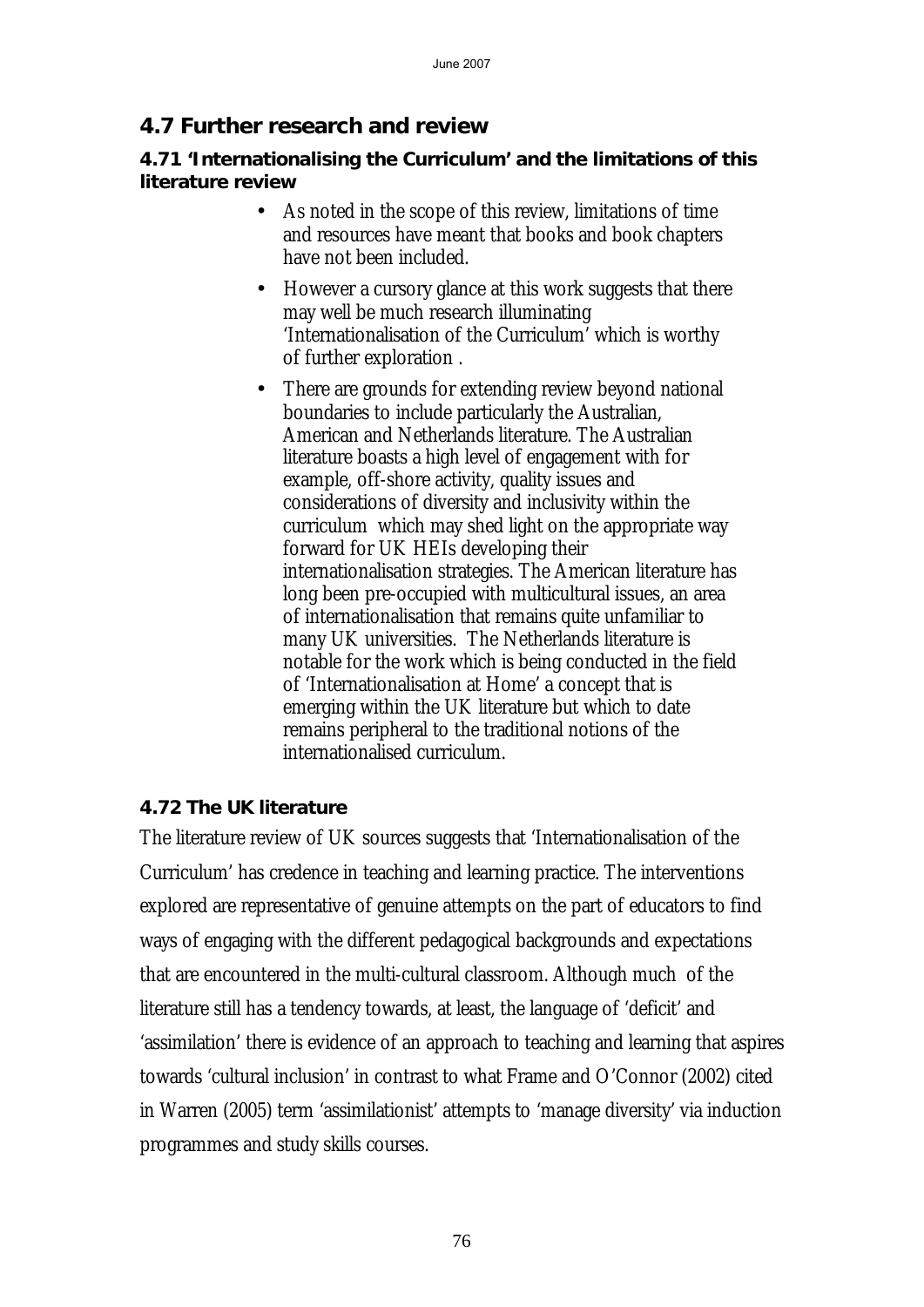## 4.7 Further research and review

### 4.71 'Internationalising the Curriculum' and the limitations of this literature review

- As noted in the scope of this review, limitations of time and resources have meant that books and book chapters have not been included.
- However a cursory glance at this work suggests that there may well be much research illuminating 'Internationalisation of the Curriculum' which is worthy of further exploration .
- There are grounds for extending review beyond national boundaries to include particularly the Australian, American and Netherlands literature. The Australian literature boasts a high level of engagement with for example, off-shore activity, quality issues and considerations of diversity and inclusivity within the curriculum which may shed light on the appropriate way forward for UK HEIs developing their internationalisation strategies. The American literature has long been pre-occupied with multicultural issues, an area of internationalisation that remains quite unfamiliar to many UK universities. The Netherlands literature is notable for the work which is being conducted in the field of 'Internationalisation at Home' a concept that is emerging within the UK literature but which to date remains peripheral to the traditional notions of the internationalised curriculum.

### 4.72 The UK literature

The literature review of UK sources suggests that 'Internationalisation of the Curriculum' has credence in teaching and learning practice. The interventions explored are representative of genuine attempts on the part of educators to find ways of engaging with the different pedagogical backgrounds and expectations that are encountered in the multi-cultural classroom. Although much of the literature still has a tendency towards, at least, the language of 'deficit' and 'assimilation' there is evidence of an approach to teaching and learning that aspires towards 'cultural inclusion' in contrast to what Frame and O'Connor (2002) cited in Warren (2005) term 'assimilationist' attempts to 'manage diversity' via induction programmes and study skills courses.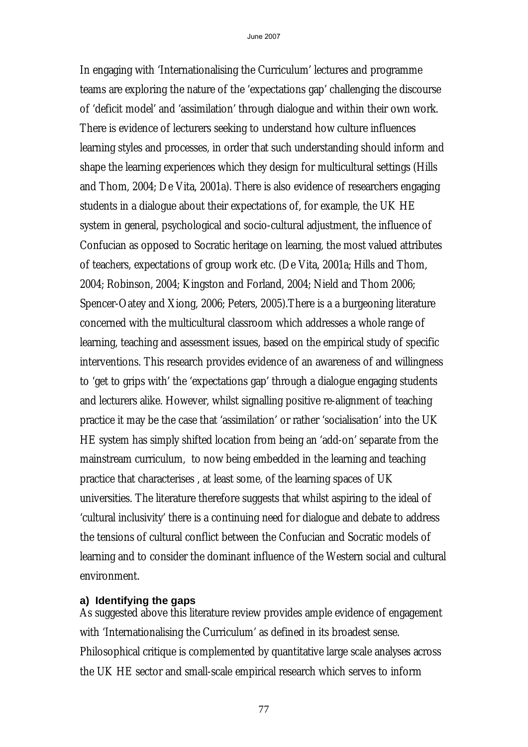In engaging with 'Internationalising the Curriculum' lectures and programme teams are exploring the nature of the 'expectations gap' challenging the discourse of 'deficit model' and 'assimilation' through dialogue and within their own work. There is evidence of lecturers seeking to understand how culture influences learning styles and processes, in order that such understanding should inform and shape the learning experiences which they design for multicultural settings (Hills and Thom, 2004; De Vita, 2001a). There is also evidence of researchers engaging students in a dialogue about their expectations of, for example, the UK HE system in general, psychological and socio-cultural adjustment, the influence of Confucian as opposed to Socratic heritage on learning, the most valued attributes of teachers, expectations of group work etc. (De Vita, 2001a; Hills and Thom, 2004; Robinson, 2004; Kingston and Forland, 2004; Nield and Thom 2006; Spencer-Oatey and Xiong, 2006; Peters, 2005).There is a a burgeoning literature concerned with the multicultural classroom which addresses a whole range of learning, teaching and assessment issues, based on the empirical study of specific interventions. This research provides evidence of an awareness of and willingness to 'get to grips with' the 'expectations gap' through a dialogue engaging students and lecturers alike. However, whilst signalling positive re-alignment of teaching practice it may be the case that 'assimilation' or rather 'socialisation' into the UK HE system has simply shifted location from being an 'add-on' separate from the mainstream curriculum,  to now being embedded in the learning and teaching practice that characterises , at least some, of the learning spaces of UK universities. The literature therefore suggests that whilst aspiring to the ideal of 'cultural inclusivity' there is a continuing need for dialogue and debate to address the tensions of cultural conflict between the Confucian and Socratic models of learning and to consider the dominant influence of the Western social and cultural environment.

### a) Identifying the gaps

As suggested above this literature review provides ample evidence of engagement with 'Internationalising the Curriculum' as defined in its broadest sense. Philosophical critique is complemented by quantitative large scale analyses across the UK HE sector and small-scale empirical research which serves to inform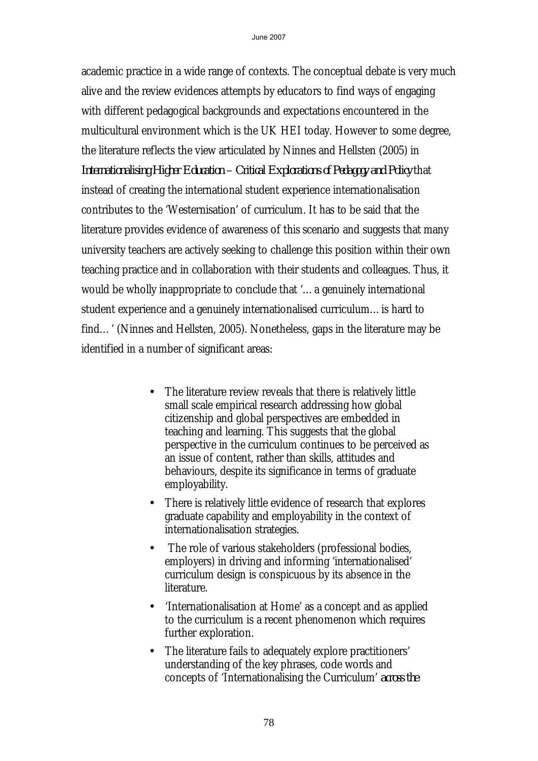academic practice in a wide range of contexts. The conceptual debate is very much alive and the review evidences attempts by educators to find ways of engaging with different pedagogical backgrounds and expectations encountered in the multicultural environment which is the UK HEI today. However to some degree, the literature reflects the view articulated by Ninnes and Hellsten (2005) in *Internationalising Higher Education – Critical Explorations of Pedagogy and Policy* that instead of creating the international student experience internationalisation contributes to the 'Westernisation' of curriculum. It has to be said that the literature provides evidence of awareness of this scenario and suggests that many university teachers are actively seeking to challenge this position within their own teaching practice and in collaboration with their students and colleagues. Thus, it would be wholly inappropriate to conclude that '…a genuinely international student experience and a genuinely internationalised curriculum…is hard to find…' (Ninnes and Hellsten, 2005). Nonetheless, gaps in the literature may be identified in a number of significant areas:

- The literature review reveals that there is relatively little small scale empirical research addressing how global citizenship and global perspectives are embedded in teaching and learning. This suggests that the global perspective in the curriculum continues to be perceived as an issue of content, rather than skills, attitudes and behaviours, despite its significance in terms of graduate employability.
- There is relatively little evidence of research that explores graduate capability and employability in the context of internationalisation strategies.
- The role of various stakeholders (professional bodies, employers) in driving and informing 'internationalised' curriculum design is conspicuous by its absence in the literature.
- 'Internationalisation at Home' as a concept and as applied to the curriculum is a recent phenomenon which requires further exploration.
- The literature fails to adequately explore practitioners' understanding of the key phrases, code words and concepts of 'Internationalising the Curriculum' *across the*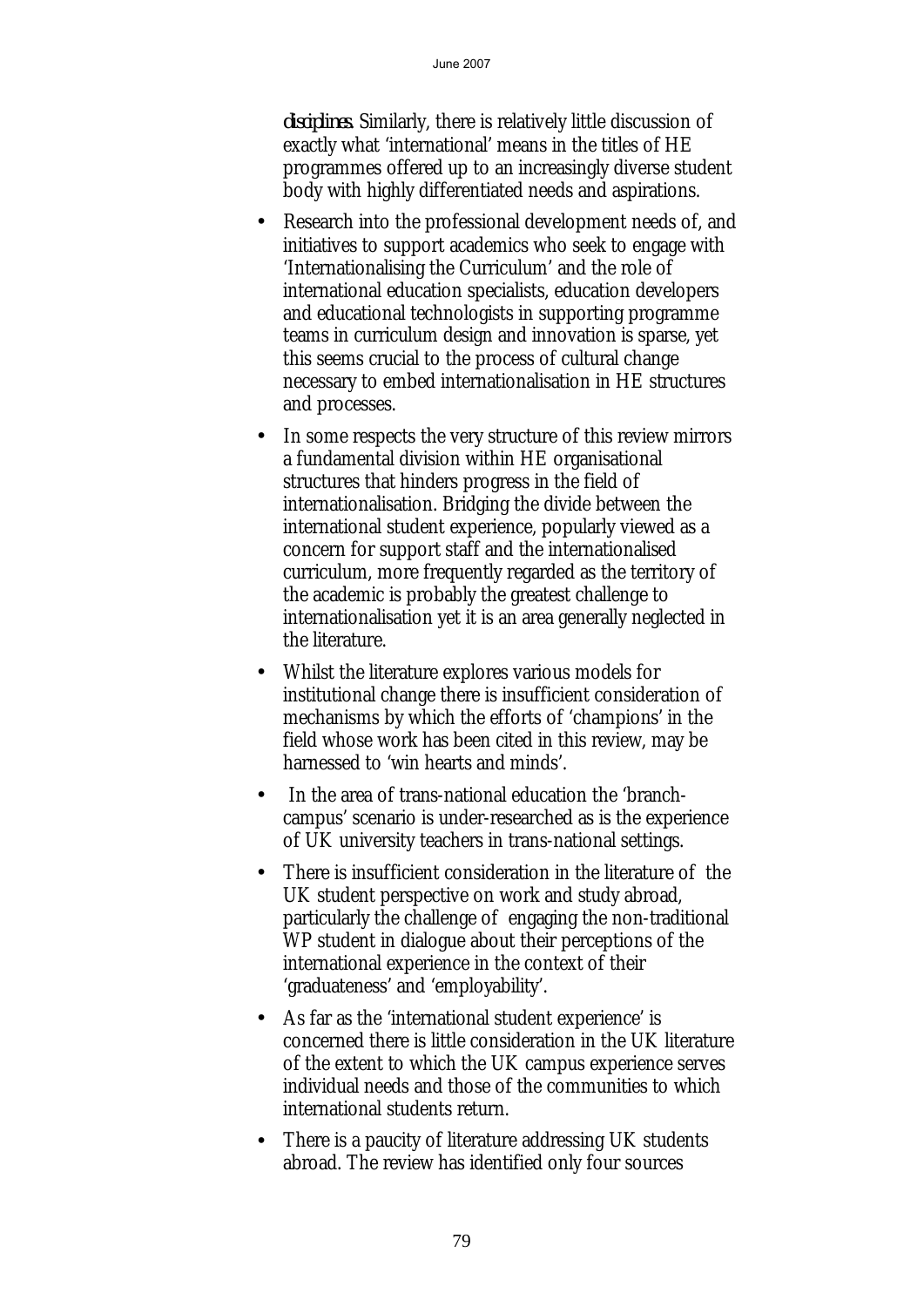***disciplines.*** Similarly, there is relatively little discussion of exactly what 'international' means in the titles of HE programmes offered up to an increasingly diverse student body with highly differentiated needs and aspirations.

- Research into the professional development needs of, and initiatives to support academics who seek to engage with 'Internationalising the Curriculum' and the role of international education specialists, education developers and educational technologists in supporting programme teams in curriculum design and innovation is sparse, yet this seems crucial to the process of cultural change necessary to embed internationalisation in HE structures and processes.
- In some respects the very structure of this review mirrors a fundamental division within HE organisational structures that hinders progress in the field of internationalisation. Bridging the divide between the international student experience, popularly viewed as a concern for support staff and the internationalised curriculum, more frequently regarded as the territory of the academic is probably the greatest challenge to internationalisation yet it is an area generally neglected in the literature.
- Whilst the literature explores various models for institutional change there is insufficient consideration of mechanisms by which the efforts of 'champions' in the field whose work has been cited in this review, may be harnessed to 'win hearts and minds'.
- In the area of trans-national education the 'branch-campus' scenario is under-researched as is the experience of UK university teachers in trans-national settings.
- There is insufficient consideration in the literature of the UK student perspective on work and study abroad, particularly the challenge of engaging the non-traditional WP student in dialogue about their perceptions of the international experience in the context of their 'graduateness' and 'employability'.
- As far as the 'international student experience' is concerned there is little consideration in the UK literature of the extent to which the UK campus experience serves individual needs and those of the communities to which international students return.
- There is a paucity of literature addressing UK students abroad. The review has identified only four sources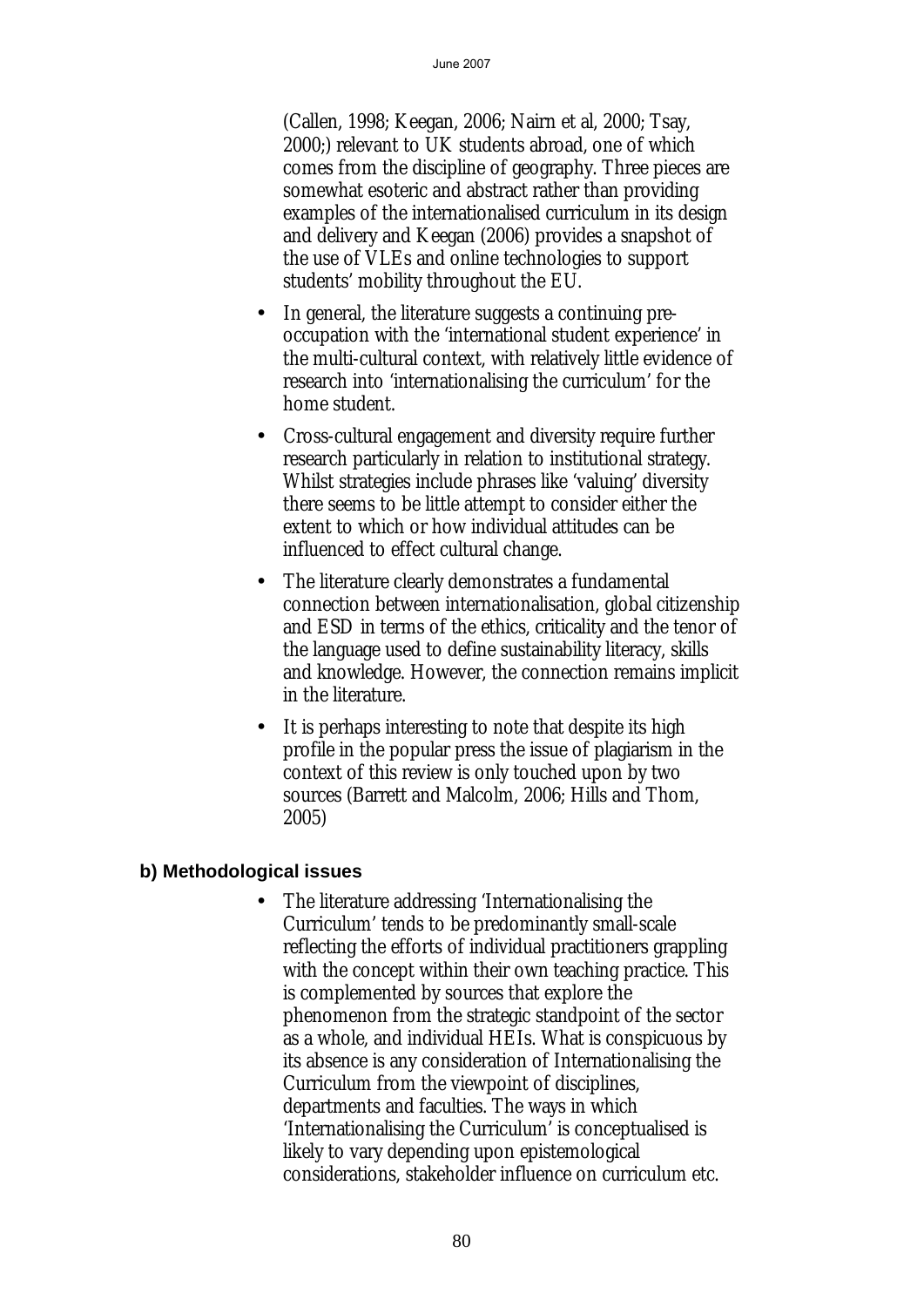(Callen, 1998; Keegan, 2006; Nairn et al, 2000; Tsay, 2000;) relevant to UK students abroad, one of which comes from the discipline of geography. Three pieces are somewhat esoteric and abstract rather than providing examples of the internationalised curriculum in its design and delivery and Keegan (2006) provides a snapshot of the use of VLEs and online technologies to support students' mobility throughout the EU.

- In general, the literature suggests a continuing pre-occupation with the 'international student experience' in the multi-cultural context, with relatively little evidence of research into 'internationalising the curriculum' for the home student.
- Cross-cultural engagement and diversity require further research particularly in relation to institutional strategy. Whilst strategies include phrases like 'valuing' diversity there seems to be little attempt to consider either the extent to which or how individual attitudes can be influenced to effect cultural change.
- The literature clearly demonstrates a fundamental connection between internationalisation, global citizenship and ESD in terms of the ethics, criticality and the tenor of the language used to define sustainability literacy, skills and knowledge. However, the connection remains implicit in the literature.
- It is perhaps interesting to note that despite its high profile in the popular press the issue of plagiarism in the context of this review is only touched upon by two sources (Barrett and Malcolm, 2006; Hills and Thom, 2005)

**b) Methodological issues**

- The literature addressing 'Internationalising the Curriculum' tends to be predominantly small-scale reflecting the efforts of individual practitioners grappling with the concept within their own teaching practice. This is complemented by sources that explore the phenomenon from the strategic standpoint of the sector as a whole, and individual HEIs. What is conspicuous by its absence is any consideration of Internationalising the Curriculum from the viewpoint of disciplines, departments and faculties. The ways in which 'Internationalising the Curriculum' is conceptualised is likely to vary depending upon epistemological considerations, stakeholder influence on curriculum etc.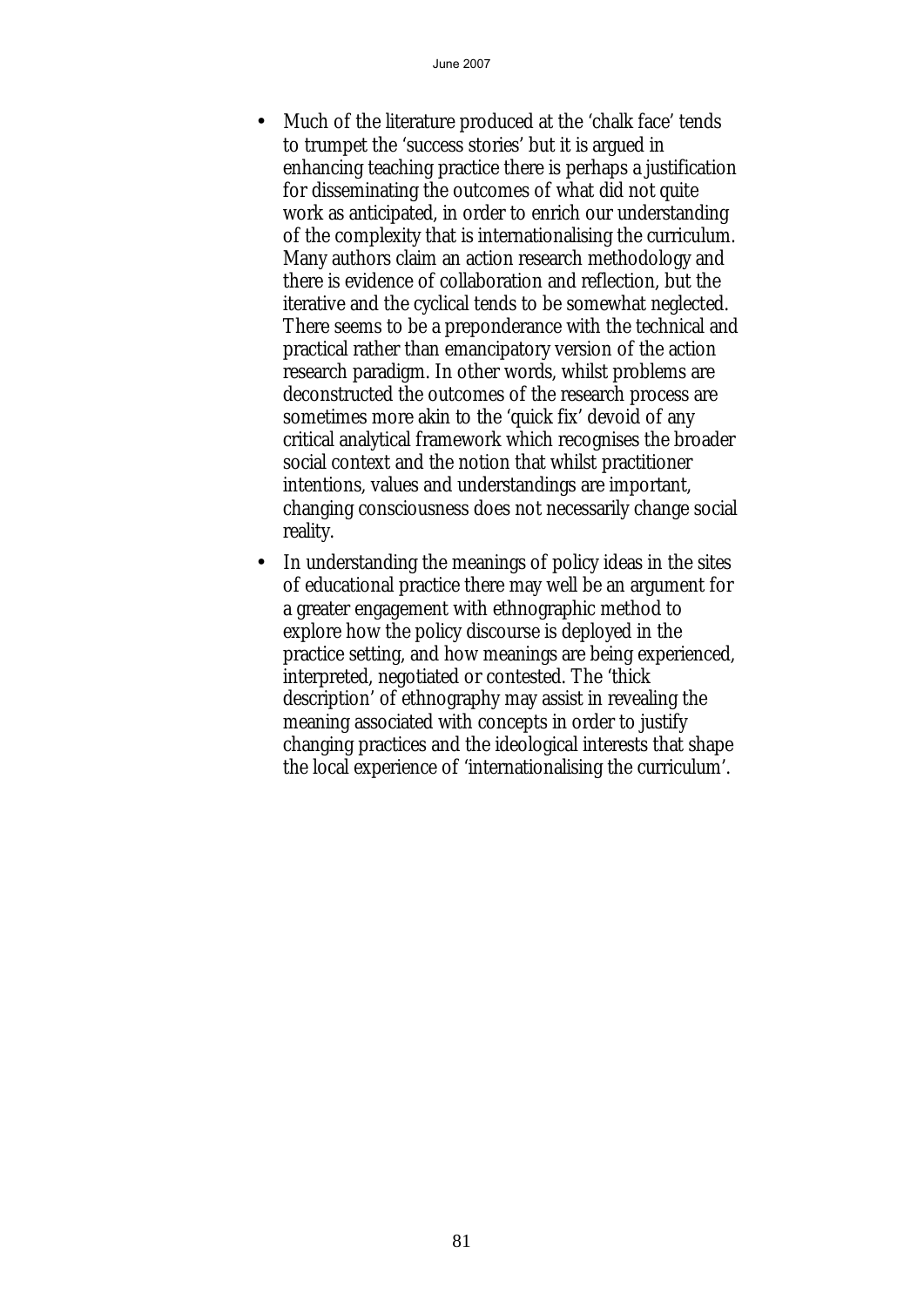- Much of the literature produced at the 'chalk face' tends to trumpet the 'success stories' but it is argued in enhancing teaching practice there is perhaps a justification for disseminating the outcomes of what did not quite work as anticipated, in order to enrich our understanding of the complexity that is internationalising the curriculum. Many authors claim an action research methodology and there is evidence of collaboration and reflection, but the iterative and the cyclical tends to be somewhat neglected. There seems to be a preponderance with the technical and practical rather than emancipatory version of the action research paradigm. In other words, whilst problems are deconstructed the outcomes of the research process are sometimes more akin to the 'quick fix' devoid of any critical analytical framework which recognises the broader social context and the notion that whilst practitioner intentions, values and understandings are important, changing consciousness does not necessarily change social reality.
- In understanding the meanings of policy ideas in the sites of educational practice there may well be an argument for a greater engagement with ethnographic method to explore how the policy discourse is deployed in the practice setting, and how meanings are being experienced, interpreted, negotiated or contested. The 'thick description' of ethnography may assist in revealing the meaning associated with concepts in order to justify changing practices and the ideological interests that shape the local experience of 'internationalising the curriculum'.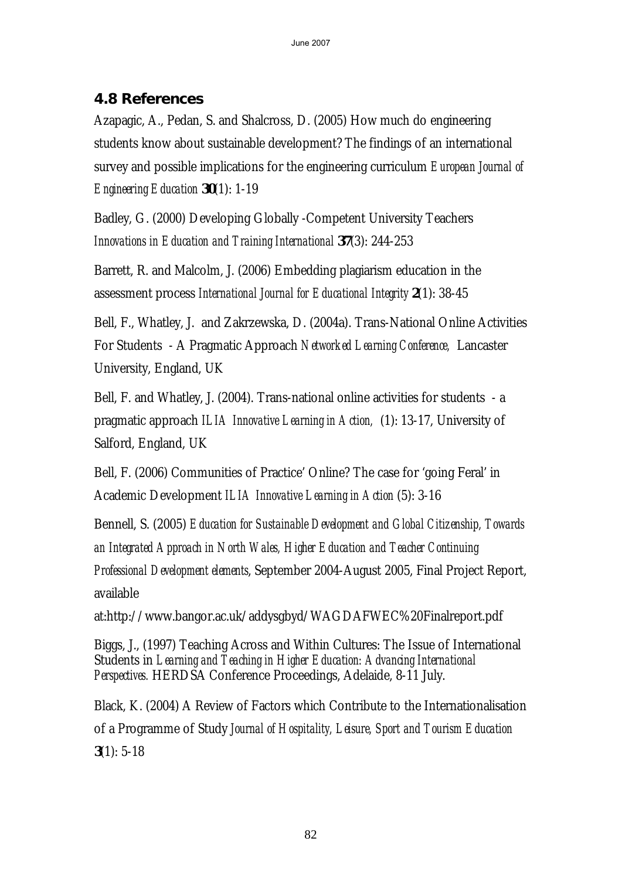## 4.8 References

Azapagic, A., Pedan, S. and Shalcross, D. (2005) How much do engineering students know about sustainable development? The findings of an international survey and possible implications for the engineering curriculum *European Journal of Engineering Education* **30**(1): 1-19

Badley, G. (2000) Developing Globally -Competent University Teachers *Innovations in Education and Training International* **37**(3): 244-253

Barrett, R. and Malcolm, J. (2006) Embedding plagiarism education in the assessment process *International Journal for Educational Integrity* **2**(1): 38-45

Bell, F., Whatley, J. and Zakrzewska, D. (2004a). Trans-National Online Activities For Students - A Pragmatic Approach *Networked Learning Conference,* Lancaster University, England, UK

Bell, F. and Whatley, J. (2004). Trans-national online activities for students - a pragmatic approach *ILIA Innovative Learning in Action,* (1): 13-17, University of Salford, England, UK

Bell, F. (2006) Communities of Practice' Online? The case for 'going Feral' in Academic Development *ILIA Innovative Learning in Action* (5): 3-16

Bennell, S. (2005) *Education for Sustainable Development and Global Citizenship, Towards an Integrated Approach in North Wales, Higher Education and Teacher Continuing Professional Development elements*, September 2004-August 2005, Final Project Report, available at:http://www.bangor.ac.uk/addysgbyd/WAGDAFWEC%20Finalreport.pdf

Biggs, J., (1997) Teaching Across and Within Cultures: The Issue of International Students in *Learning and Teaching in Higher Education: Advancing International Perspectives.* HERDSA Conference Proceedings, Adelaide, 8-11 July.

Black, K. (2004) A Review of Factors which Contribute to the Internationalisation of a Programme of Study *Journal of Hospitality, Leisure, Sport and Tourism Education* **3**(1): 5-18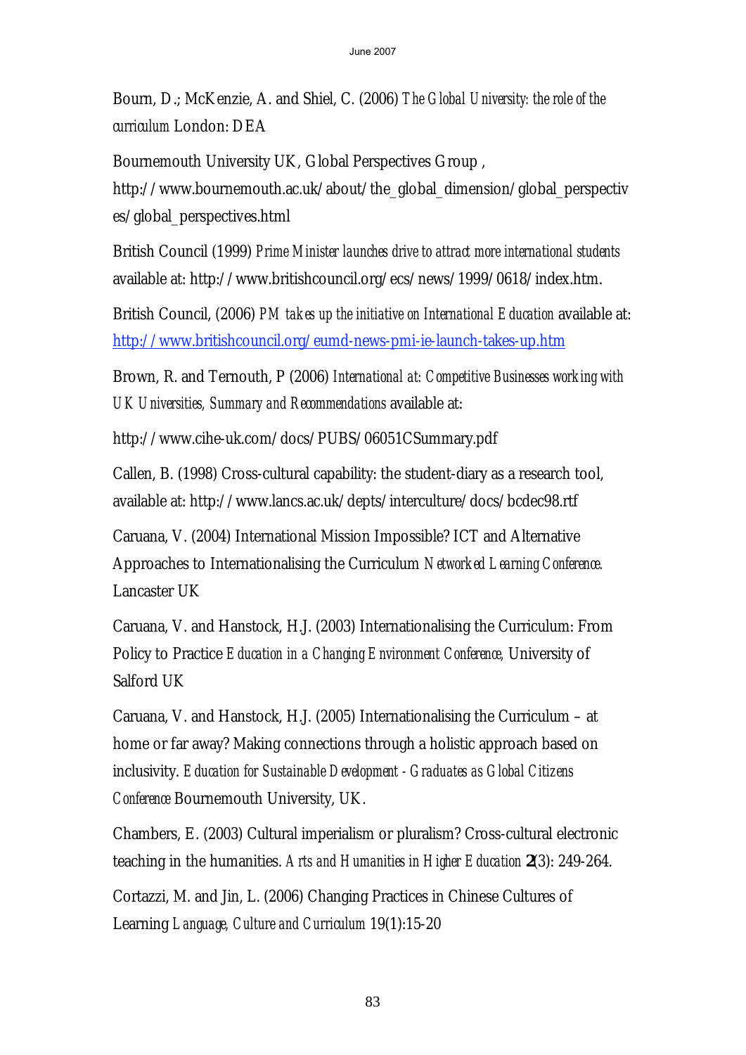Bourn, D.; McKenzie, A. and Shiel, C. (2006) *The Global University: the role of the curriculum* London: DEA

Bournemouth University UK, Global Perspectives Group , http://www.bournemouth.ac.uk/about/the_global_dimension/global_perspectives/global_perspectives.html

British Council (1999) *Prime Minister launches drive to attract more international students* available at: http://www.britishcouncil.org/ecs/news/1999/0618/index.htm.

British Council, (2006) *PM takes up the initiative on International Education* available at: http://www.britishcouncil.org/eumd-news-pmi-ie-launch-takes-up.htm

Brown, R. and Ternouth, P (2006) *International at: Competitive Businesses working with UK Universities, Summary and Recommendations* available at:

http://www.cihe-uk.com/docs/PUBS/06051CSummary.pdf

Callen, B. (1998) Cross-cultural capability: the student-diary as a research tool, available at: http://www.lancs.ac.uk/depts/interculture/docs/bcdec98.rtf

Caruana, V. (2004) International Mission Impossible? ICT and Alternative Approaches to Internationalising the Curriculum *Networked Learning Conference.* Lancaster UK

Caruana, V. and Hanstock, H.J. (2003) Internationalising the Curriculum: From Policy to Practice *Education in a Changing Environment Conference,* University of Salford UK

Caruana, V. and Hanstock, H.J. (2005) Internationalising the Curriculum – at home or far away? Making connections through a holistic approach based on inclusivity. *Education for Sustainable Development - Graduates as Global Citizens Conference* Bournemouth University, UK.

Chambers, E. (2003) Cultural imperialism or pluralism? Cross-cultural electronic teaching in the humanities. *Arts and Humanities in Higher Education* **2**(3): 249-264.

Cortazzi, M. and Jin, L. (2006) Changing Practices in Chinese Cultures of Learning *Language, Culture and Curriculum* 19(1):15-20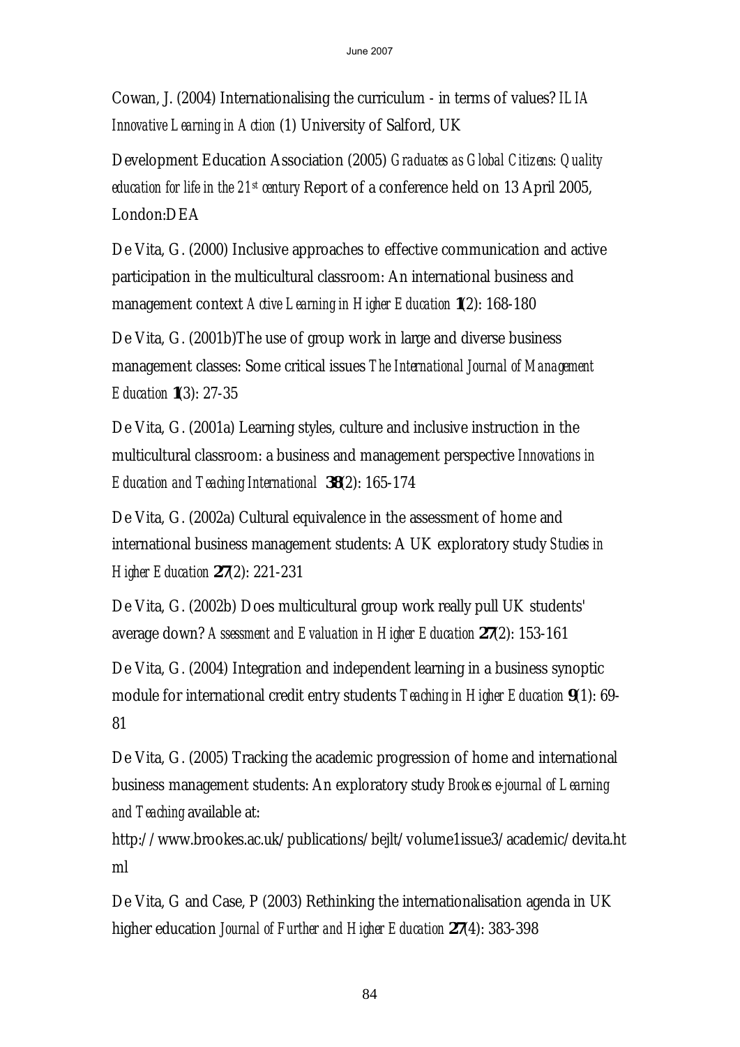Cowan, J. (2004) Internationalising the curriculum - in terms of values? *ILIA Innovative Learning in Action* (1) University of Salford, UK

Development Education Association (2005) *Graduates as Global Citizens: Quality education for life in the 21st century* Report of a conference held on 13 April 2005, London:DEA

De Vita, G. (2000) Inclusive approaches to effective communication and active participation in the multicultural classroom: An international business and management context *Active Learning in Higher Education* **1**(2): 168-180

De Vita, G. (2001b)The use of group work in large and diverse business management classes: Some critical issues *The International Journal of Management Education* **1**(3): 27-35

De Vita, G. (2001a) Learning styles, culture and inclusive instruction in the multicultural classroom: a business and management perspective *Innovations in Education and Teaching International* **38**(2): 165-174

De Vita, G. (2002a) Cultural equivalence in the assessment of home and international business management students: A UK exploratory study *Studies in Higher Education* **27**(2): 221-231

De Vita, G. (2002b) Does multicultural group work really pull UK students' average down? *Assessment and Evaluation in Higher Education* **27**(2): 153-161

De Vita, G. (2004) Integration and independent learning in a business synoptic module for international credit entry students *Teaching in Higher Education* **9**(1): 69-81

De Vita, G. (2005) Tracking the academic progression of home and international business management students: An exploratory study *Brookes e-journal of Learning and Teaching* available at: http://www.brookes.ac.uk/publications/bejlt/volume1issue3/academic/devita.html

De Vita, G and Case, P (2003) Rethinking the internationalisation agenda in UK higher education *Journal of Further and Higher Education* **27**(4): 383-398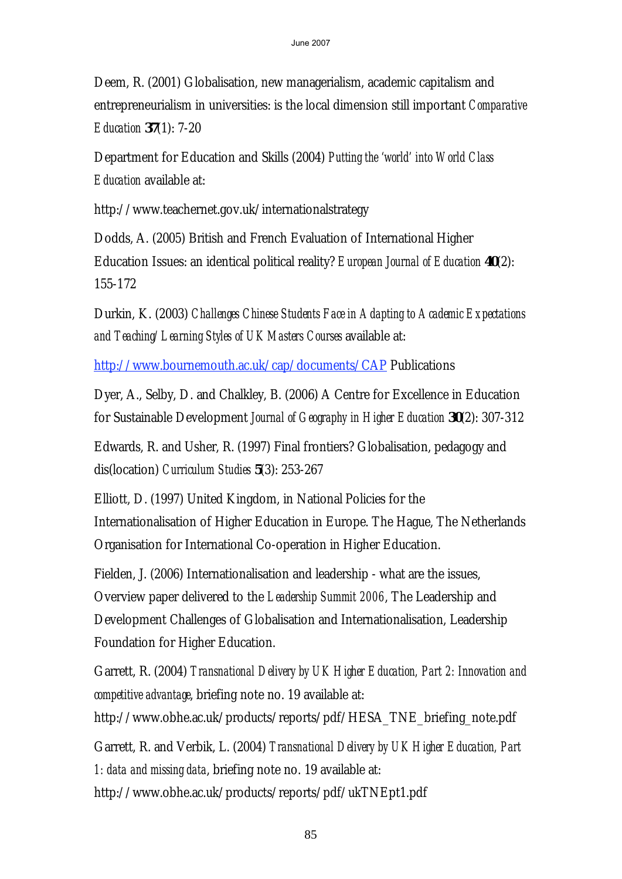Deem, R. (2001) Globalisation, new managerialism, academic capitalism and entrepreneurialism in universities: is the local dimension still important *Comparative Education* **37**(1): 7-20

Department for Education and Skills (2004) *Putting the 'world' into World Class Education* available at:

http://www.teachernet.gov.uk/internationalstrategy

Dodds, A. (2005) British and French Evaluation of International Higher Education Issues: an identical political reality? *European Journal of Education* **40**(2): 155-172

Durkin, K. (2003) *Challenges Chinese Students Face in Adapting to Academic Expectations and Teaching/Learning Styles of UK Masters Courses* available at:

http://www.bournemouth.ac.uk/cap/documents/CAP Publications

Dyer, A., Selby, D. and Chalkley, B. (2006) A Centre for Excellence in Education for Sustainable Development *Journal of Geography in Higher Education* **30**(2): 307-312

Edwards, R. and Usher, R. (1997) Final frontiers? Globalisation, pedagogy and dis(location) *Curriculum Studies* **5**(3): 253-267

Elliott, D. (1997) United Kingdom, in National Policies for the Internationalisation of Higher Education in Europe. The Hague, The Netherlands Organisation for International Co-operation in Higher Education.

Fielden, J. (2006) Internationalisation and leadership - what are the issues, Overview paper delivered to the *Leadership Summit 2006*, The Leadership and Development Challenges of Globalisation and Internationalisation, Leadership Foundation for Higher Education.

Garrett, R. (2004) *Transnational Delivery by UK Higher Education, Part 2: Innovation and competitive advantage*, briefing note no. 19 available at:

http://www.obhe.ac.uk/products/reports/pdf/HESA_TNE_briefing_note.pdf

Garrett, R. and Verbik, L. (2004) *Transnational Delivery by UK Higher Education, Part 1: data and missing data*, briefing note no. 19 available at:

http://www.obhe.ac.uk/products/reports/pdf/ukTNEpt1.pdf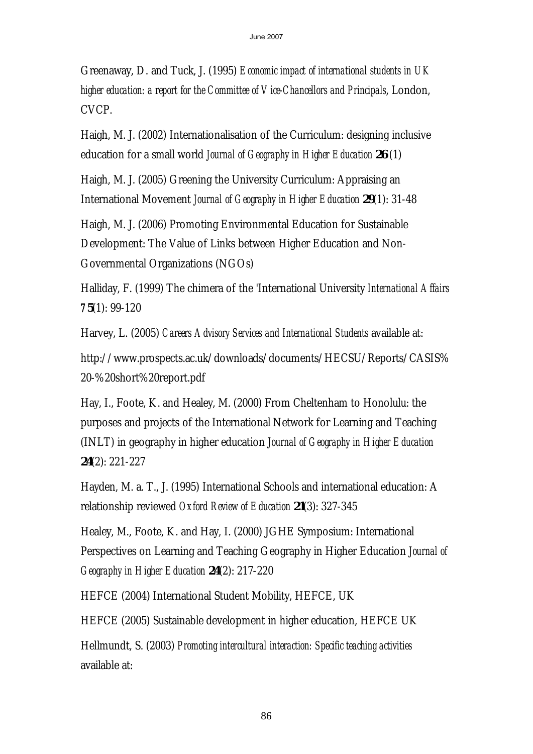Greenaway, D. and Tuck, J. (1995) *Economic impact of international students in UK higher education: a report for the Committee of Vice-Chancellors and Principals*, London, CVCP.

Haigh, M. J. (2002) Internationalisation of the Curriculum: designing inclusive education for a small world *Journal of Geography in Higher Education* **26** (1)

Haigh, M. J. (2005) Greening the University Curriculum: Appraising an International Movement *Journal of Geography in Higher Education* **29**(1): 31-48

Haigh, M. J. (2006) Promoting Environmental Education for Sustainable Development: The Value of Links between Higher Education and Non-Governmental Organizations (NGOs)

Halliday, F. (1999) The chimera of the 'International University *International Affairs* **75**(1): 99-120

Harvey, L. (2005) *Careers Advisory Services and International Students* available at:

http://www.prospects.ac.uk/downloads/documents/HECSU/Reports/CASIS%20-%20short%20report.pdf

Hay, I., Foote, K. and Healey, M. (2000) From Cheltenham to Honolulu: the purposes and projects of the International Network for Learning and Teaching (INLT) in geography in higher education *Journal of Geography in Higher Education* **24**(2): 221-227

Hayden, M. a. T., J. (1995) International Schools and international education: A relationship reviewed *Oxford Review of Education* **21**(3): 327-345

Healey, M., Foote, K. and Hay, I. (2000) JGHE Symposium: International Perspectives on Learning and Teaching Geography in Higher Education *Journal of Geography in Higher Education* **24**(2): 217-220

HEFCE (2004) International Student Mobility, HEFCE, UK

HEFCE (2005) Sustainable development in higher education, HEFCE UK

Hellmundt, S. (2003) *Promoting intercultural interaction: Specific teaching activities* available at: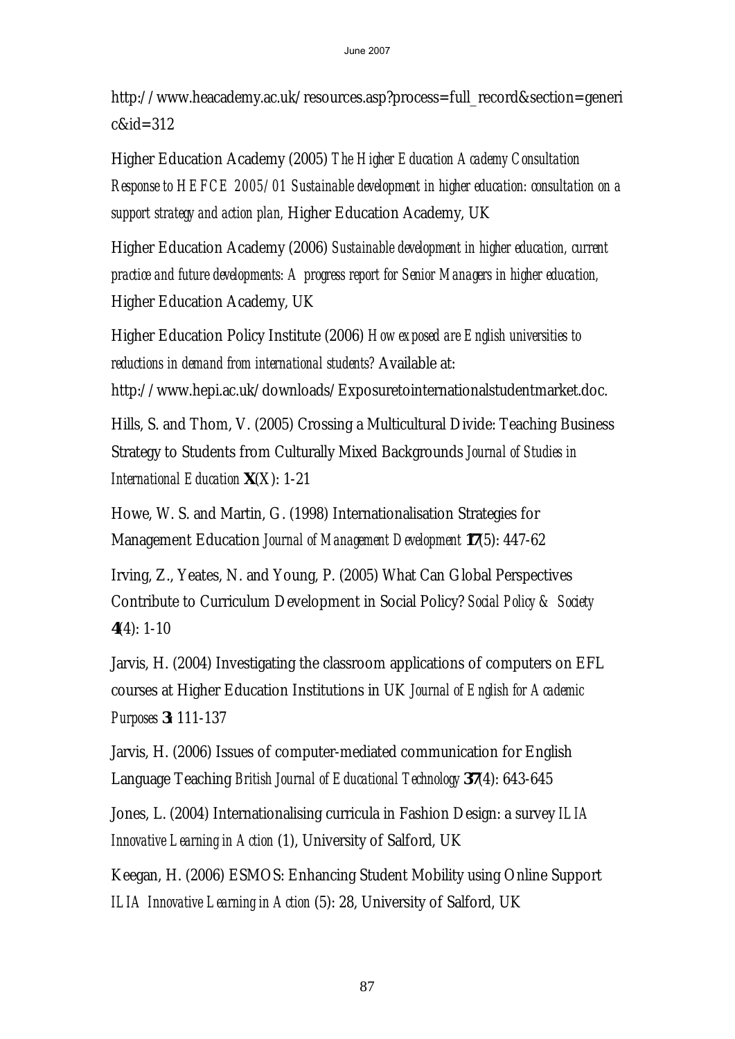http://www.heacademy.ac.uk/resources.asp?process=full_record&section=generic&id=312

Higher Education Academy (2005) *The Higher Education Academy Consultation Response to HEFCE 2005/01 Sustainable development in higher education: consultation on a support strategy and action plan*, Higher Education Academy, UK

Higher Education Academy (2006) *Sustainable development in higher education, current practice and future developments: A progress report for Senior Managers in higher education*, Higher Education Academy, UK

Higher Education Policy Institute (2006) *How exposed are English universities to reductions in demand from international students?* Available at: http://www.hepi.ac.uk/downloads/Exposuretointernationalstudentmarket.doc.

Hills, S. and Thom, V. (2005) Crossing a Multicultural Divide: Teaching Business Strategy to Students from Culturally Mixed Backgrounds *Journal of Studies in International Education* **X**(X): 1-21

Howe, W. S. and Martin, G. (1998) Internationalisation Strategies for Management Education *Journal of Management Development* **17**(5): 447-62

Irving, Z., Yeates, N. and Young, P. (2005) What Can Global Perspectives Contribute to Curriculum Development in Social Policy? *Social Policy & Society* **4**(4): 1-10

Jarvis, H. (2004) Investigating the classroom applications of computers on EFL courses at Higher Education Institutions in UK *Journal of English for Academic Purposes* **3**: 111-137

Jarvis, H. (2006) Issues of computer-mediated communication for English Language Teaching *British Journal of Educational Technology* **37**(4): 643-645

Jones, L. (2004) Internationalising curricula in Fashion Design: a survey *ILIA Innovative Learning in Action* (1), University of Salford, UK

Keegan, H. (2006) ESMOS: Enhancing Student Mobility using Online Support *ILIA Innovative Learning in Action* (5): 28, University of Salford, UK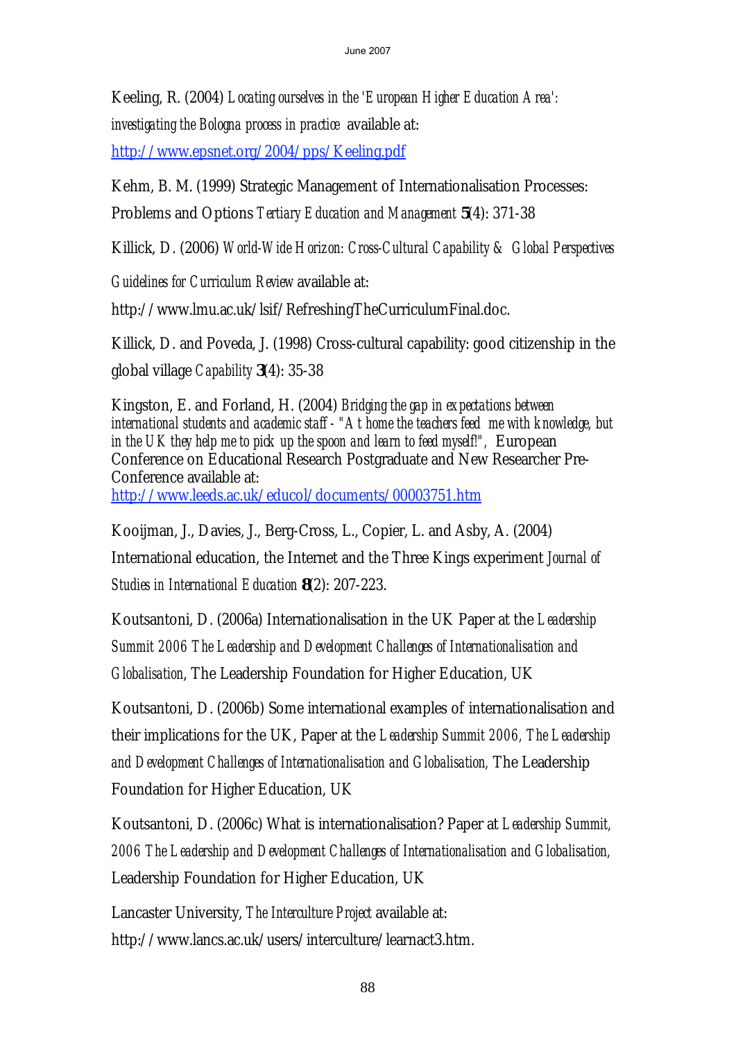Keeling, R. (2004) *Locating ourselves in the 'European Higher Education Area': investigating the Bologna process in practice* available at: http://www.epsnet.org/2004/pps/Keeling.pdf

Kehm, B. M. (1999) Strategic Management of Internationalisation Processes: Problems and Options *Tertiary Education and Management* **5**(4): 371-38

Killick, D. (2006) *World-Wide Horizon: Cross-Cultural Capability & Global Perspectives Guidelines for Curriculum Review* available at: http://www.lmu.ac.uk/lsif/RefreshingTheCurriculumFinal.doc.

Killick, D. and Poveda, J. (1998) Cross-cultural capability: good citizenship in the global village *Capability* **3**(4): 35-38

Kingston, E. and Forland, H. (2004) *Bridging the gap in expectations between international students and academic staff - "At home the teachers feed me with knowledge, but in the UK they help me to pick up the spoon and learn to feed myself!"*, European Conference on Educational Research Postgraduate and New Researcher Pre-Conference available at: http://www.leeds.ac.uk/educol/documents/00003751.htm

Kooijman, J., Davies, J., Berg-Cross, L., Copier, L. and Asby, A. (2004) International education, the Internet and the Three Kings experiment *Journal of Studies in International Education* **8**(2): 207-223.

Koutsantoni, D. (2006a) Internationalisation in the UK Paper at the *Leadership Summit 2006 The Leadership and Development Challenges of Internationalisation and Globalisation*, The Leadership Foundation for Higher Education, UK

Koutsantoni, D. (2006b) Some international examples of internationalisation and their implications for the UK, Paper at the *Leadership Summit 2006, The Leadership and Development Challenges of Internationalisation and Globalisation,* The Leadership Foundation for Higher Education, UK

Koutsantoni, D. (2006c) What is internationalisation? Paper at *Leadership Summit, 2006 The Leadership and Development Challenges of Internationalisation and Globalisation,* Leadership Foundation for Higher Education, UK

Lancaster University, *The Interculture Project* available at: http://www.lancs.ac.uk/users/interculture/learnact3.htm.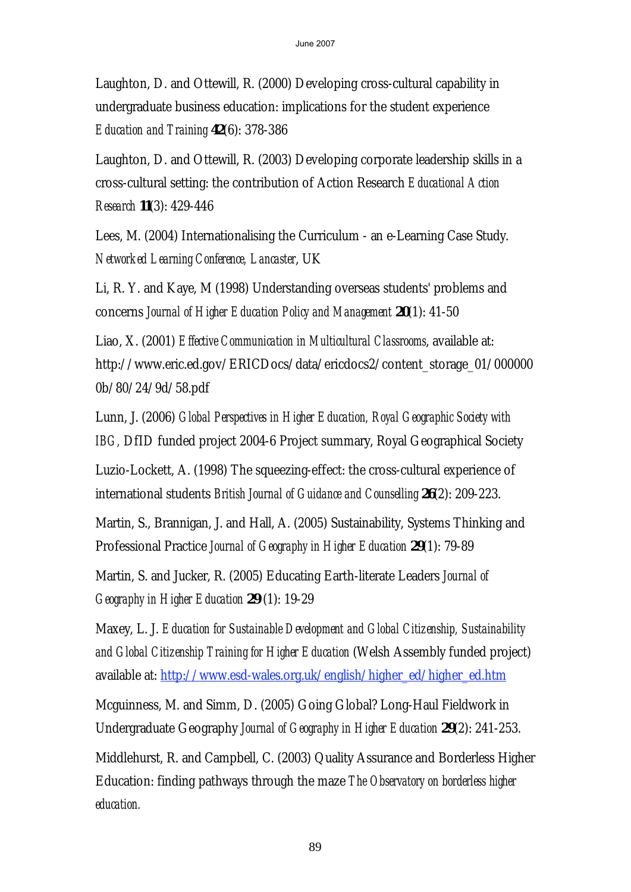Laughton, D. and Ottewill, R. (2000) Developing cross-cultural capability in undergraduate business education: implications for the student experience *Education and Training* **42**(6): 378-386

Laughton, D. and Ottewill, R. (2003) Developing corporate leadership skills in a cross-cultural setting: the contribution of Action Research *Educational Action Research* **11**(3): 429-446

Lees, M. (2004) Internationalising the Curriculum - an e-Learning Case Study. *Networked Learning Conference, Lancaster*, UK

Li, R. Y. and Kaye, M (1998) Understanding overseas students' problems and concerns *Journal of Higher Education Policy and Management* **20**(1): 41-50

Liao, X. (2001) *Effective Communication in Multicultural Classrooms*, available at: http://www.eric.ed.gov/ERICDocs/data/ericdocs2/content_storage_01/0000000b/80/24/9d/58.pdf

Lunn, J. (2006) *Global Perspectives in Higher Education, Royal Geographic Society with IBG,* DfID funded project 2004-6 Project summary, Royal Geographical Society

Luzio-Lockett, A. (1998) The squeezing-effect: the cross-cultural experience of international students *British Journal of Guidance and Counselling* **26**(2): 209-223.

Martin, S., Brannigan, J. and Hall, A. (2005) Sustainability, Systems Thinking and Professional Practice *Journal of Geography in Higher Education* **29**(1): 79-89

Martin, S. and Jucker, R. (2005) Educating Earth-literate Leaders *Journal of Geography in Higher Education* **29** (1): 19-29

Maxey, L. J. *Education for Sustainable Development and Global Citizenship, Sustainability and Global Citizenship Training for Higher Education* (Welsh Assembly funded project) available at: http://www.esd-wales.org.uk/english/higher_ed/higher_ed.htm

Mcguinness, M. and Simm, D. (2005) Going Global? Long-Haul Fieldwork in Undergraduate Geography *Journal of Geography in Higher Education* **29**(2): 241-253.

Middlehurst, R. and Campbell, C. (2003) Quality Assurance and Borderless Higher Education: finding pathways through the maze *The Observatory on borderless higher education.*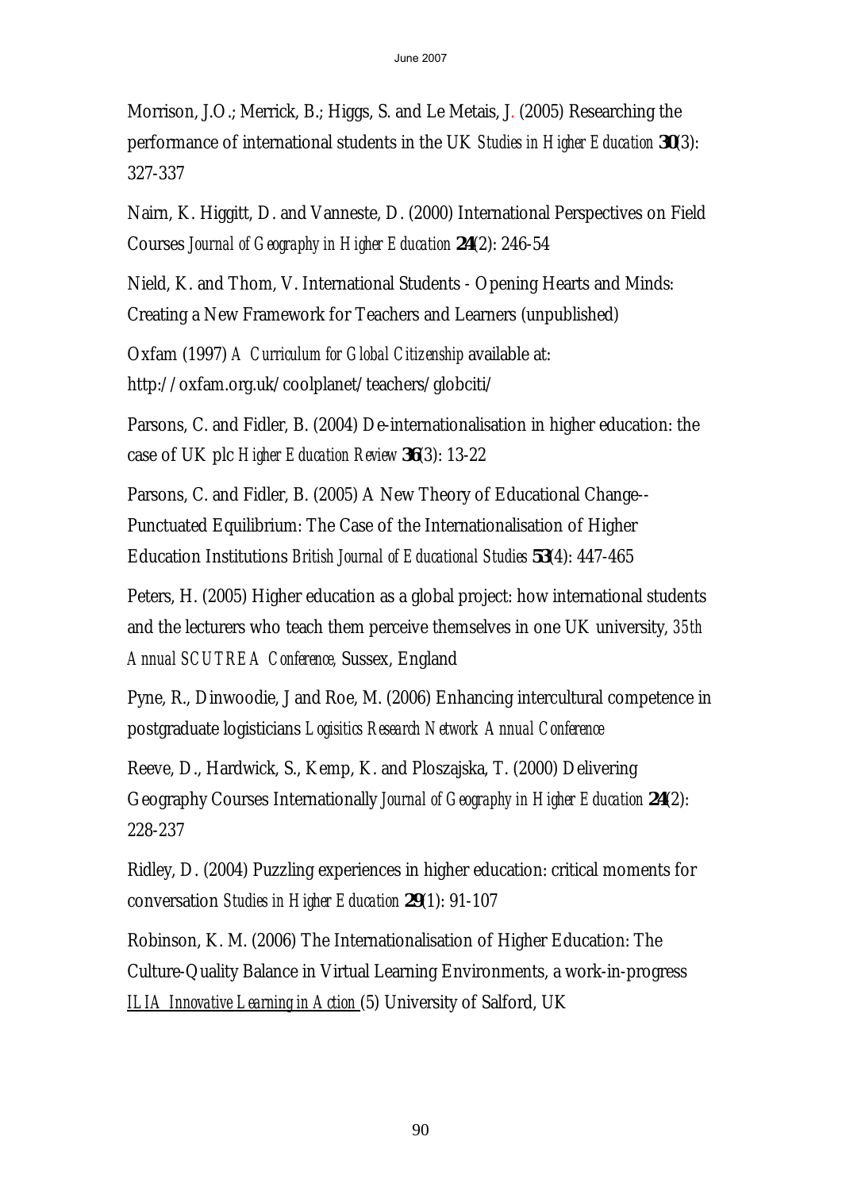Morrison, J.O.; Merrick, B.; Higgs, S. and Le Metais, J. (2005) Researching the performance of international students in the UK *Studies in Higher Education* **30**(3): 327-337

Nairn, K. Higgitt, D. and Vanneste, D. (2000) International Perspectives on Field Courses *Journal of Geography in Higher Education* **24**(2): 246-54

Nield, K. and Thom, V. International Students - Opening Hearts and Minds: Creating a New Framework for Teachers and Learners (unpublished)

Oxfam (1997) *A Curriculum for Global Citizenship* available at: http://oxfam.org.uk/coolplanet/teachers/globciti/

Parsons, C. and Fidler, B. (2004) De-internationalisation in higher education: the case of UK plc *Higher Education Review* **36**(3): 13-22

Parsons, C. and Fidler, B. (2005) A New Theory of Educational Change--Punctuated Equilibrium: The Case of the Internationalisation of Higher Education Institutions *British Journal of Educational Studies* **53**(4): 447-465

Peters, H. (2005) Higher education as a global project: how international students and the lecturers who teach them perceive themselves in one UK university, *35th Annual SCUTREA Conference,* Sussex, England

Pyne, R., Dinwoodie, J and Roe, M. (2006) Enhancing intercultural competence in postgraduate logisticians *Logisitics Research Network Annual Conference*

Reeve, D., Hardwick, S., Kemp, K. and Ploszajska, T. (2000) Delivering Geography Courses Internationally *Journal of Geography in Higher Education* **24**(2): 228-237

Ridley, D. (2004) Puzzling experiences in higher education: critical moments for conversation *Studies in Higher Education* **29**(1): 91-107

Robinson, K. M. (2006) The Internationalisation of Higher Education: The Culture-Quality Balance in Virtual Learning Environments, a work-in-progress *ILIA Innovative Learning in Action* (5) University of Salford, UK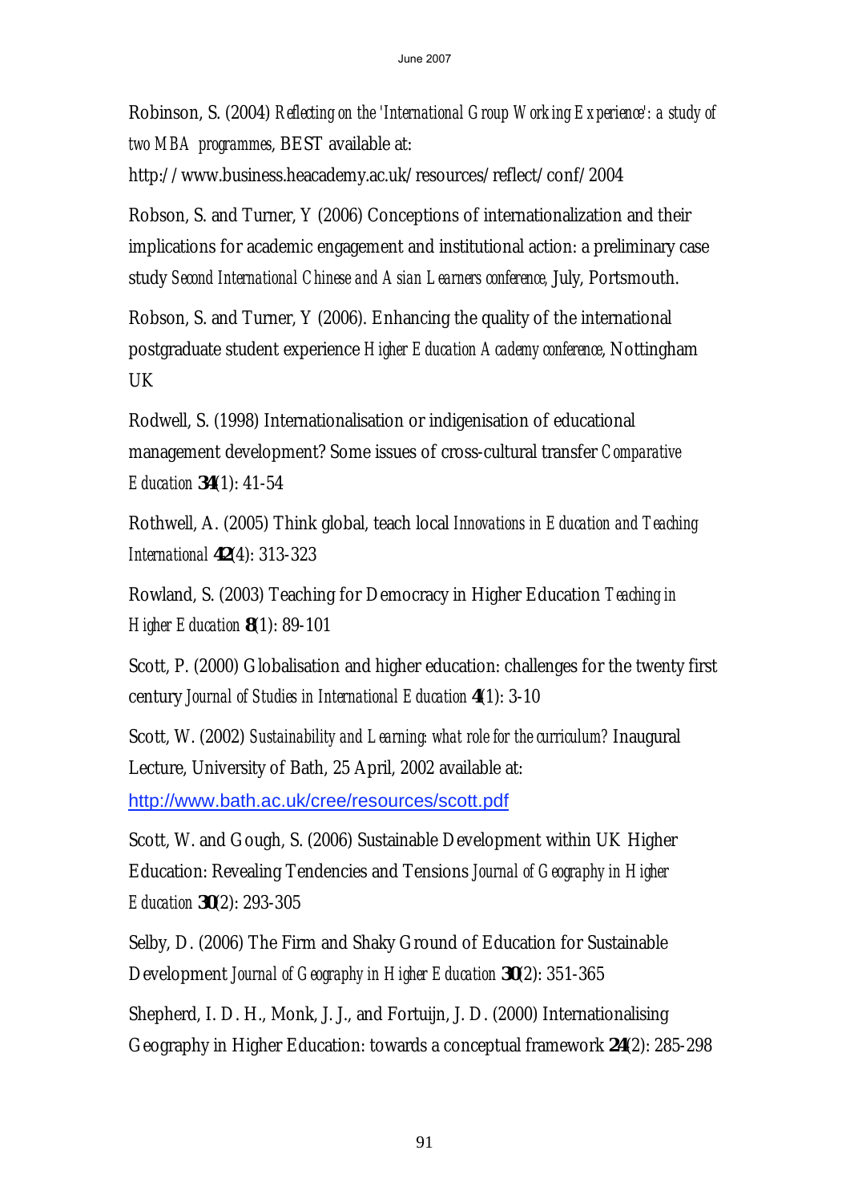Robinson, S. (2004) *Reflecting on the 'International Group Working Experience': a study of two MBA programmes*, BEST available at: http://www.business.heacademy.ac.uk/resources/reflect/conf/2004

Robson, S. and Turner, Y (2006) Conceptions of internationalization and their implications for academic engagement and institutional action: a preliminary case study *Second International Chinese and Asian Learners conference,* July, Portsmouth.

Robson, S. and Turner, Y (2006). Enhancing the quality of the international postgraduate student experience *Higher Education Academy conference*, Nottingham UK

Rodwell, S. (1998) Internationalisation or indigenisation of educational management development? Some issues of cross-cultural transfer *Comparative Education* **34**(1): 41-54

Rothwell, A. (2005) Think global, teach local *Innovations in Education and Teaching International* **42**(4): 313-323

Rowland, S. (2003) Teaching for Democracy in Higher Education *Teaching in Higher Education* **8**(1): 89-101

Scott, P. (2000) Globalisation and higher education: challenges for the twenty first century *Journal of Studies in International Education* **4**(1): 3-10

Scott, W. (2002) *Sustainability and Learning: what role for the curriculum?* Inaugural Lecture, University of Bath, 25 April, 2002 available at: http://www.bath.ac.uk/cree/resources/scott.pdf

Scott, W. and Gough, S. (2006) Sustainable Development within UK Higher Education: Revealing Tendencies and Tensions *Journal of Geography in Higher Education* **30**(2): 293-305

Selby, D. (2006) The Firm and Shaky Ground of Education for Sustainable Development *Journal of Geography in Higher Education* **30**(2): 351-365

Shepherd, I. D. H., Monk, J. J., and Fortuijn, J. D. (2000) Internationalising Geography in Higher Education: towards a conceptual framework **24**(2): 285-298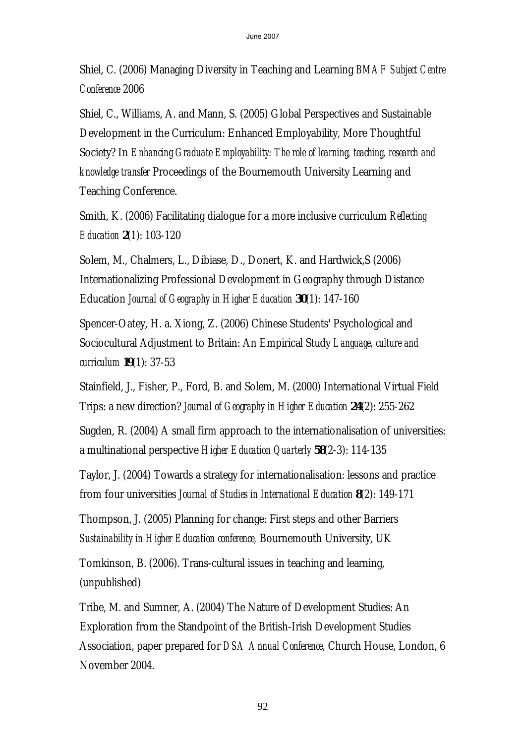Shiel, C. (2006) Managing Diversity in Teaching and Learning *BMAF Subject Centre Conference* 2006

Shiel, C., Williams, A. and Mann, S. (2005) Global Perspectives and Sustainable Development in the Curriculum: Enhanced Employability, More Thoughtful Society? In *Enhancing Graduate Employability: The role of learning, teaching, research and knowledge transfer* Proceedings of the Bournemouth University Learning and Teaching Conference.

Smith, K. (2006) Facilitating dialogue for a more inclusive curriculum *Reflecting Education* **2**(1): 103-120

Solem, M., Chalmers, L., Dibiase, D., Donert, K. and Hardwick,S (2006) Internationalizing Professional Development in Geography through Distance Education *Journal of Geography in Higher Education* **30**(1): 147-160

Spencer-Oatey, H. a. Xiong, Z. (2006) Chinese Students' Psychological and Sociocultural Adjustment to Britain: An Empirical Study *Language, culture and curriculum* **19**(1): 37-53

Stainfield, J., Fisher, P., Ford, B. and Solem, M. (2000) International Virtual Field Trips: a new direction? *Journal of Geography in Higher Education* **24**(2): 255-262

Sugden, R. (2004) A small firm approach to the internationalisation of universities: a multinational perspective *Higher Education Quarterly* **58**(2-3): 114-135

Taylor, J. (2004) Towards a strategy for internationalisation: lessons and practice from four universities *Journal of Studies in International Education* **8**(2): 149-171

Thompson, J. (2005) Planning for change: First steps and other Barriers *Sustainability in Higher Education conference*, Bournemouth University, UK

Tomkinson, B. (2006). Trans-cultural issues in teaching and learning, (unpublished)

Tribe, M. and Sumner, A. (2004) The Nature of Development Studies: An Exploration from the Standpoint of the British-Irish Development Studies Association, paper prepared for *DSA Annual Conference*, Church House, London, 6 November 2004.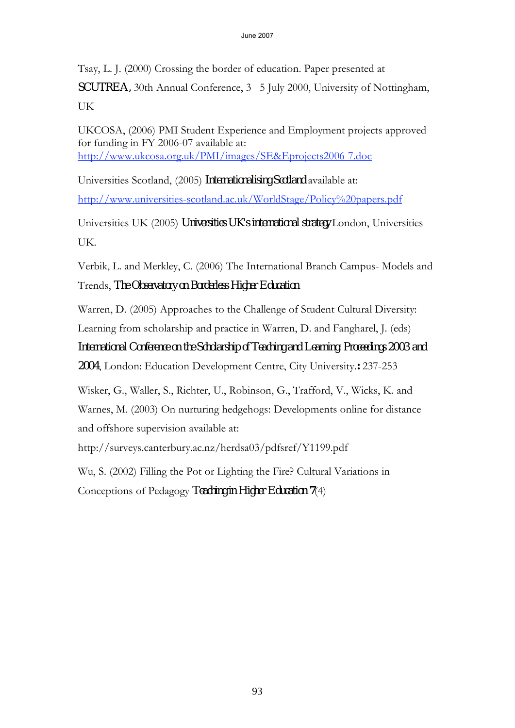Tsay, L. J. (2000) Crossing the border of education. Paper presented at *SCUTREA*, 30th Annual Conference, 3 5 July 2000, University of Nottingham, UK

UKCOSA, (2006) PMI Student Experience and Employment projects approved for funding in FY 2006-07 available at: http://www.ukcosa.org.uk/PMI/images/SE&Eprojects2006-7.doc

Universities Scotland, (2005) *Internationalising Scotland* available at: http://www.universities-scotland.ac.uk/WorldStage/Policy%20papers.pdf

Universities UK (2005) *Universities UK's international strategy* London, Universities UK.

Verbik, L. and Merkley, C. (2006) The International Branch Campus- Models and Trends, *The Observatory on Borderless Higher Education*

Warren, D. (2005) Approaches to the Challenge of Student Cultural Diversity: Learning from scholarship and practice in Warren, D. and Fangharel, J. (eds) *International Conference on the Scholarship of Teaching and Learning: Proceedings 2003 and 2004*, London: Education Development Centre, City University.**:** 237-253

Wisker, G., Waller, S., Richter, U., Robinson, G., Trafford, V., Wicks, K. and Warnes, M. (2003) On nurturing hedgehogs: Developments online for distance and offshore supervision available at: http://surveys.canterbury.ac.nz/herdsa03/pdfsref/Y1199.pdf

Wu, S. (2002) Filling the Pot or Lighting the Fire? Cultural Variations in Conceptions of Pedagogy *Teaching in Higher Education* **7**(4)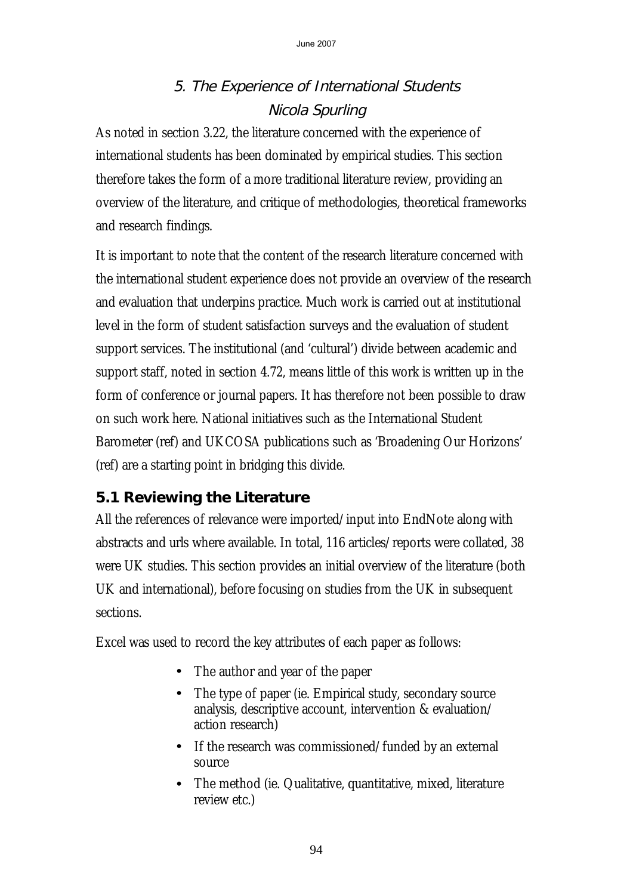# 5. The Experience of International Students

*Nicola Spurling*

As noted in section 3.22, the literature concerned with the experience of international students has been dominated by empirical studies. This section therefore takes the form of a more traditional literature review, providing an overview of the literature, and critique of methodologies, theoretical frameworks and research findings.

It is important to note that the content of the research literature concerned with the international student experience does not provide an overview of the research and evaluation that underpins practice. Much work is carried out at institutional level in the form of student satisfaction surveys and the evaluation of student support services. The institutional (and 'cultural') divide between academic and support staff, noted in section 4.72, means little of this work is written up in the form of conference or journal papers. It has therefore not been possible to draw on such work here. National initiatives such as the International Student Barometer (ref) and UKCOSA publications such as 'Broadening Our Horizons' (ref) are a starting point in bridging this divide.

## 5.1 Reviewing the Literature

All the references of relevance were imported/input into EndNote along with abstracts and urls where available. In total, 116 articles/reports were collated, 38 were UK studies. This section provides an initial overview of the literature (both UK and international), before focusing on studies from the UK in subsequent sections.

Excel was used to record the key attributes of each paper as follows:

- The author and year of the paper
- The type of paper (ie. Empirical study, secondary source analysis, descriptive account, intervention & evaluation/ action research)
- If the research was commissioned/funded by an external source
- The method (ie. Qualitative, quantitative, mixed, literature review etc.)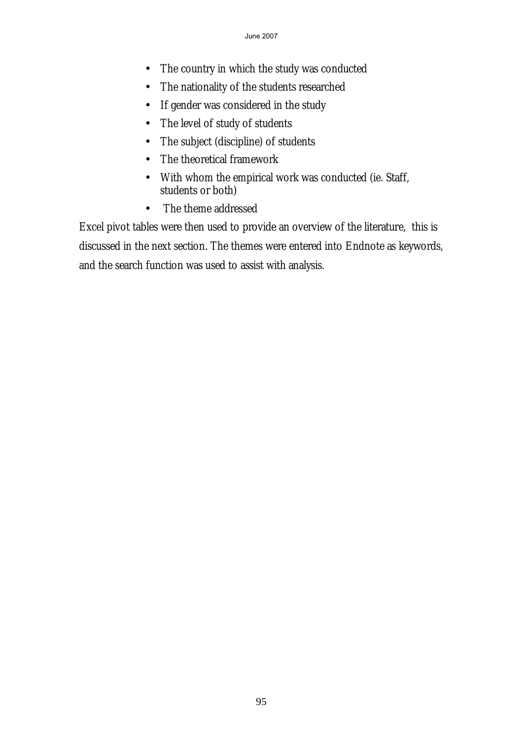- The country in which the study was conducted
- The nationality of the students researched
- If gender was considered in the study
- The level of study of students
- The subject (discipline) of students
- The theoretical framework
- With whom the empirical work was conducted (ie. Staff, students or both)
- The theme addressed

Excel pivot tables were then used to provide an overview of the literature, this is discussed in the next section. The themes were entered into Endnote as keywords, and the search function was used to assist with analysis.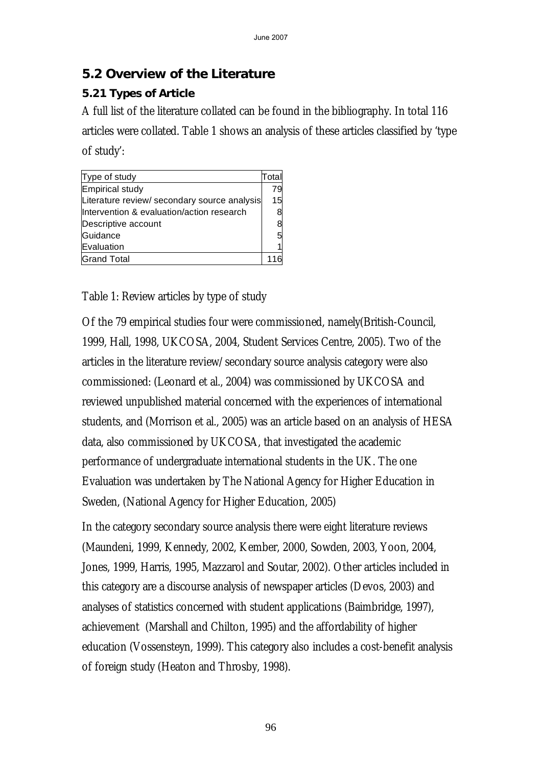## 5.2 Overview of the Literature

### 5.21 Types of Article

A full list of the literature collated can be found in the bibliography. In total 116 articles were collated. Table 1 shows an analysis of these articles classified by 'type of study':

| Type of study | Total |
|---|---|
| Empirical study | 79 |
| Literature review/ secondary source analysis | 15 |
| Intervention & evaluation/action research | 8 |
| Descriptive account | 8 |
| Guidance | 5 |
| Evaluation | 1 |
| Grand Total | 116 |

Table 1: Review articles by type of study

Of the 79 empirical studies four were commissioned, namely(British-Council, 1999, Hall, 1998, UKCOSA, 2004, Student Services Centre, 2005). Two of the articles in the literature review/secondary source analysis category were also commissioned: (Leonard et al., 2004) was commissioned by UKCOSA and reviewed unpublished material concerned with the experiences of international students, and (Morrison et al., 2005) was an article based on an analysis of HESA data, also commissioned by UKCOSA, that investigated the academic performance of undergraduate international students in the UK. The one Evaluation was undertaken by The National Agency for Higher Education in Sweden, (National Agency for Higher Education, 2005)

In the category secondary source analysis there were eight literature reviews (Maundeni, 1999, Kennedy, 2002, Kember, 2000, Sowden, 2003, Yoon, 2004, Jones, 1999, Harris, 1995, Mazzarol and Soutar, 2002). Other articles included in this category are a discourse analysis of newspaper articles (Devos, 2003) and analyses of statistics concerned with student applications (Baimbridge, 1997), achievement (Marshall and Chilton, 1995) and the affordability of higher education (Vossensteyn, 1999). This category also includes a cost-benefit analysis of foreign study (Heaton and Throsby, 1998).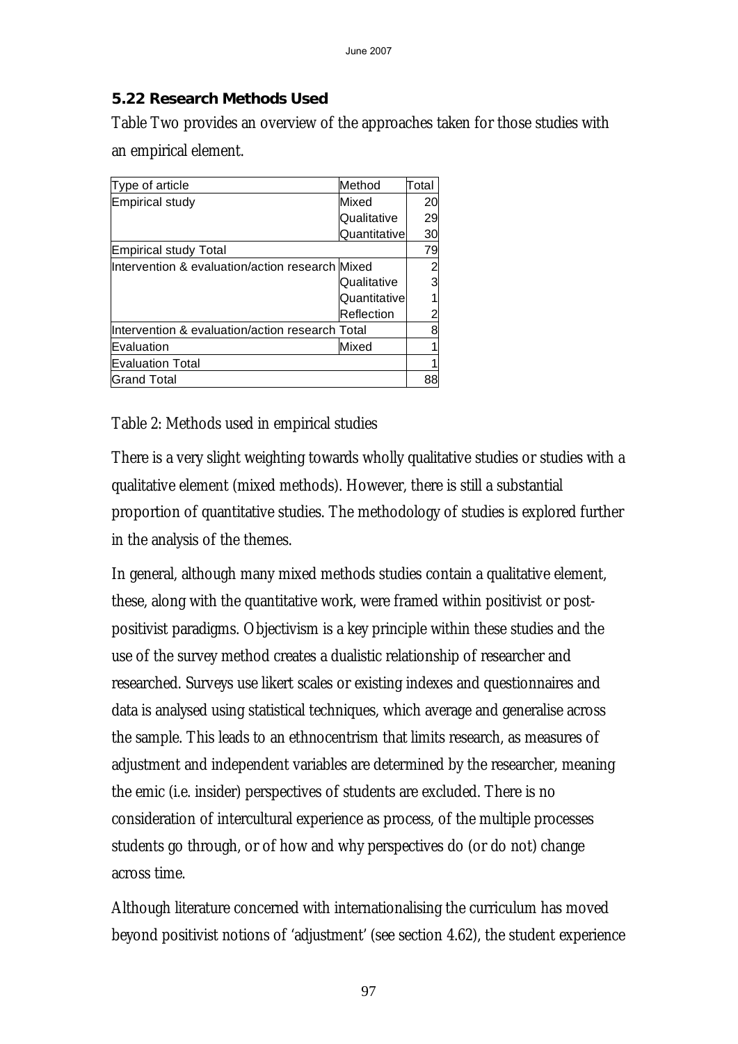### 5.22 Research Methods Used

Table Two provides an overview of the approaches taken for those studies with an empirical element.

| Type of article | Method | Total |
|---|---|---|
| Empirical study | Mixed | 20 |
| | Qualitative | 29 |
| | Quantitative | 30 |
| Empirical study Total | | 79 |
| Intervention & evaluation/action research | Mixed | 2 |
| | Qualitative | 3 |
| | Quantitative | 1 |
| | Reflection | 2 |
| Intervention & evaluation/action research Total | | 8 |
| Evaluation | Mixed | 1 |
| Evaluation Total | | 1 |
| Grand Total | | 88 |

Table 2: Methods used in empirical studies

There is a very slight weighting towards wholly qualitative studies or studies with a qualitative element (mixed methods). However, there is still a substantial proportion of quantitative studies. The methodology of studies is explored further in the analysis of the themes.

In general, although many mixed methods studies contain a qualitative element, these, along with the quantitative work, were framed within positivist or post-positivist paradigms. Objectivism is a key principle within these studies and the use of the survey method creates a dualistic relationship of researcher and researched. Surveys use likert scales or existing indexes and questionnaires and data is analysed using statistical techniques, which average and generalise across the sample. This leads to an ethnocentrism that limits research, as measures of adjustment and independent variables are determined by the researcher, meaning the emic (i.e. insider) perspectives of students are excluded. There is no consideration of intercultural experience as process, of the multiple processes students go through, or of how and why perspectives do (or do not) change across time.

Although literature concerned with internationalising the curriculum has moved beyond positivist notions of 'adjustment' (see section 4.62), the student experience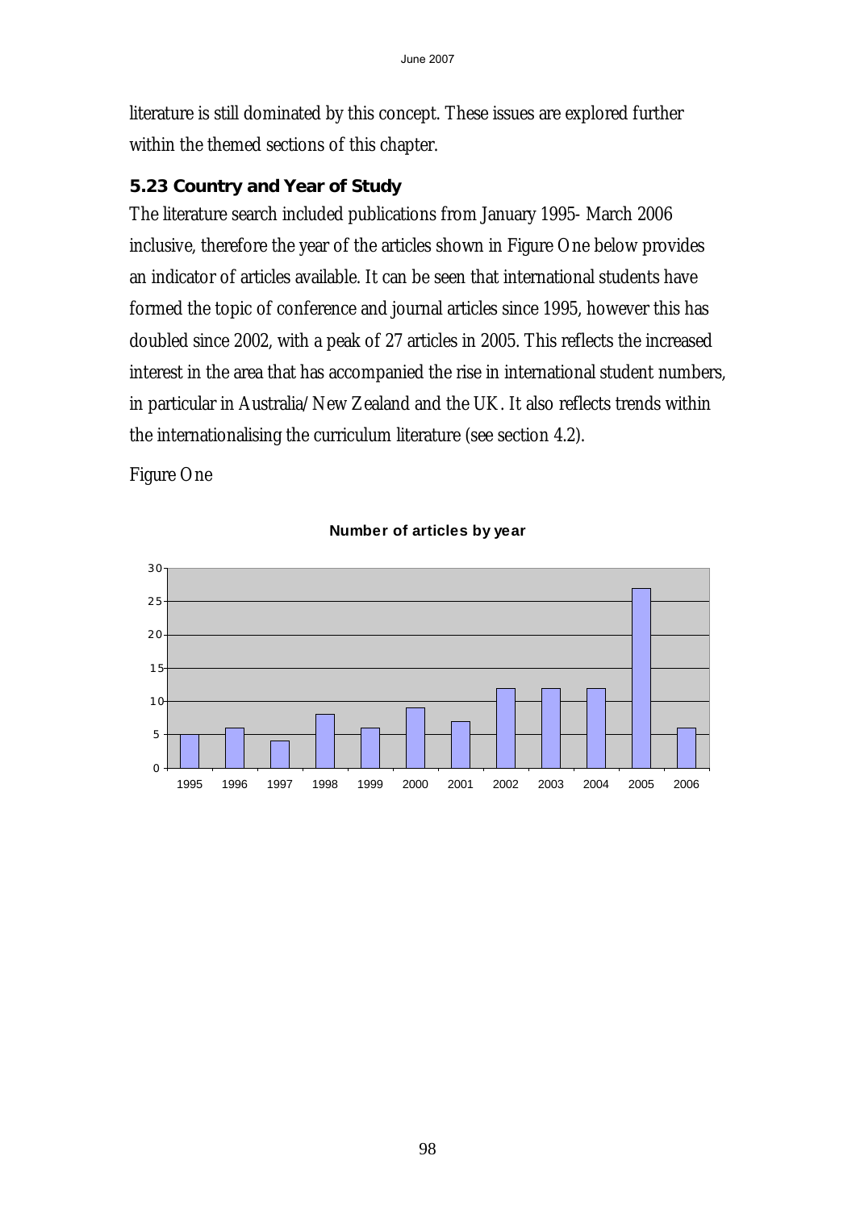literature is still dominated by this concept. These issues are explored further within the themed sections of this chapter.

### 5.23 Country and Year of Study

The literature search included publications from January 1995- March 2006 inclusive, therefore the year of the articles shown in Figure One below provides an indicator of articles available. It can be seen that international students have formed the topic of conference and journal articles since 1995, however this has doubled since 2002, with a peak of 27 articles in 2005. This reflects the increased interest in the area that has accompanied the rise in international student numbers, in particular in Australia/New Zealand and the UK. It also reflects trends within the internationalising the curriculum literature (see section 4.2).

Figure One

**Number of articles by year**

| Year | Number of articles |
|---|---|
| 1995 | 5 |
| 1996 | 6 |
| 1997 | 4 |
| 1998 | 8 |
| 1999 | 6 |
| 2000 | 9 |
| 2001 | 7 |
| 2002 | 12 |
| 2003 | 12 |
| 2004 | 12 |
| 2005 | 27 |
| 2006 | 6 |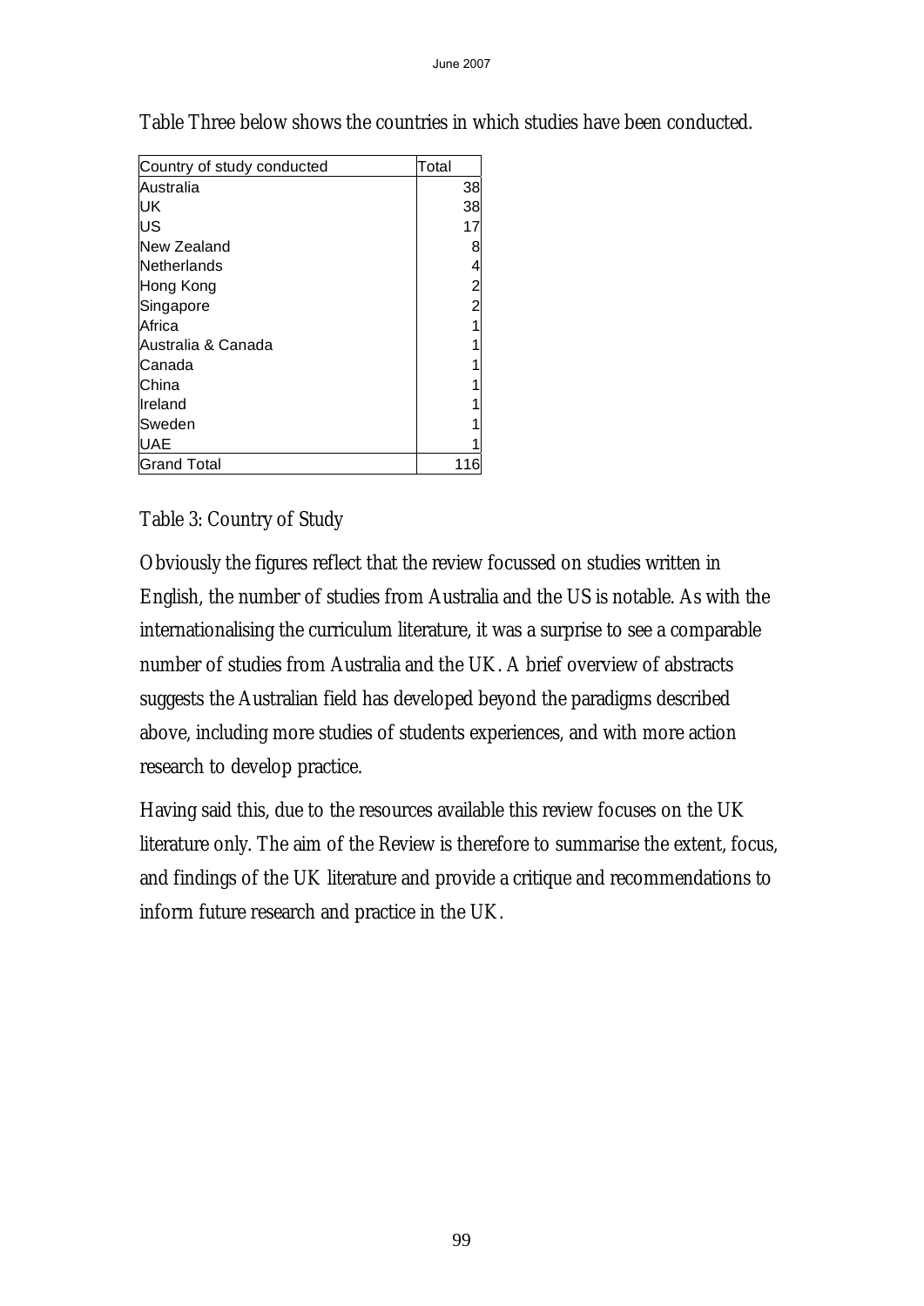Table Three below shows the countries in which studies have been conducted.

| Country of study conducted | Total |
|---|---|
| Australia | 38 |
| UK | 38 |
| US | 17 |
| New Zealand | 8 |
| Netherlands | 4 |
| Hong Kong | 2 |
| Singapore | 2 |
| Africa | 1 |
| Australia & Canada | 1 |
| Canada | 1 |
| China | 1 |
| Ireland | 1 |
| Sweden | 1 |
| UAE | 1 |
| Grand Total | 116 |

Table 3: Country of Study

Obviously the figures reflect that the review focussed on studies written in English, the number of studies from Australia and the US is notable. As with the internationalising the curriculum literature, it was a surprise to see a comparable number of studies from Australia and the UK. A brief overview of abstracts suggests the Australian field has developed beyond the paradigms described above, including more studies of students experiences, and with more action research to develop practice.

Having said this, due to the resources available this review focuses on the UK literature only. The aim of the Review is therefore to summarise the extent, focus, and findings of the UK literature and provide a critique and recommendations to inform future research and practice in the UK.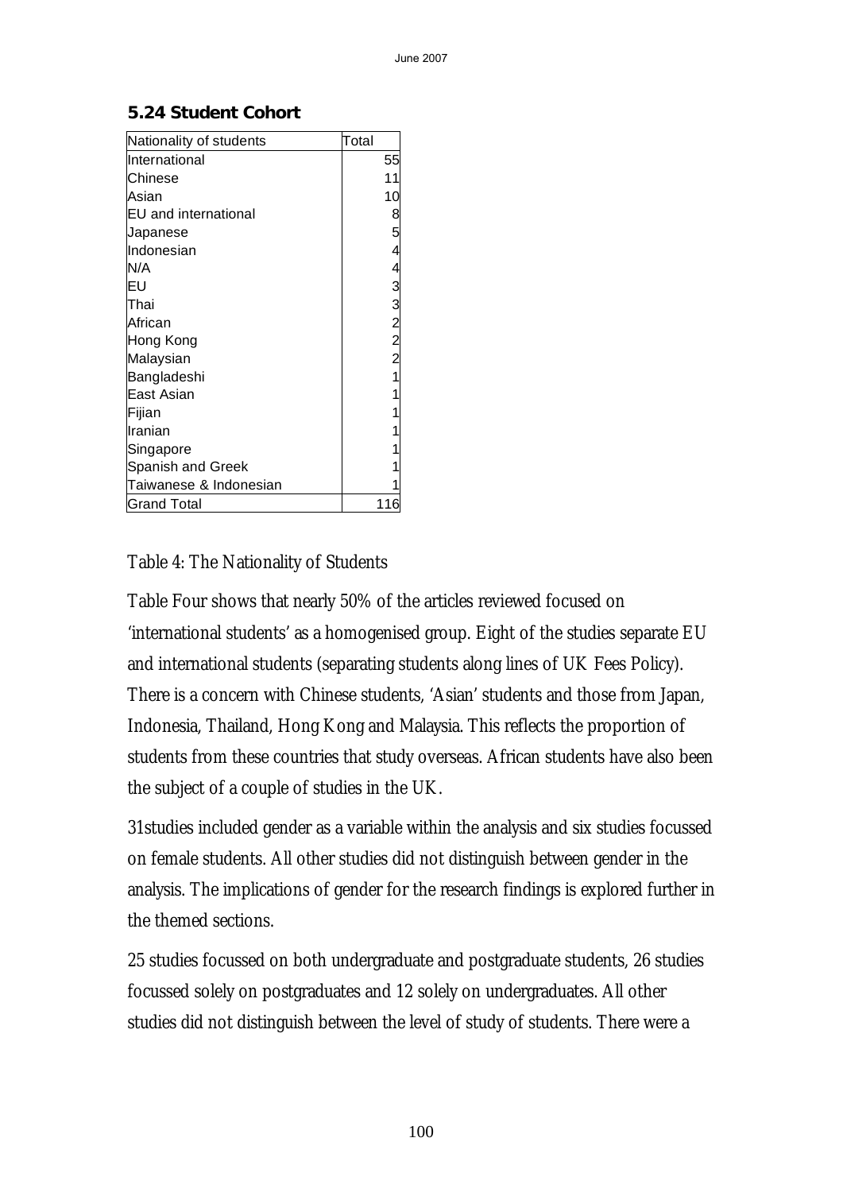### 5.24 Student Cohort

| Nationality of students | Total |
|---|---|
| International | 55 |
| Chinese | 11 |
| Asian | 10 |
| EU and international | 8 |
| Japanese | 5 |
| Indonesian | 4 |
| N/A | 4 |
| EU | 3 |
| Thai | 3 |
| African | 2 |
| Hong Kong | 2 |
| Malaysian | 2 |
| Bangladeshi | 1 |
| East Asian | 1 |
| Fijian | 1 |
| Iranian | 1 |
| Singapore | 1 |
| Spanish and Greek | 1 |
| Taiwanese & Indonesian | 1 |
| Grand Total | 116 |

Table 4: The Nationality of Students

Table Four shows that nearly 50% of the articles reviewed focused on 'international students' as a homogenised group. Eight of the studies separate EU and international students (separating students along lines of UK Fees Policy). There is a concern with Chinese students, 'Asian' students and those from Japan, Indonesia, Thailand, Hong Kong and Malaysia. This reflects the proportion of students from these countries that study overseas. African students have also been the subject of a couple of studies in the UK.

31studies included gender as a variable within the analysis and six studies focussed on female students. All other studies did not distinguish between gender in the analysis. The implications of gender for the research findings is explored further in the themed sections.

25 studies focussed on both undergraduate and postgraduate students, 26 studies focussed solely on postgraduates and 12 solely on undergraduates. All other studies did not distinguish between the level of study of students. There were a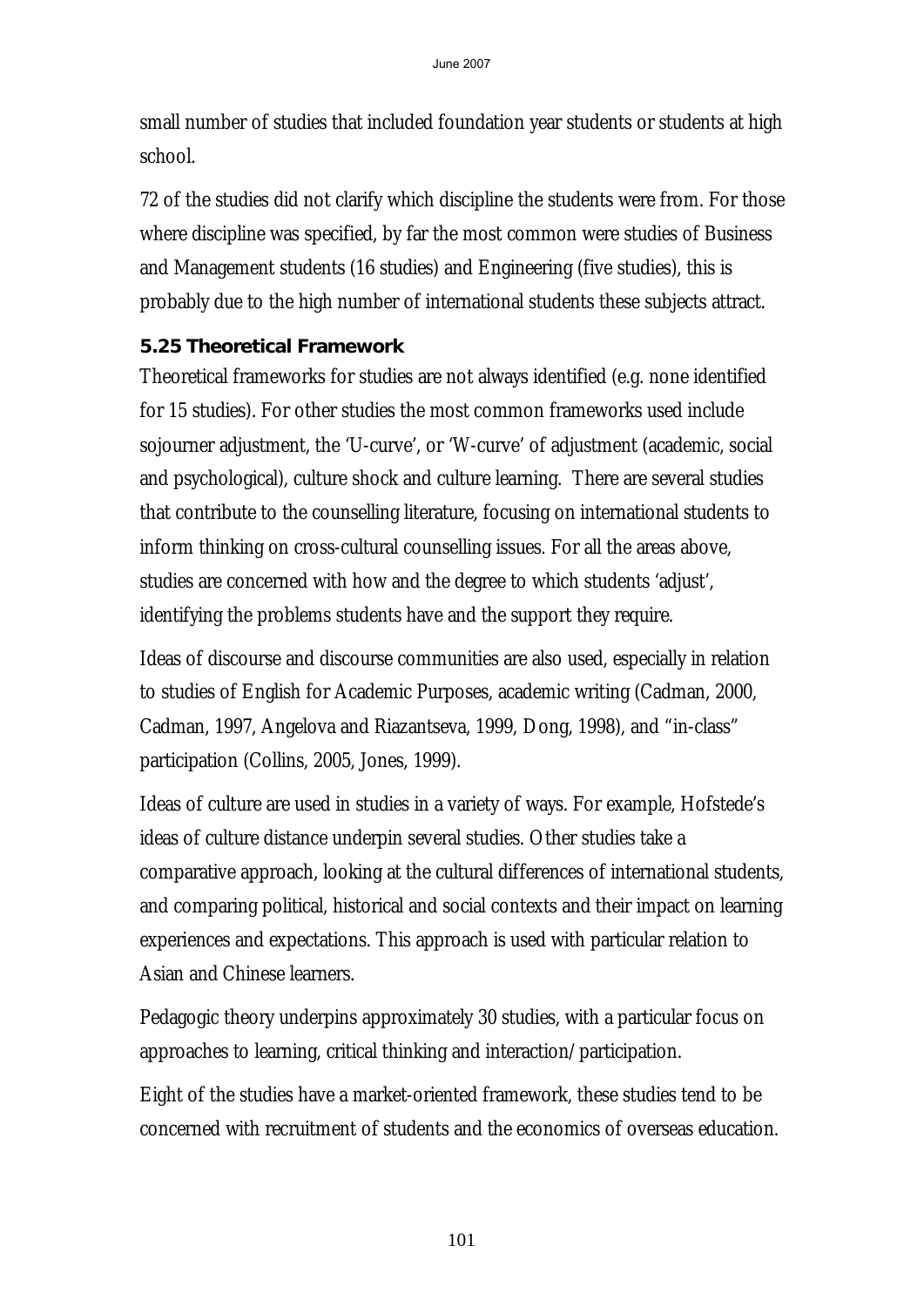small number of studies that included foundation year students or students at high school.

72 of the studies did not clarify which discipline the students were from. For those where discipline was specified, by far the most common were studies of Business and Management students (16 studies) and Engineering (five studies), this is probably due to the high number of international students these subjects attract.

### 5.25 Theoretical Framework

Theoretical frameworks for studies are not always identified (e.g. none identified for 15 studies). For other studies the most common frameworks used include sojourner adjustment, the 'U-curve', or 'W-curve' of adjustment (academic, social and psychological), culture shock and culture learning. There are several studies that contribute to the counselling literature, focusing on international students to inform thinking on cross-cultural counselling issues. For all the areas above, studies are concerned with how and the degree to which students 'adjust', identifying the problems students have and the support they require.

Ideas of discourse and discourse communities are also used, especially in relation to studies of English for Academic Purposes, academic writing (Cadman, 2000, Cadman, 1997, Angelova and Riazantseva, 1999, Dong, 1998), and "in-class" participation (Collins, 2005, Jones, 1999).

Ideas of culture are used in studies in a variety of ways. For example, Hofstede's ideas of culture distance underpin several studies. Other studies take a comparative approach, looking at the cultural differences of international students, and comparing political, historical and social contexts and their impact on learning experiences and expectations. This approach is used with particular relation to Asian and Chinese learners.

Pedagogic theory underpins approximately 30 studies, with a particular focus on approaches to learning, critical thinking and interaction/participation.

Eight of the studies have a market-oriented framework, these studies tend to be concerned with recruitment of students and the economics of overseas education.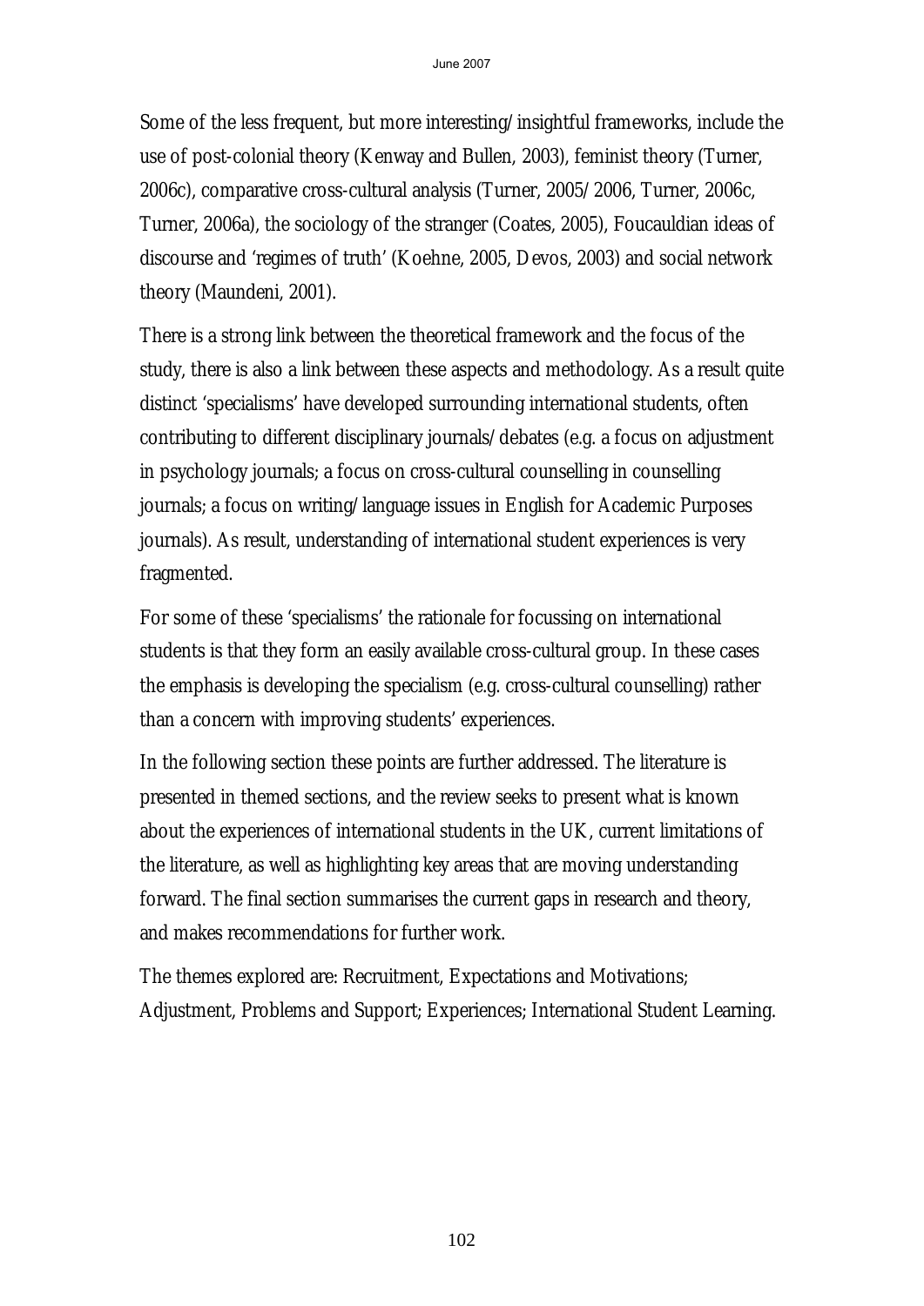Some of the less frequent, but more interesting/insightful frameworks, include the use of post-colonial theory (Kenway and Bullen, 2003), feminist theory (Turner, 2006c), comparative cross-cultural analysis (Turner, 2005/2006, Turner, 2006c, Turner, 2006a), the sociology of the stranger (Coates, 2005), Foucauldian ideas of discourse and 'regimes of truth' (Koehne, 2005, Devos, 2003) and social network theory (Maundeni, 2001).

There is a strong link between the theoretical framework and the focus of the study, there is also a link between these aspects and methodology. As a result quite distinct 'specialisms' have developed surrounding international students, often contributing to different disciplinary journals/debates (e.g. a focus on adjustment in psychology journals; a focus on cross-cultural counselling in counselling journals; a focus on writing/language issues in English for Academic Purposes journals). As result, understanding of international student experiences is very fragmented.

For some of these 'specialisms' the rationale for focussing on international students is that they form an easily available cross-cultural group. In these cases the emphasis is developing the specialism (e.g. cross-cultural counselling) rather than a concern with improving students' experiences.

In the following section these points are further addressed. The literature is presented in themed sections, and the review seeks to present what is known about the experiences of international students in the UK, current limitations of the literature, as well as highlighting key areas that are moving understanding forward. The final section summarises the current gaps in research and theory, and makes recommendations for further work.

The themes explored are: Recruitment, Expectations and Motivations; Adjustment, Problems and Support; Experiences; International Student Learning.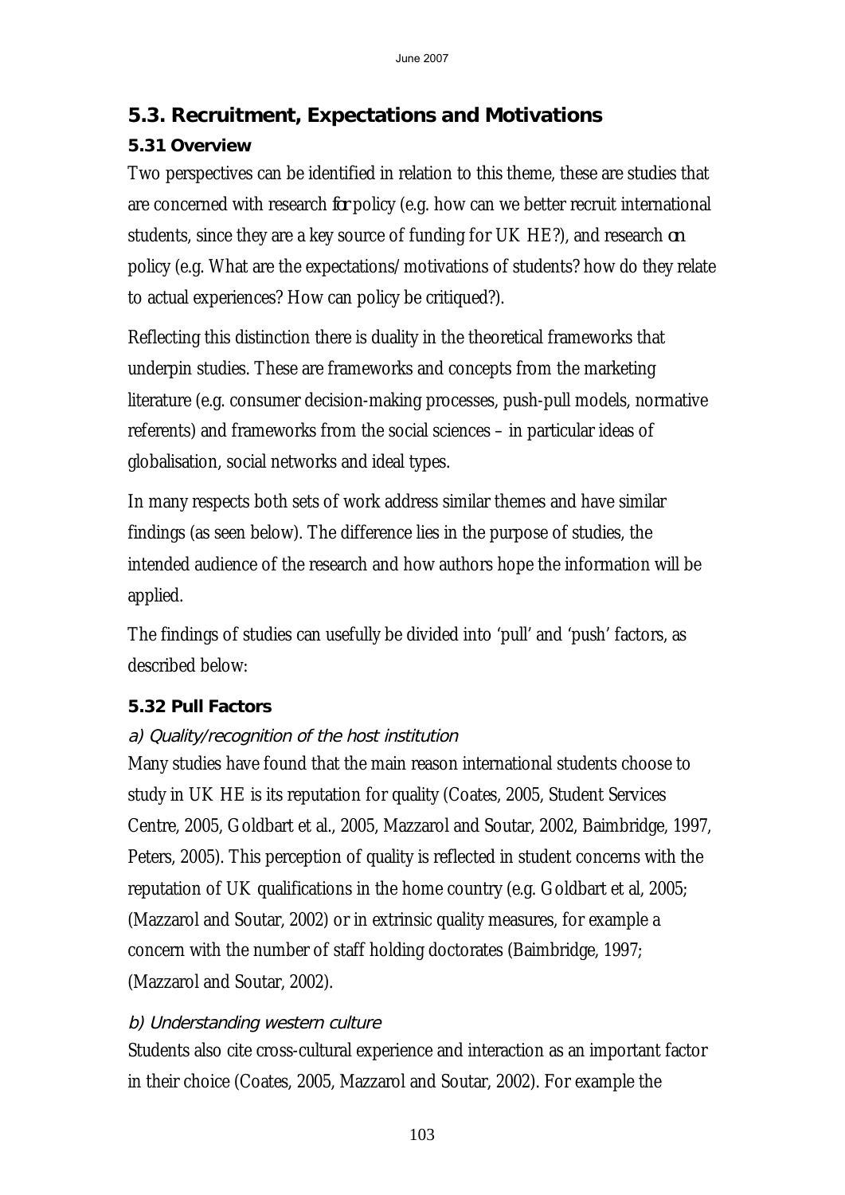## 5.3. Recruitment, Expectations and Motivations

### 5.31 Overview

Two perspectives can be identified in relation to this theme, these are studies that are concerned with research *for* policy (e.g. how can we better recruit international students, since they are a key source of funding for UK HE?), and research *on* policy (e.g. What are the expectations/motivations of students? how do they relate to actual experiences? How can policy be critiqued?).

Reflecting this distinction there is duality in the theoretical frameworks that underpin studies. These are frameworks and concepts from the marketing literature (e.g. consumer decision-making processes, push-pull models, normative referents) and frameworks from the social sciences – in particular ideas of globalisation, social networks and ideal types.

In many respects both sets of work address similar themes and have similar findings (as seen below). The difference lies in the purpose of studies, the intended audience of the research and how authors hope the information will be applied.

The findings of studies can usefully be divided into 'pull' and 'push' factors, as described below:

### 5.32 Pull Factors

*a) Quality/recognition of the host institution*

Many studies have found that the main reason international students choose to study in UK HE is its reputation for quality (Coates, 2005, Student Services Centre, 2005, Goldbart et al., 2005, Mazzarol and Soutar, 2002, Baimbridge, 1997, Peters, 2005). This perception of quality is reflected in student concerns with the reputation of UK qualifications in the home country (e.g. Goldbart et al, 2005; (Mazzarol and Soutar, 2002) or in extrinsic quality measures, for example a concern with the number of staff holding doctorates (Baimbridge, 1997; (Mazzarol and Soutar, 2002).

*b) Understanding western culture*

Students also cite cross-cultural experience and interaction as an important factor in their choice (Coates, 2005, Mazzarol and Soutar, 2002). For example the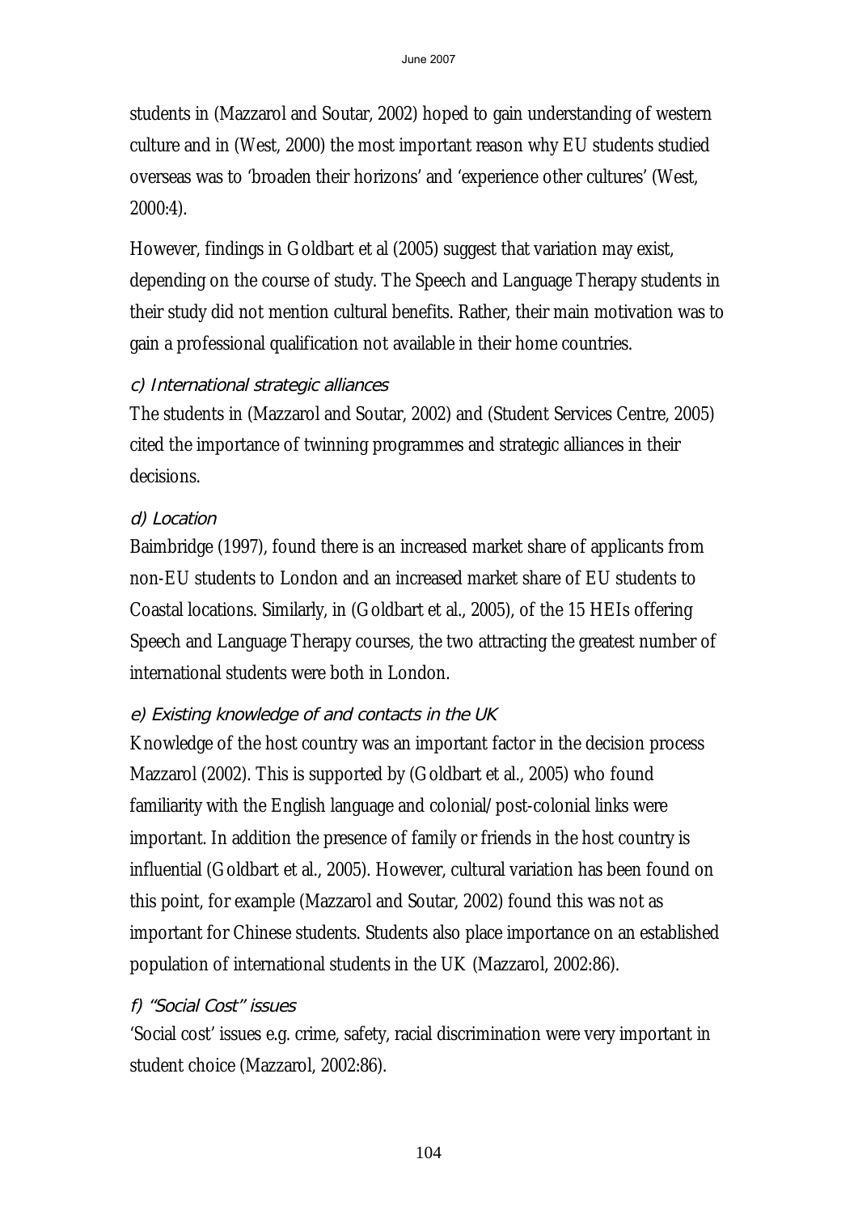students in (Mazzarol and Soutar, 2002) hoped to gain understanding of western culture and in (West, 2000) the most important reason why EU students studied overseas was to 'broaden their horizons' and 'experience other cultures' (West, 2000:4).

However, findings in Goldbart et al (2005) suggest that variation may exist, depending on the course of study. The Speech and Language Therapy students in their study did not mention cultural benefits. Rather, their main motivation was to gain a professional qualification not available in their home countries.

*c) International strategic alliances*

The students in (Mazzarol and Soutar, 2002) and (Student Services Centre, 2005) cited the importance of twinning programmes and strategic alliances in their decisions.

*d) Location*

Baimbridge (1997), found there is an increased market share of applicants from non-EU students to London and an increased market share of EU students to Coastal locations. Similarly, in (Goldbart et al., 2005), of the 15 HEIs offering Speech and Language Therapy courses, the two attracting the greatest number of international students were both in London.

*e) Existing knowledge of and contacts in the UK*

Knowledge of the host country was an important factor in the decision process Mazzarol (2002). This is supported by (Goldbart et al., 2005) who found familiarity with the English language and colonial/post-colonial links were important. In addition the presence of family or friends in the host country is influential (Goldbart et al., 2005). However, cultural variation has been found on this point, for example (Mazzarol and Soutar, 2002) found this was not as important for Chinese students. Students also place importance on an established population of international students in the UK (Mazzarol, 2002:86).

*f) "Social Cost" issues*

'Social cost' issues e.g. crime, safety, racial discrimination were very important in student choice (Mazzarol, 2002:86).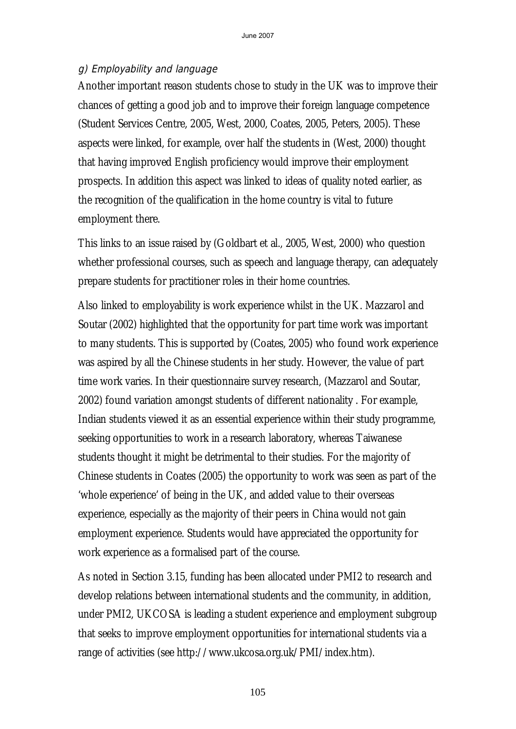*g) Employability and language*

Another important reason students chose to study in the UK was to improve their chances of getting a good job and to improve their foreign language competence (Student Services Centre, 2005, West, 2000, Coates, 2005, Peters, 2005). These aspects were linked, for example, over half the students in (West, 2000) thought that having improved English proficiency would improve their employment prospects. In addition this aspect was linked to ideas of quality noted earlier, as the recognition of the qualification in the home country is vital to future employment there.

This links to an issue raised by (Goldbart et al., 2005, West, 2000) who question whether professional courses, such as speech and language therapy, can adequately prepare students for practitioner roles in their home countries.

Also linked to employability is work experience whilst in the UK. Mazzarol and Soutar (2002) highlighted that the opportunity for part time work was important to many students. This is supported by (Coates, 2005) who found work experience was aspired by all the Chinese students in her study. However, the value of part time work varies. In their questionnaire survey research, (Mazzarol and Soutar, 2002) found variation amongst students of different nationality . For example, Indian students viewed it as an essential experience within their study programme, seeking opportunities to work in a research laboratory, whereas Taiwanese students thought it might be detrimental to their studies. For the majority of Chinese students in Coates (2005) the opportunity to work was seen as part of the 'whole experience' of being in the UK, and added value to their overseas experience, especially as the majority of their peers in China would not gain employment experience. Students would have appreciated the opportunity for work experience as a formalised part of the course.

As noted in Section 3.15, funding has been allocated under PMI2 to research and develop relations between international students and the community, in addition, under PMI2, UKCOSA is leading a student experience and employment subgroup that seeks to improve employment opportunities for international students via a range of activities (see http://www.ukcosa.org.uk/PMI/index.htm).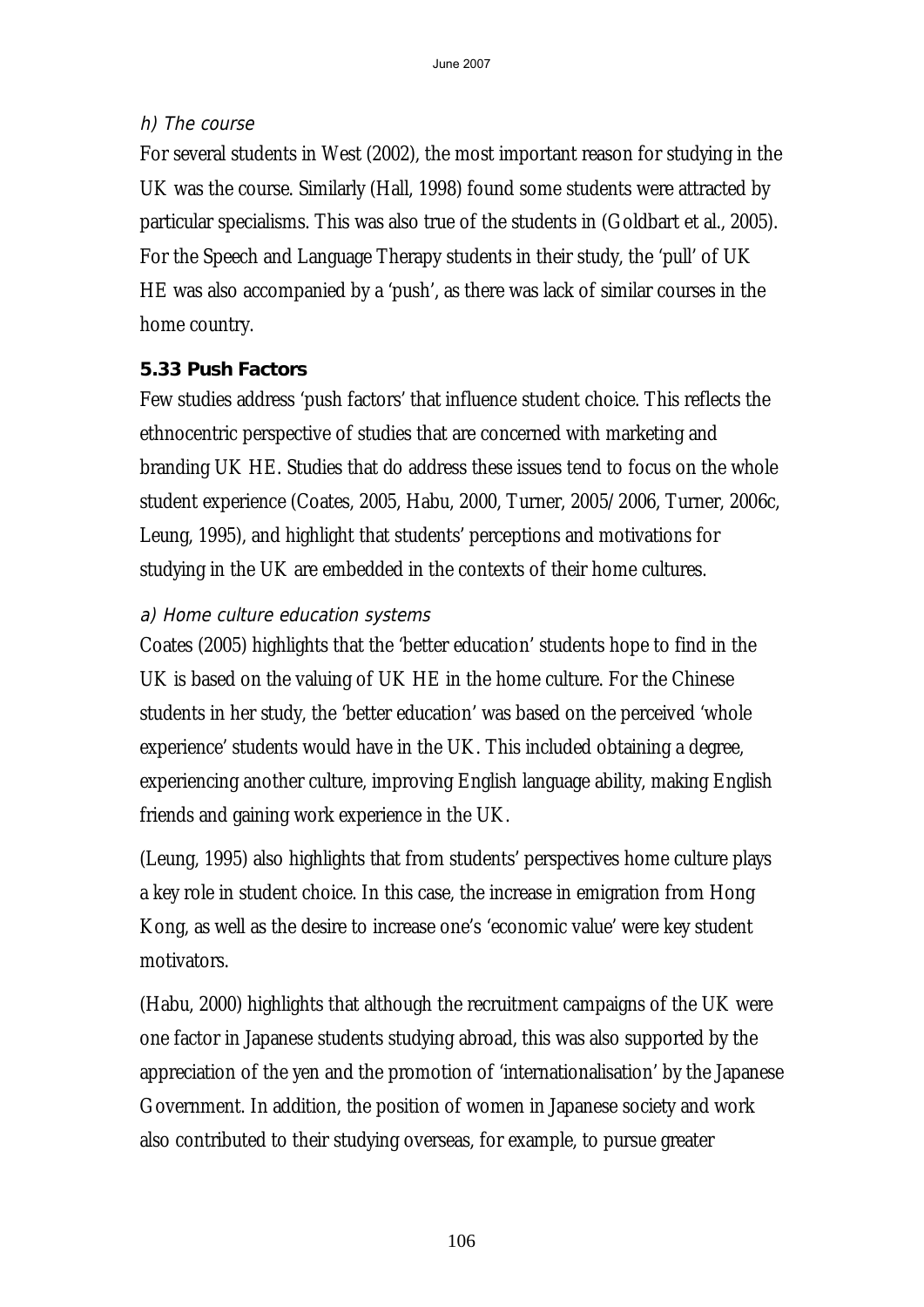*h) The course*

For several students in West (2002), the most important reason for studying in the UK was the course. Similarly (Hall, 1998) found some students were attracted by particular specialisms. This was also true of the students in (Goldbart et al., 2005). For the Speech and Language Therapy students in their study, the 'pull' of UK HE was also accompanied by a 'push', as there was lack of similar courses in the home country.

### 5.33 Push Factors

Few studies address 'push factors' that influence student choice. This reflects the ethnocentric perspective of studies that are concerned with marketing and branding UK HE. Studies that do address these issues tend to focus on the whole student experience (Coates, 2005, Habu, 2000, Turner, 2005/2006, Turner, 2006c, Leung, 1995), and highlight that students' perceptions and motivations for studying in the UK are embedded in the contexts of their home cultures.

*a) Home culture education systems*

Coates (2005) highlights that the 'better education' students hope to find in the UK is based on the valuing of UK HE in the home culture. For the Chinese students in her study, the 'better education' was based on the perceived 'whole experience' students would have in the UK. This included obtaining a degree, experiencing another culture, improving English language ability, making English friends and gaining work experience in the UK.

(Leung, 1995) also highlights that from students' perspectives home culture plays a key role in student choice. In this case, the increase in emigration from Hong Kong, as well as the desire to increase one's 'economic value' were key student motivators.

(Habu, 2000) highlights that although the recruitment campaigns of the UK were one factor in Japanese students studying abroad, this was also supported by the appreciation of the yen and the promotion of 'internationalisation' by the Japanese Government. In addition, the position of women in Japanese society and work also contributed to their studying overseas, for example, to pursue greater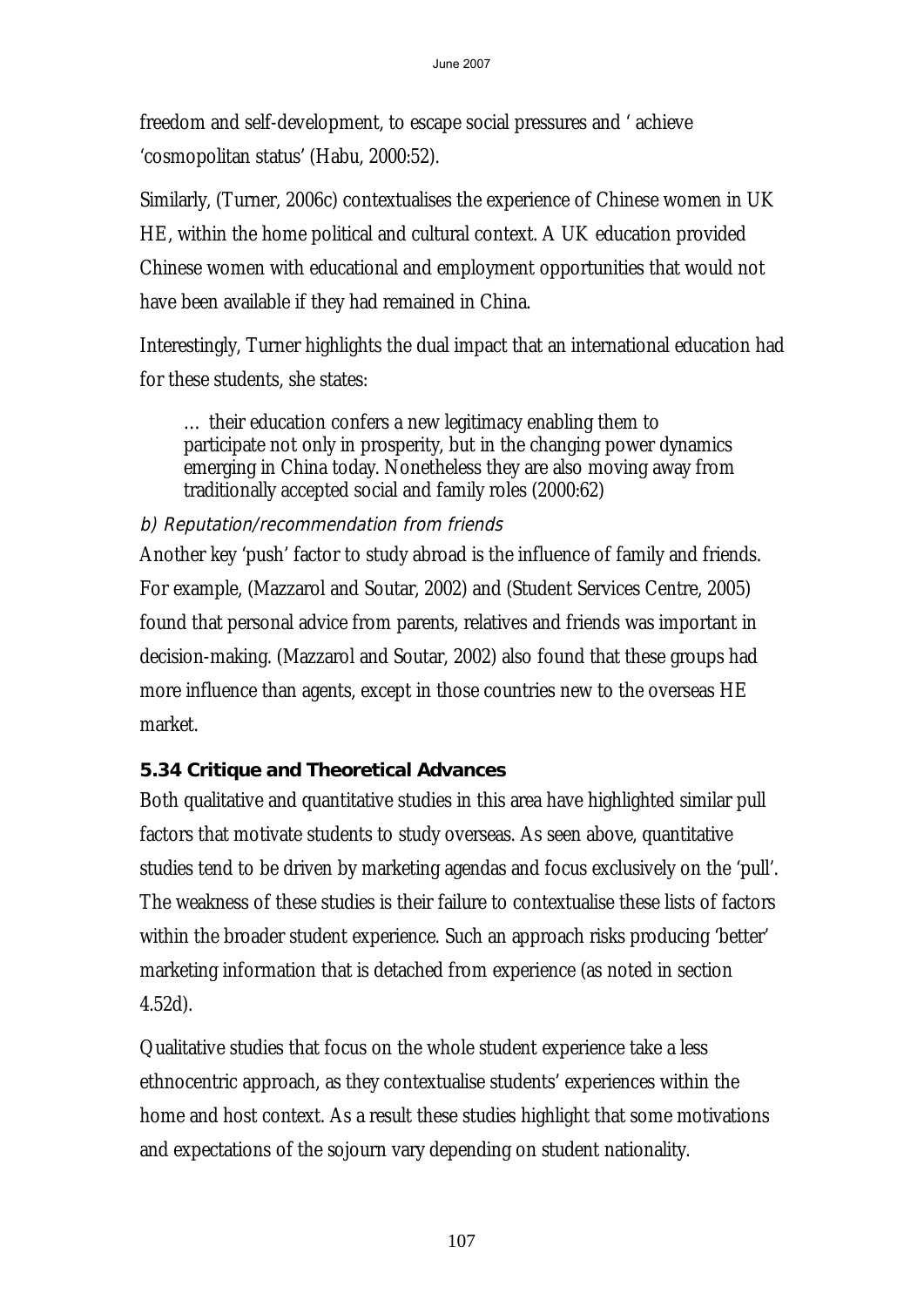freedom and self-development, to escape social pressures and ' achieve 'cosmopolitan status' (Habu, 2000:52).

Similarly, (Turner, 2006c) contextualises the experience of Chinese women in UK HE, within the home political and cultural context. A UK education provided Chinese women with educational and employment opportunities that would not have been available if they had remained in China.

Interestingly, Turner highlights the dual impact that an international education had for these students, she states:

> … their education confers a new legitimacy enabling them to participate not only in prosperity, but in the changing power dynamics emerging in China today. Nonetheless they are also moving away from traditionally accepted social and family roles (2000:62)

*b) Reputation/recommendation from friends*

Another key 'push' factor to study abroad is the influence of family and friends. For example, (Mazzarol and Soutar, 2002) and (Student Services Centre, 2005) found that personal advice from parents, relatives and friends was important in decision-making. (Mazzarol and Soutar, 2002) also found that these groups had more influence than agents, except in those countries new to the overseas HE market.

### 5.34 Critique and Theoretical Advances

Both qualitative and quantitative studies in this area have highlighted similar pull factors that motivate students to study overseas. As seen above, quantitative studies tend to be driven by marketing agendas and focus exclusively on the 'pull'. The weakness of these studies is their failure to contextualise these lists of factors within the broader student experience. Such an approach risks producing 'better' marketing information that is detached from experience (as noted in section 4.52d).

Qualitative studies that focus on the whole student experience take a less ethnocentric approach, as they contextualise students' experiences within the home and host context. As a result these studies highlight that some motivations and expectations of the sojourn vary depending on student nationality.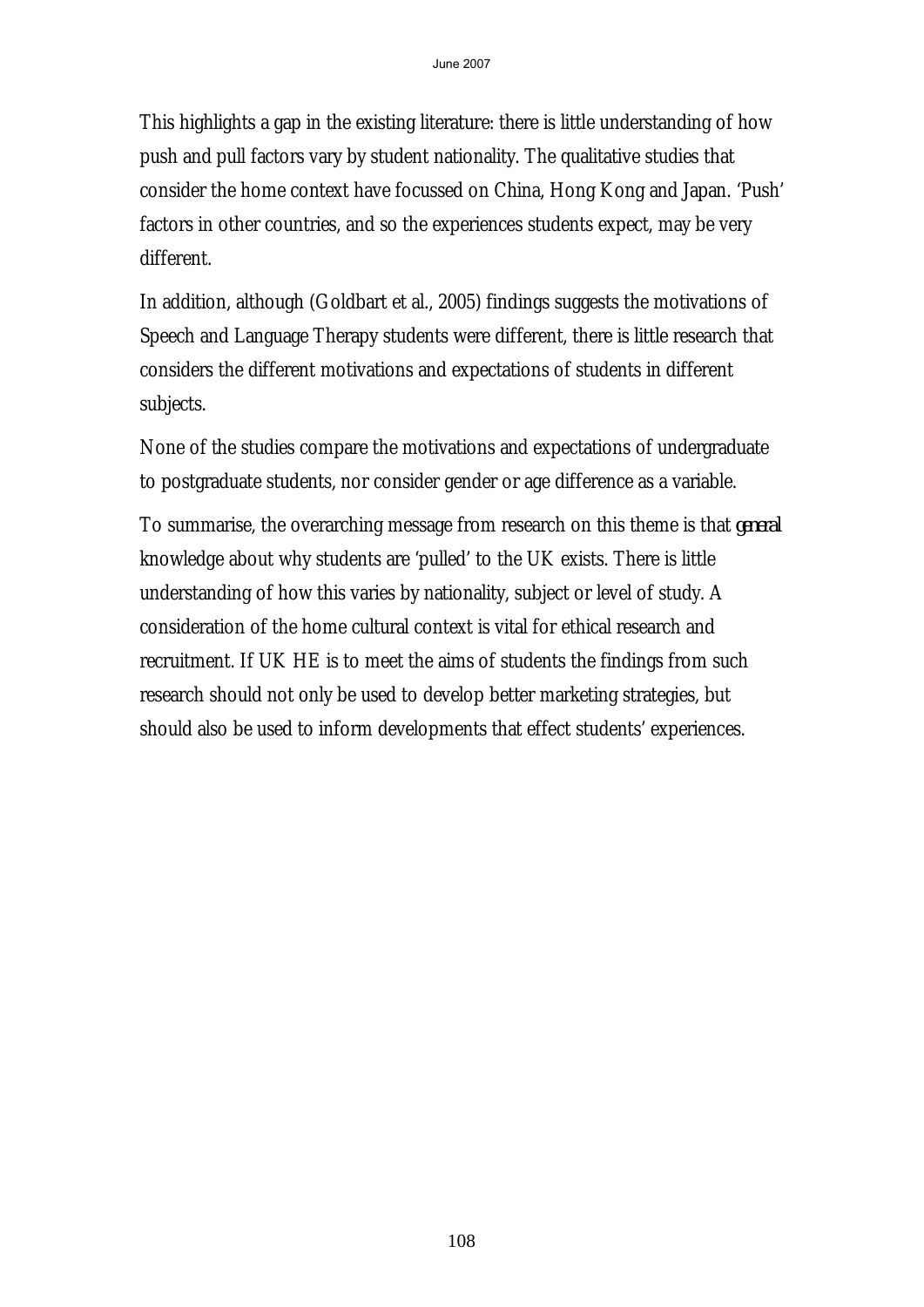This highlights a gap in the existing literature: there is little understanding of how push and pull factors vary by student nationality. The qualitative studies that consider the home context have focussed on China, Hong Kong and Japan. 'Push' factors in other countries, and so the experiences students expect, may be very different.

In addition, although (Goldbart et al., 2005) findings suggests the motivations of Speech and Language Therapy students were different, there is little research that considers the different motivations and expectations of students in different subjects.

None of the studies compare the motivations and expectations of undergraduate to postgraduate students, nor consider gender or age difference as a variable.

To summarise, the overarching message from research on this theme is that *general* knowledge about why students are 'pulled' to the UK exists. There is little understanding of how this varies by nationality, subject or level of study. A consideration of the home cultural context is vital for ethical research and recruitment. If UK HE is to meet the aims of students the findings from such research should not only be used to develop better marketing strategies, but should also be used to inform developments that effect students' experiences.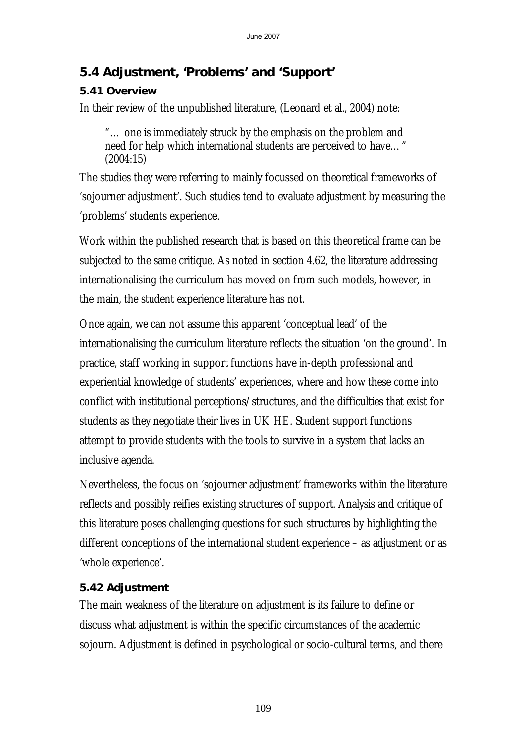## 5.4 Adjustment, 'Problems' and 'Support'

### 5.41 Overview

In their review of the unpublished literature, (Leonard et al., 2004) note:

> "… one is immediately struck by the emphasis on the problem and need for help which international students are perceived to have… " (2004:15)

The studies they were referring to mainly focussed on theoretical frameworks of 'sojourner adjustment'. Such studies tend to evaluate adjustment by measuring the 'problems' students experience.

Work within the published research that is based on this theoretical frame can be subjected to the same critique. As noted in section 4.62, the literature addressing internationalising the curriculum has moved on from such models, however, in the main, the student experience literature has not.

Once again, we can not assume this apparent 'conceptual lead' of the internationalising the curriculum literature reflects the situation 'on the ground'. In practice, staff working in support functions have in-depth professional and experiential knowledge of students' experiences, where and how these come into conflict with institutional perceptions/structures, and the difficulties that exist for students as they negotiate their lives in UK HE. Student support functions attempt to provide students with the tools to survive in a system that lacks an inclusive agenda.

Nevertheless, the focus on 'sojourner adjustment' frameworks within the literature reflects and possibly reifies existing structures of support. Analysis and critique of this literature poses challenging questions for such structures by highlighting the different conceptions of the international student experience – as adjustment or as 'whole experience'.

### 5.42 Adjustment

The main weakness of the literature on adjustment is its failure to define or discuss what adjustment is within the specific circumstances of the academic sojourn. Adjustment is defined in psychological or socio-cultural terms, and there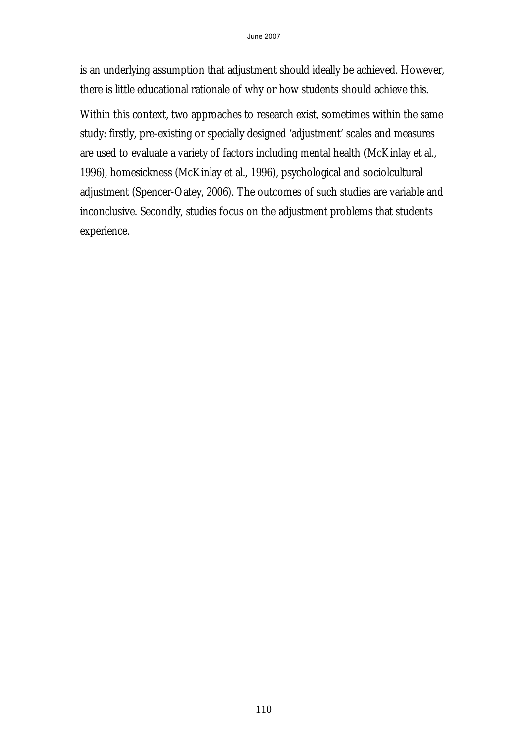is an underlying assumption that adjustment should ideally be achieved. However, there is little educational rationale of why or how students should achieve this.

Within this context, two approaches to research exist, sometimes within the same study: firstly, pre-existing or specially designed 'adjustment' scales and measures are used to evaluate a variety of factors including mental health (McKinlay et al., 1996), homesickness (McKinlay et al., 1996), psychological and sociolcultural adjustment (Spencer-Oatey, 2006). The outcomes of such studies are variable and inconclusive. Secondly, studies focus on the adjustment problems that students experience.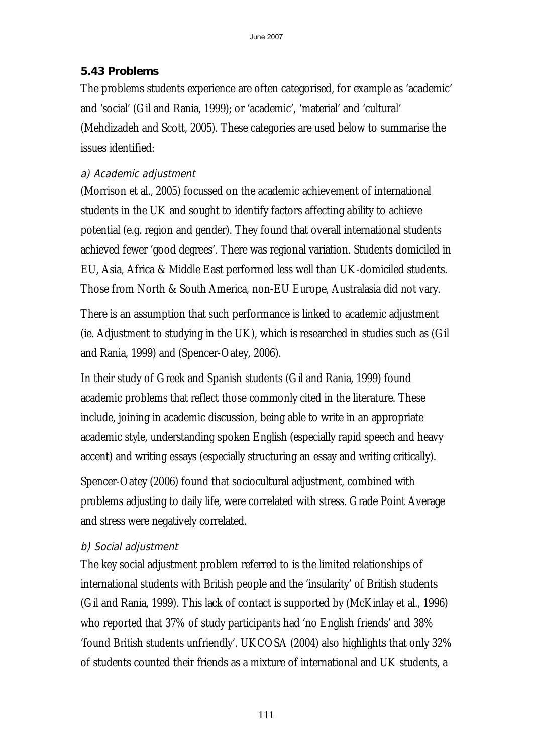### 5.43 Problems

The problems students experience are often categorised, for example as 'academic' and 'social' (Gil and Rania, 1999); or 'academic', 'material' and 'cultural' (Mehdizadeh and Scott, 2005). These categories are used below to summarise the issues identified:

*a) Academic adjustment*

(Morrison et al., 2005) focussed on the academic achievement of international students in the UK and sought to identify factors affecting ability to achieve potential (e.g. region and gender). They found that overall international students achieved fewer 'good degrees'. There was regional variation. Students domiciled in EU, Asia, Africa & Middle East performed less well than UK-domiciled students. Those from North & South America, non-EU Europe, Australasia did not vary.

There is an assumption that such performance is linked to academic adjustment (ie. Adjustment to studying in the UK), which is researched in studies such as (Gil and Rania, 1999) and (Spencer-Oatey, 2006).

In their study of Greek and Spanish students (Gil and Rania, 1999) found academic problems that reflect those commonly cited in the literature. These include, joining in academic discussion, being able to write in an appropriate academic style, understanding spoken English (especially rapid speech and heavy accent) and writing essays (especially structuring an essay and writing critically).

Spencer-Oatey (2006) found that sociocultural adjustment, combined with problems adjusting to daily life, were correlated with stress. Grade Point Average and stress were negatively correlated.

*b) Social adjustment*

The key social adjustment problem referred to is the limited relationships of international students with British people and the 'insularity' of British students (Gil and Rania, 1999). This lack of contact is supported by (McKinlay et al., 1996) who reported that 37% of study participants had 'no English friends' and 38% 'found British students unfriendly'. UKCOSA (2004) also highlights that only 32% of students counted their friends as a mixture of international and UK students, a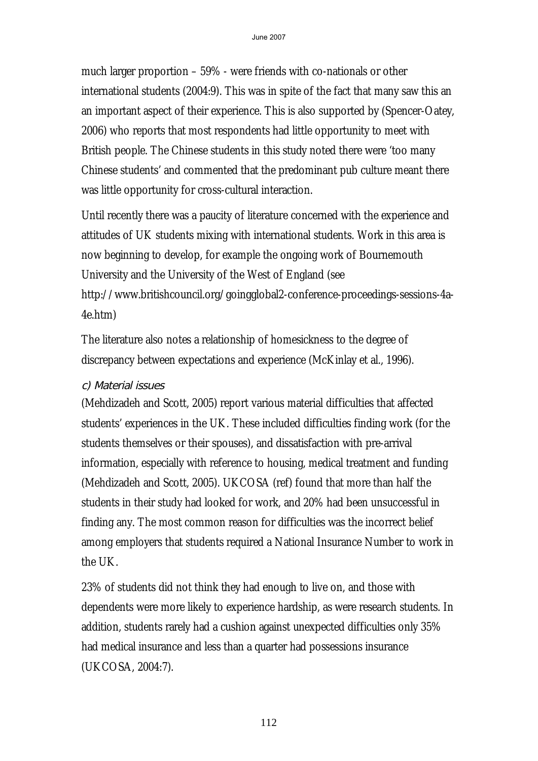much larger proportion – 59% - were friends with co-nationals or other international students (2004:9). This was in spite of the fact that many saw this an an important aspect of their experience. This is also supported by (Spencer-Oatey, 2006) who reports that most respondents had little opportunity to meet with British people. The Chinese students in this study noted there were 'too many Chinese students' and commented that the predominant pub culture meant there was little opportunity for cross-cultural interaction.

Until recently there was a paucity of literature concerned with the experience and attitudes of UK students mixing with international students. Work in this area is now beginning to develop, for example the ongoing work of Bournemouth University and the University of the West of England (see http://www.britishcouncil.org/goingglobal2-conference-proceedings-sessions-4a-4e.htm)

The literature also notes a relationship of homesickness to the degree of discrepancy between expectations and experience (McKinlay et al., 1996).

*c) Material issues*

(Mehdizadeh and Scott, 2005) report various material difficulties that affected students' experiences in the UK. These included difficulties finding work (for the students themselves or their spouses), and dissatisfaction with pre-arrival information, especially with reference to housing, medical treatment and funding (Mehdizadeh and Scott, 2005). UKCOSA (ref) found that more than half the students in their study had looked for work, and 20% had been unsuccessful in finding any. The most common reason for difficulties was the incorrect belief among employers that students required a National Insurance Number to work in the UK.

23% of students did not think they had enough to live on, and those with dependents were more likely to experience hardship, as were research students. In addition, students rarely had a cushion against unexpected difficulties only 35% had medical insurance and less than a quarter had possessions insurance (UKCOSA, 2004:7).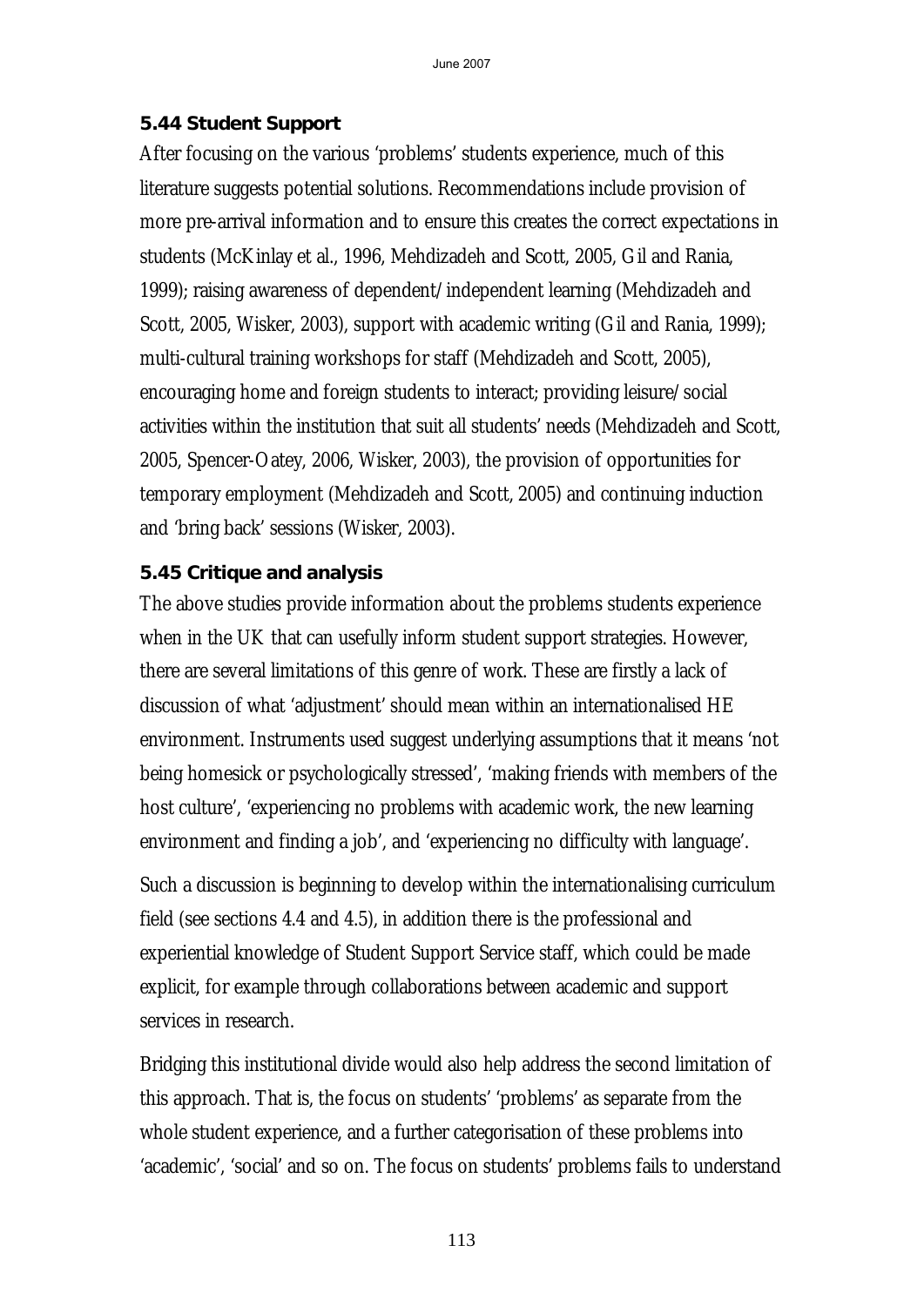### 5.44 Student Support

After focusing on the various 'problems' students experience, much of this literature suggests potential solutions. Recommendations include provision of more pre-arrival information and to ensure this creates the correct expectations in students (McKinlay et al., 1996, Mehdizadeh and Scott, 2005, Gil and Rania, 1999); raising awareness of dependent/independent learning (Mehdizadeh and Scott, 2005, Wisker, 2003), support with academic writing (Gil and Rania, 1999); multi-cultural training workshops for staff (Mehdizadeh and Scott, 2005), encouraging home and foreign students to interact; providing leisure/social activities within the institution that suit all students' needs (Mehdizadeh and Scott, 2005, Spencer-Oatey, 2006, Wisker, 2003), the provision of opportunities for temporary employment (Mehdizadeh and Scott, 2005) and continuing induction and 'bring back' sessions (Wisker, 2003).

### 5.45 Critique and analysis

The above studies provide information about the problems students experience when in the UK that can usefully inform student support strategies. However, there are several limitations of this genre of work. These are firstly a lack of discussion of what 'adjustment' should mean within an internationalised HE environment. Instruments used suggest underlying assumptions that it means 'not being homesick or psychologically stressed', 'making friends with members of the host culture', 'experiencing no problems with academic work, the new learning environment and finding a job', and 'experiencing no difficulty with language'.

Such a discussion is beginning to develop within the internationalising curriculum field (see sections 4.4 and 4.5), in addition there is the professional and experiential knowledge of Student Support Service staff, which could be made explicit, for example through collaborations between academic and support services in research.

Bridging this institutional divide would also help address the second limitation of this approach. That is, the focus on students' 'problems' as separate from the whole student experience, and a further categorisation of these problems into 'academic', 'social' and so on. The focus on students' problems fails to understand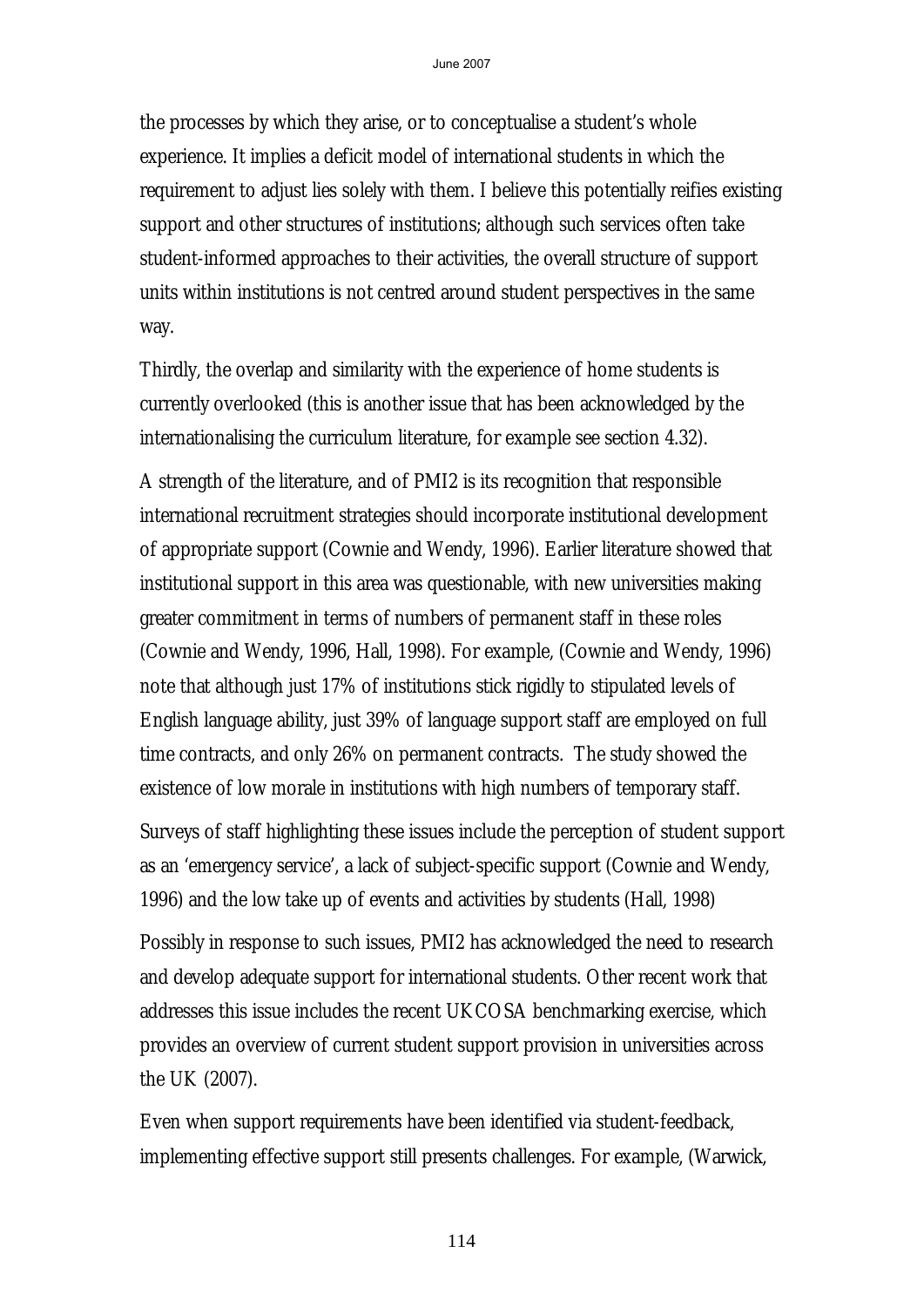the processes by which they arise, or to conceptualise a student's whole experience. It implies a deficit model of international students in which the requirement to adjust lies solely with them. I believe this potentially reifies existing support and other structures of institutions; although such services often take student-informed approaches to their activities, the overall structure of support units within institutions is not centred around student perspectives in the same way.

Thirdly, the overlap and similarity with the experience of home students is currently overlooked (this is another issue that has been acknowledged by the internationalising the curriculum literature, for example see section 4.32).

A strength of the literature, and of PMI2 is its recognition that responsible international recruitment strategies should incorporate institutional development of appropriate support (Cownie and Wendy, 1996). Earlier literature showed that institutional support in this area was questionable, with new universities making greater commitment in terms of numbers of permanent staff in these roles (Cownie and Wendy, 1996, Hall, 1998). For example, (Cownie and Wendy, 1996) note that although just 17% of institutions stick rigidly to stipulated levels of English language ability, just 39% of language support staff are employed on full time contracts, and only 26% on permanent contracts. The study showed the existence of low morale in institutions with high numbers of temporary staff.

Surveys of staff highlighting these issues include the perception of student support as an 'emergency service', a lack of subject-specific support (Cownie and Wendy, 1996) and the low take up of events and activities by students (Hall, 1998)

Possibly in response to such issues, PMI2 has acknowledged the need to research and develop adequate support for international students. Other recent work that addresses this issue includes the recent UKCOSA benchmarking exercise, which provides an overview of current student support provision in universities across the UK (2007).

Even when support requirements have been identified via student-feedback, implementing effective support still presents challenges. For example, (Warwick,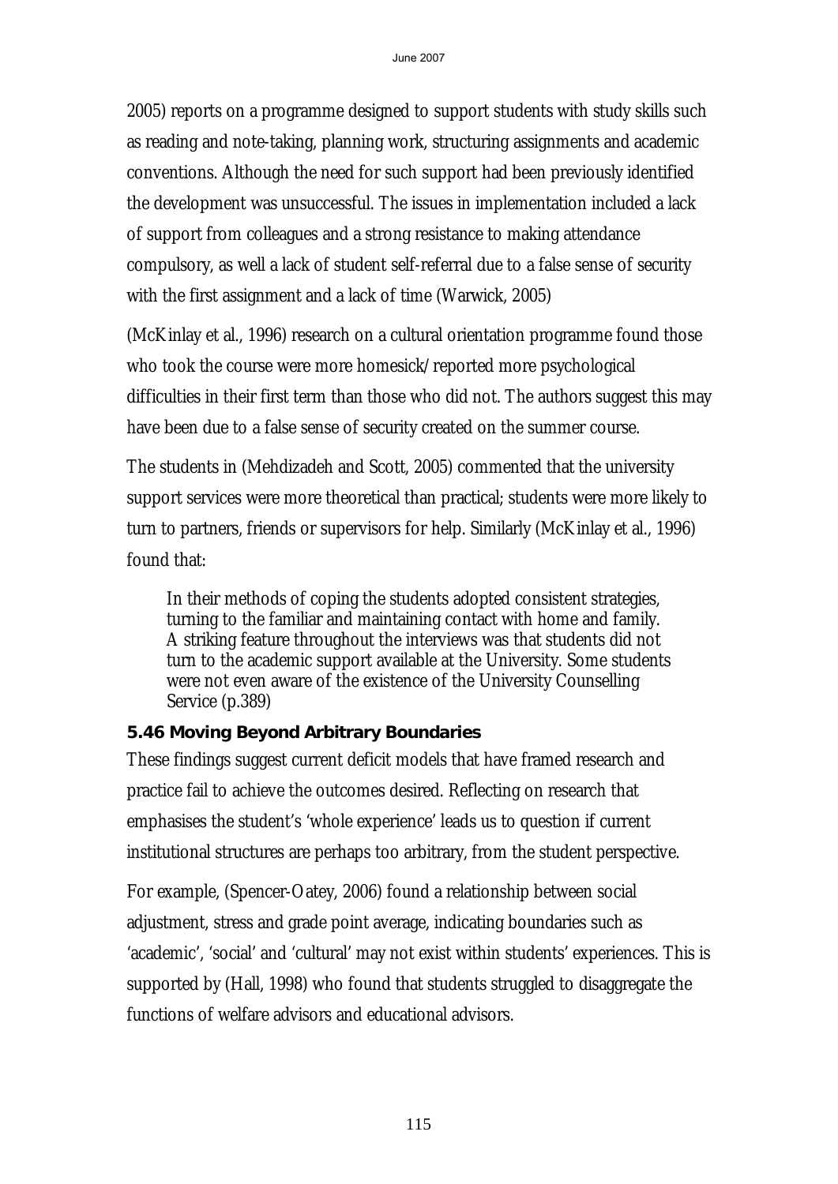2005) reports on a programme designed to support students with study skills such as reading and note-taking, planning work, structuring assignments and academic conventions. Although the need for such support had been previously identified the development was unsuccessful. The issues in implementation included a lack of support from colleagues and a strong resistance to making attendance compulsory, as well a lack of student self-referral due to a false sense of security with the first assignment and a lack of time (Warwick, 2005)

(McKinlay et al., 1996) research on a cultural orientation programme found those who took the course were more homesick/reported more psychological difficulties in their first term than those who did not. The authors suggest this may have been due to a false sense of security created on the summer course.

The students in (Mehdizadeh and Scott, 2005) commented that the university support services were more theoretical than practical; students were more likely to turn to partners, friends or supervisors for help. Similarly (McKinlay et al., 1996) found that:

> In their methods of coping the students adopted consistent strategies, turning to the familiar and maintaining contact with home and family. A striking feature throughout the interviews was that students did not turn to the academic support available at the University. Some students were not even aware of the existence of the University Counselling Service (p.389)

### 5.46 Moving Beyond Arbitrary Boundaries

These findings suggest current deficit models that have framed research and practice fail to achieve the outcomes desired. Reflecting on research that emphasises the student's 'whole experience' leads us to question if current institutional structures are perhaps too arbitrary, from the student perspective.

For example, (Spencer-Oatey, 2006) found a relationship between social adjustment, stress and grade point average, indicating boundaries such as 'academic', 'social' and 'cultural' may not exist within students' experiences. This is supported by (Hall, 1998) who found that students struggled to disaggregate the functions of welfare advisors and educational advisors.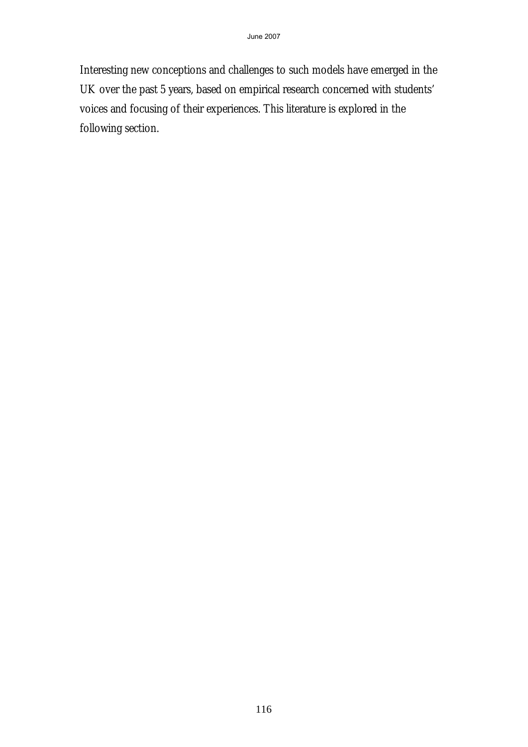Interesting new conceptions and challenges to such models have emerged in the UK over the past 5 years, based on empirical research concerned with students' voices and focusing of their experiences. This literature is explored in the following section.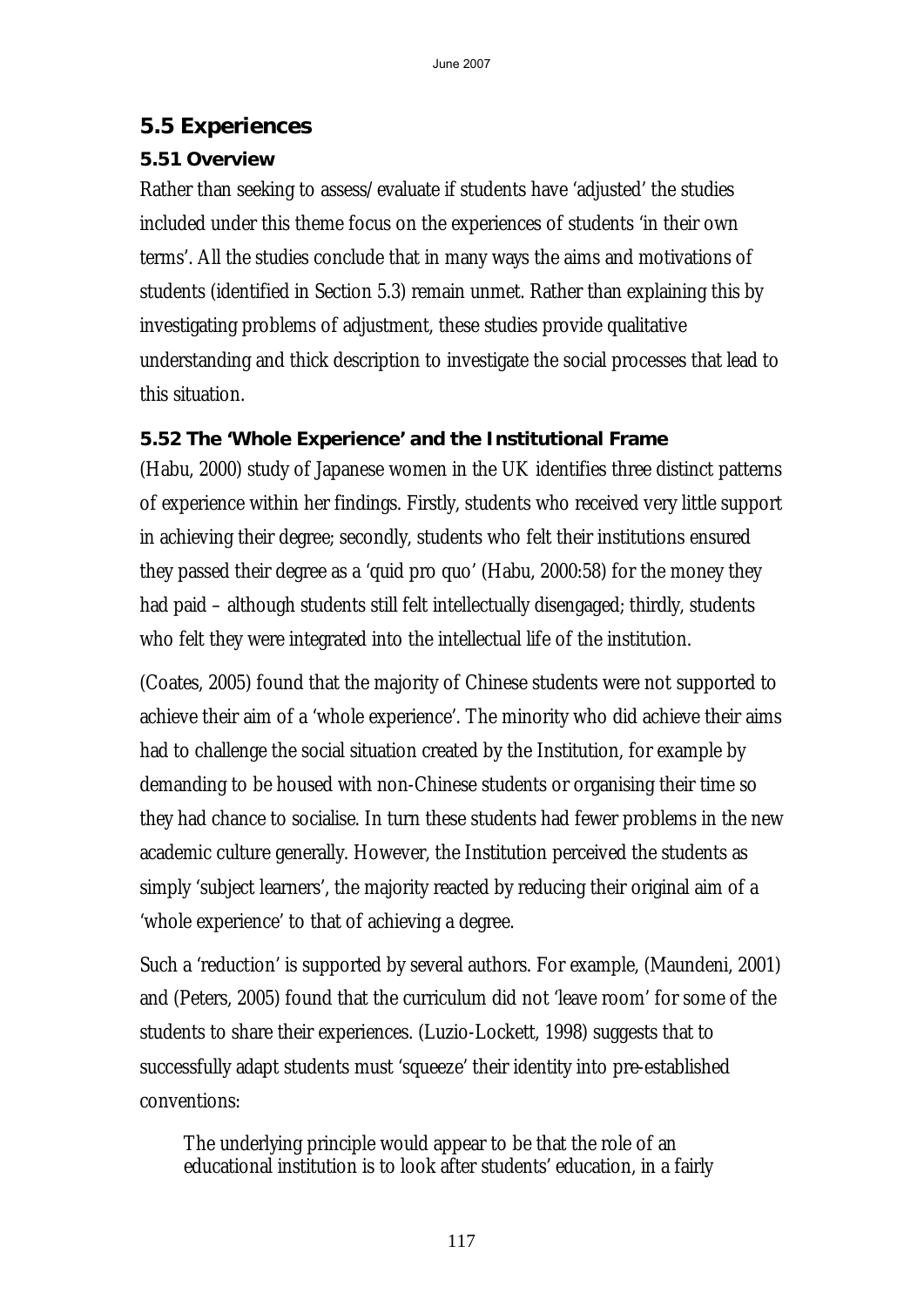## 5.5 Experiences

### 5.51 Overview

Rather than seeking to assess/evaluate if students have 'adjusted' the studies included under this theme focus on the experiences of students 'in their own terms'. All the studies conclude that in many ways the aims and motivations of students (identified in Section 5.3) remain unmet. Rather than explaining this by investigating problems of adjustment, these studies provide qualitative understanding and thick description to investigate the social processes that lead to this situation.

### 5.52 The 'Whole Experience' and the Institutional Frame

(Habu, 2000) study of Japanese women in the UK identifies three distinct patterns of experience within her findings. Firstly, students who received very little support in achieving their degree; secondly, students who felt their institutions ensured they passed their degree as a 'quid pro quo' (Habu, 2000:58) for the money they had paid – although students still felt intellectually disengaged; thirdly, students who felt they were integrated into the intellectual life of the institution.

(Coates, 2005) found that the majority of Chinese students were not supported to achieve their aim of a 'whole experience'. The minority who did achieve their aims had to challenge the social situation created by the Institution, for example by demanding to be housed with non-Chinese students or organising their time so they had chance to socialise. In turn these students had fewer problems in the new academic culture generally. However, the Institution perceived the students as simply 'subject learners', the majority reacted by reducing their original aim of a 'whole experience' to that of achieving a degree.

Such a 'reduction' is supported by several authors. For example, (Maundeni, 2001) and (Peters, 2005) found that the curriculum did not 'leave room' for some of the students to share their experiences. (Luzio-Lockett, 1998) suggests that to successfully adapt students must 'squeeze' their identity into pre-established conventions:

> The underlying principle would appear to be that the role of an educational institution is to look after students' education, in a fairly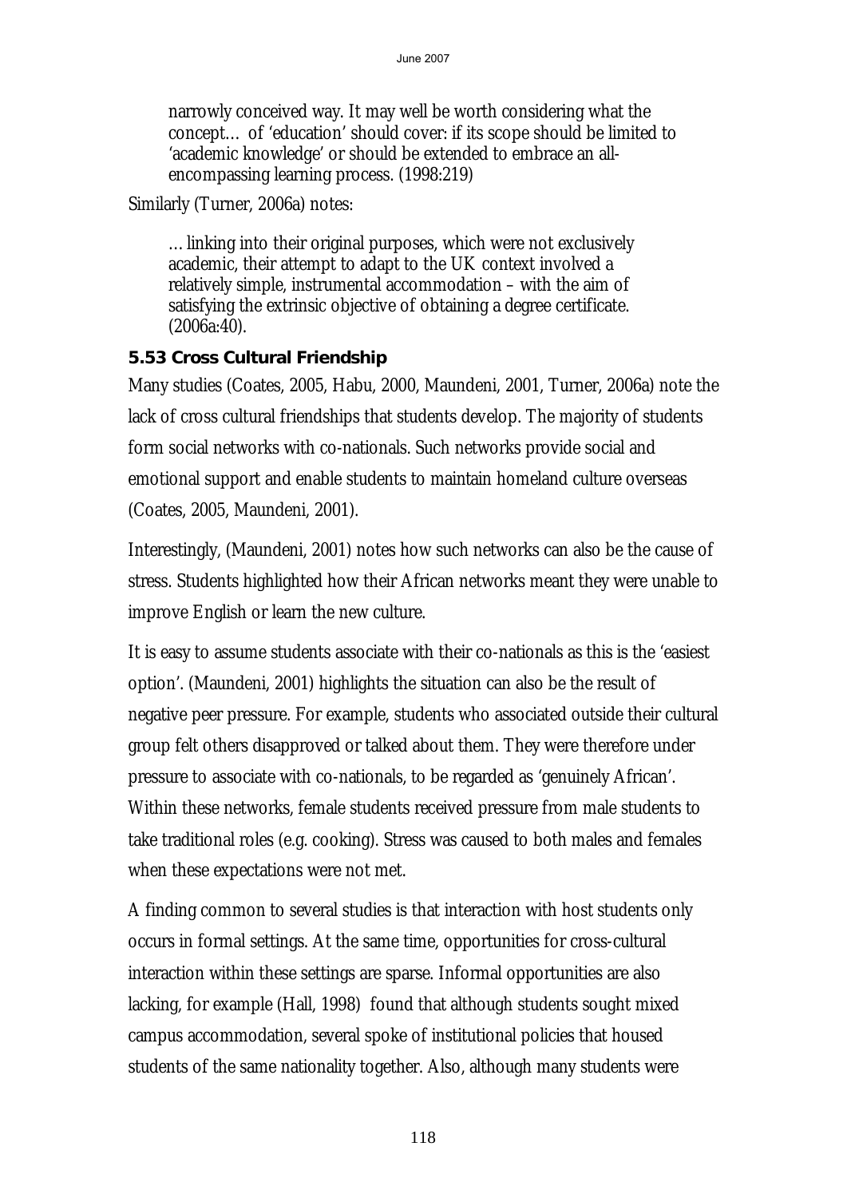> narrowly conceived way. It may well be worth considering what the concept… of 'education' should cover: if its scope should be limited to 'academic knowledge' or should be extended to embrace an all-encompassing learning process. (1998:219)

Similarly (Turner, 2006a) notes:

> … linking into their original purposes, which were not exclusively academic, their attempt to adapt to the UK context involved a relatively simple, instrumental accommodation – with the aim of satisfying the extrinsic objective of obtaining a degree certificate. (2006a:40).

### 5.53 Cross Cultural Friendship

Many studies (Coates, 2005, Habu, 2000, Maundeni, 2001, Turner, 2006a) note the lack of cross cultural friendships that students develop. The majority of students form social networks with co-nationals. Such networks provide social and emotional support and enable students to maintain homeland culture overseas (Coates, 2005, Maundeni, 2001).

Interestingly, (Maundeni, 2001) notes how such networks can also be the cause of stress. Students highlighted how their African networks meant they were unable to improve English or learn the new culture.

It is easy to assume students associate with their co-nationals as this is the 'easiest option'. (Maundeni, 2001) highlights the situation can also be the result of negative peer pressure. For example, students who associated outside their cultural group felt others disapproved or talked about them. They were therefore under pressure to associate with co-nationals, to be regarded as 'genuinely African'. Within these networks, female students received pressure from male students to take traditional roles (e.g. cooking). Stress was caused to both males and females when these expectations were not met.

A finding common to several studies is that interaction with host students only occurs in formal settings. At the same time, opportunities for cross-cultural interaction within these settings are sparse. Informal opportunities are also lacking, for example (Hall, 1998) found that although students sought mixed campus accommodation, several spoke of institutional policies that housed students of the same nationality together. Also, although many students were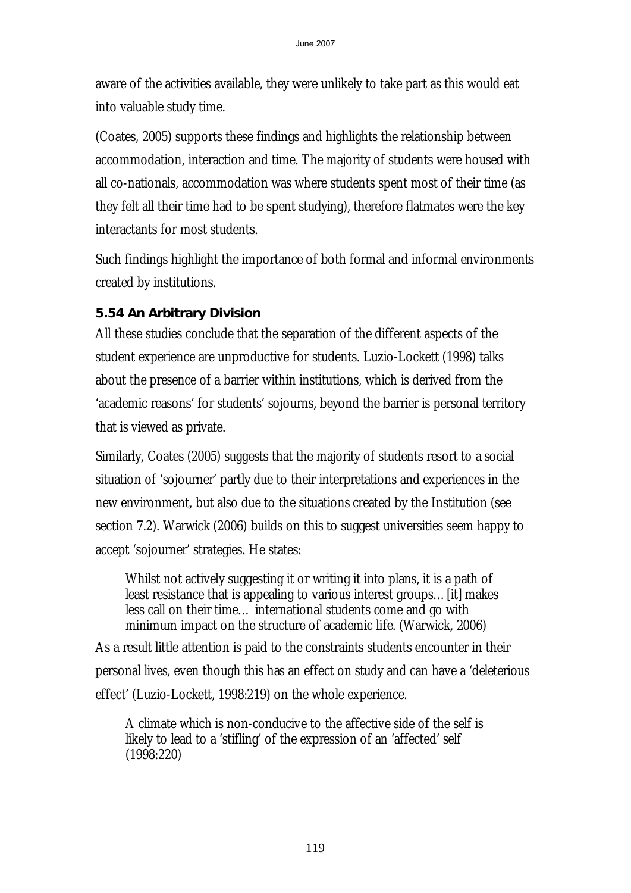aware of the activities available, they were unlikely to take part as this would eat into valuable study time.

(Coates, 2005) supports these findings and highlights the relationship between accommodation, interaction and time. The majority of students were housed with all co-nationals, accommodation was where students spent most of their time (as they felt all their time had to be spent studying), therefore flatmates were the key interactants for most students.

Such findings highlight the importance of both formal and informal environments created by institutions.

### 5.54 An Arbitrary Division

All these studies conclude that the separation of the different aspects of the student experience are unproductive for students. Luzio-Lockett (1998) talks about the presence of a barrier within institutions, which is derived from the 'academic reasons' for students' sojourns, beyond the barrier is personal territory that is viewed as private.

Similarly, Coates (2005) suggests that the majority of students resort to a social situation of 'sojourner' partly due to their interpretations and experiences in the new environment, but also due to the situations created by the Institution (see section 7.2). Warwick (2006) builds on this to suggest universities seem happy to accept 'sojourner' strategies. He states:

> Whilst not actively suggesting it or writing it into plans, it is a path of least resistance that is appealing to various interest groups…[it] makes less call on their time… international students come and go with minimum impact on the structure of academic life. (Warwick, 2006)

As a result little attention is paid to the constraints students encounter in their personal lives, even though this has an effect on study and can have a 'deleterious effect' (Luzio-Lockett, 1998:219) on the whole experience.

> A climate which is non-conducive to the affective side of the self is likely to lead to a 'stifling' of the expression of an 'affected' self (1998:220)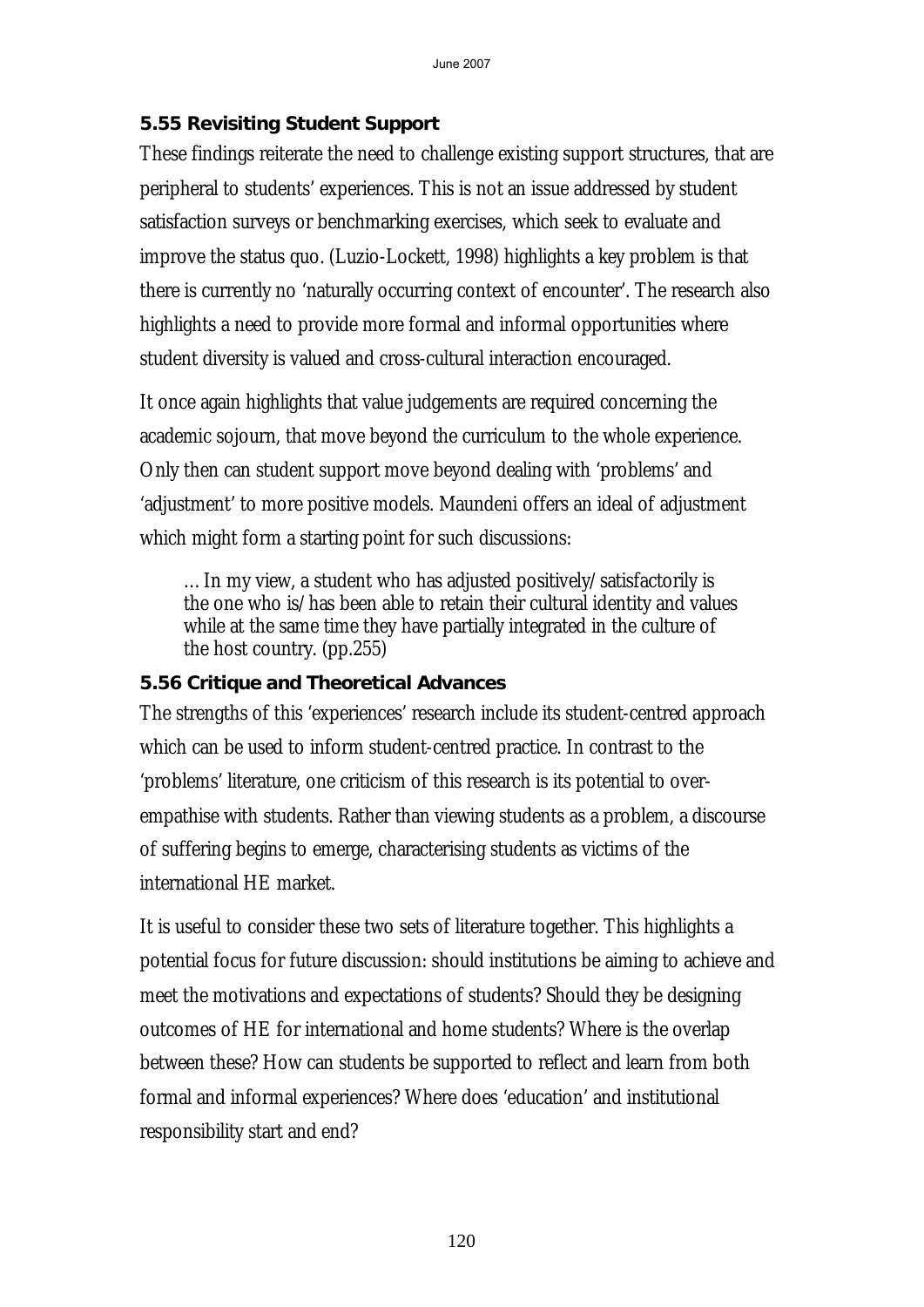### 5.55 Revisiting Student Support

These findings reiterate the need to challenge existing support structures, that are peripheral to students' experiences. This is not an issue addressed by student satisfaction surveys or benchmarking exercises, which seek to evaluate and improve the status quo. (Luzio-Lockett, 1998) highlights a key problem is that there is currently no 'naturally occurring context of encounter'. The research also highlights a need to provide more formal and informal opportunities where student diversity is valued and cross-cultural interaction encouraged.

It once again highlights that value judgements are required concerning the academic sojourn, that move beyond the curriculum to the whole experience. Only then can student support move beyond dealing with 'problems' and 'adjustment' to more positive models. Maundeni offers an ideal of adjustment which might form a starting point for such discussions:

> … In my view, a student who has adjusted positively/satisfactorily is the one who is/has been able to retain their cultural identity and values while at the same time they have partially integrated in the culture of the host country. (pp.255)

### 5.56 Critique and Theoretical Advances

The strengths of this 'experiences' research include its student-centred approach which can be used to inform student-centred practice. In contrast to the 'problems' literature, one criticism of this research is its potential to over-empathise with students. Rather than viewing students as a problem, a discourse of suffering begins to emerge, characterising students as victims of the international HE market.

It is useful to consider these two sets of literature together. This highlights a potential focus for future discussion: should institutions be aiming to achieve and meet the motivations and expectations of students? Should they be designing outcomes of HE for international and home students? Where is the overlap between these? How can students be supported to reflect and learn from both formal and informal experiences? Where does 'education' and institutional responsibility start and end?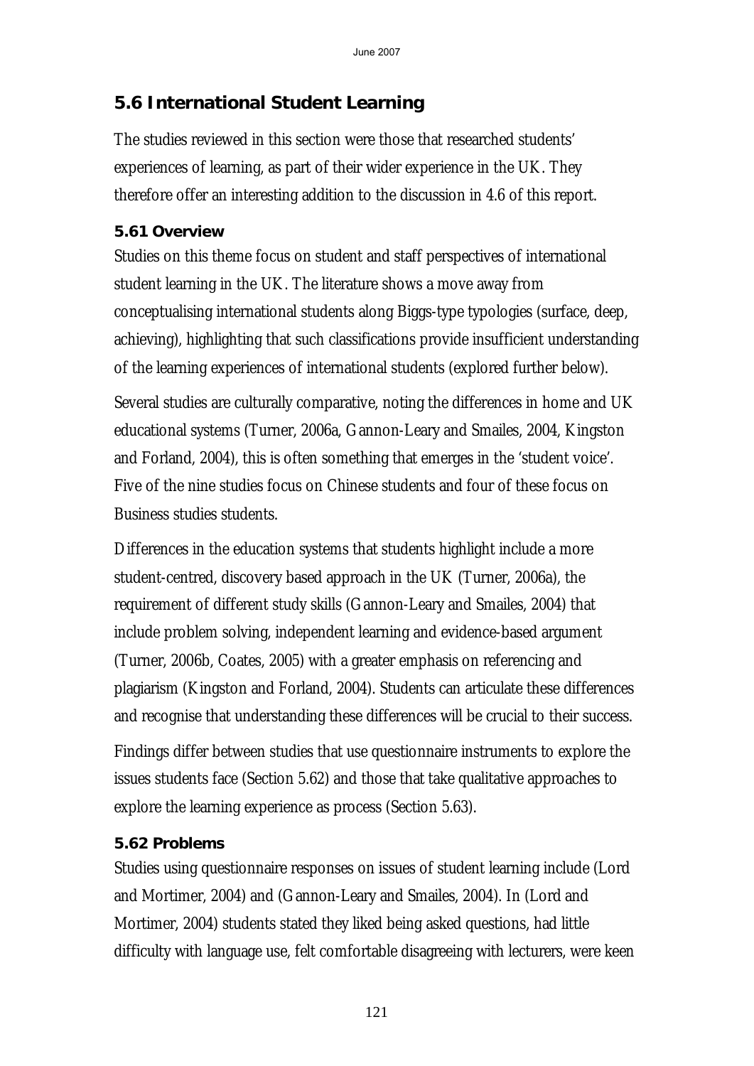## 5.6 International Student Learning

The studies reviewed in this section were those that researched students' experiences of learning, as part of their wider experience in the UK. They therefore offer an interesting addition to the discussion in 4.6 of this report.

### 5.61 Overview

Studies on this theme focus on student and staff perspectives of international student learning in the UK. The literature shows a move away from conceptualising international students along Biggs-type typologies (surface, deep, achieving), highlighting that such classifications provide insufficient understanding of the learning experiences of international students (explored further below).

Several studies are culturally comparative, noting the differences in home and UK educational systems (Turner, 2006a, Gannon-Leary and Smailes, 2004, Kingston and Forland, 2004), this is often something that emerges in the 'student voice'. Five of the nine studies focus on Chinese students and four of these focus on Business studies students.

Differences in the education systems that students highlight include a more student-centred, discovery based approach in the UK (Turner, 2006a), the requirement of different study skills (Gannon-Leary and Smailes, 2004) that include problem solving, independent learning and evidence-based argument (Turner, 2006b, Coates, 2005) with a greater emphasis on referencing and plagiarism (Kingston and Forland, 2004). Students can articulate these differences and recognise that understanding these differences will be crucial to their success.

Findings differ between studies that use questionnaire instruments to explore the issues students face (Section 5.62) and those that take qualitative approaches to explore the learning experience as process (Section 5.63).

### 5.62 Problems

Studies using questionnaire responses on issues of student learning include (Lord and Mortimer, 2004) and (Gannon-Leary and Smailes, 2004). In (Lord and Mortimer, 2004) students stated they liked being asked questions, had little difficulty with language use, felt comfortable disagreeing with lecturers, were keen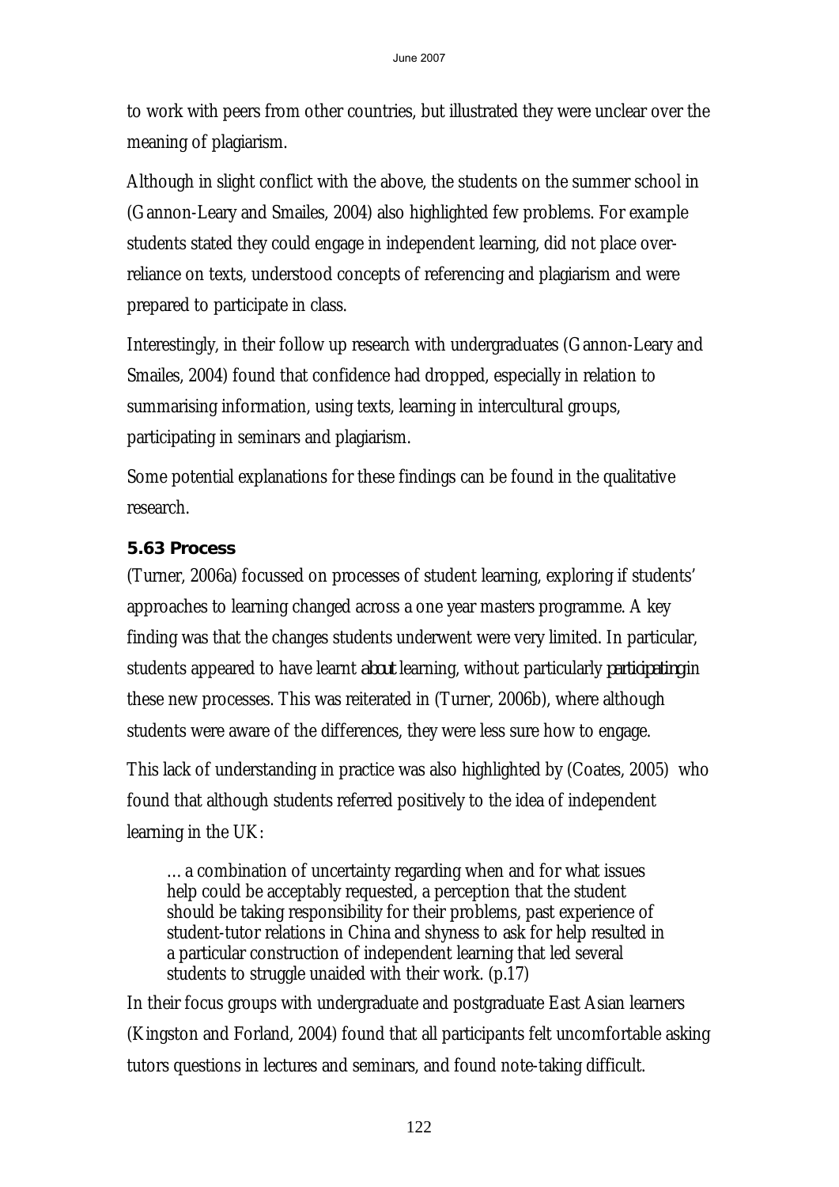to work with peers from other countries, but illustrated they were unclear over the meaning of plagiarism.

Although in slight conflict with the above, the students on the summer school in (Gannon-Leary and Smailes, 2004) also highlighted few problems. For example students stated they could engage in independent learning, did not place over-reliance on texts, understood concepts of referencing and plagiarism and were prepared to participate in class.

Interestingly, in their follow up research with undergraduates (Gannon-Leary and Smailes, 2004) found that confidence had dropped, especially in relation to summarising information, using texts, learning in intercultural groups, participating in seminars and plagiarism.

Some potential explanations for these findings can be found in the qualitative research.

### 5.63 Process

(Turner, 2006a) focussed on processes of student learning, exploring if students' approaches to learning changed across a one year masters programme. A key finding was that the changes students underwent were very limited. In particular, students appeared to have learnt *about* learning, without particularly *participating* in these new processes. This was reiterated in (Turner, 2006b), where although students were aware of the differences, they were less sure how to engage.

This lack of understanding in practice was also highlighted by (Coates, 2005) who found that although students referred positively to the idea of independent learning in the UK:

> … a combination of uncertainty regarding when and for what issues help could be acceptably requested, a perception that the student should be taking responsibility for their problems, past experience of student-tutor relations in China and shyness to ask for help resulted in a particular construction of independent learning that led several students to struggle unaided with their work. (p.17)

In their focus groups with undergraduate and postgraduate East Asian learners (Kingston and Forland, 2004) found that all participants felt uncomfortable asking tutors questions in lectures and seminars, and found note-taking difficult.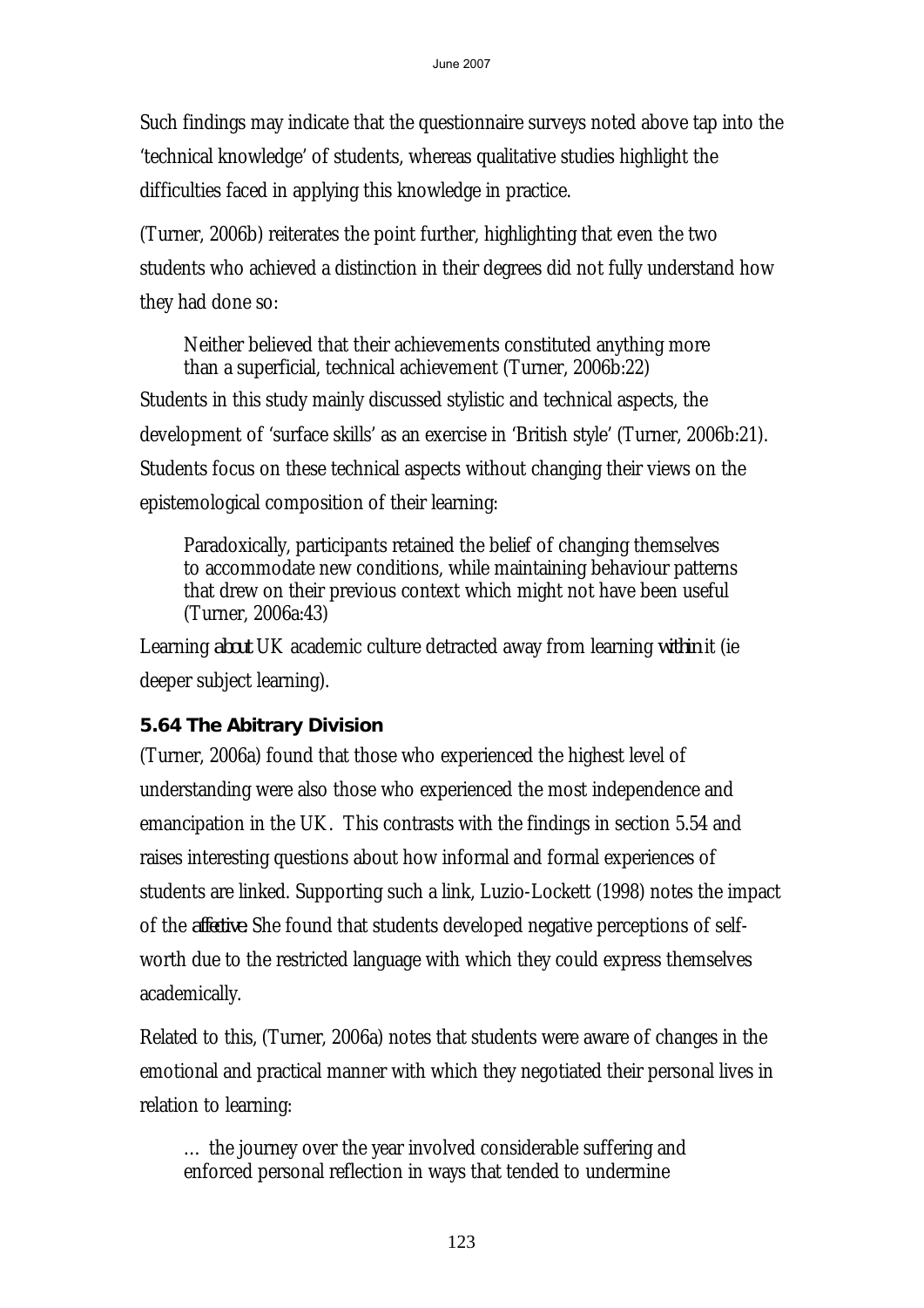Such findings may indicate that the questionnaire surveys noted above tap into the 'technical knowledge' of students, whereas qualitative studies highlight the difficulties faced in applying this knowledge in practice.

(Turner, 2006b) reiterates the point further, highlighting that even the two students who achieved a distinction in their degrees did not fully understand how they had done so:

> Neither believed that their achievements constituted anything more than a superficial, technical achievement (Turner, 2006b:22)

Students in this study mainly discussed stylistic and technical aspects, the development of 'surface skills' as an exercise in 'British style' (Turner, 2006b:21). Students focus on these technical aspects without changing their views on the epistemological composition of their learning:

> Paradoxically, participants retained the belief of changing themselves to accommodate new conditions, while maintaining behaviour patterns that drew on their previous context which might not have been useful (Turner, 2006a:43)

Learning *about* UK academic culture detracted away from learning *within* it (ie deeper subject learning).

### 5.64 The Abitrary Division

(Turner, 2006a) found that those who experienced the highest level of understanding were also those who experienced the most independence and emancipation in the UK. This contrasts with the findings in section 5.54 and raises interesting questions about how informal and formal experiences of students are linked. Supporting such a link, Luzio-Lockett (1998) notes the impact of the *affective*. She found that students developed negative perceptions of self-worth due to the restricted language with which they could express themselves academically.

Related to this, (Turner, 2006a) notes that students were aware of changes in the emotional and practical manner with which they negotiated their personal lives in relation to learning:

> … the journey over the year involved considerable suffering and enforced personal reflection in ways that tended to undermine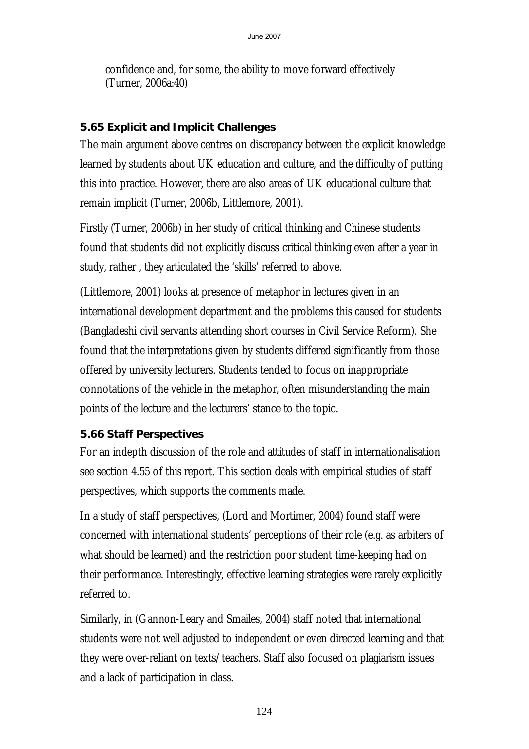confidence and, for some, the ability to move forward effectively (Turner, 2006a:40)

### 5.65 Explicit and Implicit Challenges

The main argument above centres on discrepancy between the explicit knowledge learned by students about UK education and culture, and the difficulty of putting this into practice. However, there are also areas of UK educational culture that remain implicit (Turner, 2006b, Littlemore, 2001).

Firstly (Turner, 2006b) in her study of critical thinking and Chinese students found that students did not explicitly discuss critical thinking even after a year in study, rather , they articulated the 'skills' referred to above.

(Littlemore, 2001) looks at presence of metaphor in lectures given in an international development department and the problems this caused for students (Bangladeshi civil servants attending short courses in Civil Service Reform). She found that the interpretations given by students differed significantly from those offered by university lecturers. Students tended to focus on inappropriate connotations of the vehicle in the metaphor, often misunderstanding the main points of the lecture and the lecturers' stance to the topic.

### 5.66 Staff Perspectives

For an indepth discussion of the role and attitudes of staff in internationalisation see section 4.55 of this report. This section deals with empirical studies of staff perspectives, which supports the comments made.

In a study of staff perspectives, (Lord and Mortimer, 2004) found staff were concerned with international students' perceptions of their role (e.g. as arbiters of what should be learned) and the restriction poor student time-keeping had on their performance. Interestingly, effective learning strategies were rarely explicitly referred to.

Similarly, in (Gannon-Leary and Smailes, 2004) staff noted that international students were not well adjusted to independent or even directed learning and that they were over-reliant on texts/teachers. Staff also focused on plagiarism issues and a lack of participation in class.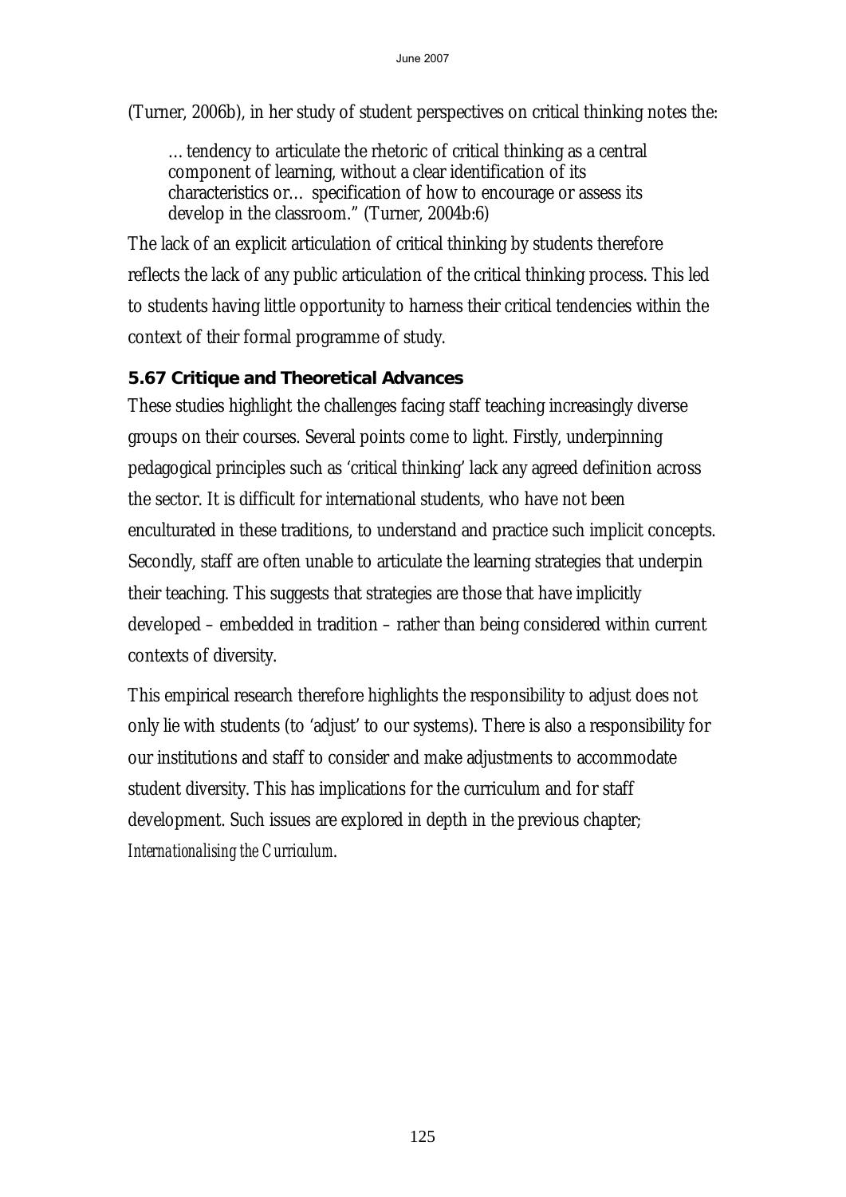(Turner, 2006b), in her study of student perspectives on critical thinking notes the:

> … tendency to articulate the rhetoric of critical thinking as a central component of learning, without a clear identification of its characteristics or… specification of how to encourage or assess its develop in the classroom." (Turner, 2004b:6)

The lack of an explicit articulation of critical thinking by students therefore reflects the lack of any public articulation of the critical thinking process. This led to students having little opportunity to harness their critical tendencies within the context of their formal programme of study.

### 5.67 Critique and Theoretical Advances

These studies highlight the challenges facing staff teaching increasingly diverse groups on their courses. Several points come to light. Firstly, underpinning pedagogical principles such as 'critical thinking' lack any agreed definition across the sector. It is difficult for international students, who have not been enculturated in these traditions, to understand and practice such implicit concepts. Secondly, staff are often unable to articulate the learning strategies that underpin their teaching. This suggests that strategies are those that have implicitly developed – embedded in tradition – rather than being considered within current contexts of diversity.

This empirical research therefore highlights the responsibility to adjust does not only lie with students (to 'adjust' to our systems). There is also a responsibility for our institutions and staff to consider and make adjustments to accommodate student diversity. This has implications for the curriculum and for staff development. Such issues are explored in depth in the previous chapter; *Internationalising the Curriculum*.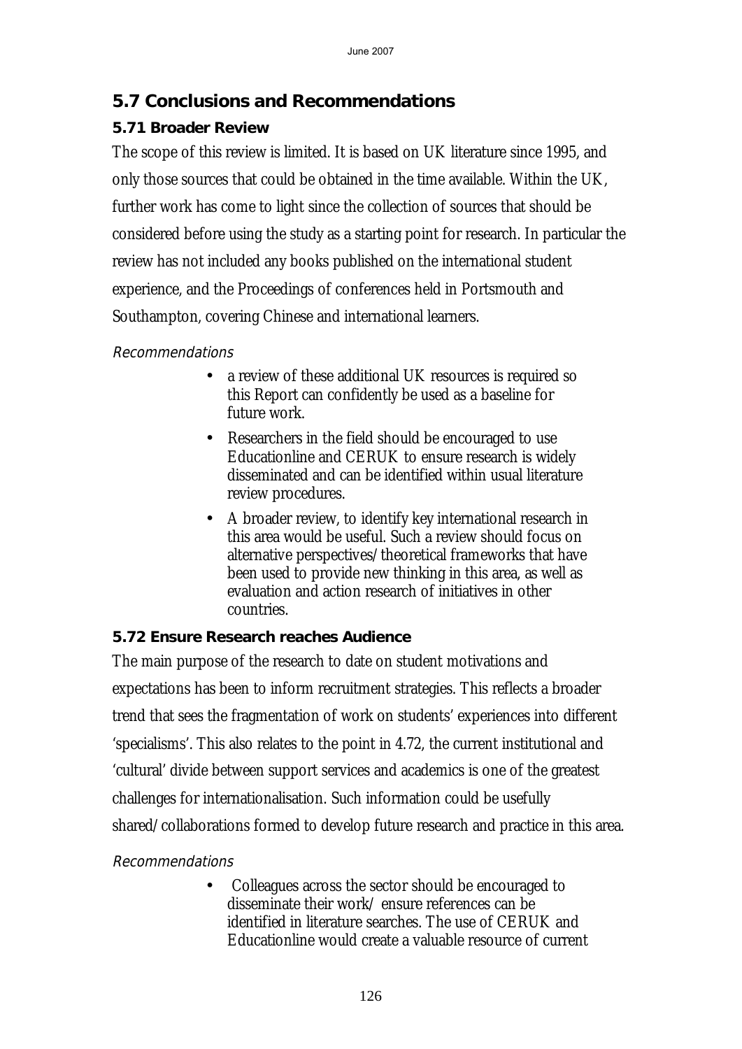## 5.7 Conclusions and Recommendations

### 5.71 Broader Review

The scope of this review is limited. It is based on UK literature since 1995, and only those sources that could be obtained in the time available. Within the UK, further work has come to light since the collection of sources that should be considered before using the study as a starting point for research. In particular the review has not included any books published on the international student experience, and the Proceedings of conferences held in Portsmouth and Southampton, covering Chinese and international learners.

*Recommendations*

- a review of these additional UK resources is required so this Report can confidently be used as a baseline for future work.
- Researchers in the field should be encouraged to use Educationline and CERUK to ensure research is widely disseminated and can be identified within usual literature review procedures.
- A broader review, to identify key international research in this area would be useful. Such a review should focus on alternative perspectives/theoretical frameworks that have been used to provide new thinking in this area, as well as evaluation and action research of initiatives in other countries.

### 5.72 Ensure Research reaches Audience

The main purpose of the research to date on student motivations and expectations has been to inform recruitment strategies. This reflects a broader trend that sees the fragmentation of work on students' experiences into different 'specialisms'. This also relates to the point in 4.72, the current institutional and 'cultural' divide between support services and academics is one of the greatest challenges for internationalisation. Such information could be usefully shared/collaborations formed to develop future research and practice in this area.

*Recommendations*

- Colleagues across the sector should be encouraged to disseminate their work/ ensure references can be identified in literature searches. The use of CERUK and Educationline would create a valuable resource of current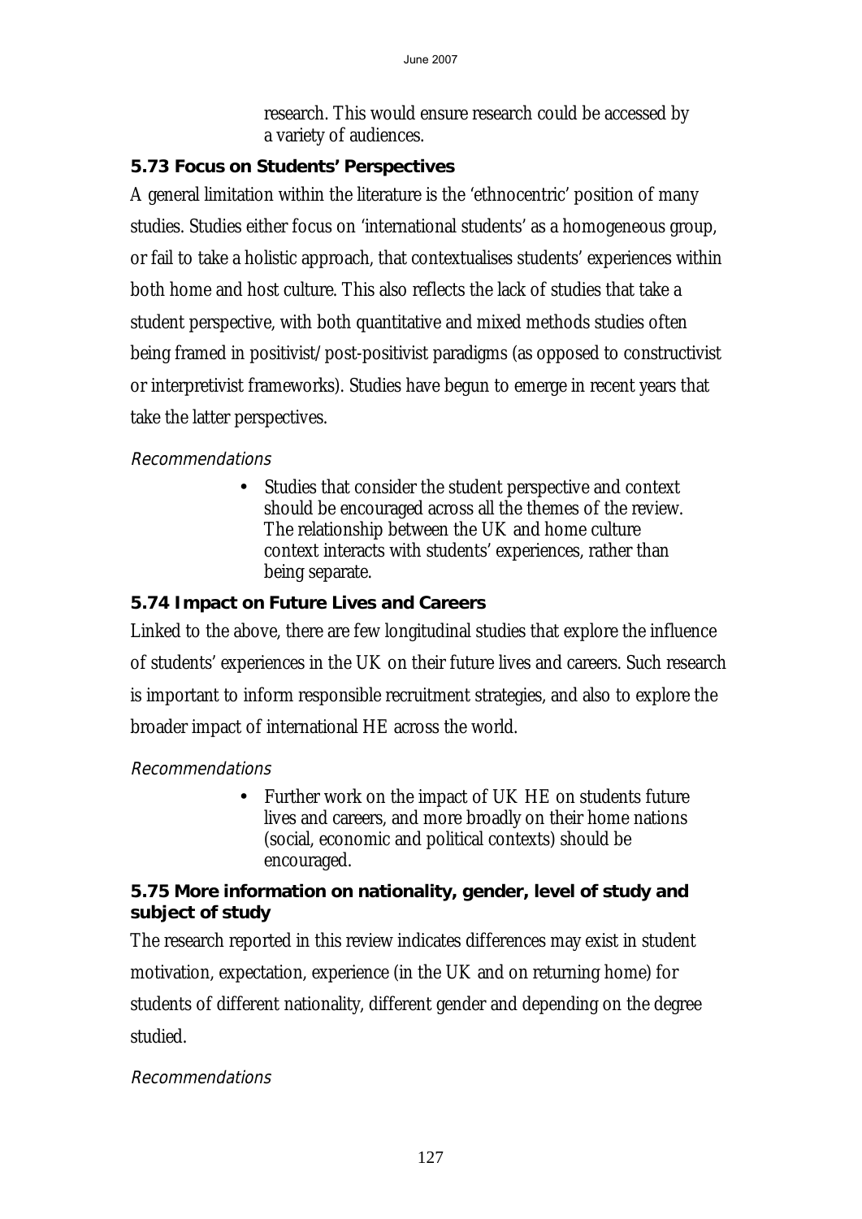research. This would ensure research could be accessed by a variety of audiences.

### 5.73 Focus on Students' Perspectives

A general limitation within the literature is the 'ethnocentric' position of many studies. Studies either focus on 'international students' as a homogeneous group, or fail to take a holistic approach, that contextualises students' experiences within both home and host culture. This also reflects the lack of studies that take a student perspective, with both quantitative and mixed methods studies often being framed in positivist/post-positivist paradigms (as opposed to constructivist or interpretivist frameworks). Studies have begun to emerge in recent years that take the latter perspectives.

*Recommendations*

- Studies that consider the student perspective and context should be encouraged across all the themes of the review. The relationship between the UK and home culture context interacts with students' experiences, rather than being separate.

### 5.74 Impact on Future Lives and Careers

Linked to the above, there are few longitudinal studies that explore the influence of students' experiences in the UK on their future lives and careers. Such research is important to inform responsible recruitment strategies, and also to explore the broader impact of international HE across the world.

*Recommendations*

- Further work on the impact of UK HE on students future lives and careers, and more broadly on their home nations (social, economic and political contexts) should be encouraged.

### 5.75 More information on nationality, gender, level of study and subject of study

The research reported in this review indicates differences may exist in student motivation, expectation, experience (in the UK and on returning home) for students of different nationality, different gender and depending on the degree studied.

*Recommendations*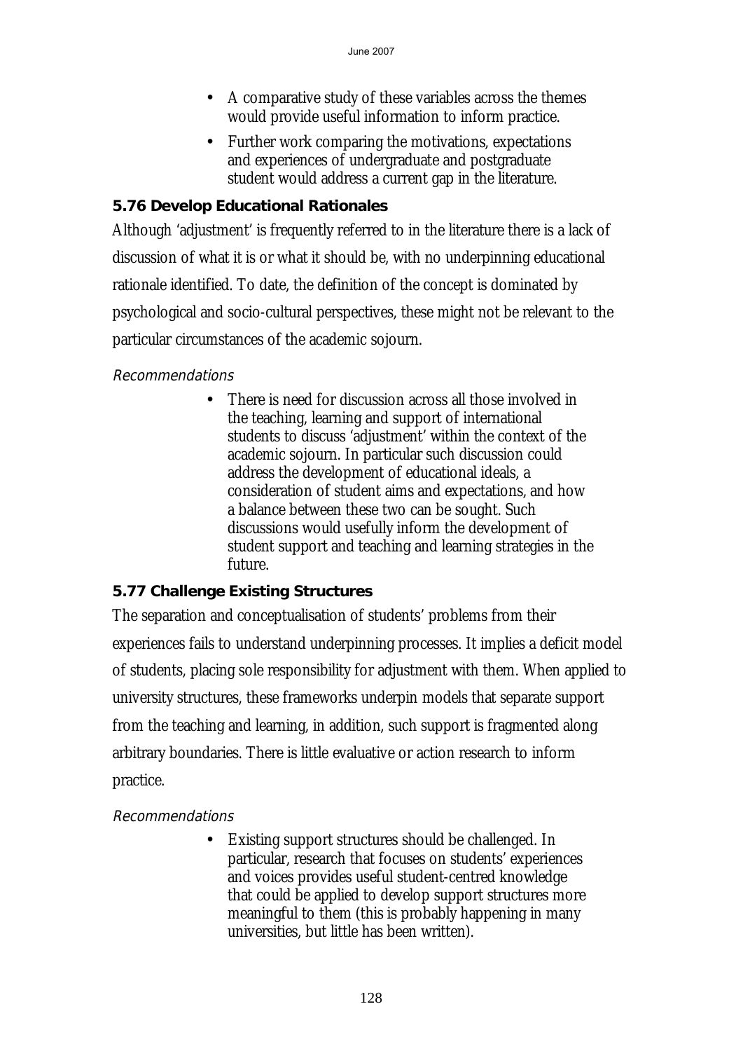- A comparative study of these variables across the themes would provide useful information to inform practice.
- Further work comparing the motivations, expectations and experiences of undergraduate and postgraduate student would address a current gap in the literature.

### 5.76 Develop Educational Rationales

Although 'adjustment' is frequently referred to in the literature there is a lack of discussion of what it is or what it should be, with no underpinning educational rationale identified. To date, the definition of the concept is dominated by psychological and socio-cultural perspectives, these might not be relevant to the particular circumstances of the academic sojourn.

*Recommendations*

- There is need for discussion across all those involved in the teaching, learning and support of international students to discuss 'adjustment' within the context of the academic sojourn. In particular such discussion could address the development of educational ideals, a consideration of student aims and expectations, and how a balance between these two can be sought. Such discussions would usefully inform the development of student support and teaching and learning strategies in the future.

### 5.77 Challenge Existing Structures

The separation and conceptualisation of students' problems from their experiences fails to understand underpinning processes. It implies a deficit model of students, placing sole responsibility for adjustment with them. When applied to university structures, these frameworks underpin models that separate support from the teaching and learning, in addition, such support is fragmented along arbitrary boundaries. There is little evaluative or action research to inform practice.

*Recommendations*

- Existing support structures should be challenged. In particular, research that focuses on students' experiences and voices provides useful student-centred knowledge that could be applied to develop support structures more meaningful to them (this is probably happening in many universities, but little has been written).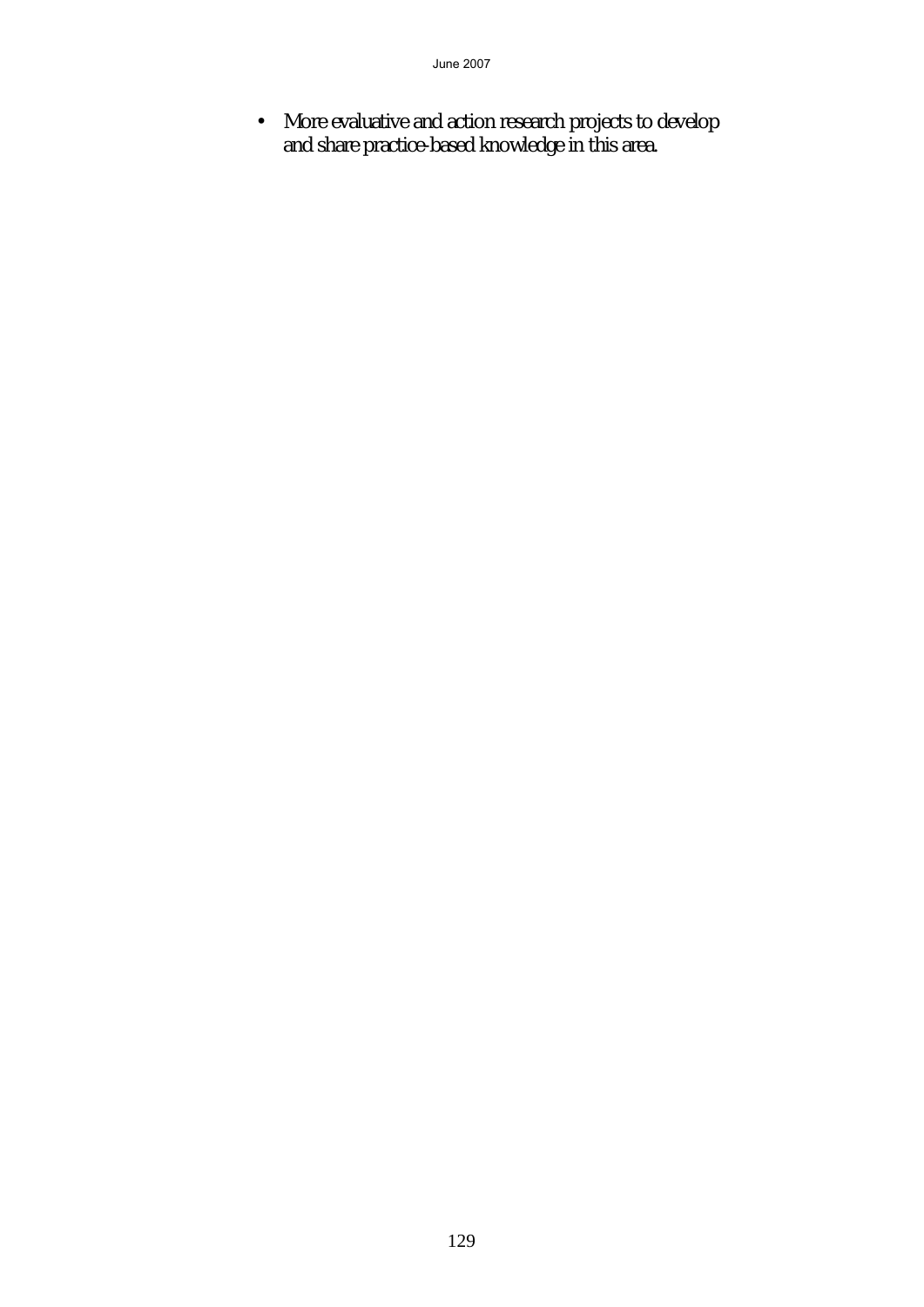- More evaluative and action research projects to develop and share practice-based knowledge in this area.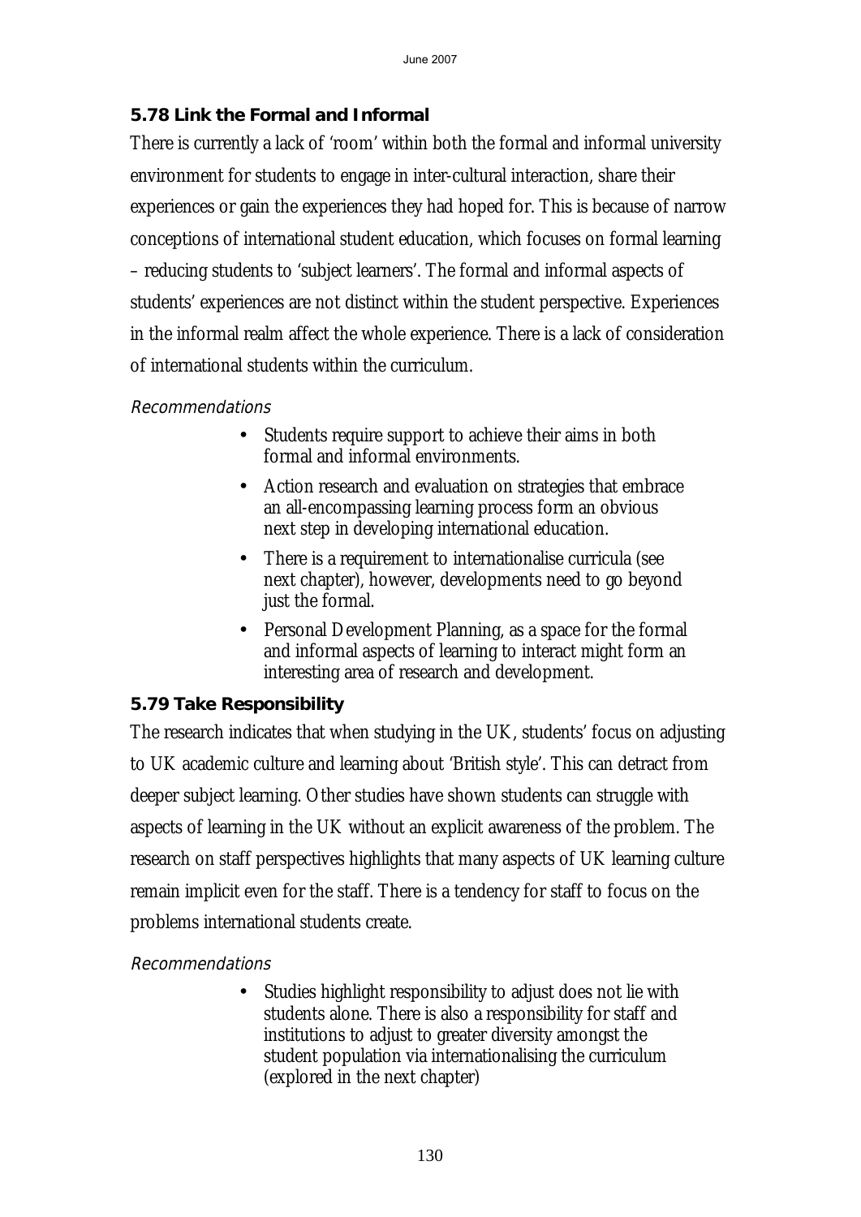### 5.78 Link the Formal and Informal

There is currently a lack of 'room' within both the formal and informal university environment for students to engage in inter-cultural interaction, share their experiences or gain the experiences they had hoped for. This is because of narrow conceptions of international student education, which focuses on formal learning – reducing students to 'subject learners'. The formal and informal aspects of students' experiences are not distinct within the student perspective. Experiences in the informal realm affect the whole experience. There is a lack of consideration of international students within the curriculum.

*Recommendations*

- Students require support to achieve their aims in both formal and informal environments.
- Action research and evaluation on strategies that embrace an all-encompassing learning process form an obvious next step in developing international education.
- There is a requirement to internationalise curricula (see next chapter), however, developments need to go beyond just the formal.
- Personal Development Planning, as a space for the formal and informal aspects of learning to interact might form an interesting area of research and development.

### 5.79 Take Responsibility

The research indicates that when studying in the UK, students' focus on adjusting to UK academic culture and learning about 'British style'. This can detract from deeper subject learning. Other studies have shown students can struggle with aspects of learning in the UK without an explicit awareness of the problem. The research on staff perspectives highlights that many aspects of UK learning culture remain implicit even for the staff. There is a tendency for staff to focus on the problems international students create.

*Recommendations*

- Studies highlight responsibility to adjust does not lie with students alone. There is also a responsibility for staff and institutions to adjust to greater diversity amongst the student population via internationalising the curriculum (explored in the next chapter)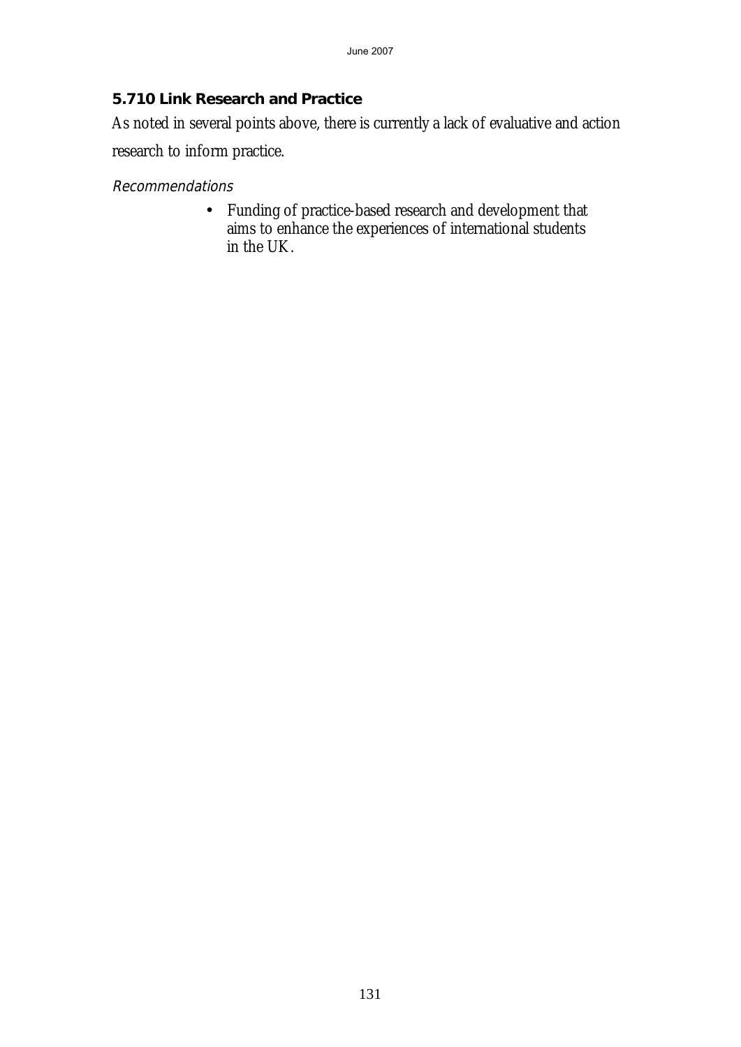### 5.710 Link Research and Practice

As noted in several points above, there is currently a lack of evaluative and action research to inform practice.

*Recommendations*

- Funding of practice-based research and development that aims to enhance the experiences of international students in the UK.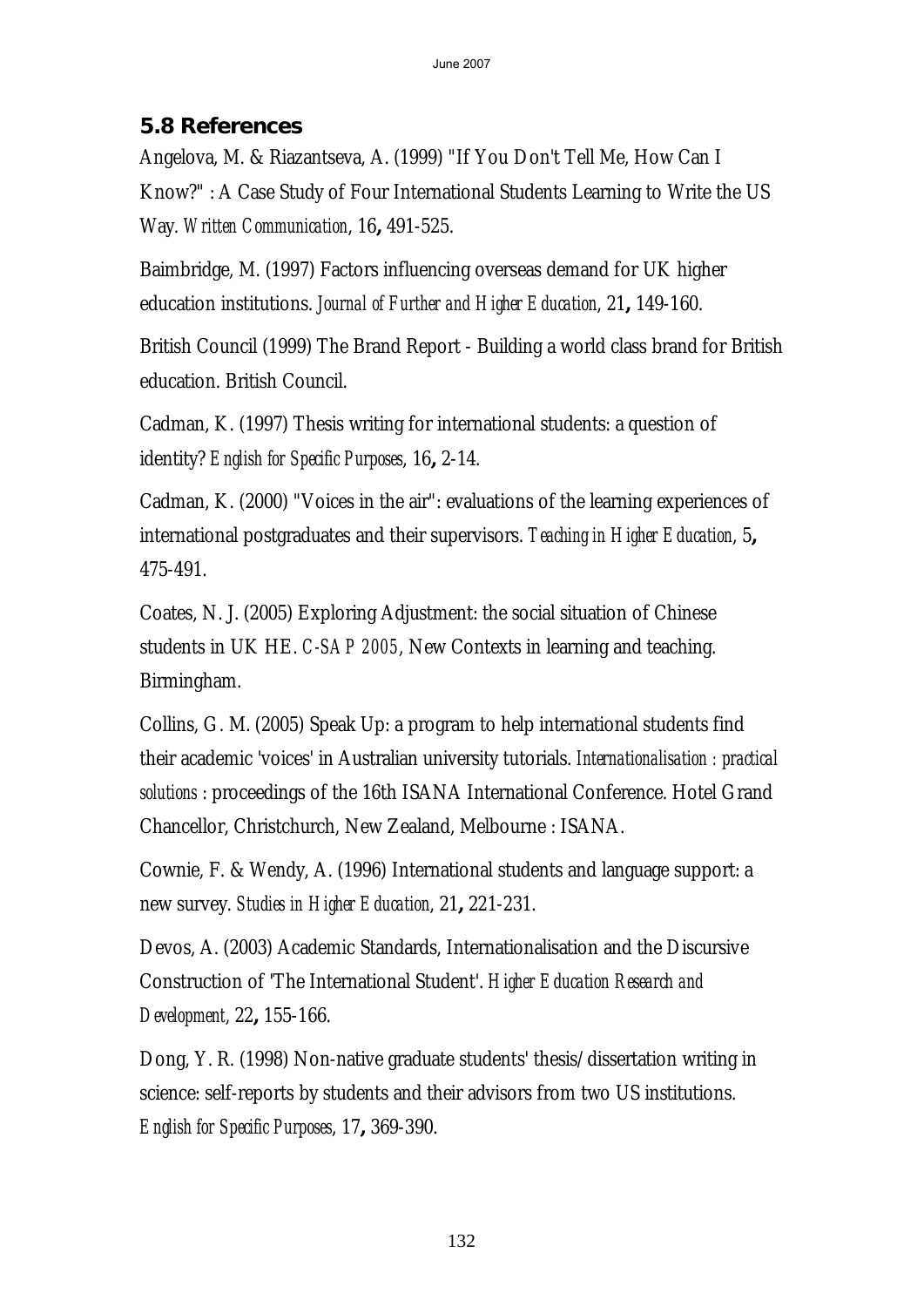## 5.8 References

Angelova, M. & Riazantseva, A. (1999) "If You Don't Tell Me, How Can I Know?" : A Case Study of Four International Students Learning to Write the US Way. *Written Communication*, 16**,** 491-525.

Baimbridge, M. (1997) Factors influencing overseas demand for UK higher education institutions. *Journal of Further and Higher Education*, 21**,** 149-160.

British Council (1999) The Brand Report - Building a world class brand for British education. British Council.

Cadman, K. (1997) Thesis writing for international students: a question of identity? *English for Specific Purposes*, 16**,** 2-14.

Cadman, K. (2000) "Voices in the air": evaluations of the learning experiences of international postgraduates and their supervisors. *Teaching in Higher Education*, 5**,** 475-491.

Coates, N. J. (2005) Exploring Adjustment: the social situation of Chinese students in UK HE. *C-SAP 2005*, New Contexts in learning and teaching. Birmingham.

Collins, G. M. (2005) Speak Up: a program to help international students find their academic 'voices' in Australian university tutorials. *Internationalisation : practical solutions* : proceedings of the 16th ISANA International Conference. Hotel Grand Chancellor, Christchurch, New Zealand, Melbourne : ISANA.

Cownie, F. & Wendy, A. (1996) International students and language support: a new survey. *Studies in Higher Education*, 21**,** 221-231.

Devos, A. (2003) Academic Standards, Internationalisation and the Discursive Construction of 'The International Student'. *Higher Education Research and Development*, 22**,** 155-166.

Dong, Y. R. (1998) Non-native graduate students' thesis/dissertation writing in science: self-reports by students and their advisors from two US institutions. *English for Specific Purposes*, 17**,** 369-390.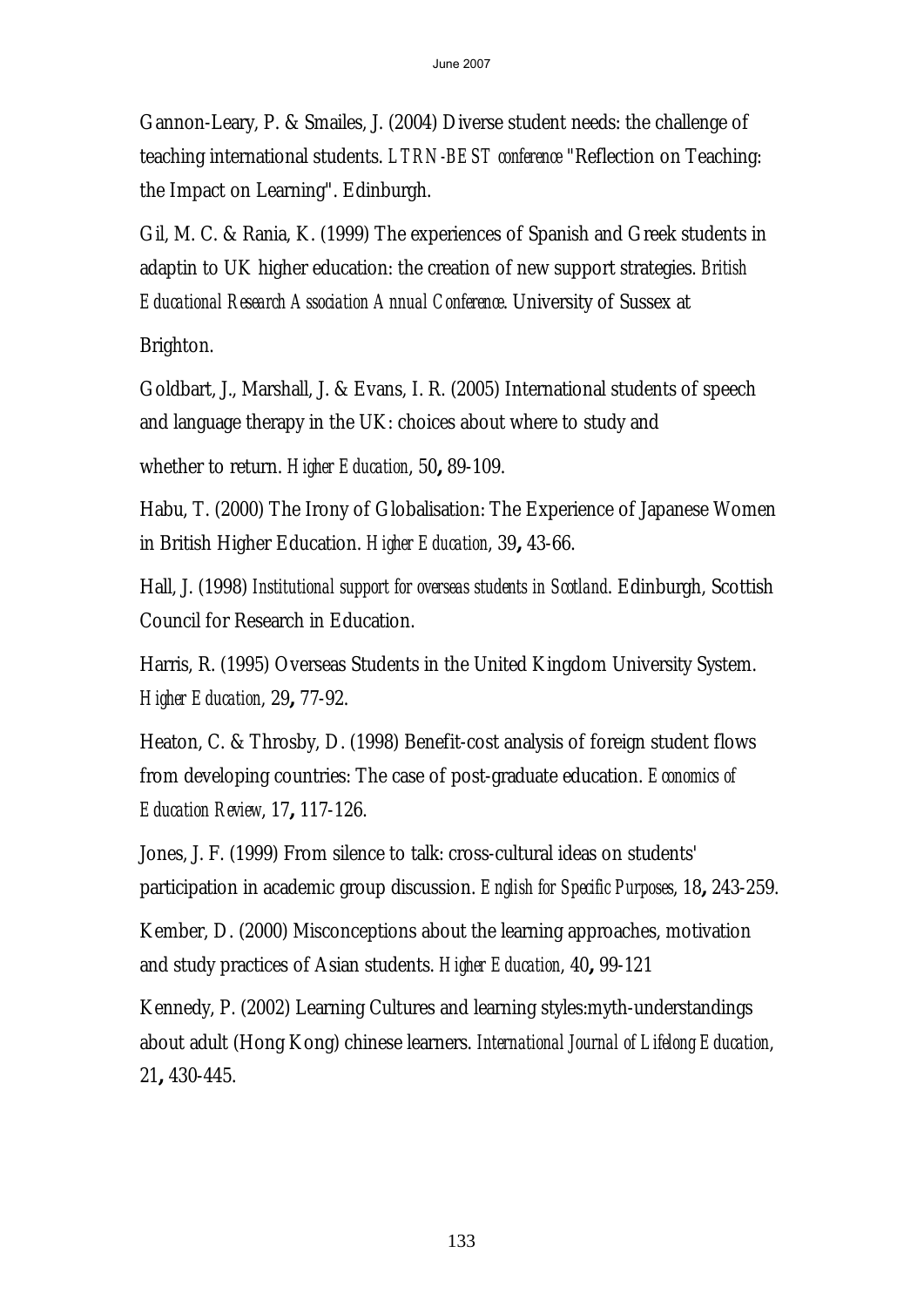Gannon-Leary, P. & Smailes, J. (2004) Diverse student needs: the challenge of teaching international students. *LTRN-BEST conference* "Reflection on Teaching: the Impact on Learning". Edinburgh.

Gil, M. C. & Rania, K. (1999) The experiences of Spanish and Greek students in adaptin to UK higher education: the creation of new support strategies. *British Educational Research Association Annual Conference*. University of Sussex at Brighton.

Goldbart, J., Marshall, J. & Evans, I. R. (2005) International students of speech and language therapy in the UK: choices about where to study and whether to return. *Higher Education*, 50**,** 89-109.

Habu, T. (2000) The Irony of Globalisation: The Experience of Japanese Women in British Higher Education. *Higher Education*, 39**,** 43-66.

Hall, J. (1998) *Institutional support for overseas students in Scotland*. Edinburgh, Scottish Council for Research in Education.

Harris, R. (1995) Overseas Students in the United Kingdom University System. *Higher Education*, 29**,** 77-92.

Heaton, C. & Throsby, D. (1998) Benefit-cost analysis of foreign student flows from developing countries: The case of post-graduate education. *Economics of Education Review*, 17**,** 117-126.

Jones, J. F. (1999) From silence to talk: cross-cultural ideas on students' participation in academic group discussion. *English for Specific Purposes*, 18**,** 243-259.

Kember, D. (2000) Misconceptions about the learning approaches, motivation and study practices of Asian students. *Higher Education*, 40**,** 99-121

Kennedy, P. (2002) Learning Cultures and learning styles:myth-understandings about adult (Hong Kong) chinese learners. *International Journal of Lifelong Education*, 21**,** 430-445.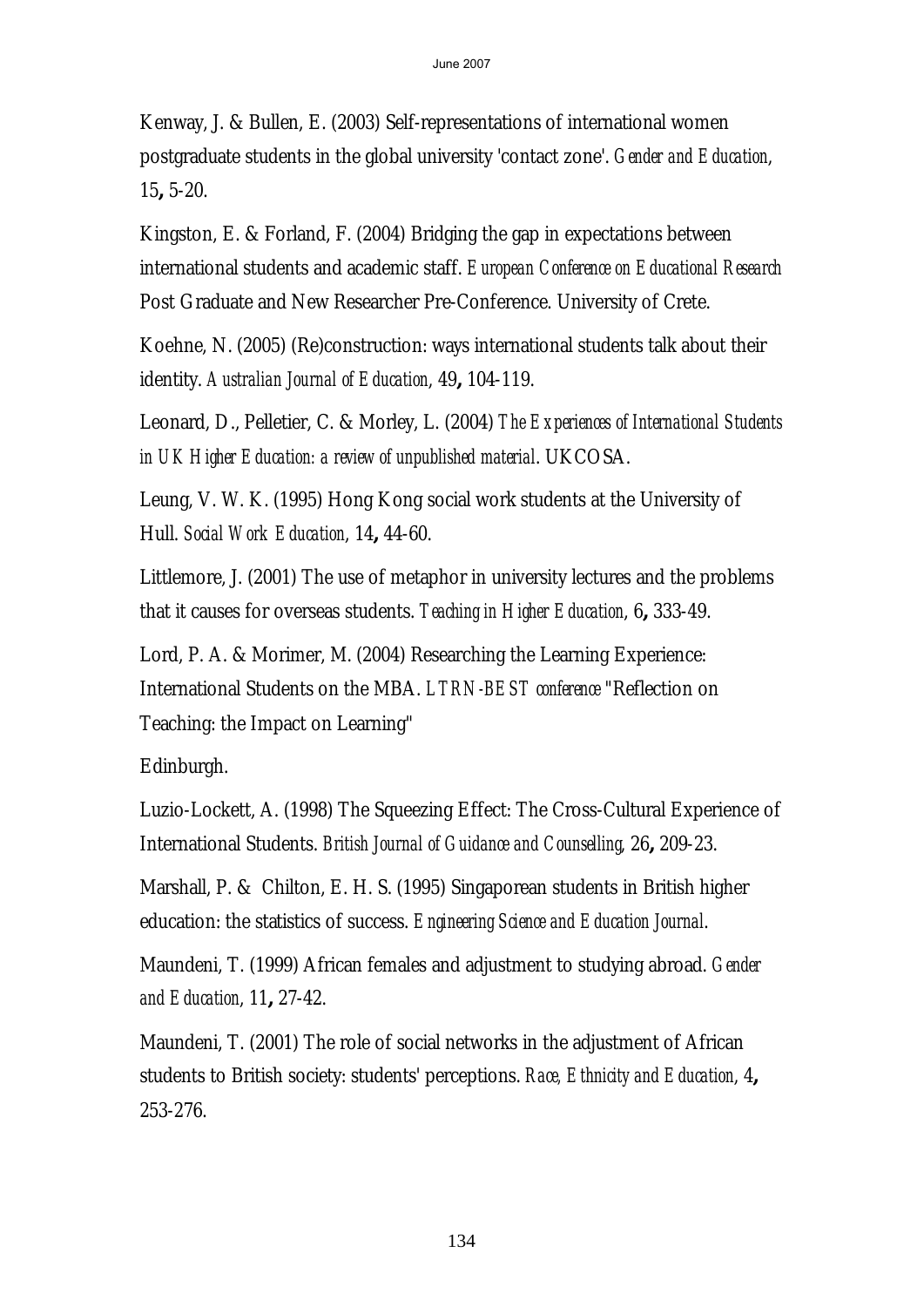Kenway, J. & Bullen, E. (2003) Self-representations of international women postgraduate students in the global university 'contact zone'. *Gender and Education*, 15**,** 5-20.

Kingston, E. & Forland, F. (2004) Bridging the gap in expectations between international students and academic staff. *European Conference on Educational Research* Post Graduate and New Researcher Pre-Conference. University of Crete.

Koehne, N. (2005) (Re)construction: ways international students talk about their identity. *Australian Journal of Education*, 49**,** 104-119.

Leonard, D., Pelletier, C. & Morley, L. (2004) *The Experiences of International Students in UK Higher Education: a review of unpublished material*. UKCOSA.

Leung, V. W. K. (1995) Hong Kong social work students at the University of Hull. *Social Work Education*, 14**,** 44-60.

Littlemore, J. (2001) The use of metaphor in university lectures and the problems that it causes for overseas students. *Teaching in Higher Education*, 6**,** 333-49.

Lord, P. A. & Morimer, M. (2004) Researching the Learning Experience: International Students on the MBA. *LTRN-BEST conference* "Reflection on Teaching: the Impact on Learning"

Edinburgh.

Luzio-Lockett, A. (1998) The Squeezing Effect: The Cross-Cultural Experience of International Students. *British Journal of Guidance and Counselling*, 26**,** 209-23.

Marshall, P. & Chilton, E. H. S. (1995) Singaporean students in British higher education: the statistics of success. *Engineering Science and Education Journal*.

Maundeni, T. (1999) African females and adjustment to studying abroad. *Gender and Education*, 11**,** 27-42.

Maundeni, T. (2001) The role of social networks in the adjustment of African students to British society: students' perceptions. *Race, Ethnicity and Education*, 4**,** 253-276.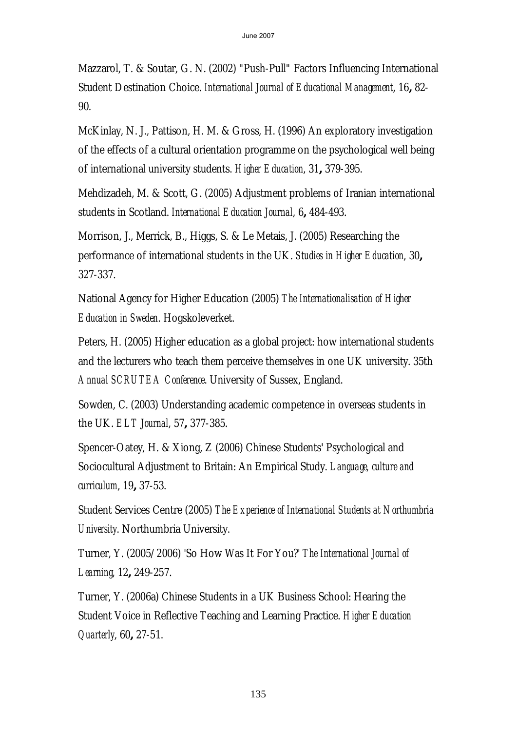Mazzarol, T. & Soutar, G. N. (2002) "Push-Pull" Factors Influencing International Student Destination Choice. *International Journal of Educational Management,* 16**,** 82-90.

McKinlay, N. J., Pattison, H. M. & Gross, H. (1996) An exploratory investigation of the effects of a cultural orientation programme on the psychological well being of international university students. *Higher Education*, 31**,** 379-395.

Mehdizadeh, M. & Scott, G. (2005) Adjustment problems of Iranian international students in Scotland. *International Education Journal*, 6**,** 484-493.

Morrison, J., Merrick, B., Higgs, S. & Le Metais, J. (2005) Researching the performance of international students in the UK. *Studies in Higher Education*, 30**,** 327-337.

National Agency for Higher Education (2005) *The Internationalisation of Higher Education in Sweden*. Hogskoleverket.

Peters, H. (2005) Higher education as a global project: how international students and the lecturers who teach them perceive themselves in one UK university. 35th *Annual SCRUTEA Conference*. University of Sussex, England.

Sowden, C. (2003) Understanding academic competence in overseas students in the UK. *ELT Journal*, 57**,** 377-385.

Spencer-Oatey, H. & Xiong, Z (2006) Chinese Students' Psychological and Sociocultural Adjustment to Britain: An Empirical Study. *Language, culture and curriculum*, 19**,** 37-53.

Student Services Centre (2005) *The Experience of International Students at Northumbria University*. Northumbria University.

Turner, Y. (2005/2006) 'So How Was It For You?' *The International Journal of Learning*, 12**,** 249-257.

Turner, Y. (2006a) Chinese Students in a UK Business School: Hearing the Student Voice in Reflective Teaching and Learning Practice. *Higher Education Quarterly*, 60**,** 27-51.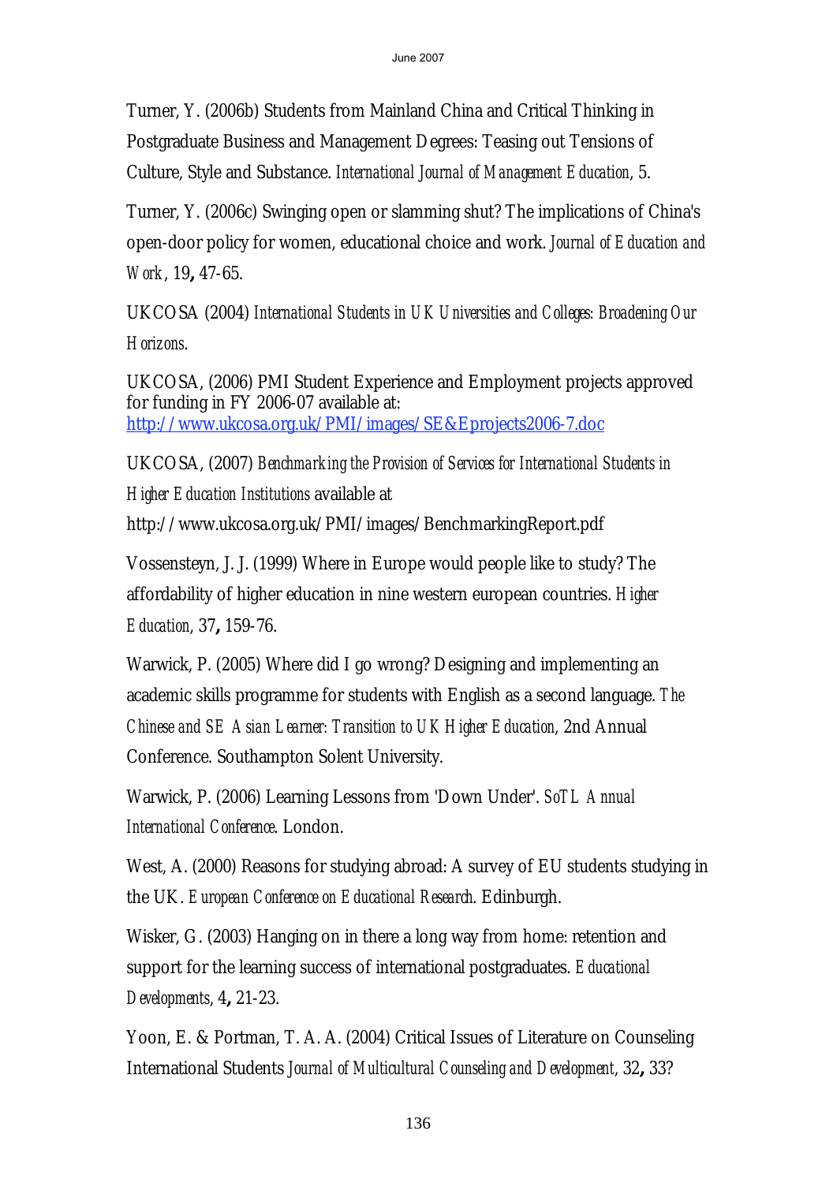Turner, Y. (2006b) Students from Mainland China and Critical Thinking in Postgraduate Business and Management Degrees: Teasing out Tensions of Culture, Style and Substance. *International Journal of Management Education*, 5.

Turner, Y. (2006c) Swinging open or slamming shut? The implications of China's open-door policy for women, educational choice and work. *Journal of Education and Work*, 19**,** 47-65.

UKCOSA (2004) *International Students in UK Universities and Colleges: Broadening Our Horizons.*

UKCOSA, (2006) PMI Student Experience and Employment projects approved for funding in FY 2006-07 available at: http://www.ukcosa.org.uk/PMI/images/SE&Eprojects2006-7.doc

UKCOSA, (2007) *Benchmarking the Provision of Services for International Students in Higher Education Institutions* available at http://www.ukcosa.org.uk/PMI/images/BenchmarkingReport.pdf

Vossensteyn, J. J. (1999) Where in Europe would people like to study? The affordability of higher education in nine western european countries. *Higher Education*, 37**,** 159-76.

Warwick, P. (2005) Where did I go wrong? Designing and implementing an academic skills programme for students with English as a second language. *The Chinese and SE Asian Learner: Transition to UK Higher Education*, 2nd Annual Conference. Southampton Solent University.

Warwick, P. (2006) Learning Lessons from 'Down Under'. *SoTL Annual International Conference*. London.

West, A. (2000) Reasons for studying abroad: A survey of EU students studying in the UK. *European Conference on Educational Research*. Edinburgh.

Wisker, G. (2003) Hanging on in there a long way from home: retention and support for the learning success of international postgraduates. *Educational Developments*, 4**,** 21-23.

Yoon, E. & Portman, T. A. A. (2004) Critical Issues of Literature on Counseling International Students *Journal of Multicultural Counseling and Development*, 32**,** 33?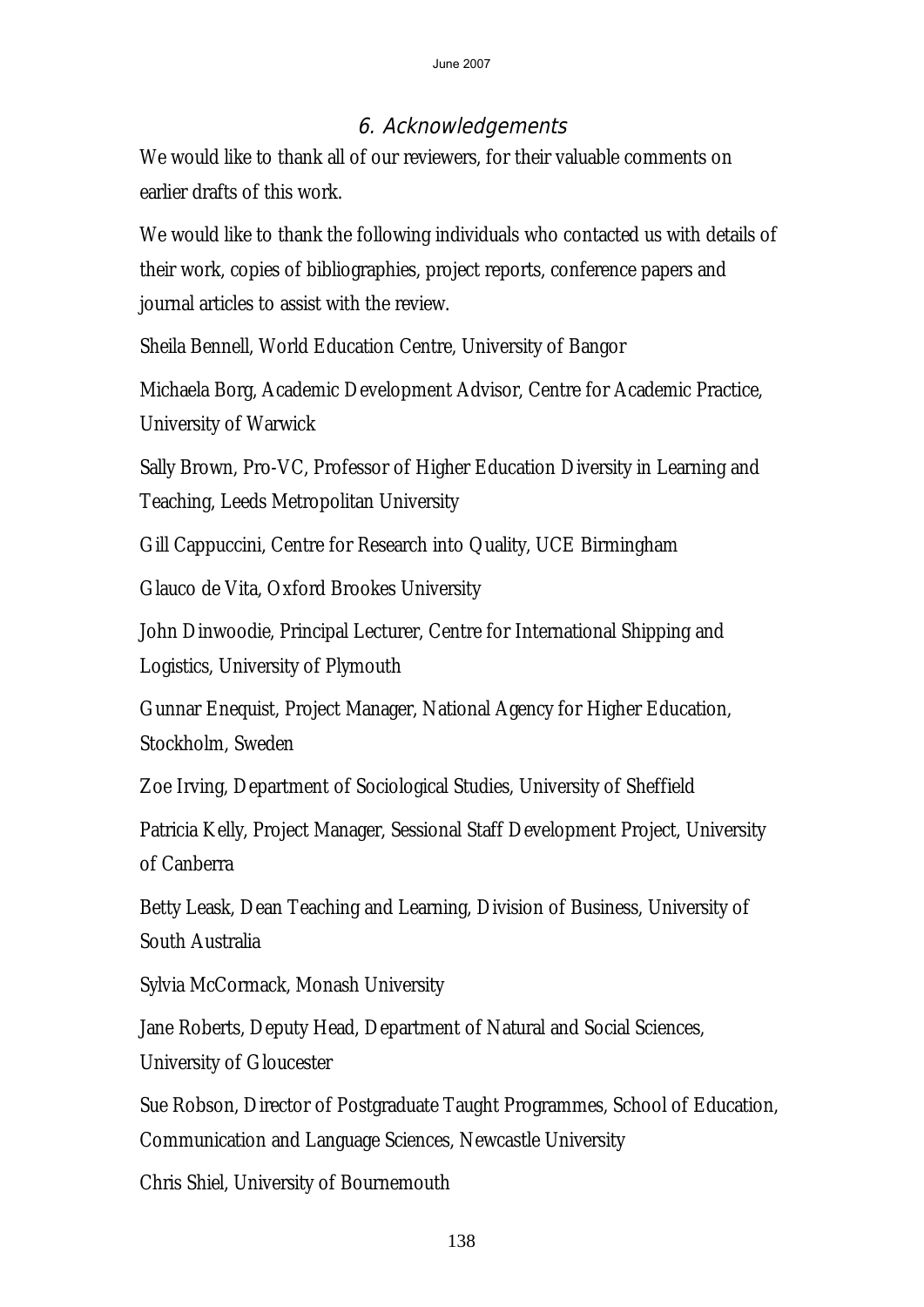## 6. Acknowledgements

We would like to thank all of our reviewers, for their valuable comments on earlier drafts of this work.

We would like to thank the following individuals who contacted us with details of their work, copies of bibliographies, project reports, conference papers and journal articles to assist with the review.

Sheila Bennell, World Education Centre, University of Bangor

Michaela Borg, Academic Development Advisor, Centre for Academic Practice, University of Warwick

Sally Brown, Pro-VC, Professor of Higher Education Diversity in Learning and Teaching, Leeds Metropolitan University

Gill Cappuccini, Centre for Research into Quality, UCE Birmingham

Glauco de Vita, Oxford Brookes University

John Dinwoodie, Principal Lecturer, Centre for International Shipping and Logistics, University of Plymouth

Gunnar Enequist, Project Manager, National Agency for Higher Education, Stockholm, Sweden

Zoe Irving, Department of Sociological Studies, University of Sheffield

Patricia Kelly, Project Manager, Sessional Staff Development Project, University of Canberra

Betty Leask, Dean Teaching and Learning, Division of Business, University of South Australia

Sylvia McCormack, Monash University

Jane Roberts, Deputy Head, Department of Natural and Social Sciences, University of Gloucester

Sue Robson, Director of Postgraduate Taught Programmes, School of Education, Communication and Language Sciences, Newcastle University

Chris Shiel, University of Bournemouth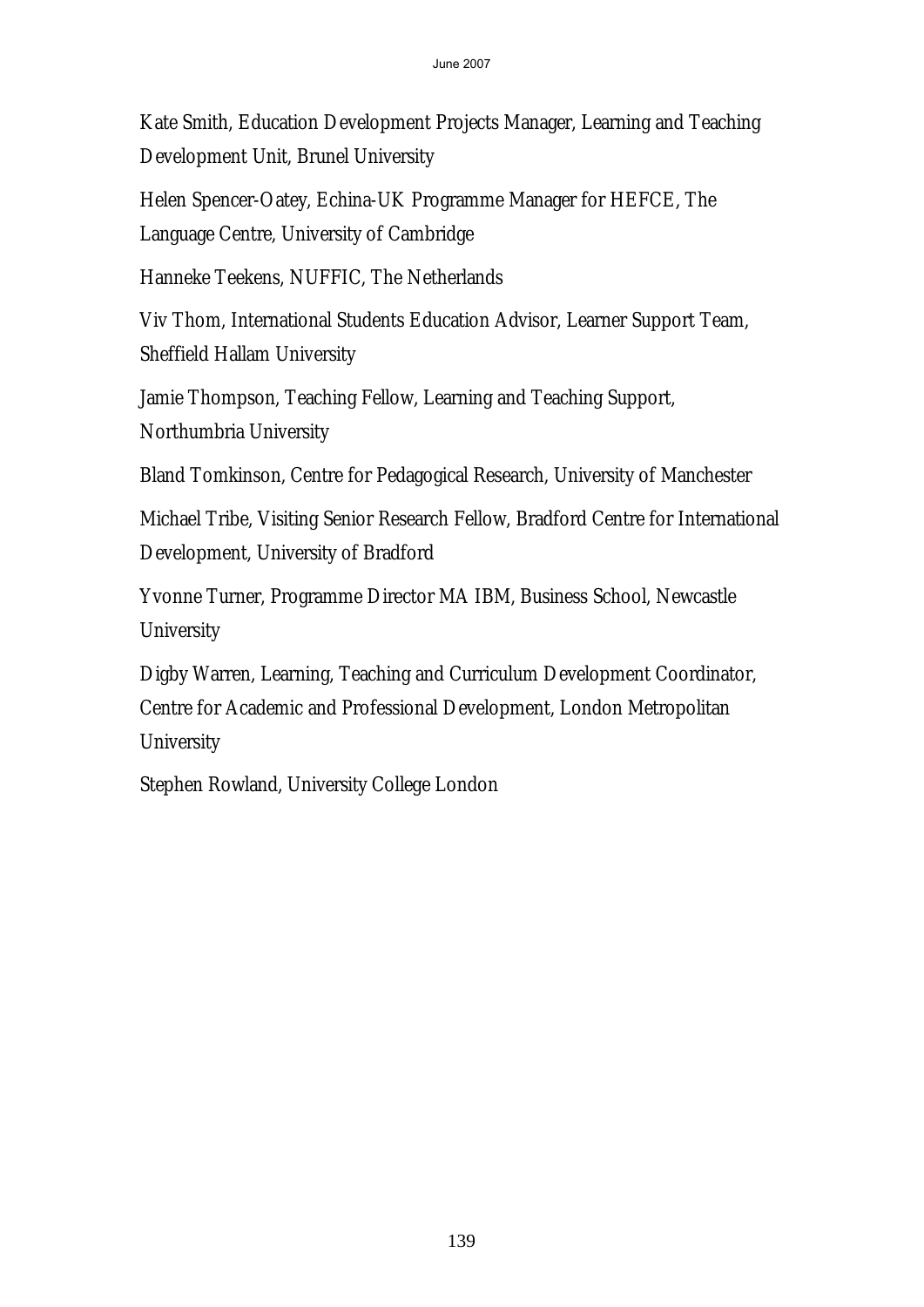Kate Smith, Education Development Projects Manager, Learning and Teaching Development Unit, Brunel University

Helen Spencer-Oatey, Echina-UK Programme Manager for HEFCE, The Language Centre, University of Cambridge

Hanneke Teekens, NUFFIC, The Netherlands

Viv Thom, International Students Education Advisor, Learner Support Team, Sheffield Hallam University

Jamie Thompson, Teaching Fellow, Learning and Teaching Support, Northumbria University

Bland Tomkinson, Centre for Pedagogical Research, University of Manchester

Michael Tribe, Visiting Senior Research Fellow, Bradford Centre for International Development, University of Bradford

Yvonne Turner, Programme Director MA IBM, Business School, Newcastle University

Digby Warren, Learning, Teaching and Curriculum Development Coordinator, Centre for Academic and Professional Development, London Metropolitan University

Stephen Rowland, University College London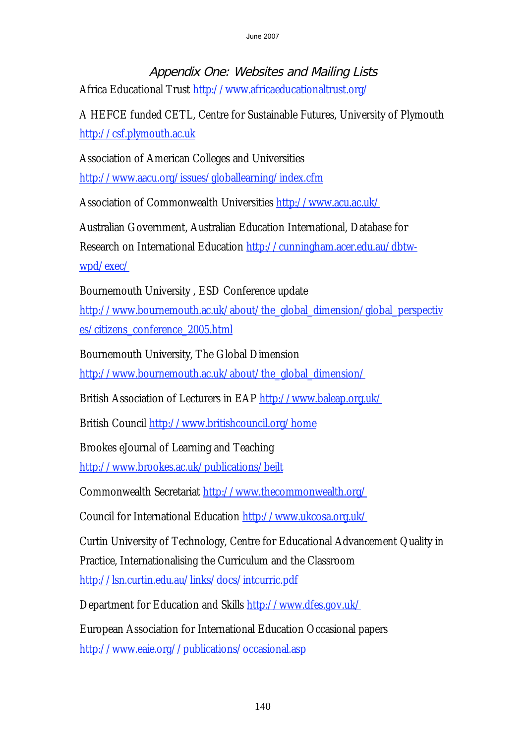## Appendix One: Websites and Mailing Lists

Africa Educational Trust http://www.africaeducationaltrust.org/

A HEFCE funded CETL, Centre for Sustainable Futures, University of Plymouth http://csf.plymouth.ac.uk

Association of American Colleges and Universities http://www.aacu.org/issues/globallearning/index.cfm

Association of Commonwealth Universities http://www.acu.ac.uk/

Australian Government, Australian Education International, Database for Research on International Education http://cunningham.acer.edu.au/dbtw-wpd/exec/

Bournemouth University , ESD Conference update http://www.bournemouth.ac.uk/about/the_global_dimension/global_perspectives/citizens_conference_2005.html

Bournemouth University, The Global Dimension http://www.bournemouth.ac.uk/about/the_global_dimension/

British Association of Lecturers in EAP http://www.baleap.org.uk/

British Council http://www.britishcouncil.org/home

Brookes eJournal of Learning and Teaching http://www.brookes.ac.uk/publications/bejlt

Commonwealth Secretariat http://www.thecommonwealth.org/

Council for International Education http://www.ukcosa.org.uk/

Curtin University of Technology, Centre for Educational Advancement Quality in Practice, Internationalising the Curriculum and the Classroom http://lsn.curtin.edu.au/links/docs/intcurric.pdf

Department for Education and Skills http://www.dfes.gov.uk/

European Association for International Education Occasional papers http://www.eaie.org//publications/occasional.asp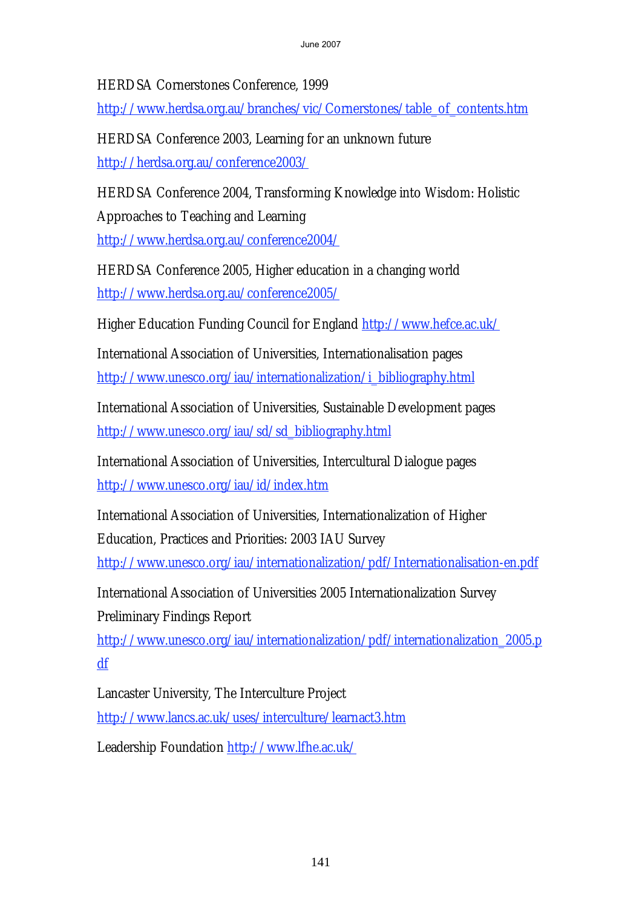HERDSA Cornerstones Conference, 1999

http://www.herdsa.org.au/branches/vic/Cornerstones/table_of_contents.htm

HERDSA Conference 2003, Learning for an unknown future

http://herdsa.org.au/conference2003/

HERDSA Conference 2004, Transforming Knowledge into Wisdom: Holistic Approaches to Teaching and Learning

http://www.herdsa.org.au/conference2004/

HERDSA Conference 2005, Higher education in a changing world

http://www.herdsa.org.au/conference2005/

Higher Education Funding Council for England http://www.hefce.ac.uk/

International Association of Universities, Internationalisation pages

http://www.unesco.org/iau/internationalization/i_bibliography.html

International Association of Universities, Sustainable Development pages

http://www.unesco.org/iau/sd/sd_bibliography.html

International Association of Universities, Intercultural Dialogue pages

http://www.unesco.org/iau/id/index.htm

International Association of Universities, Internationalization of Higher Education, Practices and Priorities: 2003 IAU Survey

http://www.unesco.org/iau/internationalization/pdf/Internationalisation-en.pdf

International Association of Universities 2005 Internationalization Survey Preliminary Findings Report

http://www.unesco.org/iau/internationalization/pdf/internationalization_2005.pdf

Lancaster University, The Interculture Project

http://www.lancs.ac.uk/uses/interculture/learnact3.htm

Leadership Foundation http://www.lfhe.ac.uk/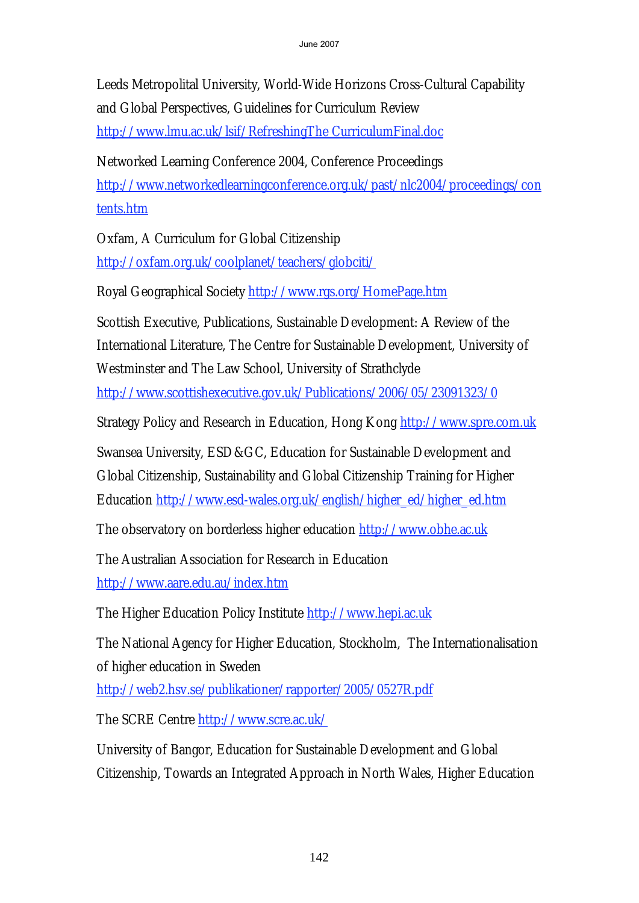Leeds Metropolital University, World-Wide Horizons Cross-Cultural Capability and Global Perspectives, Guidelines for Curriculum Review http://www.lmu.ac.uk/lsif/RefreshingThe CurriculumFinal.doc

Networked Learning Conference 2004, Conference Proceedings http://www.networkedlearningconference.org.uk/past/nlc2004/proceedings/contents.htm

Oxfam, A Curriculum for Global Citizenship http://oxfam.org.uk/coolplanet/teachers/globciti/

Royal Geographical Society http://www.rgs.org/HomePage.htm

Scottish Executive, Publications, Sustainable Development: A Review of the International Literature, The Centre for Sustainable Development, University of Westminster and The Law School, University of Strathclyde http://www.scottishexecutive.gov.uk/Publications/2006/05/23091323/0

Strategy Policy and Research in Education, Hong Kong http://www.spre.com.uk

Swansea University, ESD&GC, Education for Sustainable Development and Global Citizenship, Sustainability and Global Citizenship Training for Higher Education http://www.esd-wales.org.uk/english/higher_ed/higher_ed.htm

The observatory on borderless higher education http://www.obhe.ac.uk

The Australian Association for Research in Education http://www.aare.edu.au/index.htm

The Higher Education Policy Institute http://www.hepi.ac.uk

The National Agency for Higher Education, Stockholm, The Internationalisation of higher education in Sweden http://web2.hsv.se/publikationer/rapporter/2005/0527R.pdf

The SCRE Centre http://www.scre.ac.uk/

University of Bangor, Education for Sustainable Development and Global Citizenship, Towards an Integrated Approach in North Wales, Higher Education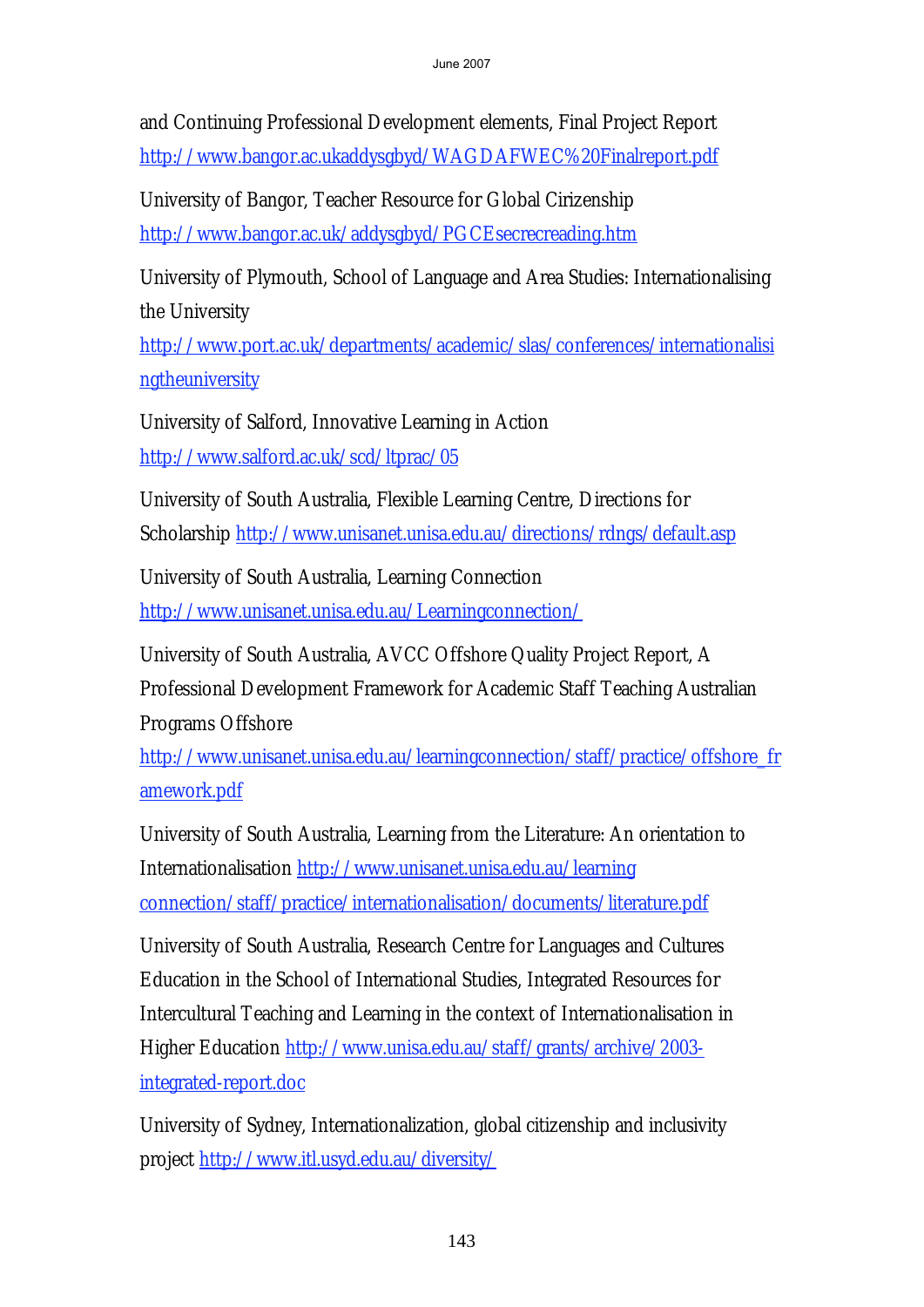and Continuing Professional Development elements, Final Project Report http://www.bangor.ac.ukaddysgbyd/WAGDAFWEC%20Finalreport.pdf

University of Bangor, Teacher Resource for Global Cirizenship http://www.bangor.ac.uk/addysgbyd/PGCEsecrecreading.htm

University of Plymouth, School of Language and Area Studies: Internationalising the University http://www.port.ac.uk/departments/academic/slas/conferences/internationalisingtheuniversity

University of Salford, Innovative Learning in Action http://www.salford.ac.uk/scd/ltprac/05

University of South Australia, Flexible Learning Centre, Directions for Scholarship http://www.unisanet.unisa.edu.au/directions/rdngs/default.asp

University of South Australia, Learning Connection http://www.unisanet.unisa.edu.au/Learningconnection/

University of South Australia, AVCC Offshore Quality Project Report, A Professional Development Framework for Academic Staff Teaching Australian Programs Offshore http://www.unisanet.unisa.edu.au/learningconnection/staff/practice/offshore_framework.pdf

University of South Australia, Learning from the Literature: An orientation to Internationalisation http://www.unisanet.unisa.edu.au/learning connection/staff/practice/internationalisation/documents/literature.pdf

University of South Australia, Research Centre for Languages and Cultures Education in the School of International Studies, Integrated Resources for Intercultural Teaching and Learning in the context of Internationalisation in Higher Education http://www.unisa.edu.au/staff/grants/archive/2003-integrated-report.doc

University of Sydney, Internationalization, global citizenship and inclusivity project http://www.itl.usyd.edu.au/diversity/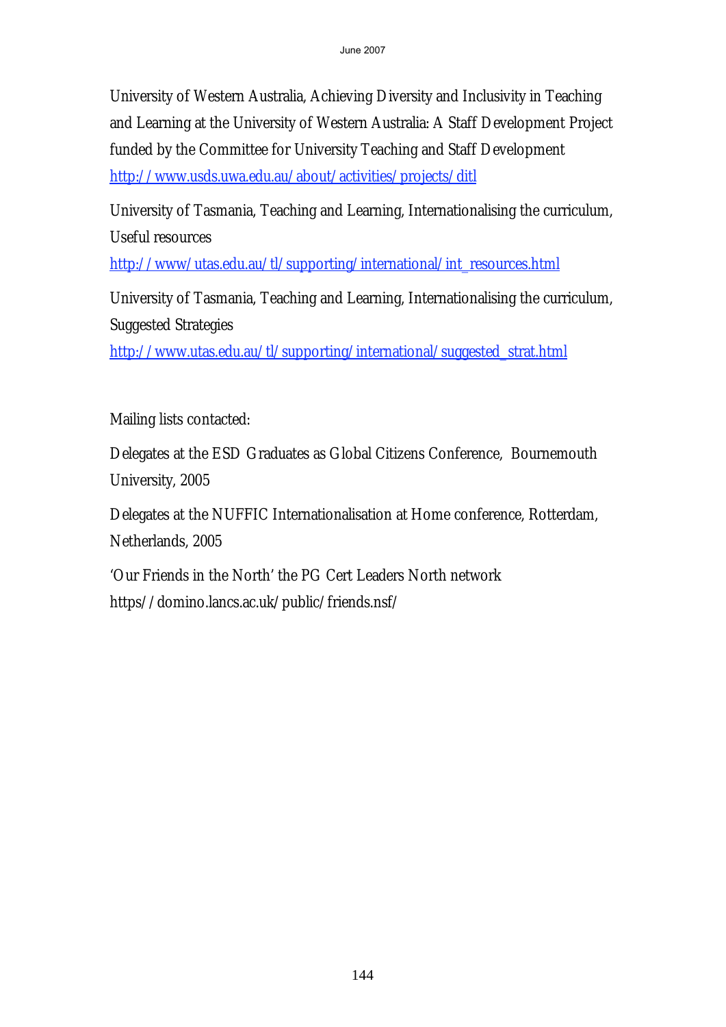University of Western Australia, Achieving Diversity and Inclusivity in Teaching and Learning at the University of Western Australia: A Staff Development Project funded by the Committee for University Teaching and Staff Development http://www.usds.uwa.edu.au/about/activities/projects/ditl

University of Tasmania, Teaching and Learning, Internationalising the curriculum, Useful resources http://www/utas.edu.au/tl/supporting/international/int_resources.html

University of Tasmania, Teaching and Learning, Internationalising the curriculum, Suggested Strategies http://www.utas.edu.au/tl/supporting/international/suggested_strat.html

Mailing lists contacted:

Delegates at the ESD Graduates as Global Citizens Conference, Bournemouth University, 2005

Delegates at the NUFFIC Internationalisation at Home conference, Rotterdam, Netherlands, 2005

'Our Friends in the North' the PG Cert Leaders North network https//domino.lancs.ac.uk/public/friends.nsf/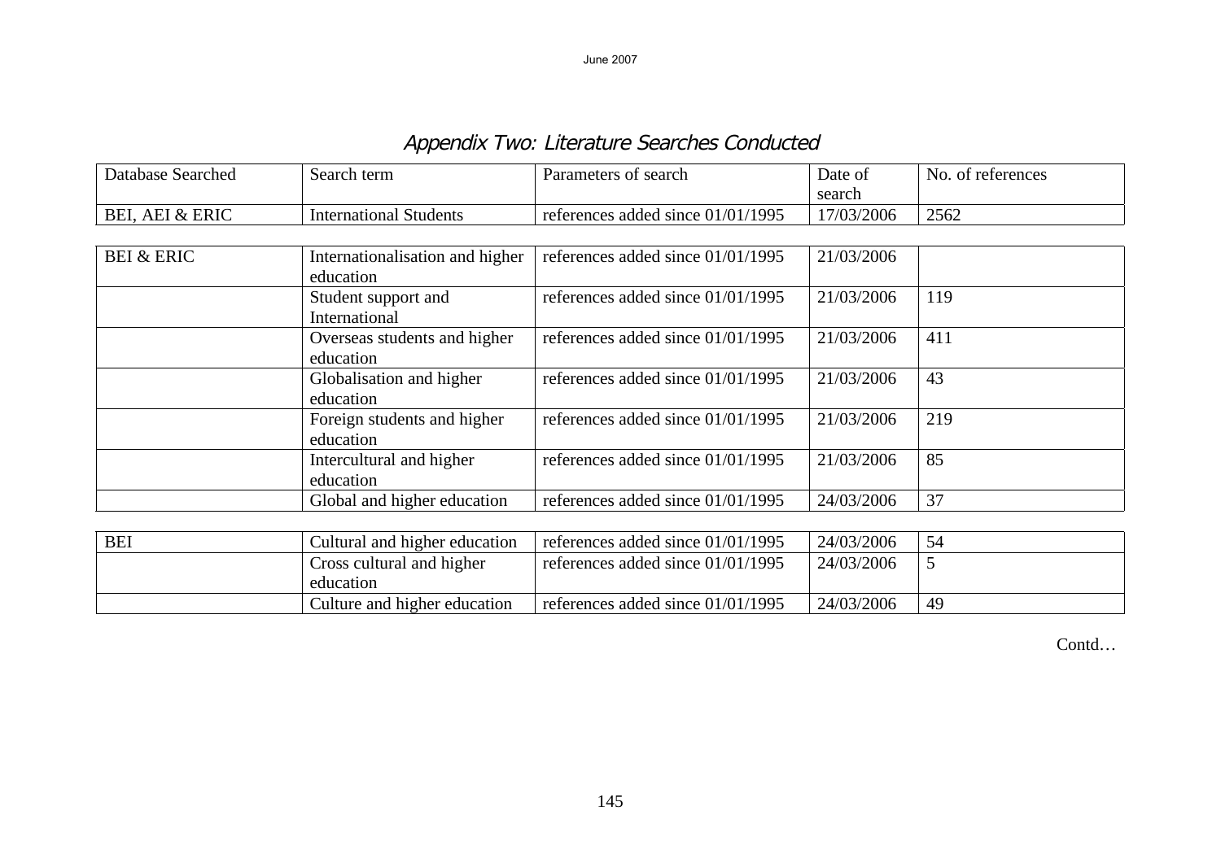## Appendix Two: Literature Searches Conducted

| Database Searched | Search term | Parameters of search | Date of search | No. of references |
|---|---|---|---|---|
| BEI, AEI & ERIC | International Students | references added since 01/01/1995 | 17/03/2006 | 2562 |
| BEI & ERIC | Internationalisation and higher education | references added since 01/01/1995 | 21/03/2006 | |
| | Student support and International | references added since 01/01/1995 | 21/03/2006 | 119 |
| | Overseas students and higher education | references added since 01/01/1995 | 21/03/2006 | 411 |
| | Globalisation and higher education | references added since 01/01/1995 | 21/03/2006 | 43 |
| | Foreign students and higher education | references added since 01/01/1995 | 21/03/2006 | 219 |
| | Intercultural and higher education | references added since 01/01/1995 | 21/03/2006 | 85 |
| | Global and higher education | references added since 01/01/1995 | 24/03/2006 | 37 |
| BEI | Cultural and higher education | references added since 01/01/1995 | 24/03/2006 | 54 |
| | Cross cultural and higher education | references added since 01/01/1995 | 24/03/2006 | 5 |
| | Culture and higher education | references added since 01/01/1995 | 24/03/2006 | 49 |

Contd…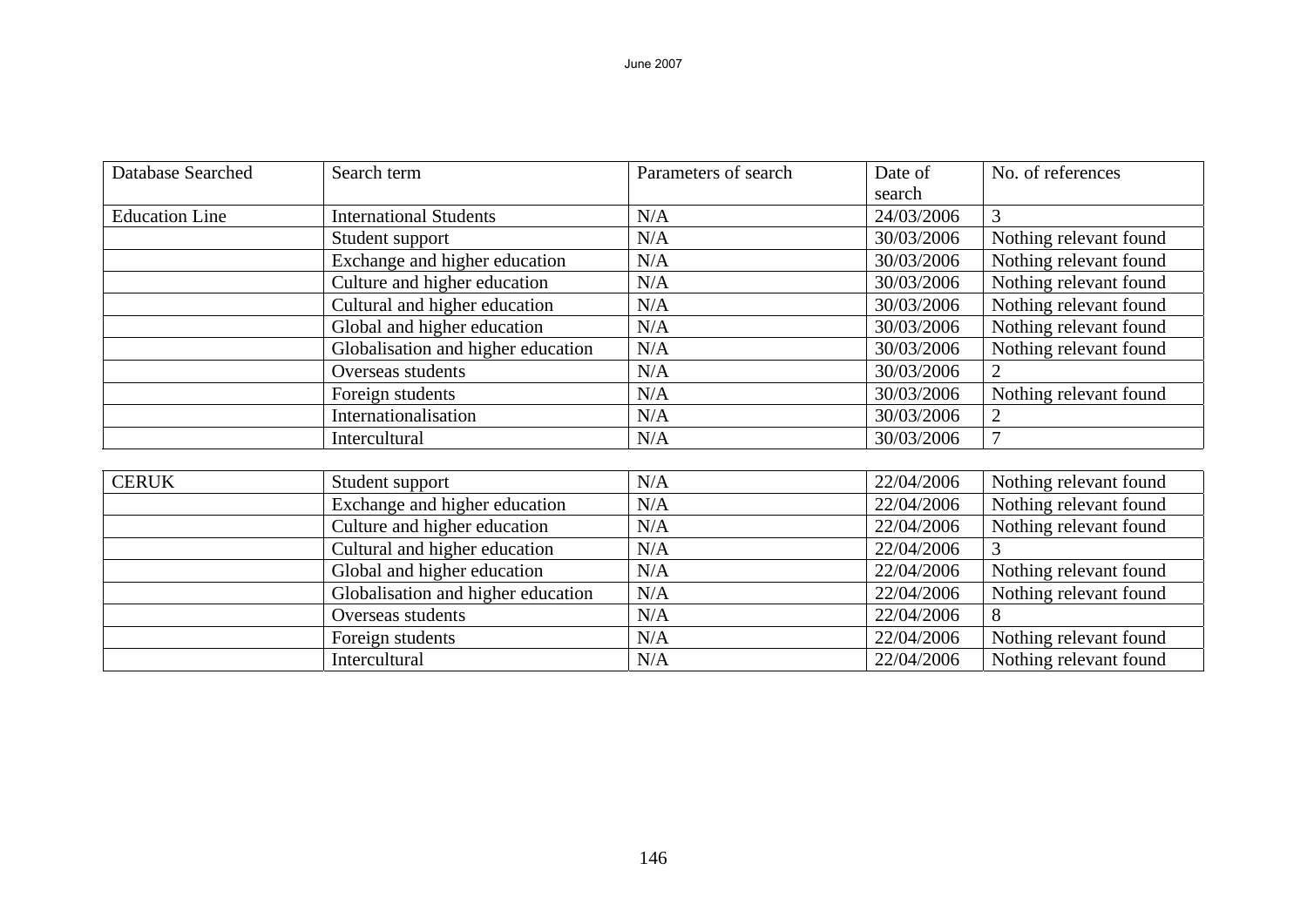| Database Searched | Search term | Parameters of search | Date of search | No. of references |
|---|---|---|---|---|
| Education Line | International Students | N/A | 24/03/2006 | 3 |
| | Student support | N/A | 30/03/2006 | Nothing relevant found |
| | Exchange and higher education | N/A | 30/03/2006 | Nothing relevant found |
| | Culture and higher education | N/A | 30/03/2006 | Nothing relevant found |
| | Cultural and higher education | N/A | 30/03/2006 | Nothing relevant found |
| | Global and higher education | N/A | 30/03/2006 | Nothing relevant found |
| | Globalisation and higher education | N/A | 30/03/2006 | Nothing relevant found |
| | Overseas students | N/A | 30/03/2006 | 2 |
| | Foreign students | N/A | 30/03/2006 | Nothing relevant found |
| | Internationalisation | N/A | 30/03/2006 | 2 |
| | Intercultural | N/A | 30/03/2006 | 7 |
| CERUK | Student support | N/A | 22/04/2006 | Nothing relevant found |
| | Exchange and higher education | N/A | 22/04/2006 | Nothing relevant found |
| | Culture and higher education | N/A | 22/04/2006 | Nothing relevant found |
| | Cultural and higher education | N/A | 22/04/2006 | 3 |
| | Global and higher education | N/A | 22/04/2006 | Nothing relevant found |
| | Globalisation and higher education | N/A | 22/04/2006 | Nothing relevant found |
| | Overseas students | N/A | 22/04/2006 | 8 |
| | Foreign students | N/A | 22/04/2006 | Nothing relevant found |
| | Intercultural | N/A | 22/04/2006 | Nothing relevant found |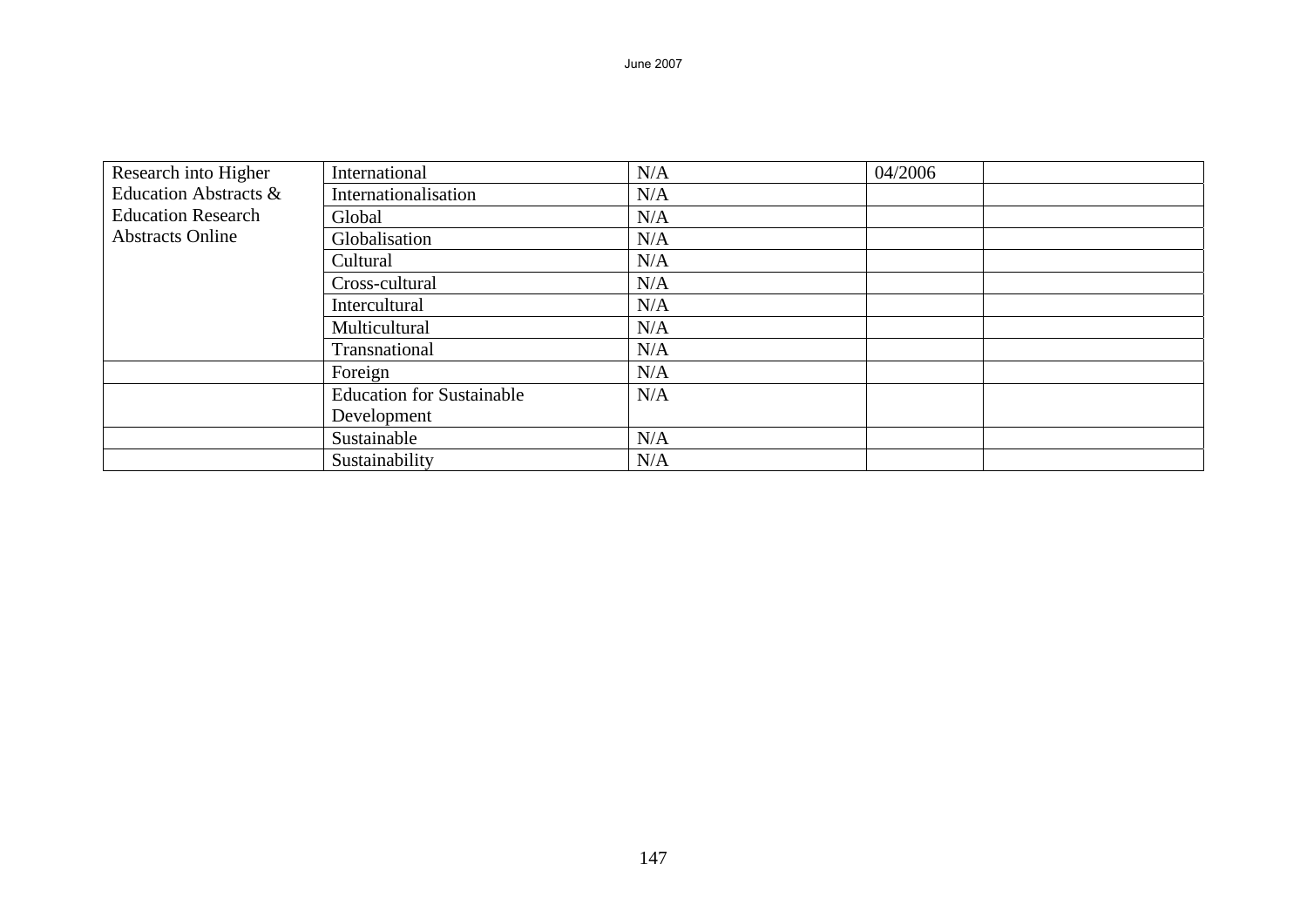| | | | | |
|---|---|---|---|---|
| Research into Higher Education Abstracts & Education Research Abstracts Online | International | N/A | 04/2006 | |
| | Internationalisation | N/A | | |
| | Global | N/A | | |
| | Globalisation | N/A | | |
| | Cultural | N/A | | |
| | Cross-cultural | N/A | | |
| | Intercultural | N/A | | |
| | Multicultural | N/A | | |
| | Transnational | N/A | | |
| | Foreign | N/A | | |
| | Education for Sustainable Development | N/A | | |
| | Sustainable | N/A | | |
| | Sustainability | N/A | | |